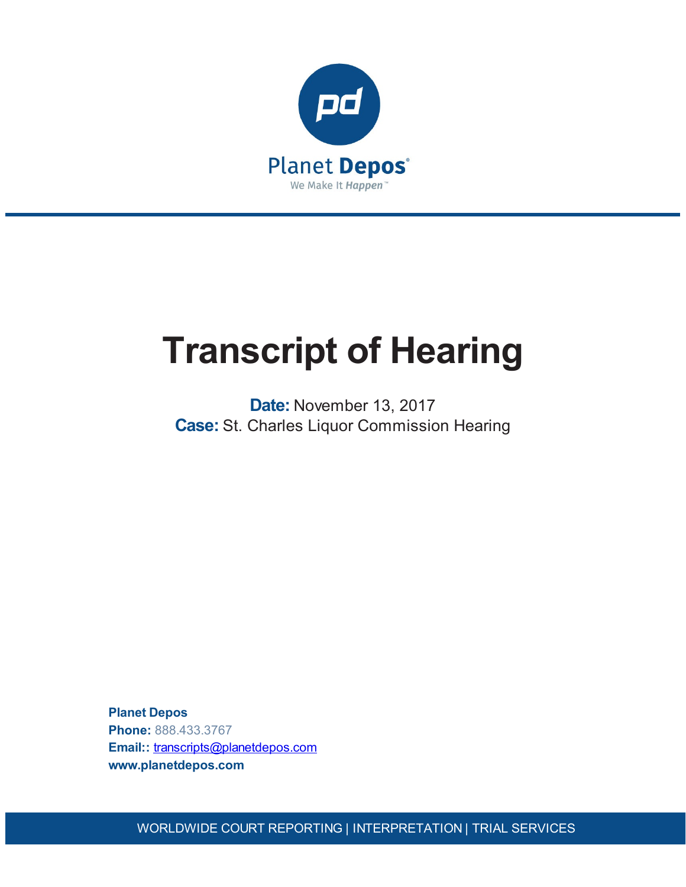Planet Depos

We Make It Happen™

# Transcript of Hearing

**Date:** November 13, 2017

**Case:** St. Charles Liquor Commission Hearing

**Planet Depos**

**Phone:** 888.433.3767

**Email::** transcripts@planetdepos.com

**www.planetdepos.com**

WORLDWIDE COURT REPORTING | INTERPRETATION | TRIAL SERVICES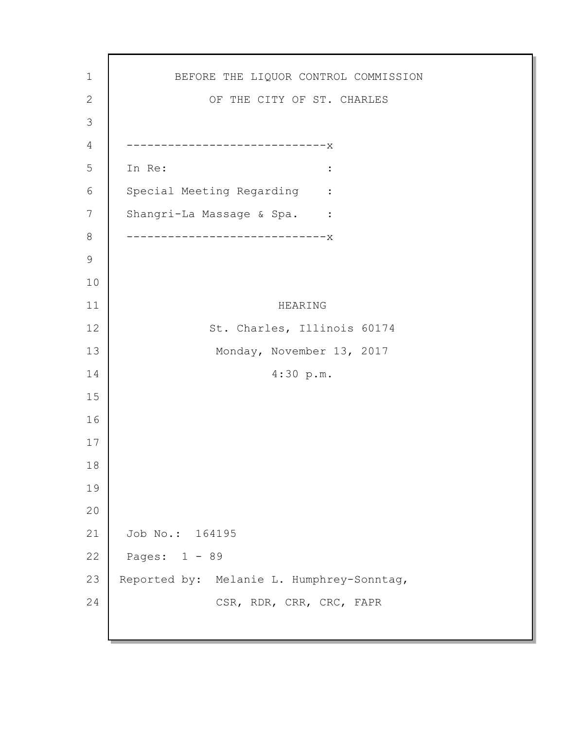BEFORE THE LIQUOR CONTROL COMMISSION

OF THE CITY OF ST. CHARLES

```
------------------------------x
In Re:                        :
Special Meeting Regarding     :
Shangri-La Massage & Spa.     :
------------------------------x
```

HEARING

St. Charles, Illinois 60174

Monday, November 13, 2017

4:30 p.m.

Job No.: 164195

Pages: 1 - 89

Reported by: Melanie L. Humphrey-Sonntag,

CSR, RDR, CRR, CRC, FAPR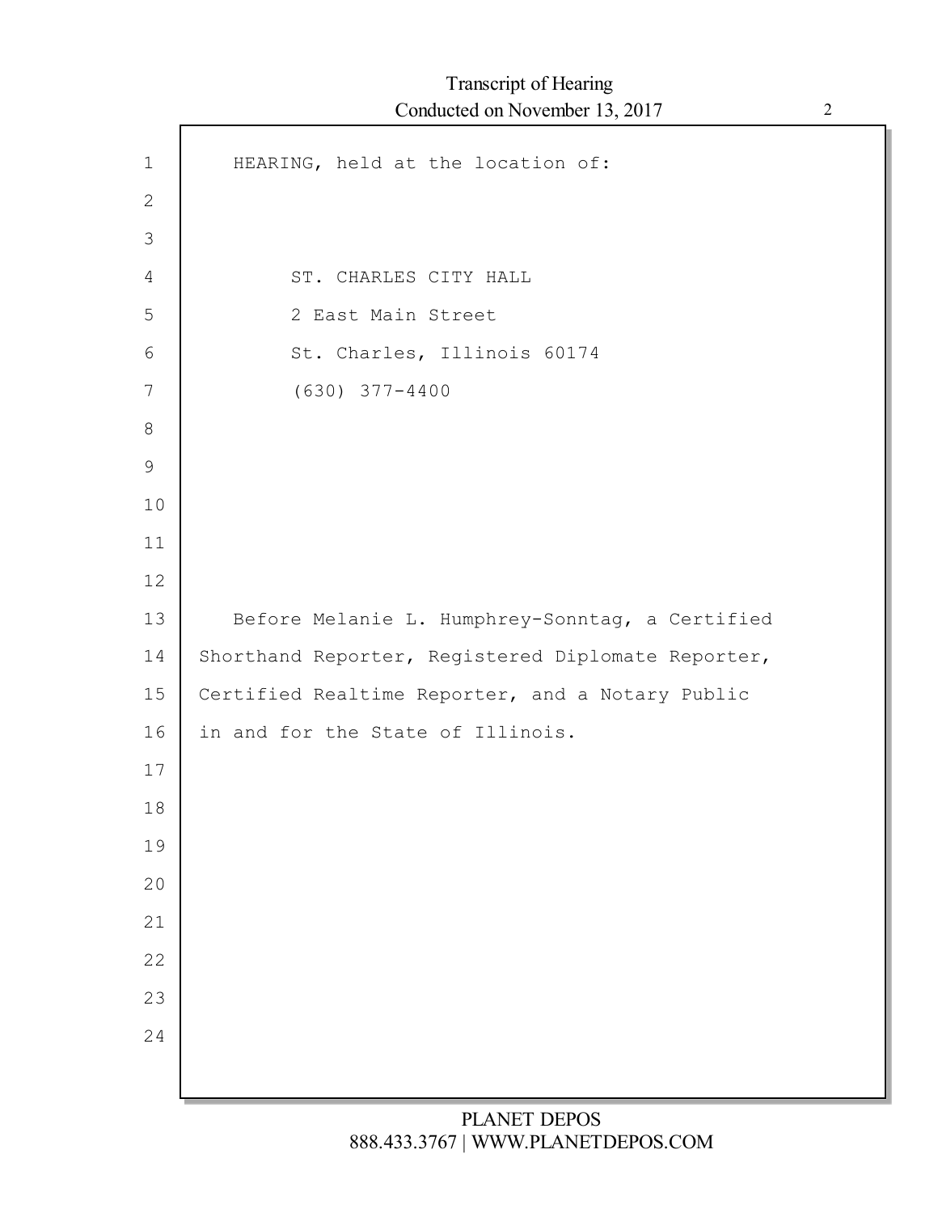HEARING, held at the location of:

ST. CHARLES CITY HALL
2 East Main Street
St. Charles, Illinois 60174
(630) 377-4400

Before Melanie L. Humphrey-Sonntag, a Certified Shorthand Reporter, Registered Diplomate Reporter, Certified Realtime Reporter, and a Notary Public in and for the State of Illinois.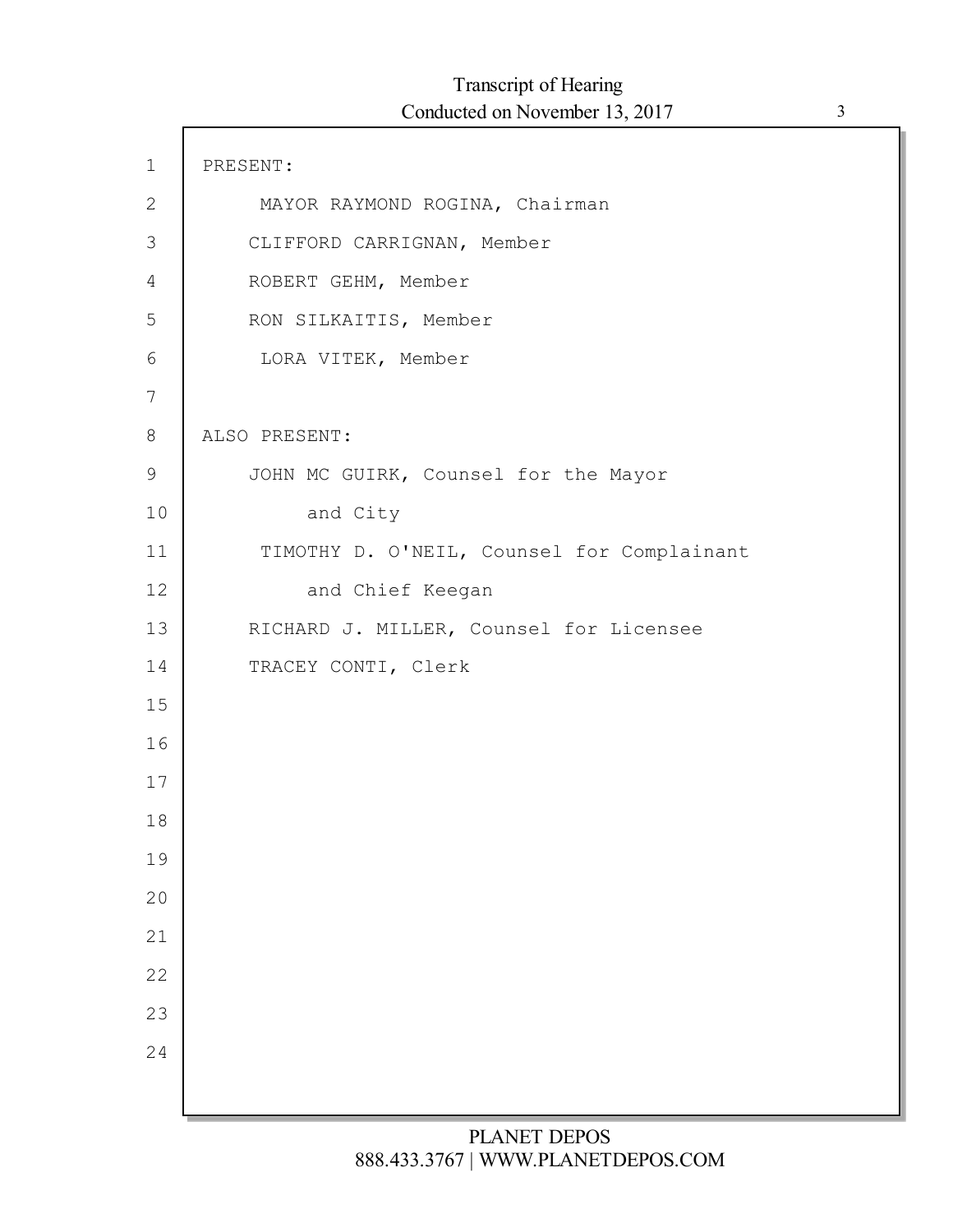PRESENT:

MAYOR RAYMOND ROGINA, Chairman

CLIFFORD CARRIGNAN, Member

ROBERT GEHM, Member

RON SILKAITIS, Member

LORA VITEK, Member

ALSO PRESENT:

JOHN MC GUIRK, Counsel for the Mayor and City

TIMOTHY D. O'NEIL, Counsel for Complainant and Chief Keegan

RICHARD J. MILLER, Counsel for Licensee

TRACEY CONTI, Clerk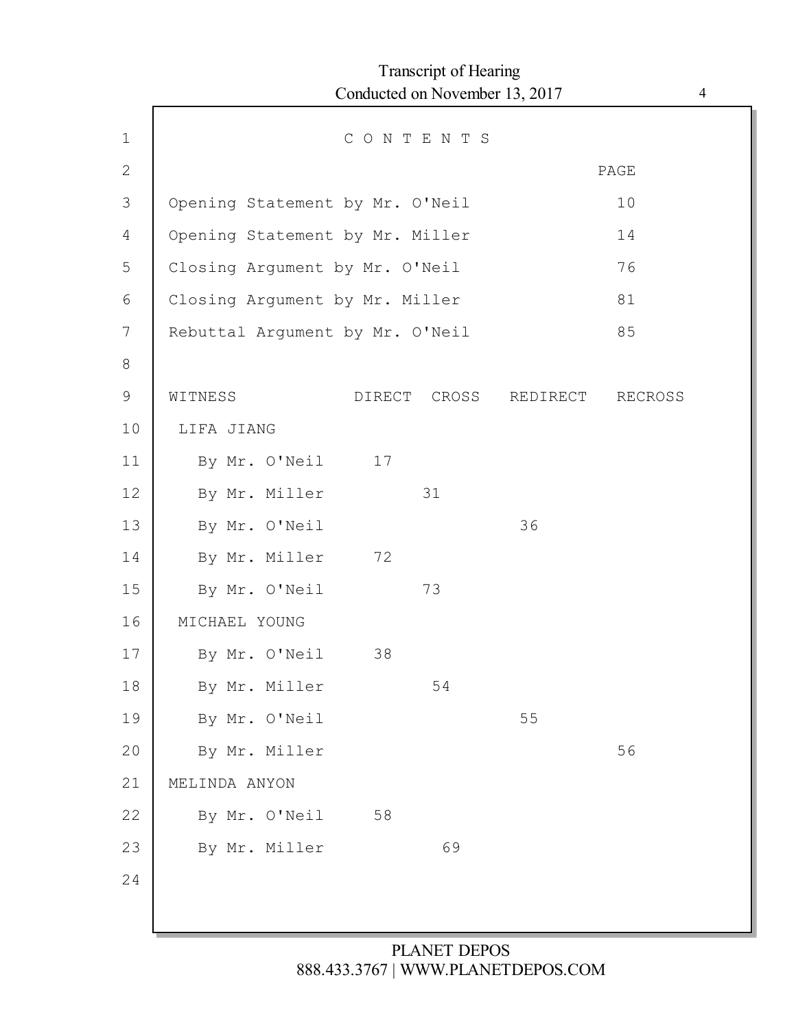# C O N T E N T S

| | PAGE |
|---|---|
| Opening Statement by Mr. O'Neil | 10 |
| Opening Statement by Mr. Miller | 14 |
| Closing Argument by Mr. O'Neil | 76 |
| Closing Argument by Mr. Miller | 81 |
| Rebuttal Argument by Mr. O'Neil | 85 |

| WITNESS | DIRECT | CROSS | REDIRECT | RECROSS |
|---|---|---|---|---|
| LIFA JIANG | | | | |
| By Mr. O'Neil | 17 | | | |
| By Mr. Miller | | 31 | | |
| By Mr. O'Neil | | | 36 | |
| By Mr. Miller | 72 | | | |
| By Mr. O'Neil | | 73 | | |
| MICHAEL YOUNG | | | | |
| By Mr. O'Neil | 38 | | | |
| By Mr. Miller | | 54 | | |
| By Mr. O'Neil | | | 55 | |
| By Mr. Miller | | | | 56 |
| MELINDA ANYON | | | | |
| By Mr. O'Neil | 58 | | | |
| By Mr. Miller | | 69 | | |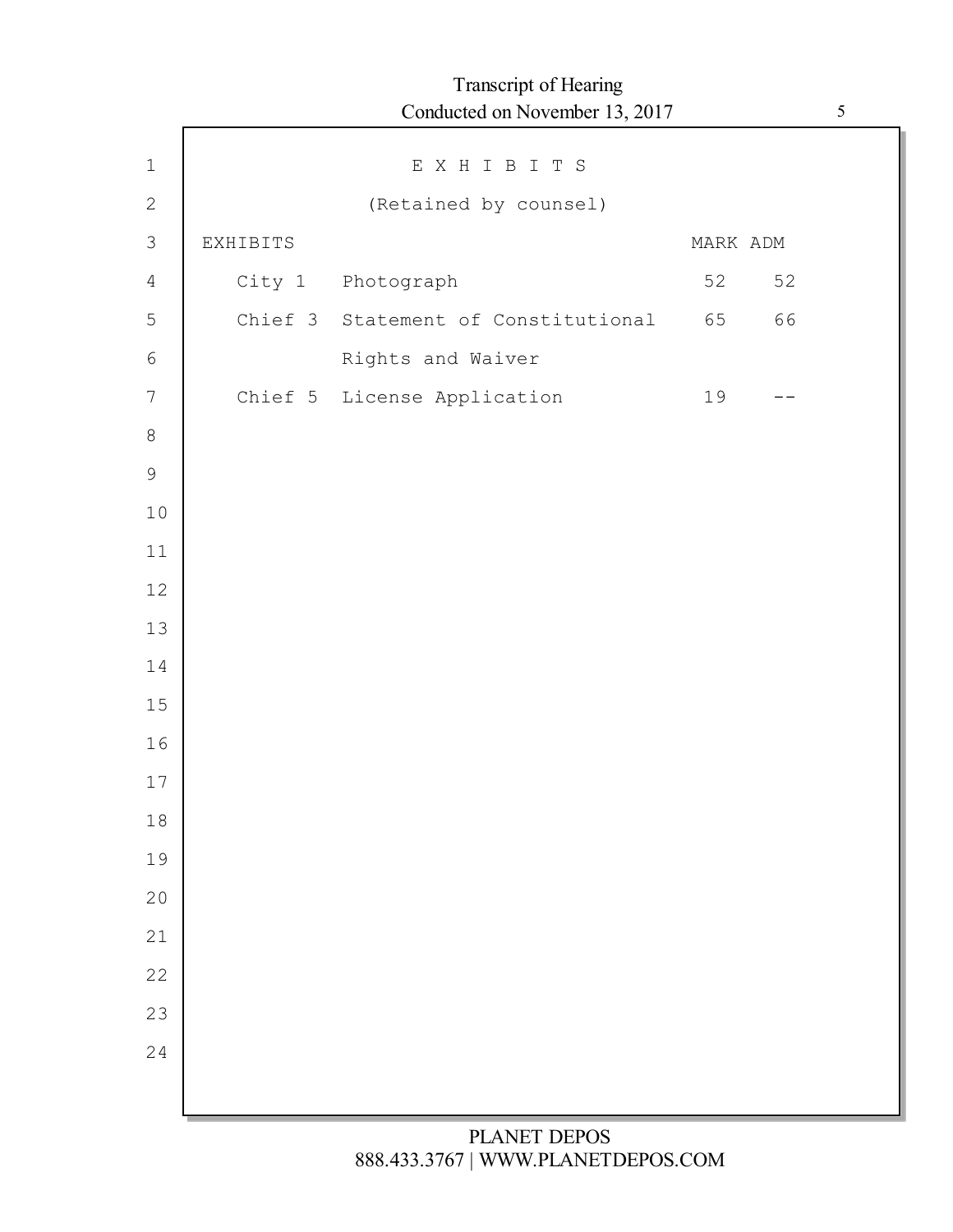# E X H I B I T S

(Retained by counsel)

| EXHIBITS | | MARK | ADM |
|---|---|---|---|
| City 1 | Photograph | 52 | 52 |
| Chief 3 | Statement of Constitutional Rights and Waiver | 65 | 66 |
| Chief 5 | License Application | 19 | -- |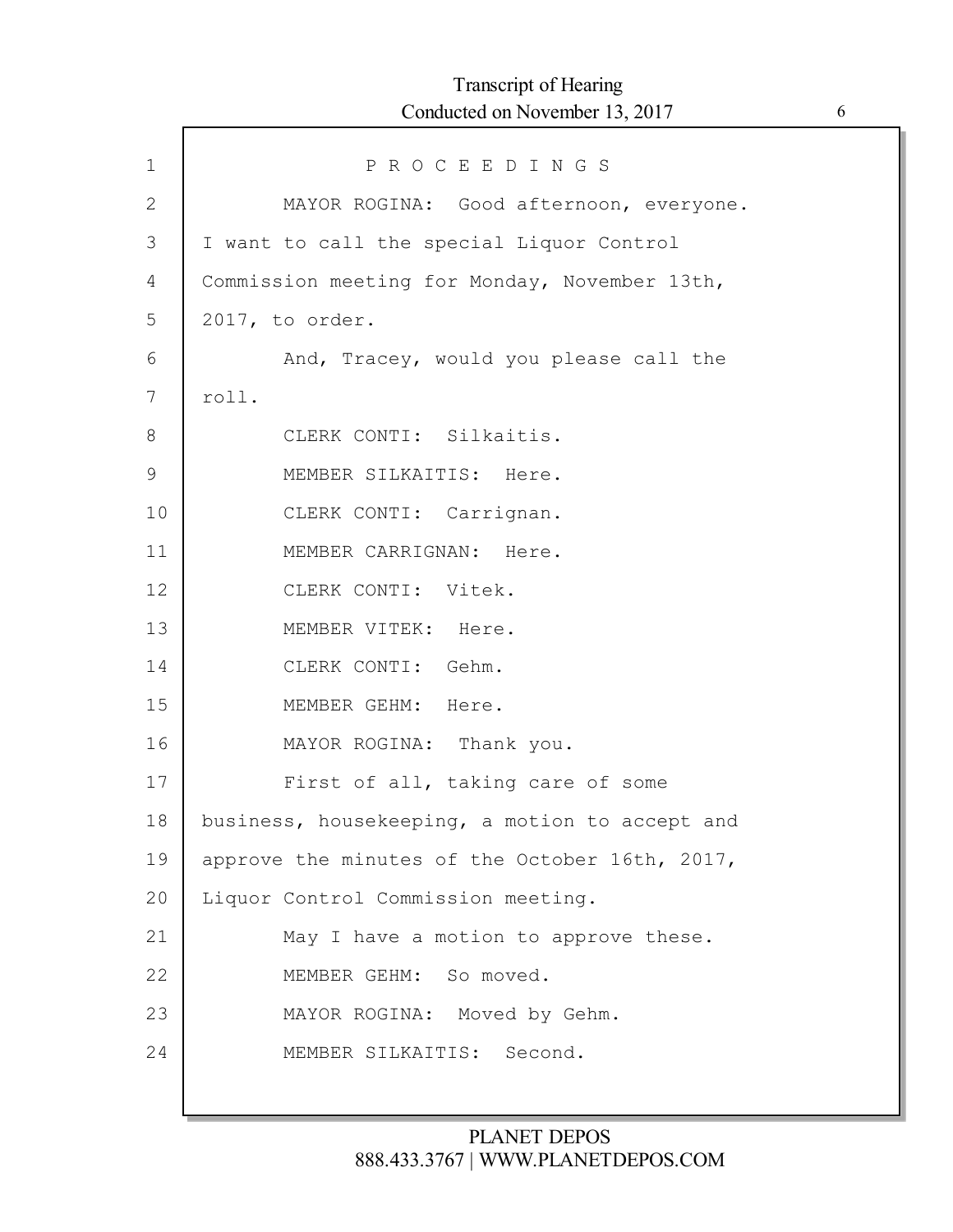P R O C E E D I N G S

MAYOR ROGINA: Good afternoon, everyone. I want to call the special Liquor Control Commission meeting for Monday, November 13th, 2017, to order.

And, Tracey, would you please call the roll.

CLERK CONTI: Silkaitis.

MEMBER SILKAITIS: Here.

CLERK CONTI: Carrignan.

MEMBER CARRIGNAN: Here.

CLERK CONTI: Vitek.

MEMBER VITEK: Here.

CLERK CONTI: Gehm.

MEMBER GEHM: Here.

MAYOR ROGINA: Thank you.

First of all, taking care of some business, housekeeping, a motion to accept and approve the minutes of the October 16th, 2017, Liquor Control Commission meeting.

May I have a motion to approve these.

MEMBER GEHM: So moved.

MAYOR ROGINA: Moved by Gehm.

MEMBER SILKAITIS: Second.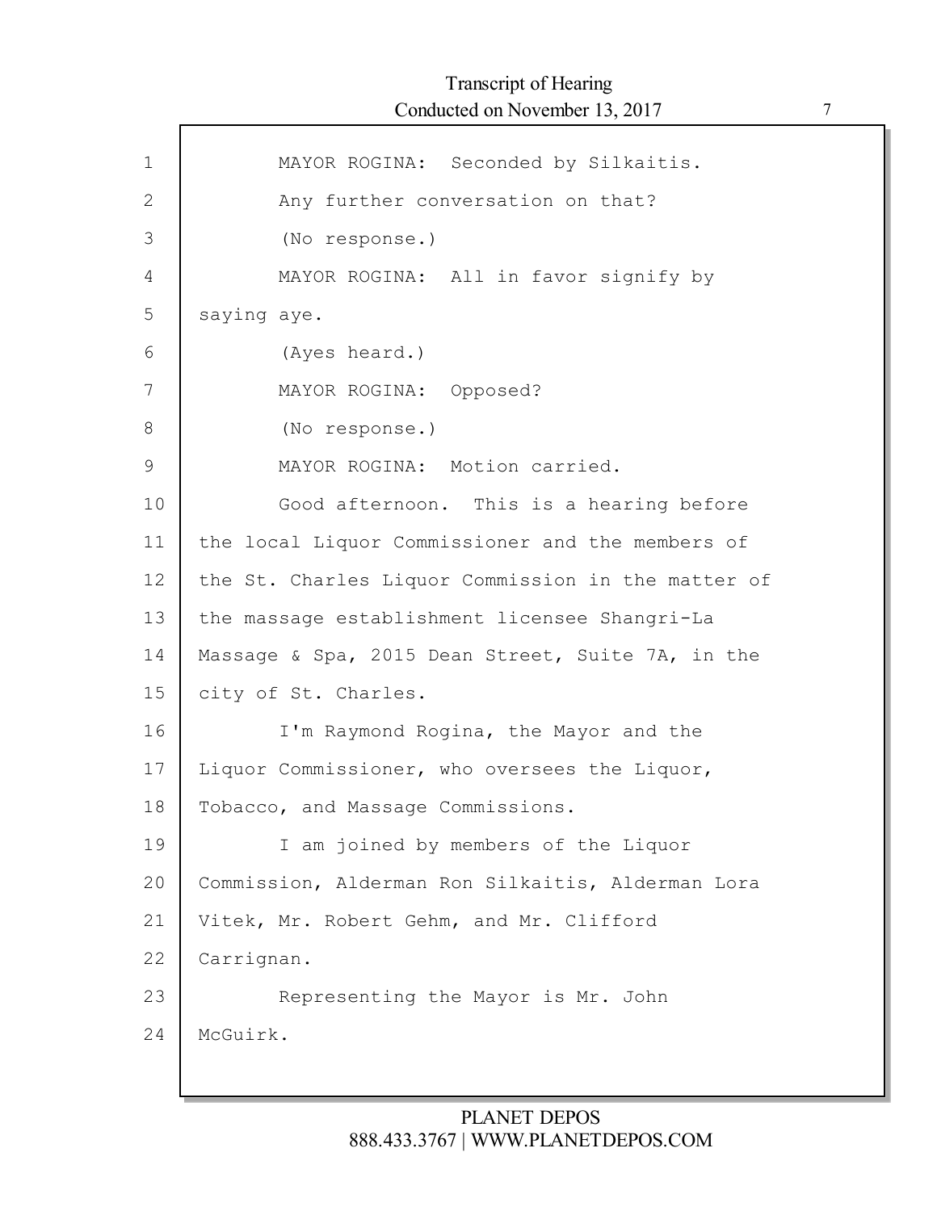MAYOR ROGINA: Seconded by Silkaitis.

Any further conversation on that?

(No response.)

MAYOR ROGINA: All in favor signify by saying aye.

(Ayes heard.)

MAYOR ROGINA: Opposed?

(No response.)

MAYOR ROGINA: Motion carried.

Good afternoon. This is a hearing before the local Liquor Commissioner and the members of the St. Charles Liquor Commission in the matter of the massage establishment licensee Shangri-La Massage & Spa, 2015 Dean Street, Suite 7A, in the city of St. Charles.

I'm Raymond Rogina, the Mayor and the Liquor Commissioner, who oversees the Liquor, Tobacco, and Massage Commissions.

I am joined by members of the Liquor Commission, Alderman Ron Silkaitis, Alderman Lora Vitek, Mr. Robert Gehm, and Mr. Clifford Carrignan.

Representing the Mayor is Mr. John McGuirk.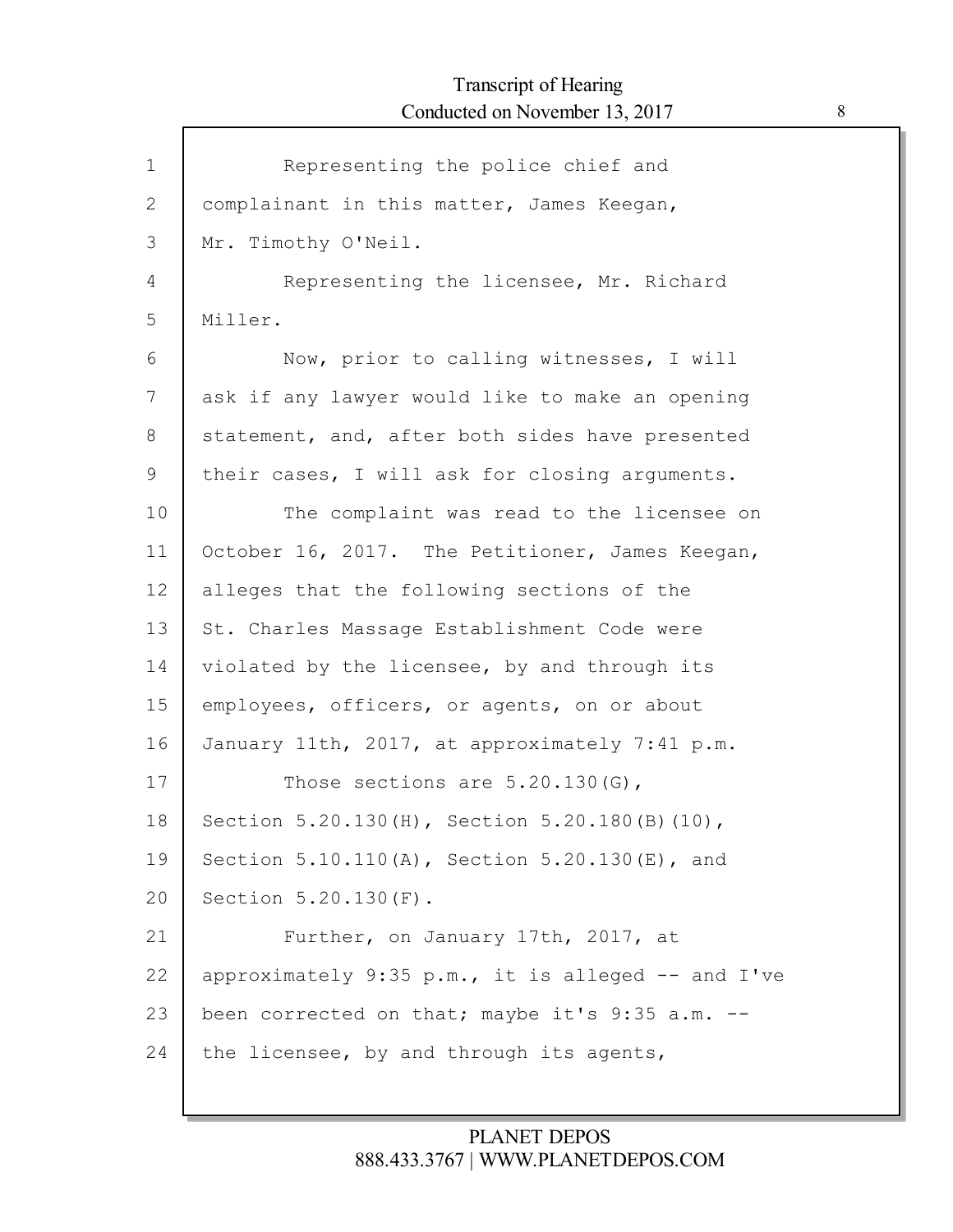1 Representing the police chief and
2 complainant in this matter, James Keegan,
3 Mr. Timothy O'Neil.
4 Representing the licensee, Mr. Richard
5 Miller.
6 Now, prior to calling witnesses, I will
7 ask if any lawyer would like to make an opening
8 statement, and, after both sides have presented
9 their cases, I will ask for closing arguments.
10 The complaint was read to the licensee on
11 October 16, 2017. The Petitioner, James Keegan,
12 alleges that the following sections of the
13 St. Charles Massage Establishment Code were
14 violated by the licensee, by and through its
15 employees, officers, or agents, on or about
16 January 11th, 2017, at approximately 7:41 p.m.
17 Those sections are 5.20.130(G),
18 Section 5.20.130(H), Section 5.20.180(B)(10),
19 Section 5.10.110(A), Section 5.20.130(E), and
20 Section 5.20.130(F).
21 Further, on January 17th, 2017, at
22 approximately 9:35 p.m., it is alleged -- and I've
23 been corrected on that; maybe it's 9:35 a.m. --
24 the licensee, by and through its agents,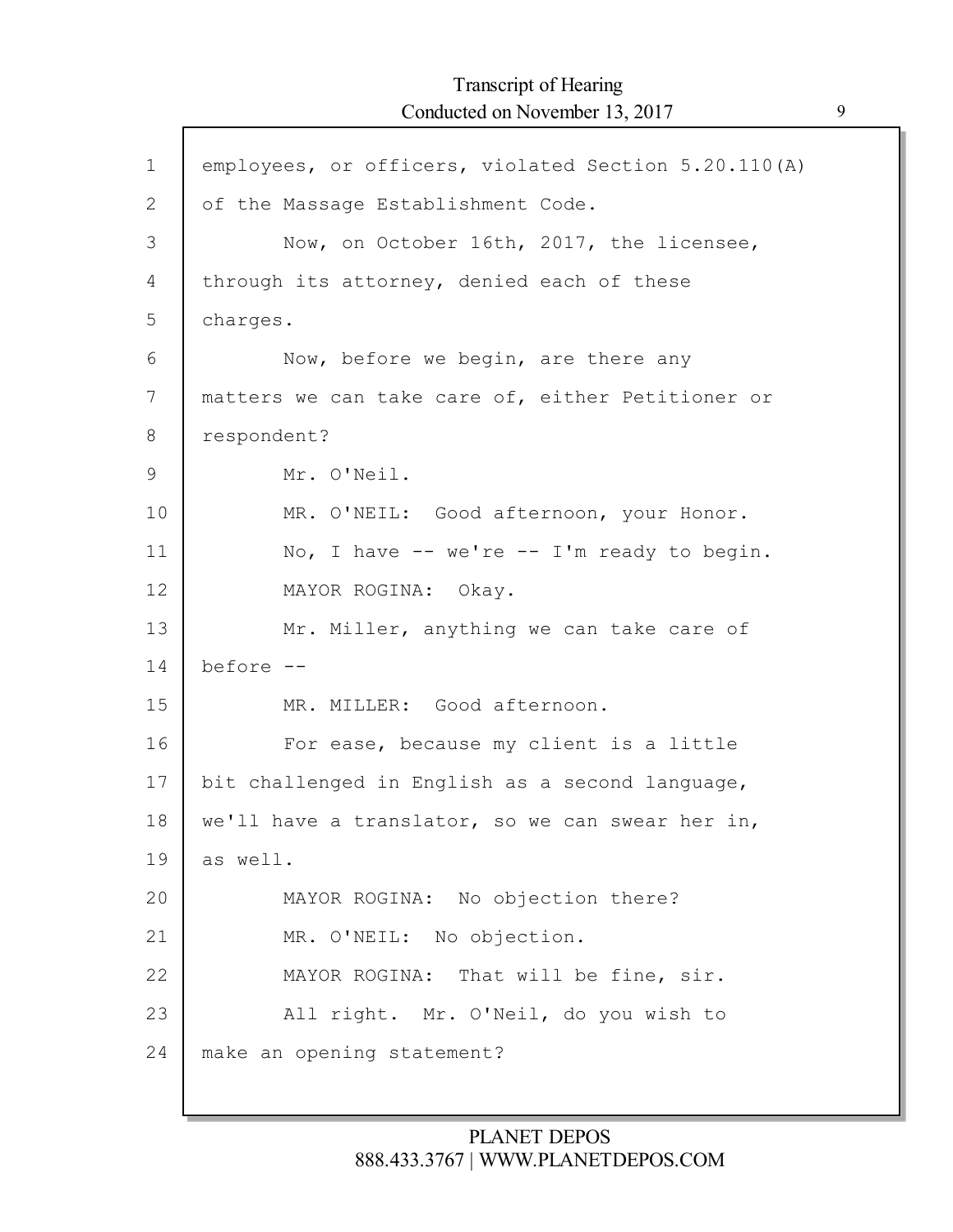employees, or officers, violated Section 5.20.110(A) of the Massage Establishment Code.

Now, on October 16th, 2017, the licensee, through its attorney, denied each of these charges.

Now, before we begin, are there any matters we can take care of, either Petitioner or respondent?

Mr. O'Neil.

MR. O'NEIL: Good afternoon, your Honor.

No, I have -- we're -- I'm ready to begin.

MAYOR ROGINA: Okay.

Mr. Miller, anything we can take care of before --

MR. MILLER: Good afternoon.

For ease, because my client is a little bit challenged in English as a second language, we'll have a translator, so we can swear her in, as well.

MAYOR ROGINA: No objection there?

MR. O'NEIL: No objection.

MAYOR ROGINA: That will be fine, sir.

All right. Mr. O'Neil, do you wish to make an opening statement?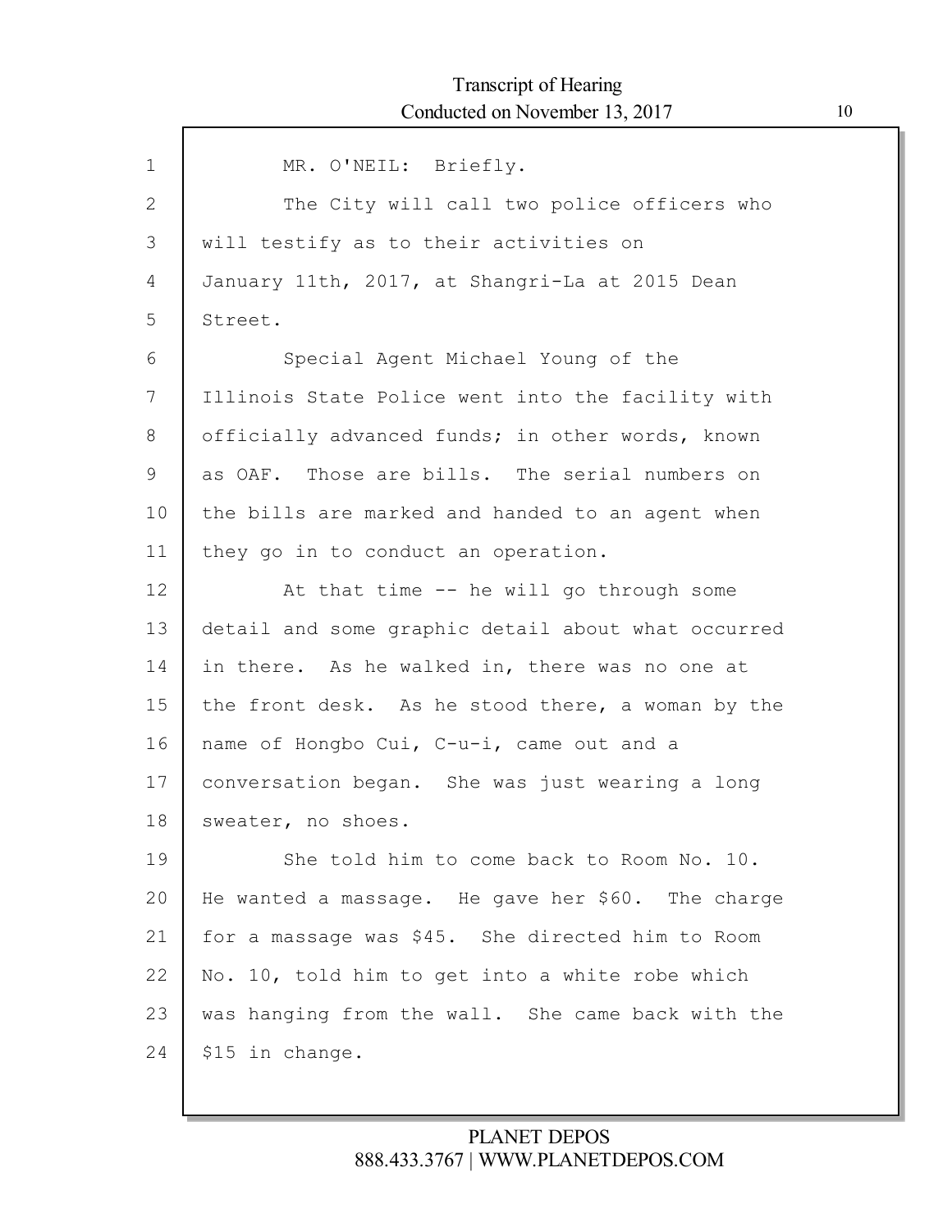MR. O'NEIL: Briefly.

The City will call two police officers who will testify as to their activities on January 11th, 2017, at Shangri-La at 2015 Dean Street.

Special Agent Michael Young of the Illinois State Police went into the facility with officially advanced funds; in other words, known as OAF. Those are bills. The serial numbers on the bills are marked and handed to an agent when they go in to conduct an operation.

At that time -- he will go through some detail and some graphic detail about what occurred in there. As he walked in, there was no one at the front desk. As he stood there, a woman by the name of Hongbo Cui, C-u-i, came out and a conversation began. She was just wearing a long sweater, no shoes.

She told him to come back to Room No. 10. He wanted a massage. He gave her $60. The charge for a massage was $45. She directed him to Room No. 10, told him to get into a white robe which was hanging from the wall. She came back with the $15 in change.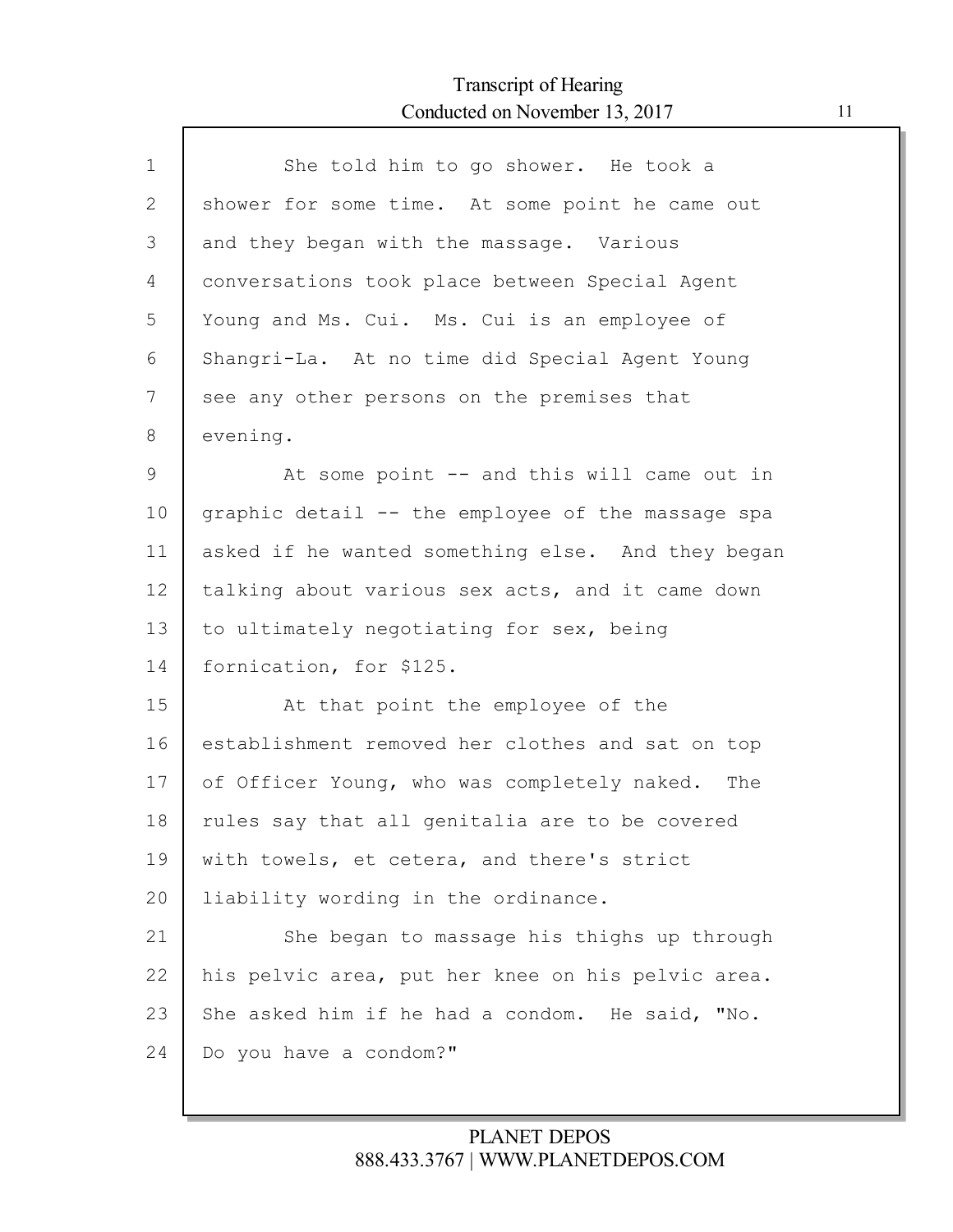1 She told him to go shower. He took a
2 shower for some time. At some point he came out
3 and they began with the massage. Various
4 conversations took place between Special Agent
5 Young and Ms. Cui. Ms. Cui is an employee of
6 Shangri-La. At no time did Special Agent Young
7 see any other persons on the premises that
8 evening.
9 At some point -- and this will came out in
10 graphic detail -- the employee of the massage spa
11 asked if he wanted something else. And they began
12 talking about various sex acts, and it came down
13 to ultimately negotiating for sex, being
14 fornication, for $125.
15 At that point the employee of the
16 establishment removed her clothes and sat on top
17 of Officer Young, who was completely naked. The
18 rules say that all genitalia are to be covered
19 with towels, et cetera, and there's strict
20 liability wording in the ordinance.
21 She began to massage his thighs up through
22 his pelvic area, put her knee on his pelvic area.
23 She asked him if he had a condom. He said, "No.
24 Do you have a condom?"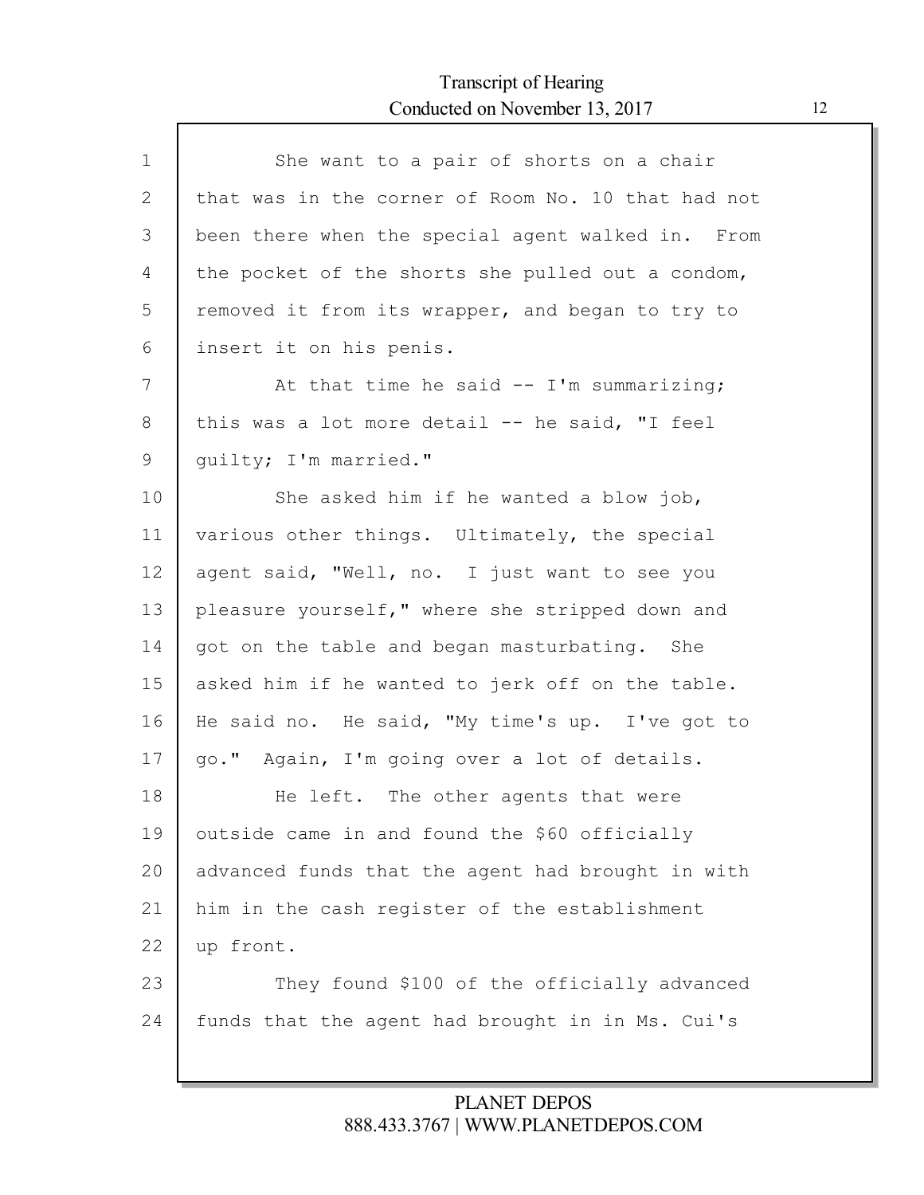She want to a pair of shorts on a chair that was in the corner of Room No. 10 that had not been there when the special agent walked in. From the pocket of the shorts she pulled out a condom, removed it from its wrapper, and began to try to insert it on his penis.

At that time he said -- I'm summarizing; this was a lot more detail -- he said, "I feel guilty; I'm married."

She asked him if he wanted a blow job, various other things. Ultimately, the special agent said, "Well, no. I just want to see you pleasure yourself," where she stripped down and got on the table and began masturbating. She asked him if he wanted to jerk off on the table. He said no. He said, "My time's up. I've got to go." Again, I'm going over a lot of details.

He left. The other agents that were outside came in and found the $60 officially advanced funds that the agent had brought in with him in the cash register of the establishment up front.

They found $100 of the officially advanced funds that the agent had brought in in Ms. Cui's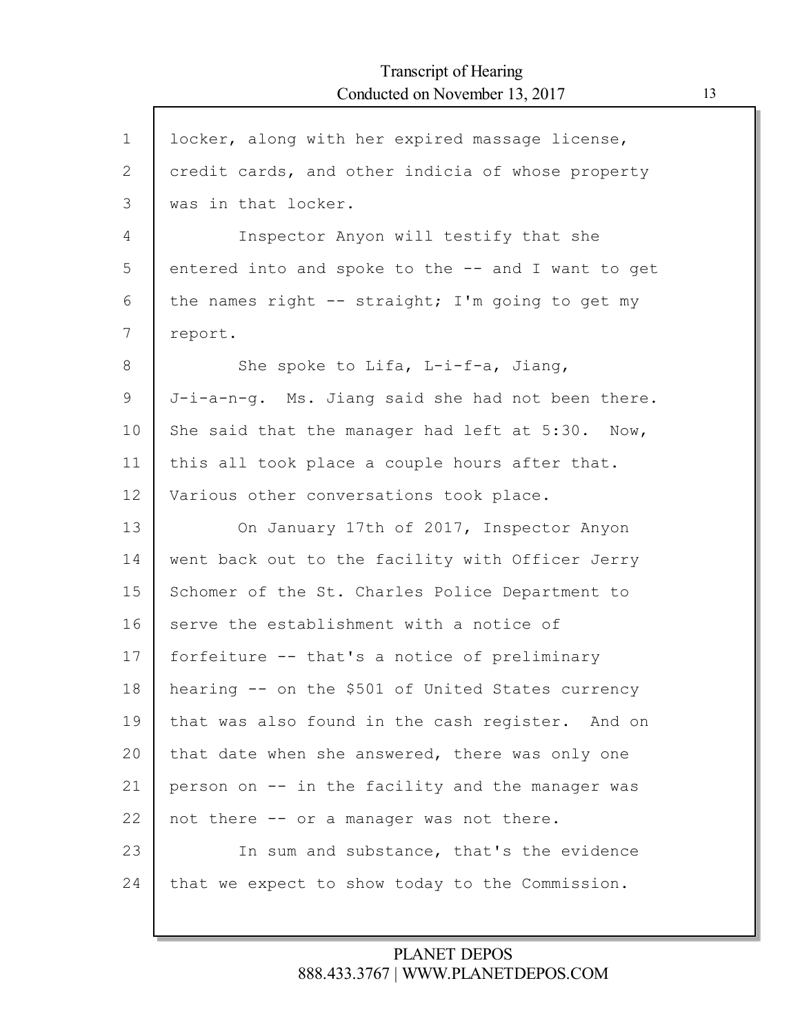locker, along with her expired massage license, credit cards, and other indicia of whose property was in that locker.

Inspector Anyon will testify that she entered into and spoke to the -- and I want to get the names right -- straight; I'm going to get my report.

She spoke to Lifa, L-i-f-a, Jiang, J-i-a-n-g. Ms. Jiang said she had not been there. She said that the manager had left at 5:30. Now, this all took place a couple hours after that. Various other conversations took place.

On January 17th of 2017, Inspector Anyon went back out to the facility with Officer Jerry Schomer of the St. Charles Police Department to serve the establishment with a notice of forfeiture -- that's a notice of preliminary hearing -- on the $501 of United States currency that was also found in the cash register. And on that date when she answered, there was only one person on -- in the facility and the manager was not there -- or a manager was not there.

In sum and substance, that's the evidence that we expect to show today to the Commission.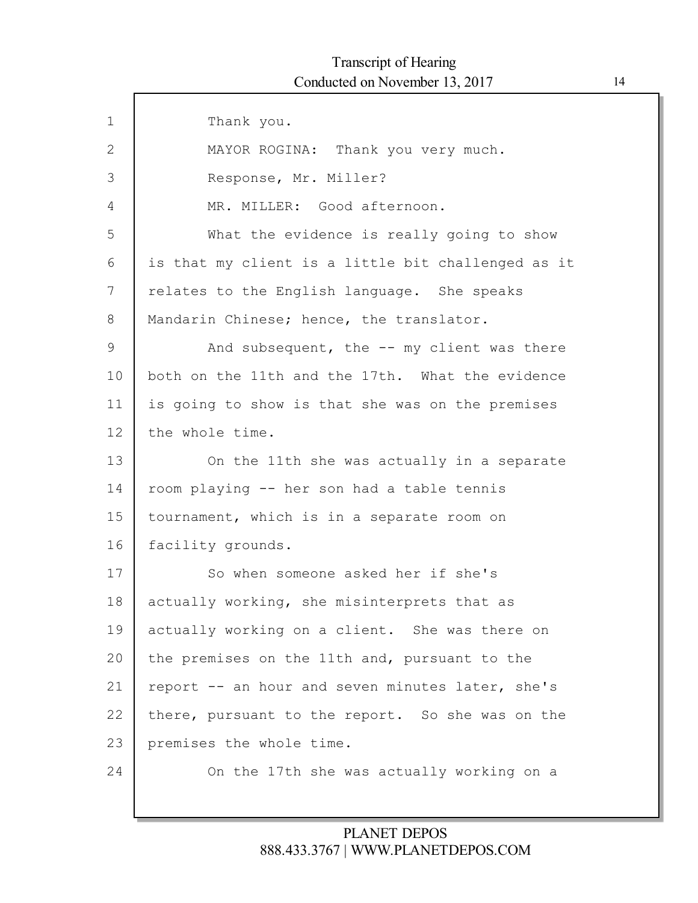Thank you.

MAYOR ROGINA: Thank you very much.

Response, Mr. Miller?

MR. MILLER: Good afternoon.

What the evidence is really going to show is that my client is a little bit challenged as it relates to the English language. She speaks Mandarin Chinese; hence, the translator.

And subsequent, the -- my client was there both on the 11th and the 17th. What the evidence is going to show is that she was on the premises the whole time.

On the 11th she was actually in a separate room playing -- her son had a table tennis tournament, which is in a separate room on facility grounds.

So when someone asked her if she's actually working, she misinterprets that as actually working on a client. She was there on the premises on the 11th and, pursuant to the report -- an hour and seven minutes later, she's there, pursuant to the report. So she was on the premises the whole time.

On the 17th she was actually working on a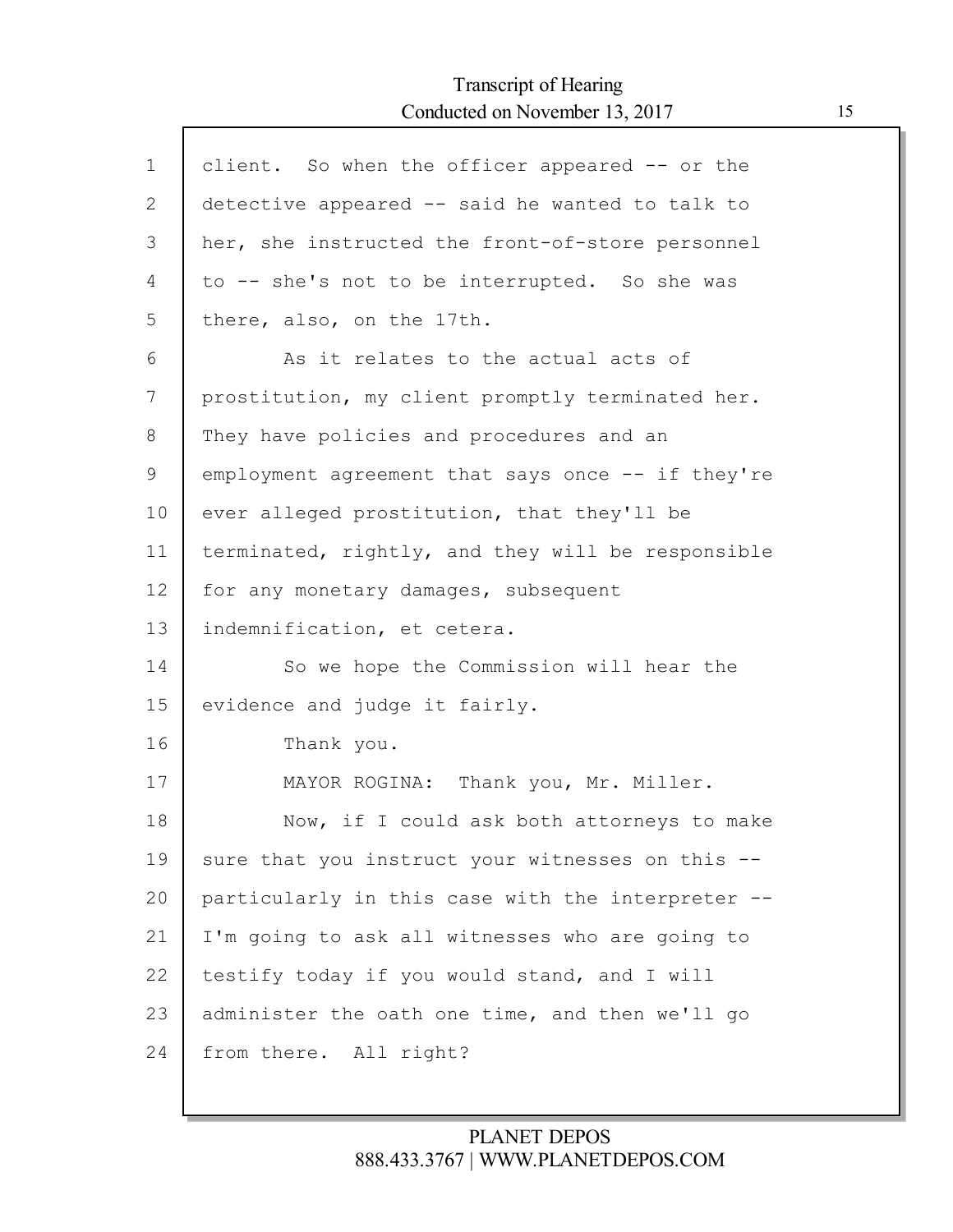client. So when the officer appeared -- or the detective appeared -- said he wanted to talk to her, she instructed the front-of-store personnel to -- she's not to be interrupted. So she was there, also, on the 17th.

As it relates to the actual acts of prostitution, my client promptly terminated her. They have policies and procedures and an employment agreement that says once -- if they're ever alleged prostitution, that they'll be terminated, rightly, and they will be responsible for any monetary damages, subsequent indemnification, et cetera.

So we hope the Commission will hear the evidence and judge it fairly.

Thank you.

MAYOR ROGINA: Thank you, Mr. Miller.

Now, if I could ask both attorneys to make sure that you instruct your witnesses on this -- particularly in this case with the interpreter -- I'm going to ask all witnesses who are going to testify today if you would stand, and I will administer the oath one time, and then we'll go from there. All right?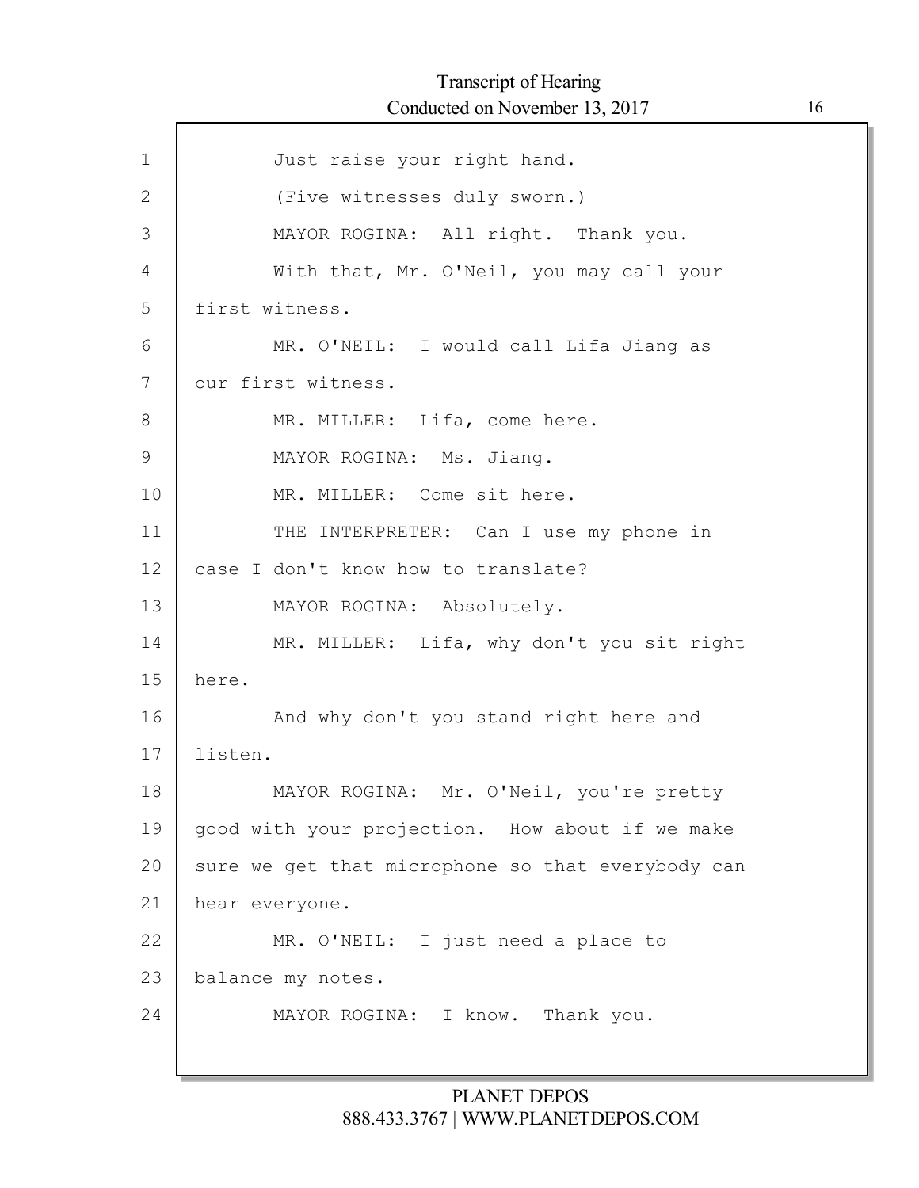Just raise your right hand.

(Five witnesses duly sworn.)

MAYOR ROGINA: All right. Thank you.

With that, Mr. O'Neil, you may call your first witness.

MR. O'NEIL: I would call Lifa Jiang as our first witness.

MR. MILLER: Lifa, come here.

MAYOR ROGINA: Ms. Jiang.

MR. MILLER: Come sit here.

THE INTERPRETER: Can I use my phone in case I don't know how to translate?

MAYOR ROGINA: Absolutely.

MR. MILLER: Lifa, why don't you sit right here.

And why don't you stand right here and listen.

MAYOR ROGINA: Mr. O'Neil, you're pretty good with your projection. How about if we make sure we get that microphone so that everybody can hear everyone.

MR. O'NEIL: I just need a place to balance my notes.

MAYOR ROGINA: I know. Thank you.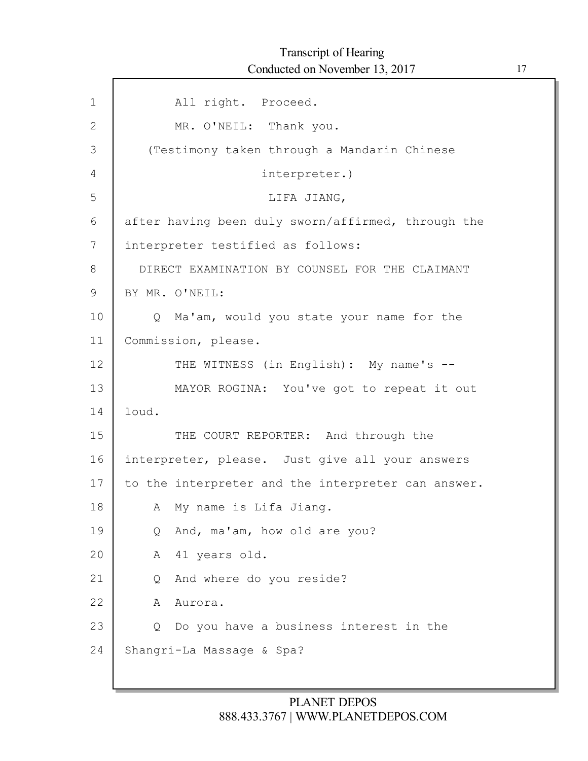All right. Proceed.

MR. O'NEIL: Thank you.

(Testimony taken through a Mandarin Chinese interpreter.)

LIFA JIANG,

after having been duly sworn/affirmed, through the interpreter testified as follows:

DIRECT EXAMINATION BY COUNSEL FOR THE CLAIMANT

BY MR. O'NEIL:

Q Ma'am, would you state your name for the Commission, please.

THE WITNESS (in English): My name's --

MAYOR ROGINA: You've got to repeat it out loud.

THE COURT REPORTER: And through the interpreter, please. Just give all your answers to the interpreter and the interpreter can answer.

A My name is Lifa Jiang.

Q And, ma'am, how old are you?

A 41 years old.

Q And where do you reside?

A Aurora.

Q Do you have a business interest in the Shangri-La Massage & Spa?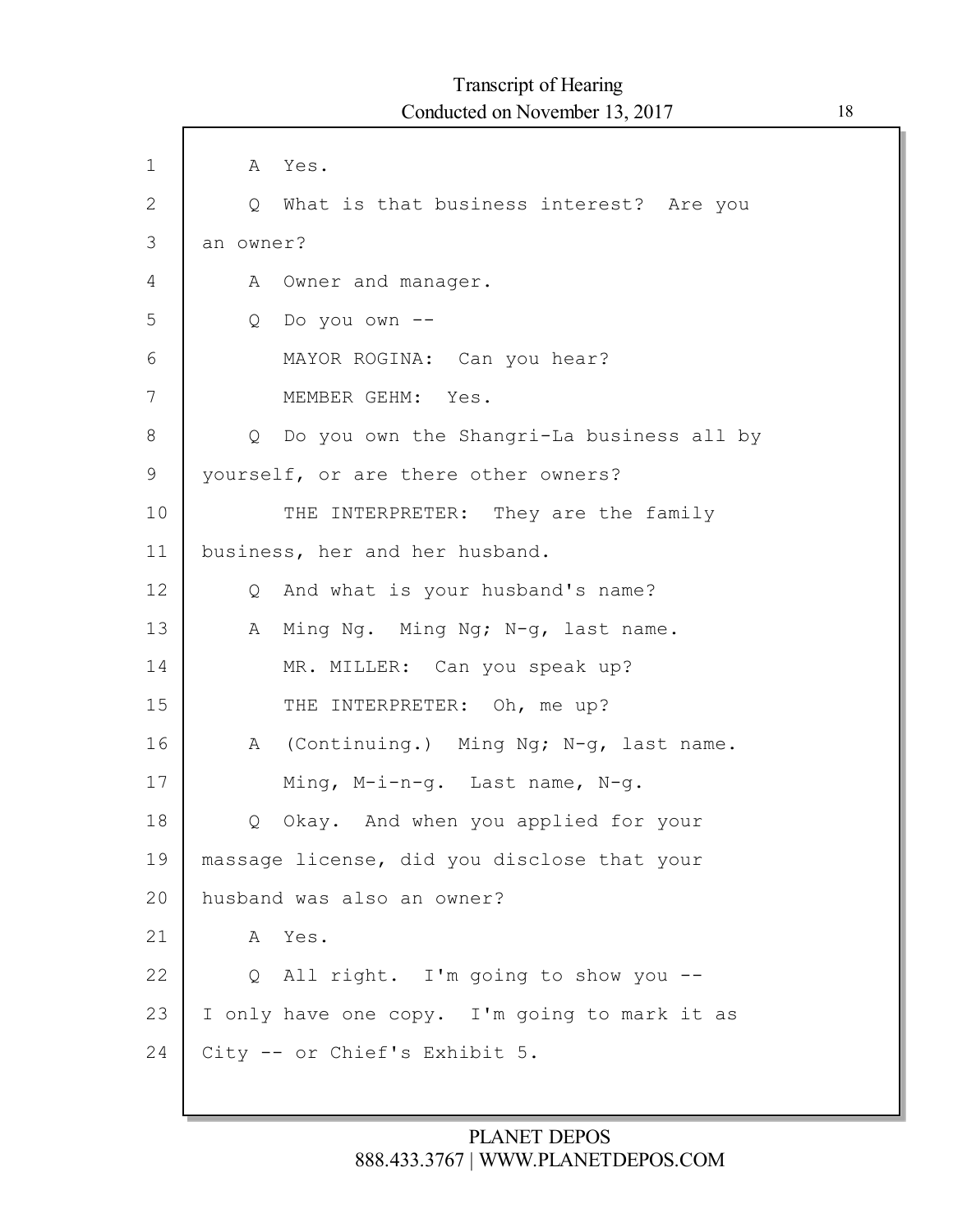A Yes.

Q What is that business interest? Are you an owner?

A Owner and manager.

Q Do you own --

MAYOR ROGINA: Can you hear?

MEMBER GEHM: Yes.

Q Do you own the Shangri-La business all by yourself, or are there other owners?

THE INTERPRETER: They are the family business, her and her husband.

Q And what is your husband's name?

A Ming Ng. Ming Ng; N-g, last name.

MR. MILLER: Can you speak up?

THE INTERPRETER: Oh, me up?

A (Continuing.) Ming Ng; N-g, last name.

Ming, M-i-n-g. Last name, N-g.

Q Okay. And when you applied for your massage license, did you disclose that your husband was also an owner?

A Yes.

Q All right. I'm going to show you -- I only have one copy. I'm going to mark it as City -- or Chief's Exhibit 5.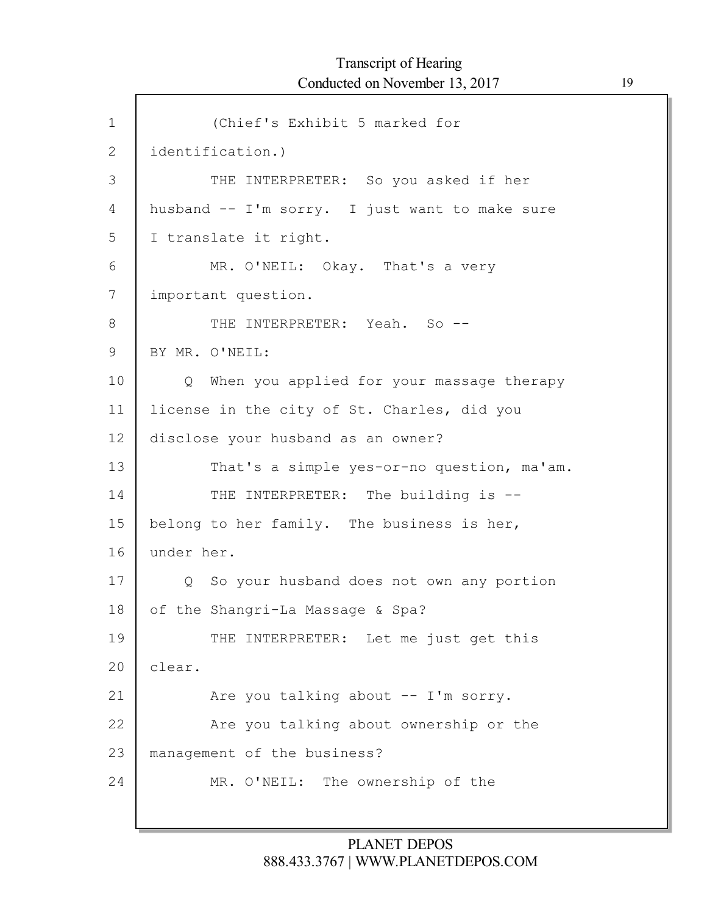(Chief's Exhibit 5 marked for identification.)

THE INTERPRETER: So you asked if her husband -- I'm sorry. I just want to make sure I translate it right.

MR. O'NEIL: Okay. That's a very important question.

THE INTERPRETER: Yeah. So --

BY MR. O'NEIL:

Q When you applied for your massage therapy license in the city of St. Charles, did you disclose your husband as an owner?

That's a simple yes-or-no question, ma'am.

THE INTERPRETER: The building is -- belong to her family. The business is her, under her.

Q So your husband does not own any portion of the Shangri-La Massage & Spa?

THE INTERPRETER: Let me just get this clear.

Are you talking about -- I'm sorry.

Are you talking about ownership or the management of the business?

MR. O'NEIL: The ownership of the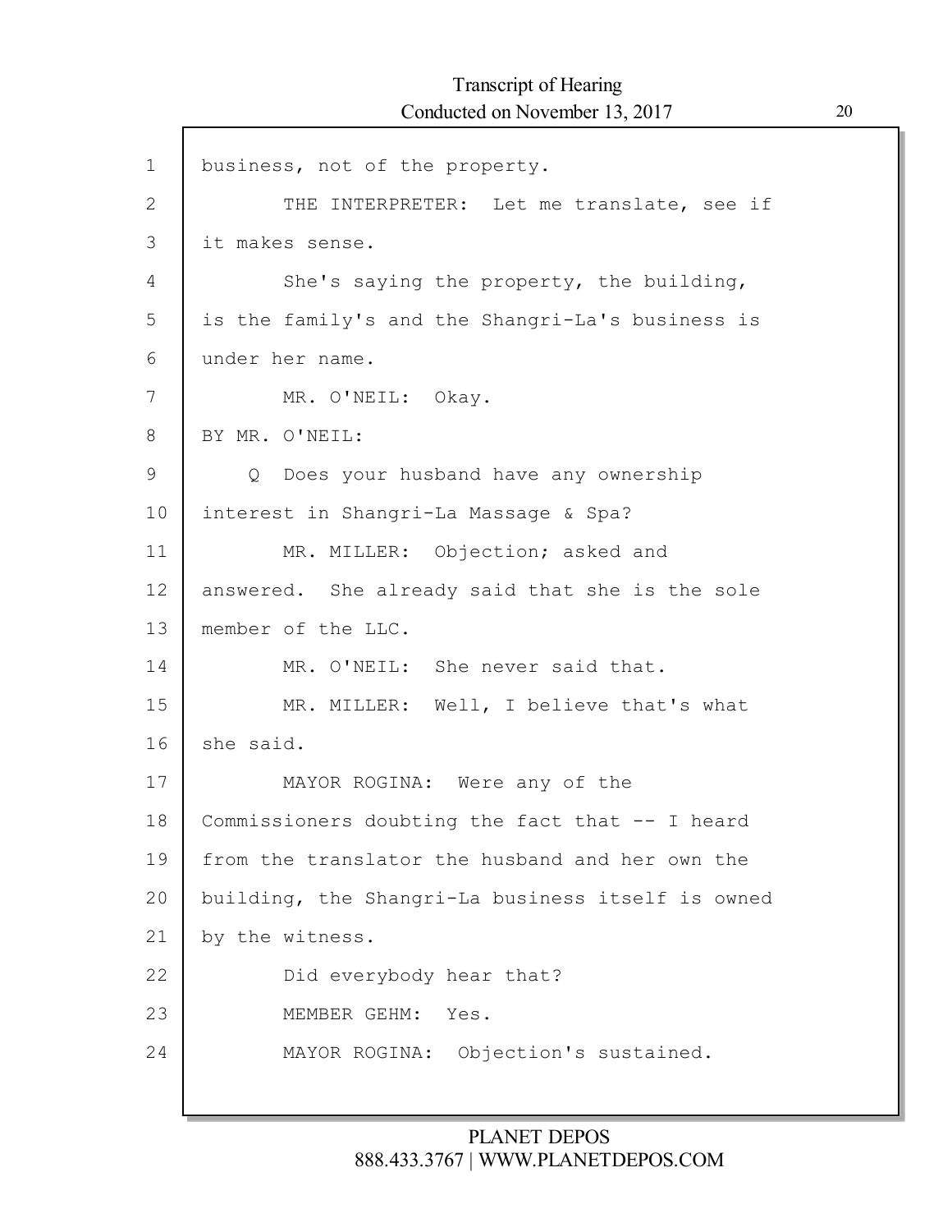business, not of the property.

THE INTERPRETER: Let me translate, see if it makes sense.

She's saying the property, the building, is the family's and the Shangri-La's business is under her name.

MR. O'NEIL: Okay.

BY MR. O'NEIL:

Q Does your husband have any ownership interest in Shangri-La Massage & Spa?

MR. MILLER: Objection; asked and answered. She already said that she is the sole member of the LLC.

MR. O'NEIL: She never said that.

MR. MILLER: Well, I believe that's what she said.

MAYOR ROGINA: Were any of the Commissioners doubting the fact that -- I heard from the translator the husband and her own the building, the Shangri-La business itself is owned by the witness.

Did everybody hear that?

MEMBER GEHM: Yes.

MAYOR ROGINA: Objection's sustained.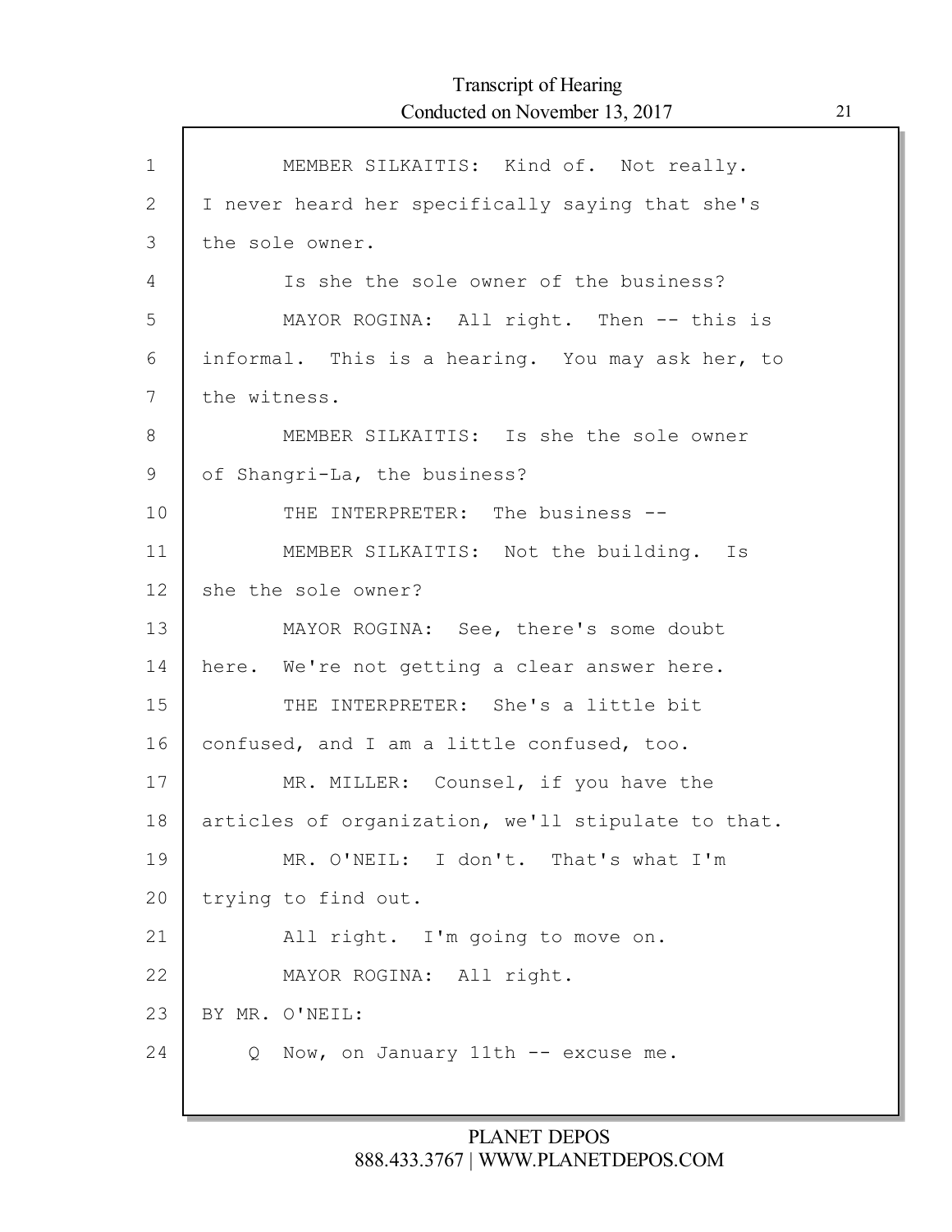MEMBER SILKAITIS: Kind of. Not really. I never heard her specifically saying that she's the sole owner.

Is she the sole owner of the business?

MAYOR ROGINA: All right. Then -- this is informal. This is a hearing. You may ask her, to the witness.

MEMBER SILKAITIS: Is she the sole owner of Shangri-La, the business?

THE INTERPRETER: The business --

MEMBER SILKAITIS: Not the building. Is she the sole owner?

MAYOR ROGINA: See, there's some doubt here. We're not getting a clear answer here.

THE INTERPRETER: She's a little bit confused, and I am a little confused, too.

MR. MILLER: Counsel, if you have the articles of organization, we'll stipulate to that.

MR. O'NEIL: I don't. That's what I'm trying to find out.

All right. I'm going to move on.

MAYOR ROGINA: All right.

BY MR. O'NEIL:

Q Now, on January 11th -- excuse me.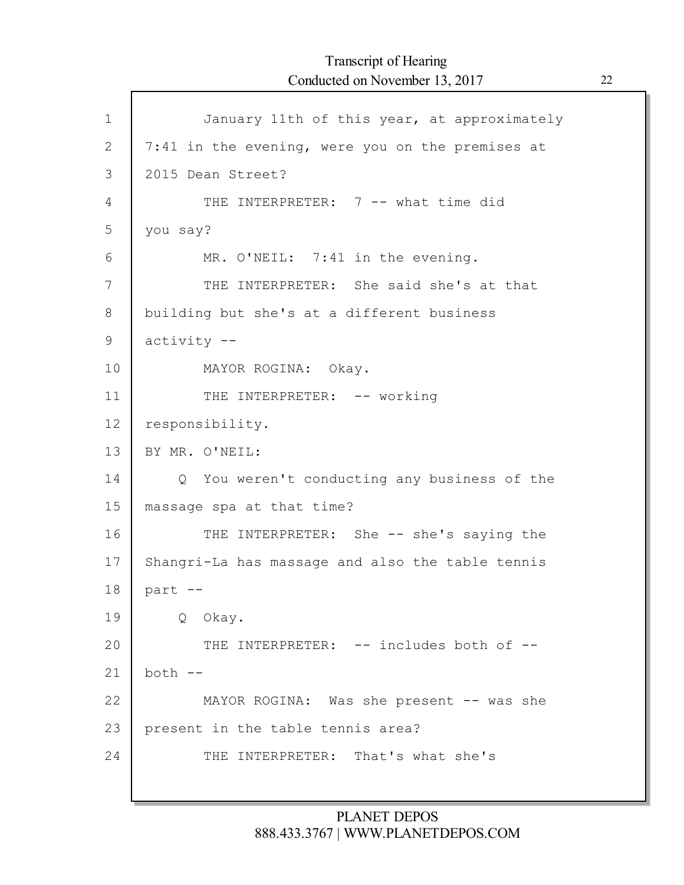January 11th of this year, at approximately 7:41 in the evening, were you on the premises at 2015 Dean Street?

THE INTERPRETER: 7 -- what time did you say?

MR. O'NEIL: 7:41 in the evening.

THE INTERPRETER: She said she's at that building but she's at a different business activity --

MAYOR ROGINA: Okay.

THE INTERPRETER: -- working responsibility.

BY MR. O'NEIL:

Q You weren't conducting any business of the massage spa at that time?

THE INTERPRETER: She -- she's saying the Shangri-La has massage and also the table tennis part --

Q Okay.

THE INTERPRETER: -- includes both of -- both --

MAYOR ROGINA: Was she present -- was she present in the table tennis area?

THE INTERPRETER: That's what she's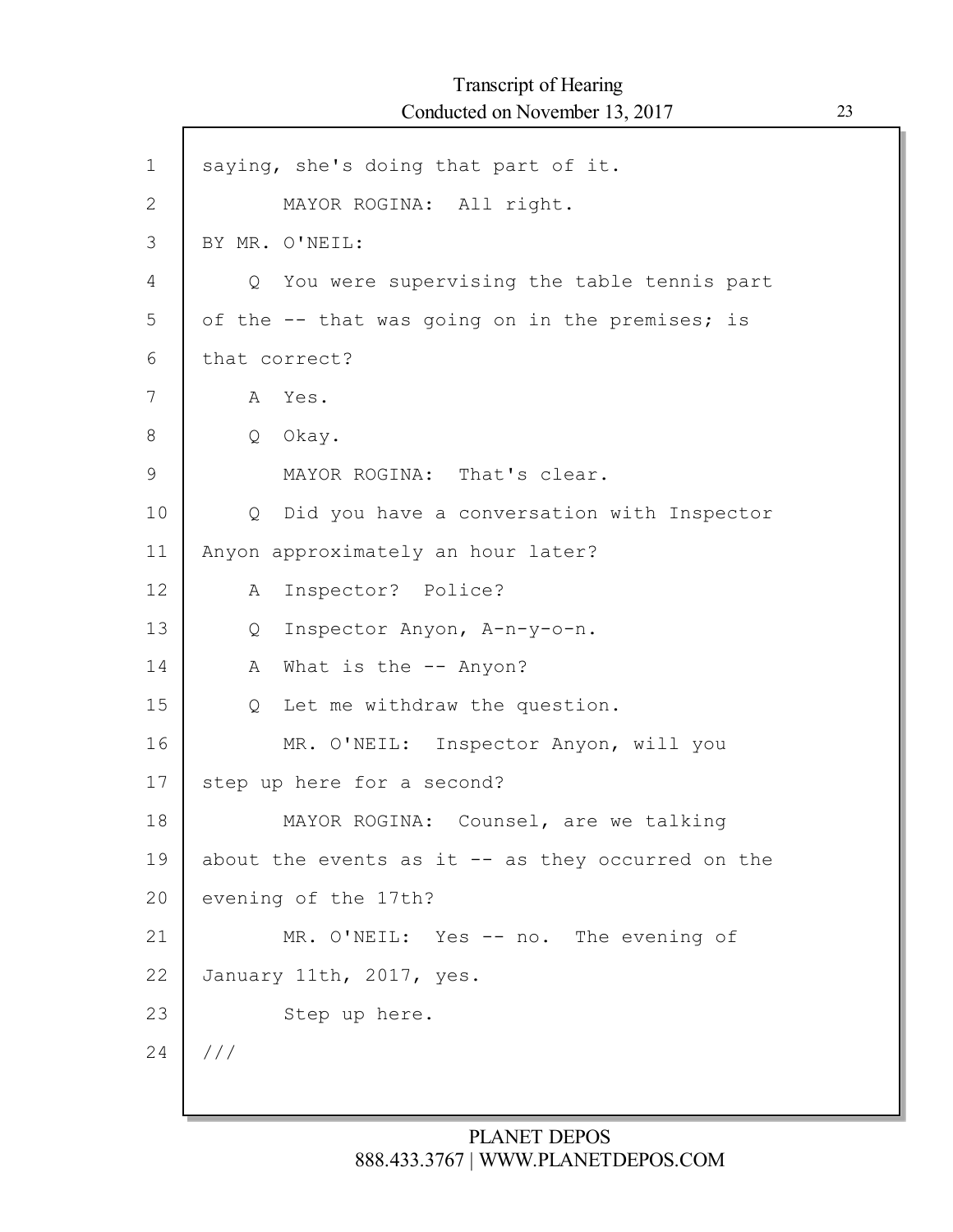saying, she's doing that part of it.

MAYOR ROGINA: All right.

BY MR. O'NEIL:

Q You were supervising the table tennis part of the -- that was going on in the premises; is that correct?

A Yes.

Q Okay.

MAYOR ROGINA: That's clear.

Q Did you have a conversation with Inspector Anyon approximately an hour later?

A Inspector? Police?

Q Inspector Anyon, A-n-y-o-n.

A What is the -- Anyon?

Q Let me withdraw the question.

MR. O'NEIL: Inspector Anyon, will you step up here for a second?

MAYOR ROGINA: Counsel, are we talking about the events as it -- as they occurred on the evening of the 17th?

MR. O'NEIL: Yes -- no. The evening of January 11th, 2017, yes.

Step up here.

///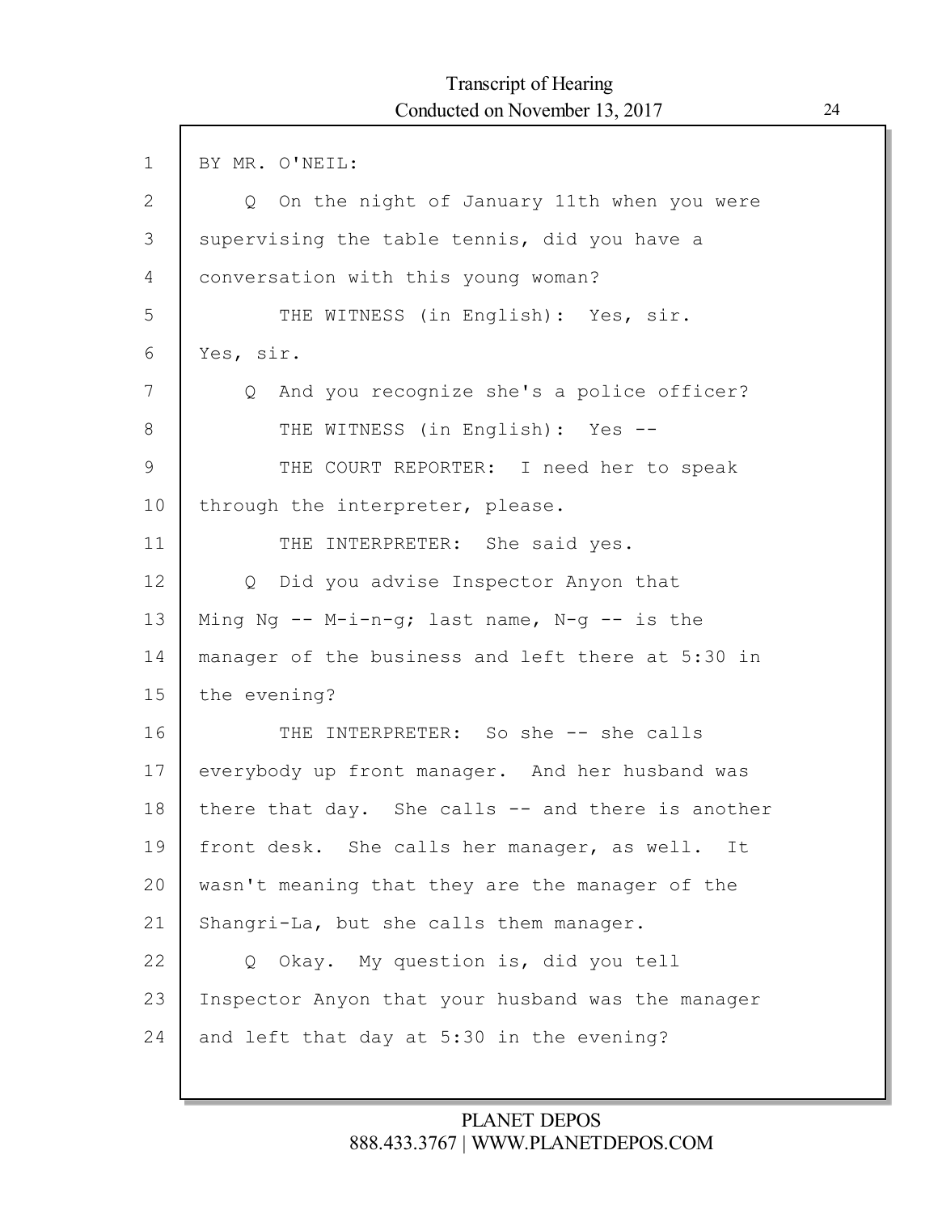BY MR. O'NEIL:

Q On the night of January 11th when you were supervising the table tennis, did you have a conversation with this young woman?

THE WITNESS (in English): Yes, sir. Yes, sir.

Q And you recognize she's a police officer?

THE WITNESS (in English): Yes --

THE COURT REPORTER: I need her to speak through the interpreter, please.

THE INTERPRETER: She said yes.

Q Did you advise Inspector Anyon that Ming Ng -- M-i-n-g; last name, N-g -- is the manager of the business and left there at 5:30 in the evening?

THE INTERPRETER: So she -- she calls everybody up front manager. And her husband was there that day. She calls -- and there is another front desk. She calls her manager, as well. It wasn't meaning that they are the manager of the Shangri-La, but she calls them manager.

Q Okay. My question is, did you tell Inspector Anyon that your husband was the manager and left that day at 5:30 in the evening?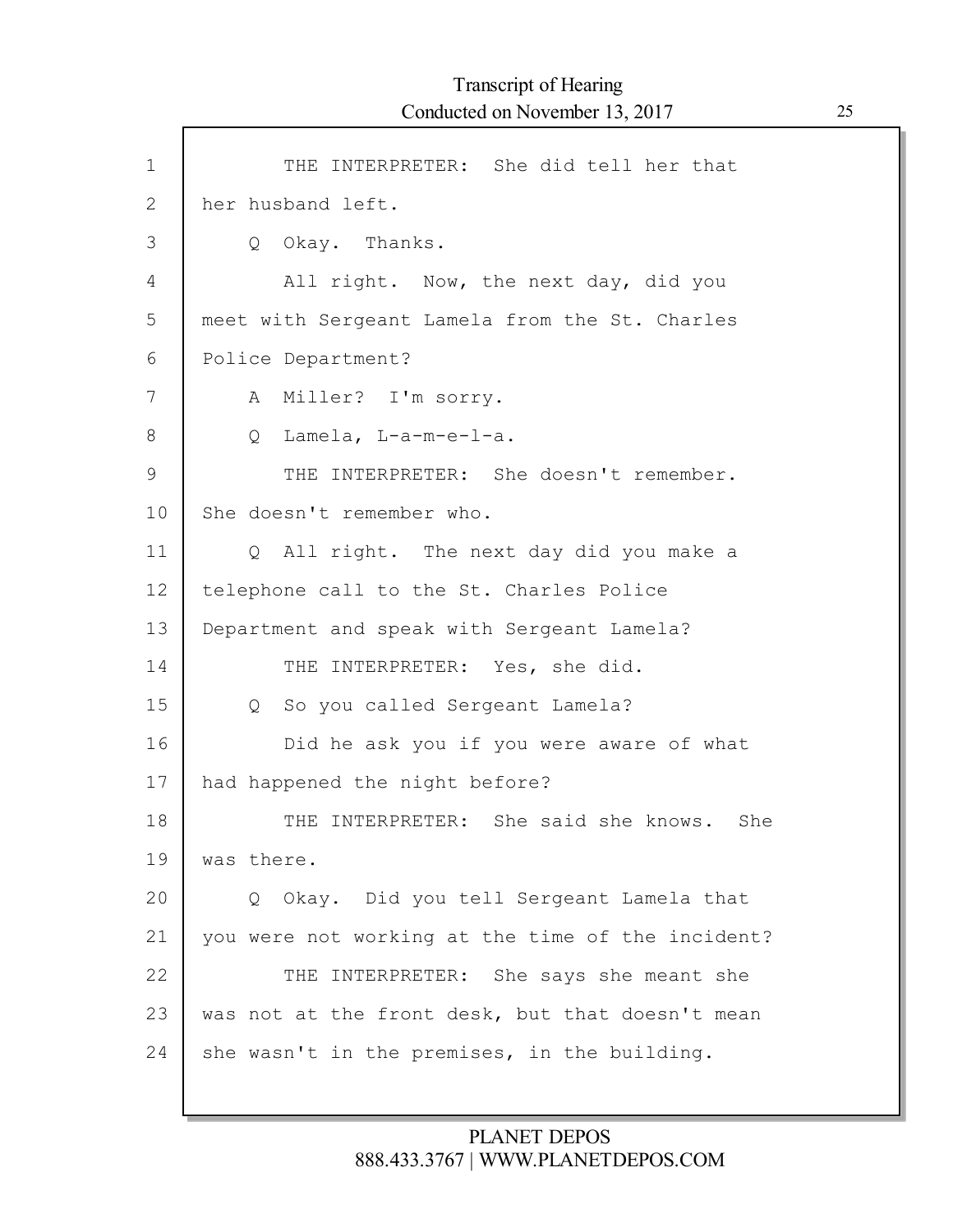THE INTERPRETER: She did tell her that her husband left.

Q Okay. Thanks.

All right. Now, the next day, did you meet with Sergeant Lamela from the St. Charles Police Department?

A Miller? I'm sorry.

Q Lamela, L-a-m-e-l-a.

THE INTERPRETER: She doesn't remember. She doesn't remember who.

Q All right. The next day did you make a telephone call to the St. Charles Police Department and speak with Sergeant Lamela?

THE INTERPRETER: Yes, she did.

Q So you called Sergeant Lamela?

Did he ask you if you were aware of what had happened the night before?

THE INTERPRETER: She said she knows. She was there.

Q Okay. Did you tell Sergeant Lamela that you were not working at the time of the incident?

THE INTERPRETER: She says she meant she was not at the front desk, but that doesn't mean she wasn't in the premises, in the building.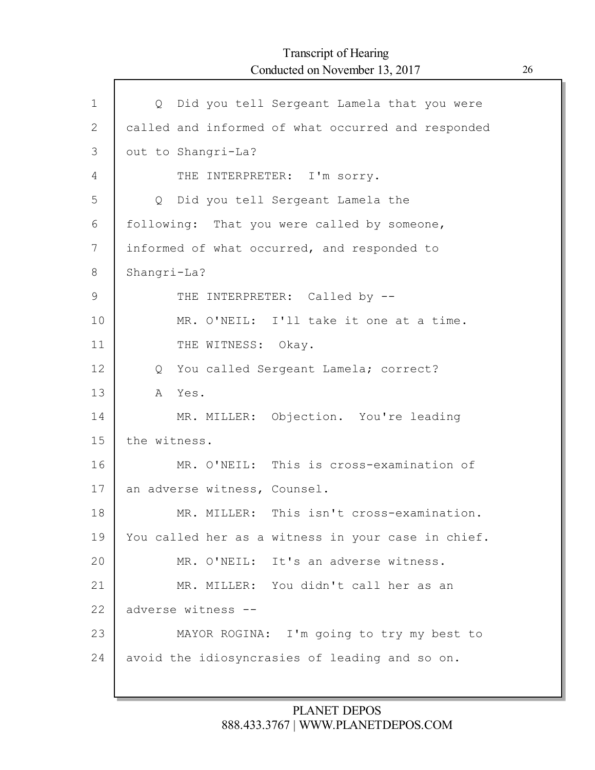Q Did you tell Sergeant Lamela that you were called and informed of what occurred and responded out to Shangri-La?

THE INTERPRETER: I'm sorry.

Q Did you tell Sergeant Lamela the following: That you were called by someone, informed of what occurred, and responded to Shangri-La?

THE INTERPRETER: Called by --

MR. O'NEIL: I'll take it one at a time.

THE WITNESS: Okay.

Q You called Sergeant Lamela; correct?

A Yes.

MR. MILLER: Objection. You're leading the witness.

MR. O'NEIL: This is cross-examination of an adverse witness, Counsel.

MR. MILLER: This isn't cross-examination. You called her as a witness in your case in chief.

MR. O'NEIL: It's an adverse witness.

MR. MILLER: You didn't call her as an adverse witness --

MAYOR ROGINA: I'm going to try my best to avoid the idiosyncrasies of leading and so on.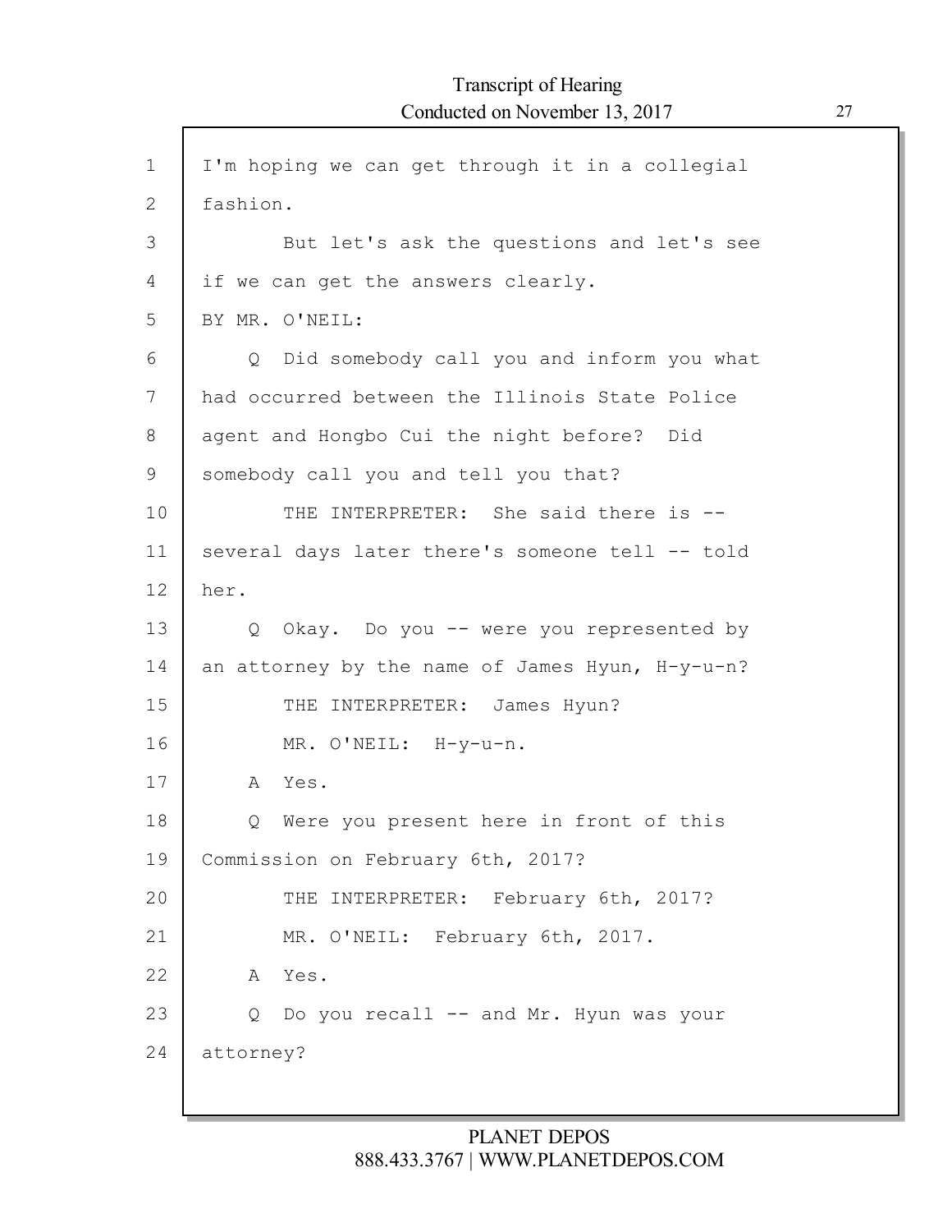I'm hoping we can get through it in a collegial fashion.

But let's ask the questions and let's see if we can get the answers clearly.

BY MR. O'NEIL:

Q Did somebody call you and inform you what had occurred between the Illinois State Police agent and Hongbo Cui the night before? Did somebody call you and tell you that?

THE INTERPRETER: She said there is -- several days later there's someone tell -- told her.

Q Okay. Do you -- were you represented by an attorney by the name of James Hyun, H-y-u-n?

THE INTERPRETER: James Hyun?

MR. O'NEIL: H-y-u-n.

A Yes.

Q Were you present here in front of this Commission on February 6th, 2017?

THE INTERPRETER: February 6th, 2017?

MR. O'NEIL: February 6th, 2017.

A Yes.

Q Do you recall -- and Mr. Hyun was your attorney?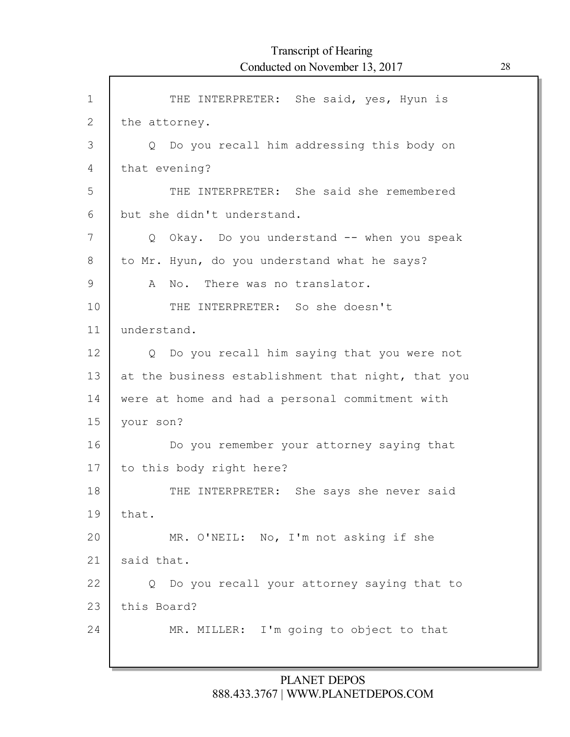THE INTERPRETER: She said, yes, Hyun is the attorney.

Q Do you recall him addressing this body on that evening?

THE INTERPRETER: She said she remembered but she didn't understand.

Q Okay. Do you understand -- when you speak to Mr. Hyun, do you understand what he says?

A No. There was no translator.

THE INTERPRETER: So she doesn't understand.

Q Do you recall him saying that you were not at the business establishment that night, that you were at home and had a personal commitment with your son?

Do you remember your attorney saying that to this body right here?

THE INTERPRETER: She says she never said that.

MR. O'NEIL: No, I'm not asking if she said that.

Q Do you recall your attorney saying that to this Board?

MR. MILLER: I'm going to object to that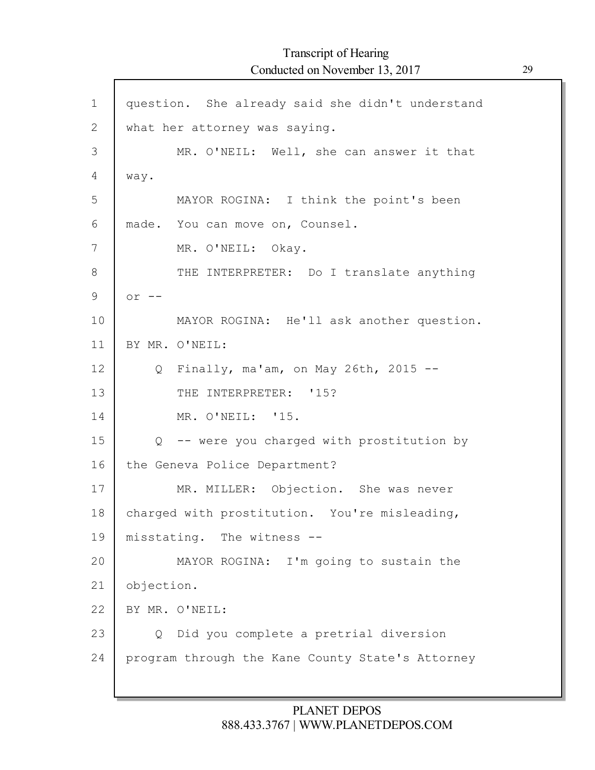question. She already said she didn't understand what her attorney was saying.

MR. O'NEIL: Well, she can answer it that way.

MAYOR ROGINA: I think the point's been made. You can move on, Counsel.

MR. O'NEIL: Okay.

THE INTERPRETER: Do I translate anything or --

MAYOR ROGINA: He'll ask another question.

BY MR. O'NEIL:

Q Finally, ma'am, on May 26th, 2015 --

THE INTERPRETER: '15?

MR. O'NEIL: '15.

Q -- were you charged with prostitution by the Geneva Police Department?

MR. MILLER: Objection. She was never charged with prostitution. You're misleading, misstating. The witness --

MAYOR ROGINA: I'm going to sustain the objection.

BY MR. O'NEIL:

Q Did you complete a pretrial diversion program through the Kane County State's Attorney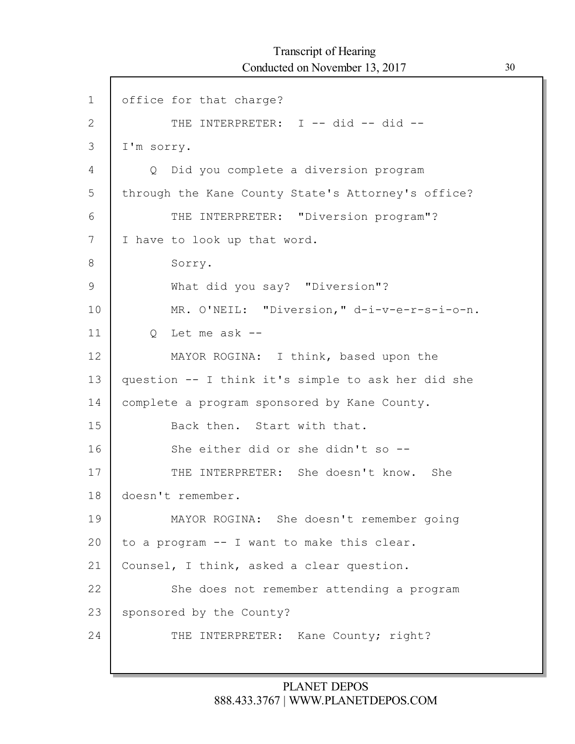1 office for that charge?

2 THE INTERPRETER: I -- did -- did --

3 I'm sorry.

4 Q Did you complete a diversion program

5 through the Kane County State's Attorney's office?

6 THE INTERPRETER: "Diversion program"?

7 I have to look up that word.

8 Sorry.

9 What did you say? "Diversion"?

10 MR. O'NEIL: "Diversion," d-i-v-e-r-s-i-o-n.

11 Q Let me ask --

12 MAYOR ROGINA: I think, based upon the

13 question -- I think it's simple to ask her did she

14 complete a program sponsored by Kane County.

15 Back then. Start with that.

16 She either did or she didn't so --

17 THE INTERPRETER: She doesn't know. She

18 doesn't remember.

19 MAYOR ROGINA: She doesn't remember going

20 to a program -- I want to make this clear.

21 Counsel, I think, asked a clear question.

22 She does not remember attending a program

23 sponsored by the County?

24 THE INTERPRETER: Kane County; right?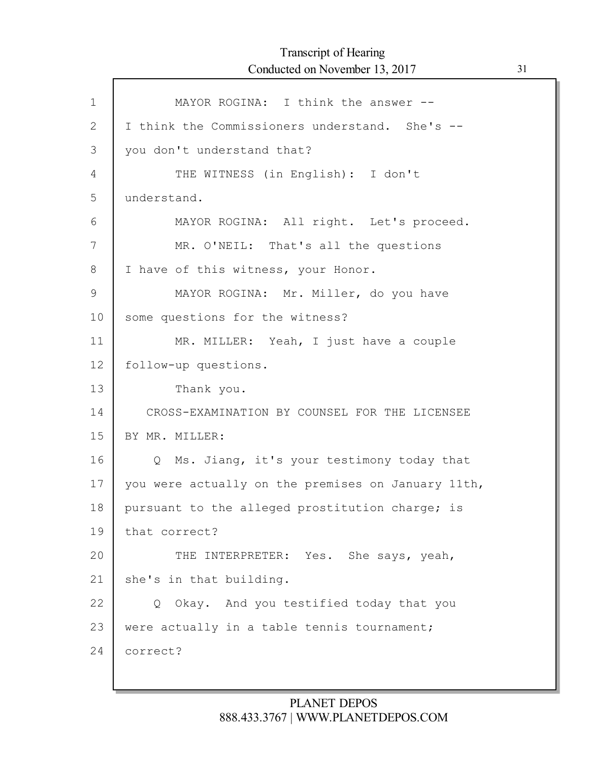MAYOR ROGINA: I think the answer -- I think the Commissioners understand. She's -- you don't understand that?

THE WITNESS (in English): I don't understand.

MAYOR ROGINA: All right. Let's proceed.

MR. O'NEIL: That's all the questions I have of this witness, your Honor.

MAYOR ROGINA: Mr. Miller, do you have some questions for the witness?

MR. MILLER: Yeah, I just have a couple follow-up questions.

Thank you.

CROSS-EXAMINATION BY COUNSEL FOR THE LICENSEE

BY MR. MILLER:

Q Ms. Jiang, it's your testimony today that you were actually on the premises on January 11th, pursuant to the alleged prostitution charge; is that correct?

THE INTERPRETER: Yes. She says, yeah, she's in that building.

Q Okay. And you testified today that you were actually in a table tennis tournament; correct?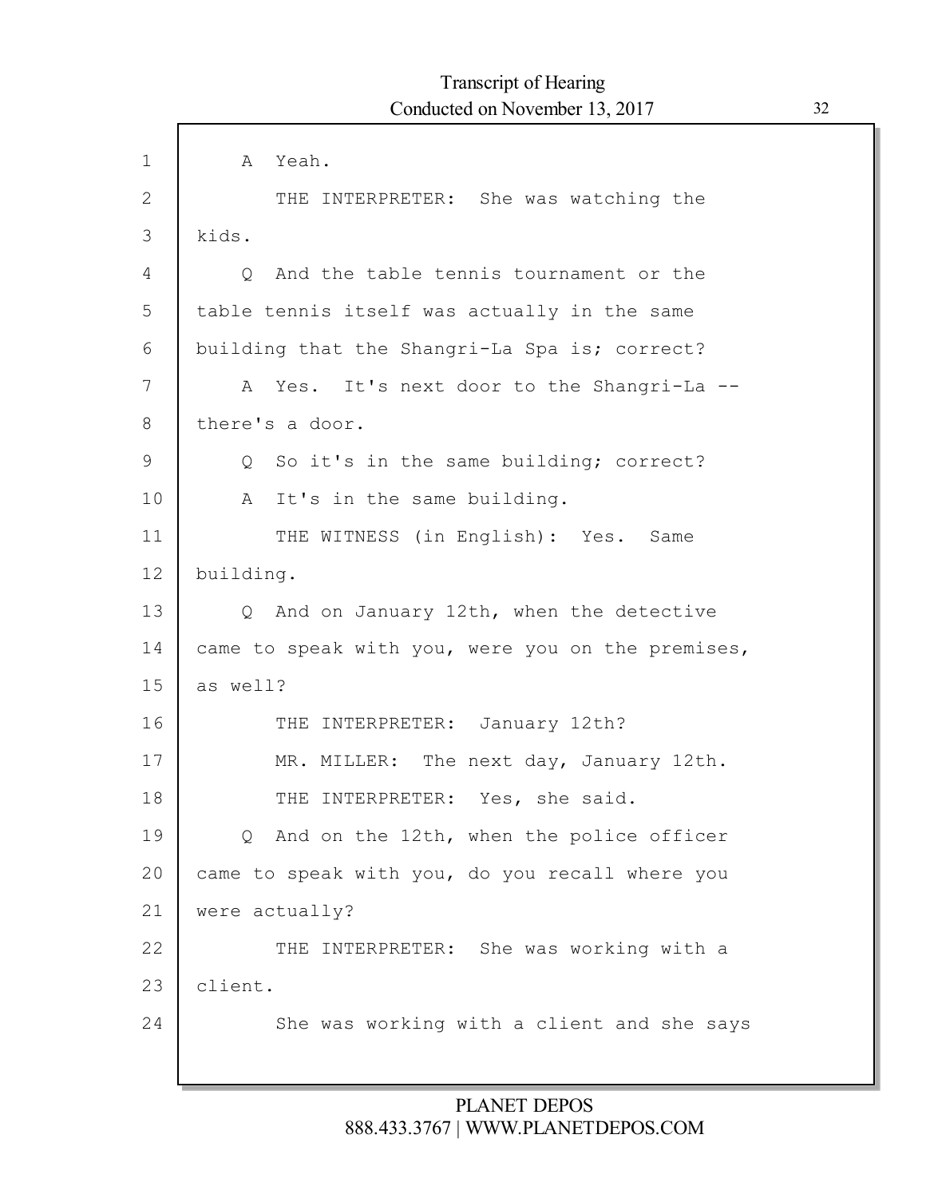A Yeah.

THE INTERPRETER: She was watching the kids.

Q And the table tennis tournament or the table tennis itself was actually in the same building that the Shangri-La Spa is; correct?

A Yes. It's next door to the Shangri-La -- there's a door.

Q So it's in the same building; correct?

A It's in the same building.

THE WITNESS (in English): Yes. Same building.

Q And on January 12th, when the detective came to speak with you, were you on the premises, as well?

THE INTERPRETER: January 12th?

MR. MILLER: The next day, January 12th.

THE INTERPRETER: Yes, she said.

Q And on the 12th, when the police officer came to speak with you, do you recall where you were actually?

THE INTERPRETER: She was working with a client.

She was working with a client and she says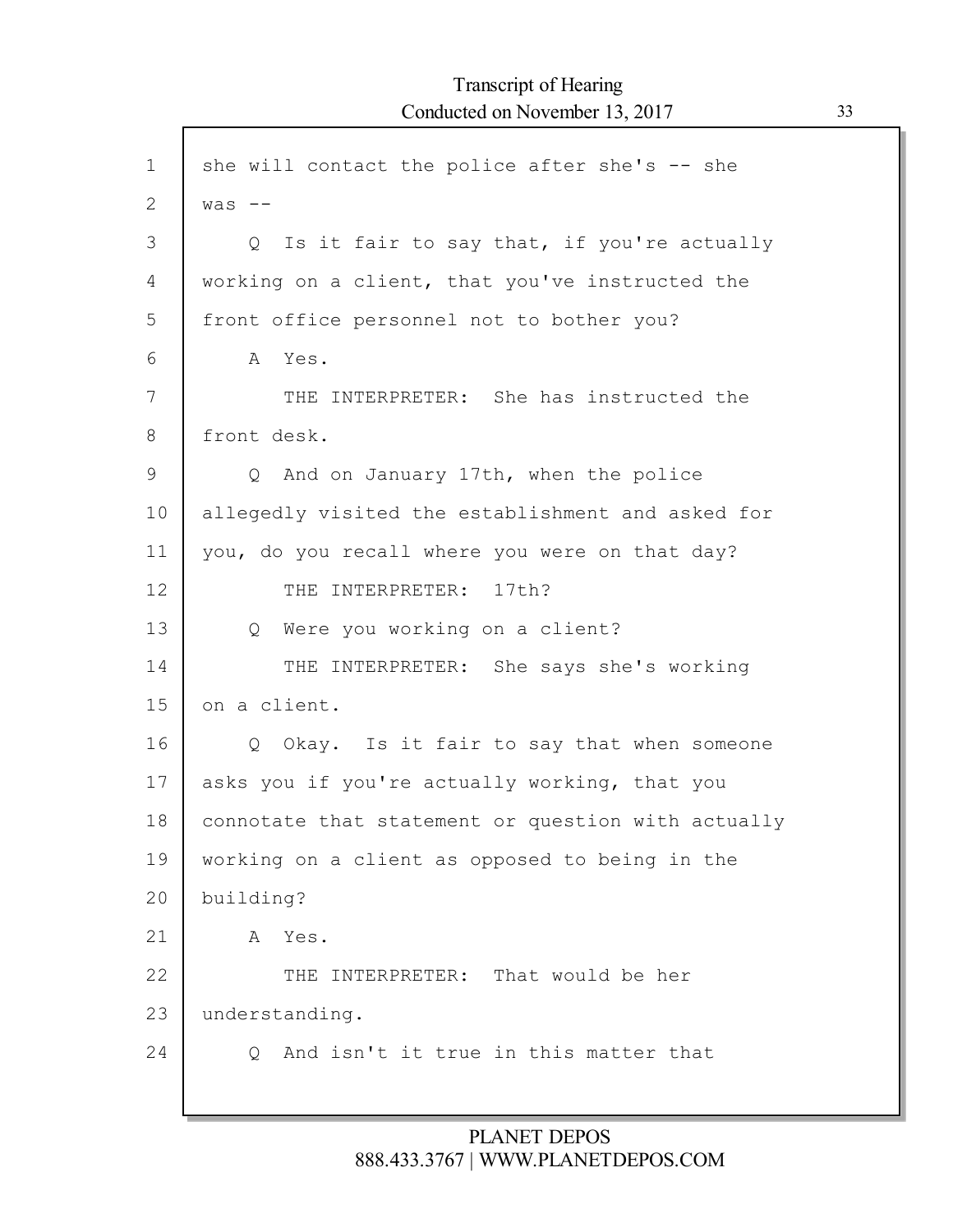she will contact the police after she's -- she was --

Q Is it fair to say that, if you're actually working on a client, that you've instructed the front office personnel not to bother you?

A Yes.

THE INTERPRETER: She has instructed the front desk.

Q And on January 17th, when the police allegedly visited the establishment and asked for you, do you recall where you were on that day?

THE INTERPRETER: 17th?

Q Were you working on a client?

THE INTERPRETER: She says she's working on a client.

Q Okay. Is it fair to say that when someone asks you if you're actually working, that you connotate that statement or question with actually working on a client as opposed to being in the building?

A Yes.

THE INTERPRETER: That would be her understanding.

Q And isn't it true in this matter that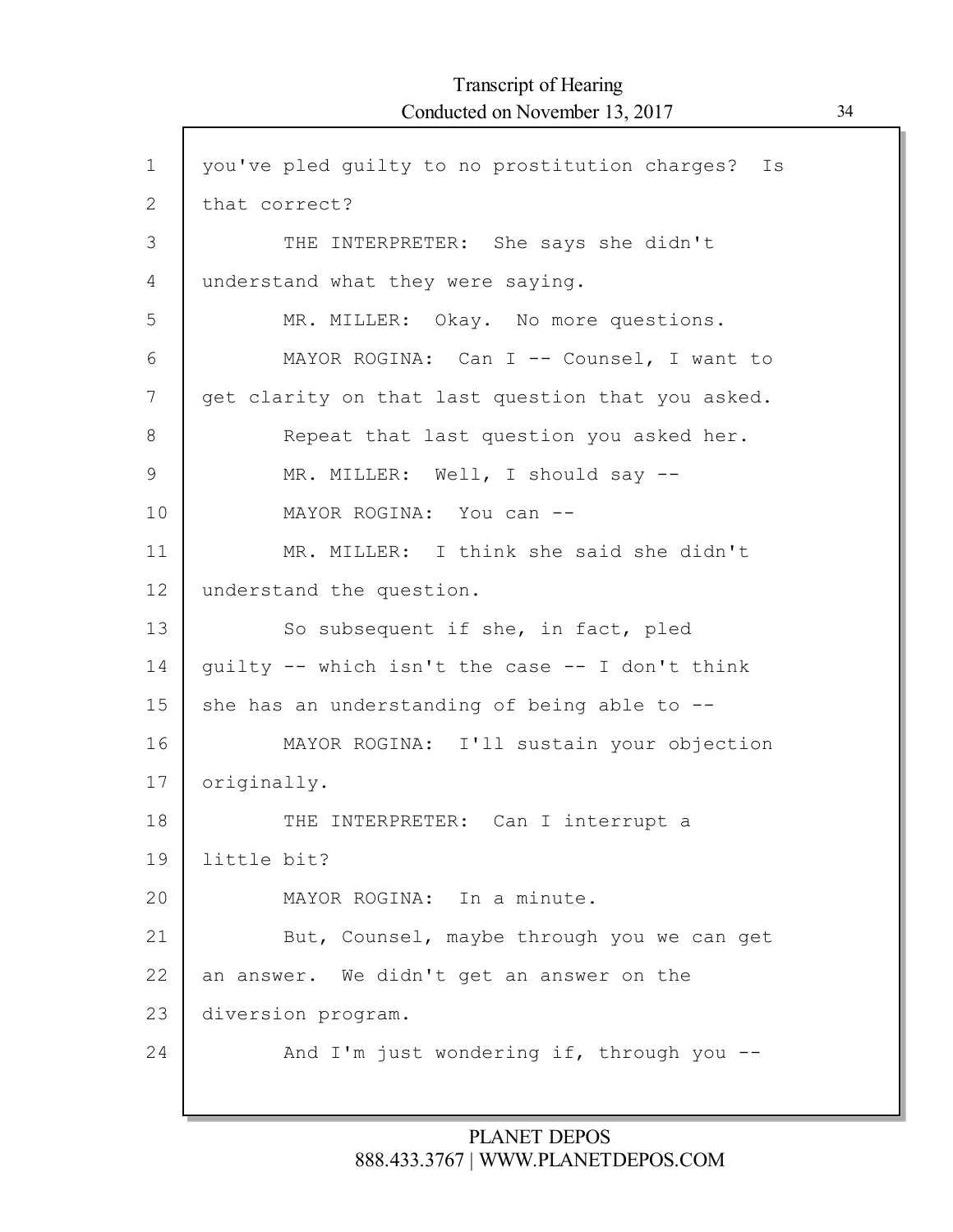you've pled guilty to no prostitution charges? Is that correct?

THE INTERPRETER: She says she didn't understand what they were saying.

MR. MILLER: Okay. No more questions.

MAYOR ROGINA: Can I -- Counsel, I want to get clarity on that last question that you asked.

Repeat that last question you asked her.

MR. MILLER: Well, I should say --

MAYOR ROGINA: You can --

MR. MILLER: I think she said she didn't understand the question.

So subsequent if she, in fact, pled guilty -- which isn't the case -- I don't think she has an understanding of being able to --

MAYOR ROGINA: I'll sustain your objection originally.

THE INTERPRETER: Can I interrupt a little bit?

MAYOR ROGINA: In a minute.

But, Counsel, maybe through you we can get an answer. We didn't get an answer on the diversion program.

And I'm just wondering if, through you --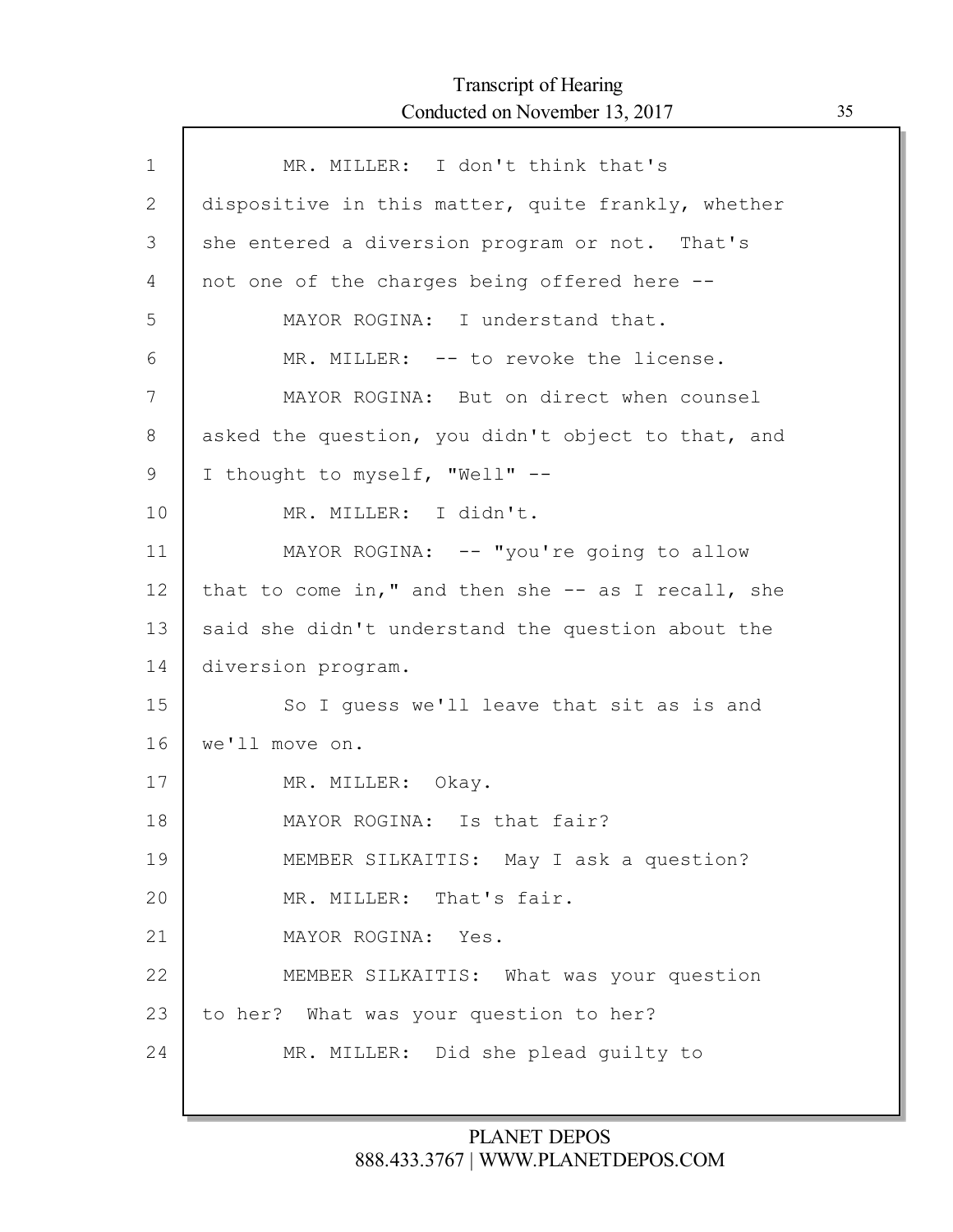MR. MILLER: I don't think that's dispositive in this matter, quite frankly, whether she entered a diversion program or not. That's not one of the charges being offered here --

MAYOR ROGINA: I understand that.

MR. MILLER: -- to revoke the license.

MAYOR ROGINA: But on direct when counsel asked the question, you didn't object to that, and I thought to myself, "Well" --

MR. MILLER: I didn't.

MAYOR ROGINA: -- "you're going to allow that to come in," and then she -- as I recall, she said she didn't understand the question about the diversion program.

So I guess we'll leave that sit as is and we'll move on.

MR. MILLER: Okay.

MAYOR ROGINA: Is that fair?

MEMBER SILKAITIS: May I ask a question?

MR. MILLER: That's fair.

MAYOR ROGINA: Yes.

MEMBER SILKAITIS: What was your question to her? What was your question to her?

MR. MILLER: Did she plead guilty to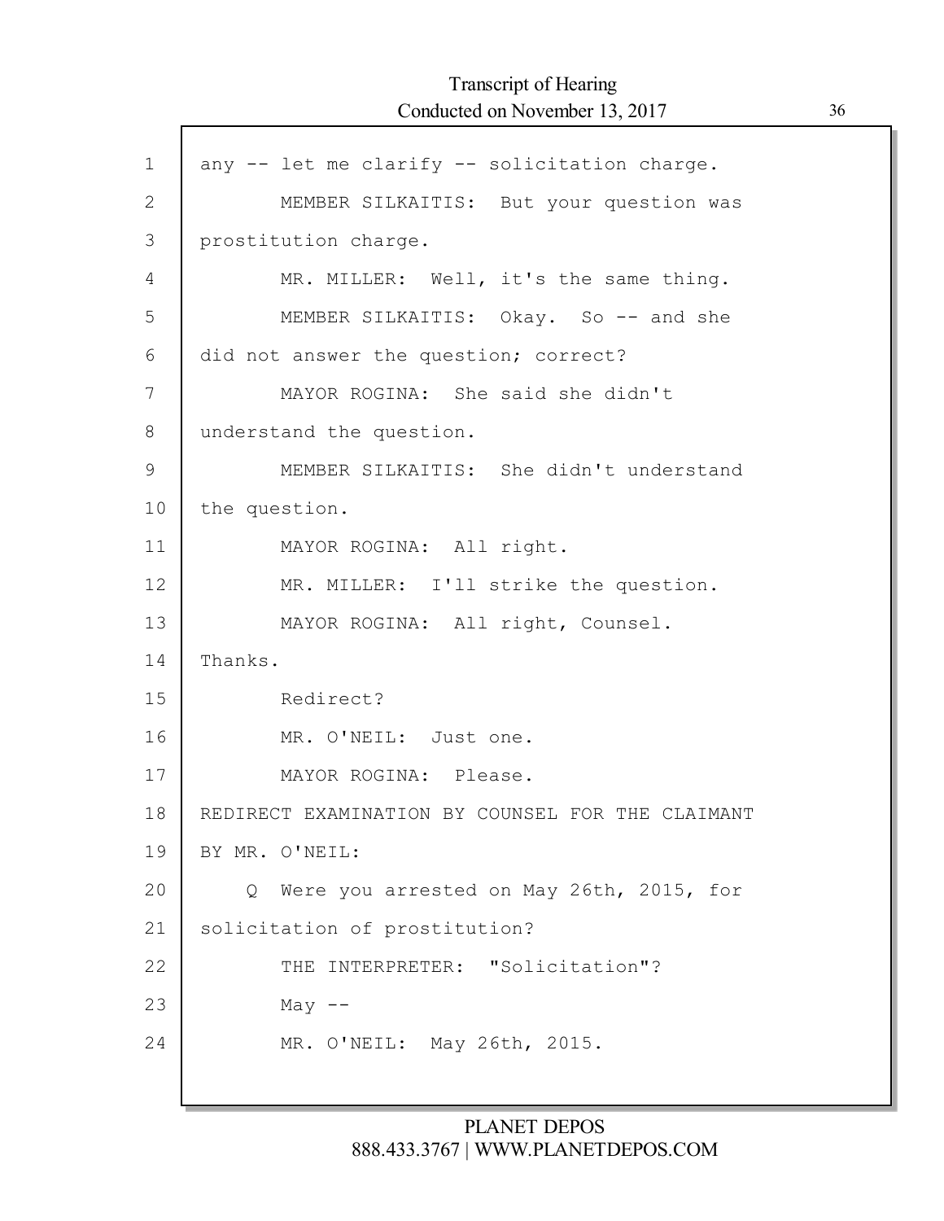any -- let me clarify -- solicitation charge.

MEMBER SILKAITIS: But your question was prostitution charge.

MR. MILLER: Well, it's the same thing.

MEMBER SILKAITIS: Okay. So -- and she did not answer the question; correct?

MAYOR ROGINA: She said she didn't understand the question.

MEMBER SILKAITIS: She didn't understand the question.

MAYOR ROGINA: All right.

MR. MILLER: I'll strike the question.

MAYOR ROGINA: All right, Counsel. Thanks.

Redirect?

MR. O'NEIL: Just one.

MAYOR ROGINA: Please.

REDIRECT EXAMINATION BY COUNSEL FOR THE CLAIMANT

BY MR. O'NEIL:

Q Were you arrested on May 26th, 2015, for solicitation of prostitution?

THE INTERPRETER: "Solicitation"?

May --

MR. O'NEIL: May 26th, 2015.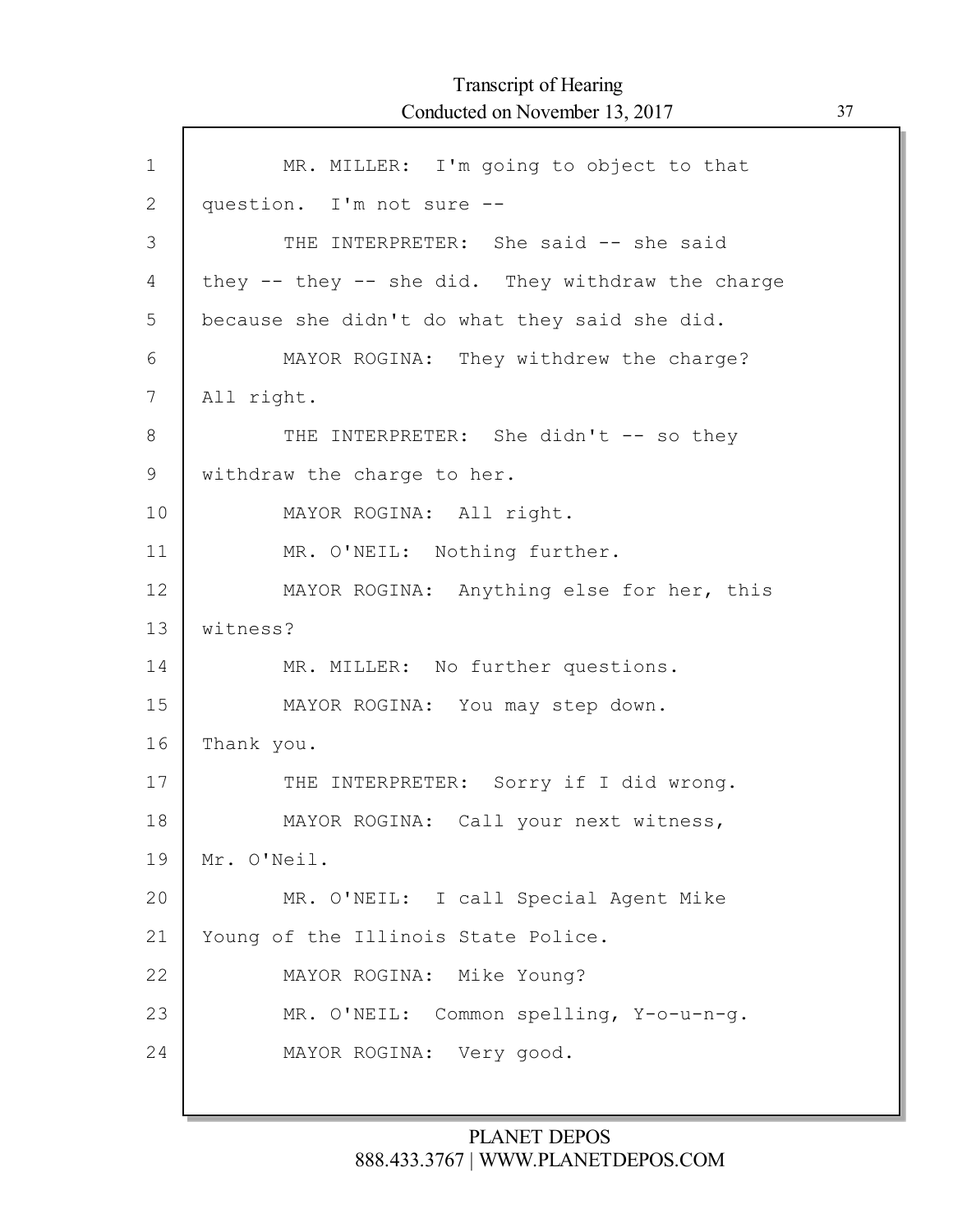MR. MILLER: I'm going to object to that question. I'm not sure --

THE INTERPRETER: She said -- she said they -- they -- she did. They withdraw the charge because she didn't do what they said she did.

MAYOR ROGINA: They withdrew the charge? All right.

THE INTERPRETER: She didn't -- so they withdraw the charge to her.

MAYOR ROGINA: All right.

MR. O'NEIL: Nothing further.

MAYOR ROGINA: Anything else for her, this witness?

MR. MILLER: No further questions.

MAYOR ROGINA: You may step down. Thank you.

THE INTERPRETER: Sorry if I did wrong.

MAYOR ROGINA: Call your next witness, Mr. O'Neil.

MR. O'NEIL: I call Special Agent Mike Young of the Illinois State Police.

MAYOR ROGINA: Mike Young?

MR. O'NEIL: Common spelling, Y-o-u-n-g.

MAYOR ROGINA: Very good.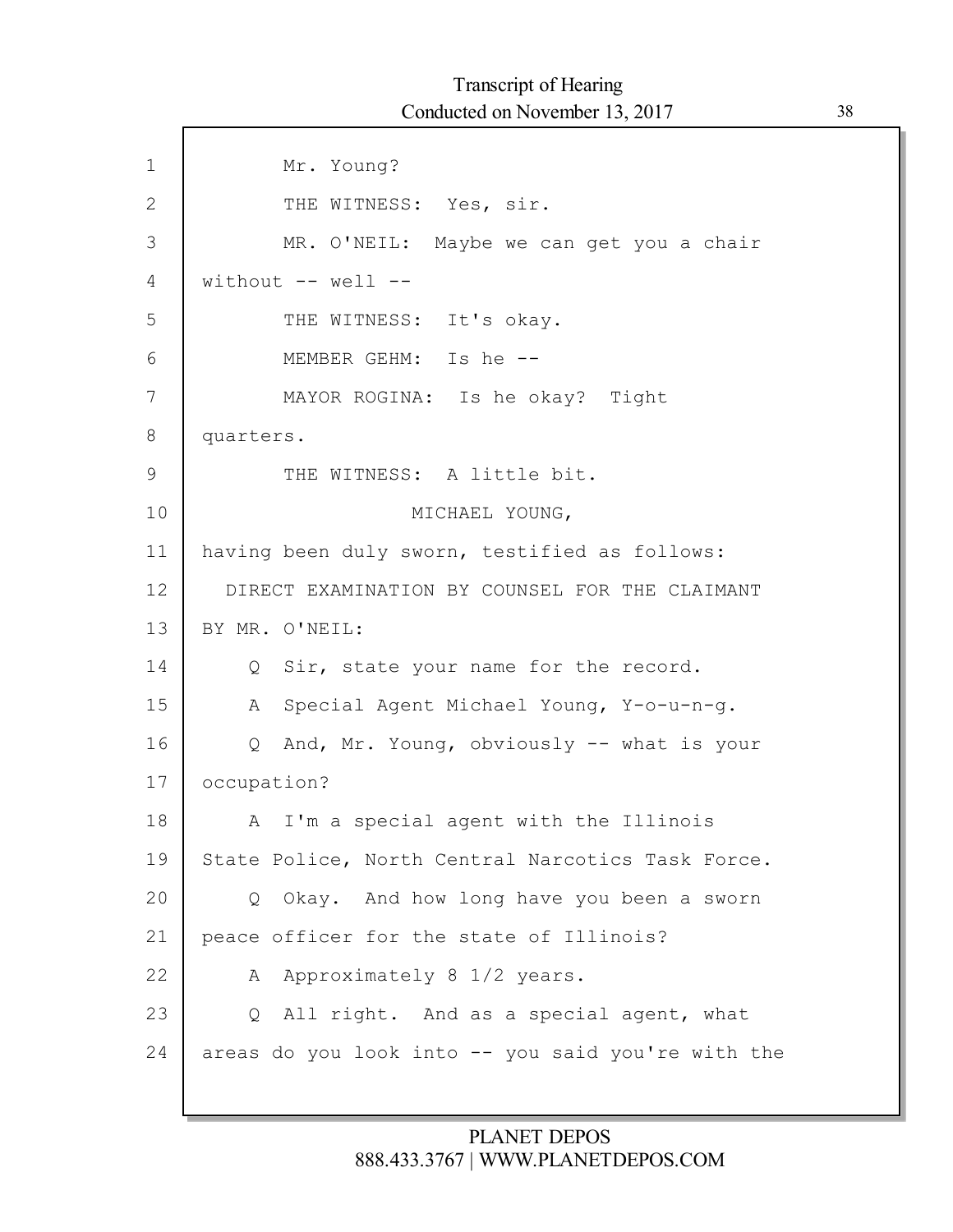1 Mr. Young?

2 THE WITNESS: Yes, sir.

3 MR. O'NEIL: Maybe we can get you a chair

4 without -- well --

5 THE WITNESS: It's okay.

6 MEMBER GEHM: Is he --

7 MAYOR ROGINA: Is he okay? Tight

8 quarters.

9 THE WITNESS: A little bit.

10 MICHAEL YOUNG,

11 having been duly sworn, testified as follows:

12 DIRECT EXAMINATION BY COUNSEL FOR THE CLAIMANT

13 BY MR. O'NEIL:

14 Q Sir, state your name for the record.

15 A Special Agent Michael Young, Y-o-u-n-g.

16 Q And, Mr. Young, obviously -- what is your

17 occupation?

18 A I'm a special agent with the Illinois

19 State Police, North Central Narcotics Task Force.

20 Q Okay. And how long have you been a sworn

21 peace officer for the state of Illinois?

22 A Approximately 8 1/2 years.

23 Q All right. And as a special agent, what

24 areas do you look into -- you said you're with the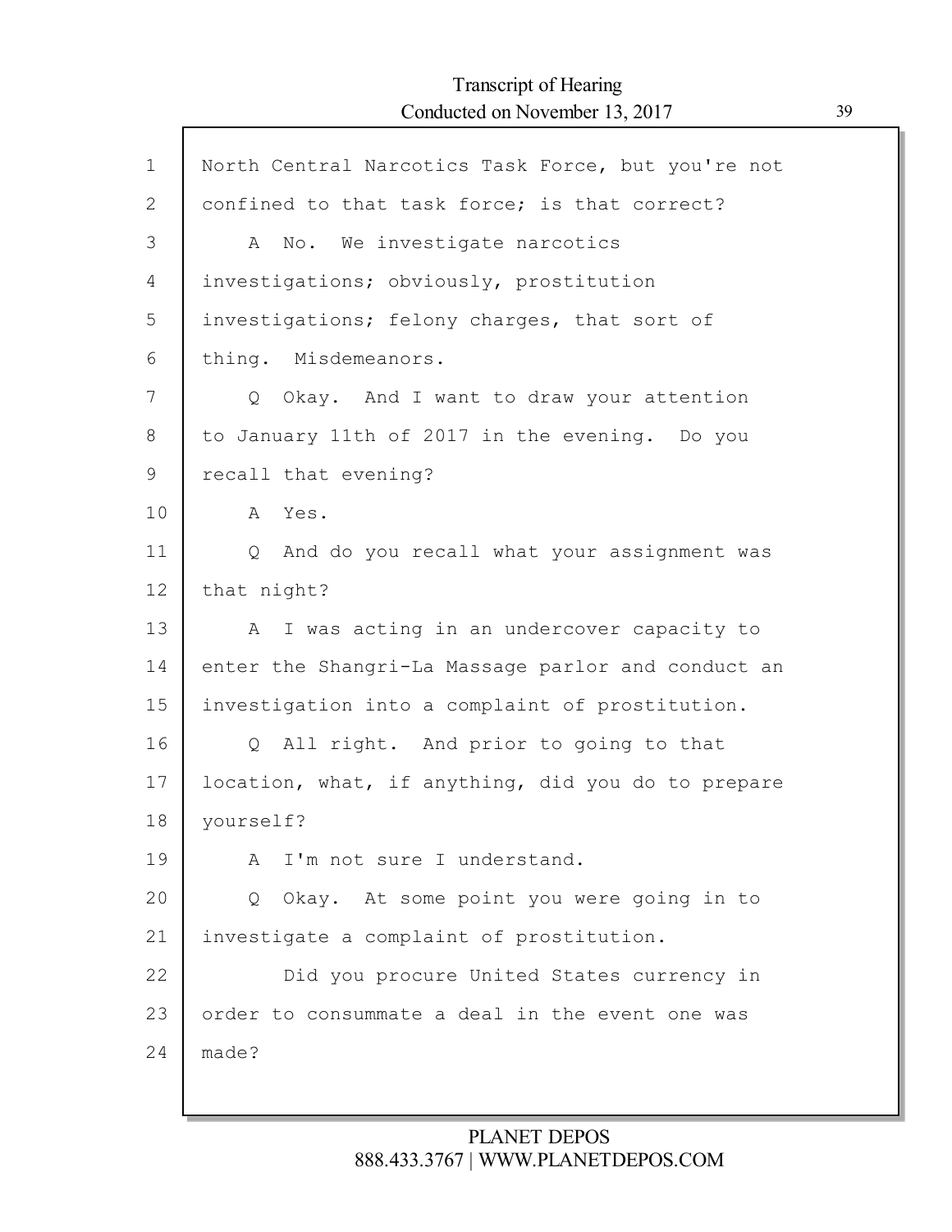1 North Central Narcotics Task Force, but you're not
2 confined to that task force; is that correct?
3 A No. We investigate narcotics
4 investigations; obviously, prostitution
5 investigations; felony charges, that sort of
6 thing. Misdemeanors.
7 Q Okay. And I want to draw your attention
8 to January 11th of 2017 in the evening. Do you
9 recall that evening?
10 A Yes.
11 Q And do you recall what your assignment was
12 that night?
13 A I was acting in an undercover capacity to
14 enter the Shangri-La Massage parlor and conduct an
15 investigation into a complaint of prostitution.
16 Q All right. And prior to going to that
17 location, what, if anything, did you do to prepare
18 yourself?
19 A I'm not sure I understand.
20 Q Okay. At some point you were going in to
21 investigate a complaint of prostitution.
22 Did you procure United States currency in
23 order to consummate a deal in the event one was
24 made?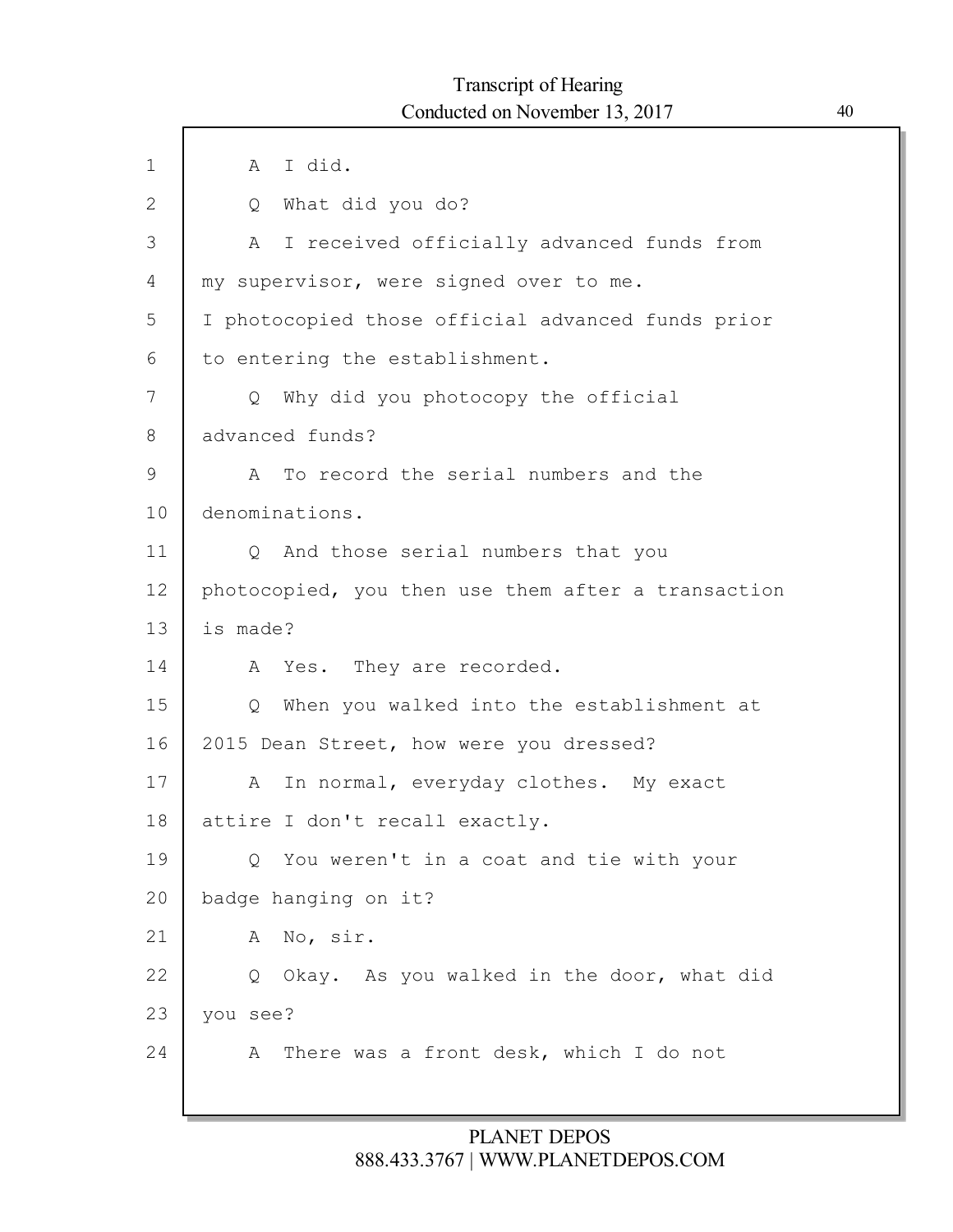1 A I did.

2 Q What did you do?

3 A I received officially advanced funds from

4 my supervisor, were signed over to me.

5 I photocopied those official advanced funds prior

6 to entering the establishment.

7 Q Why did you photocopy the official

8 advanced funds?

9 A To record the serial numbers and the

10 denominations.

11 Q And those serial numbers that you

12 photocopied, you then use them after a transaction

13 is made?

14 A Yes. They are recorded.

15 Q When you walked into the establishment at

16 2015 Dean Street, how were you dressed?

17 A In normal, everyday clothes. My exact

18 attire I don't recall exactly.

19 Q You weren't in a coat and tie with your

20 badge hanging on it?

21 A No, sir.

22 Q Okay. As you walked in the door, what did

23 you see?

24 A There was a front desk, which I do not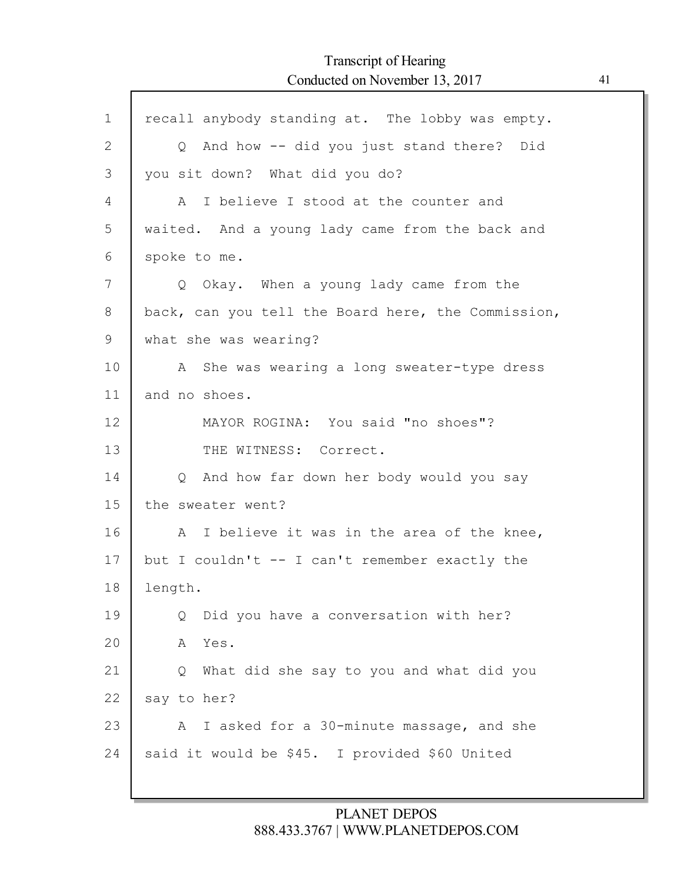recall anybody standing at. The lobby was empty.

Q And how -- did you just stand there? Did you sit down? What did you do?

A I believe I stood at the counter and waited. And a young lady came from the back and spoke to me.

Q Okay. When a young lady came from the back, can you tell the Board here, the Commission, what she was wearing?

A She was wearing a long sweater-type dress and no shoes.

MAYOR ROGINA: You said "no shoes"?

THE WITNESS: Correct.

Q And how far down her body would you say the sweater went?

A I believe it was in the area of the knee, but I couldn't -- I can't remember exactly the length.

Q Did you have a conversation with her?

A Yes.

Q What did she say to you and what did you say to her?

A I asked for a 30-minute massage, and she said it would be $45. I provided $60 United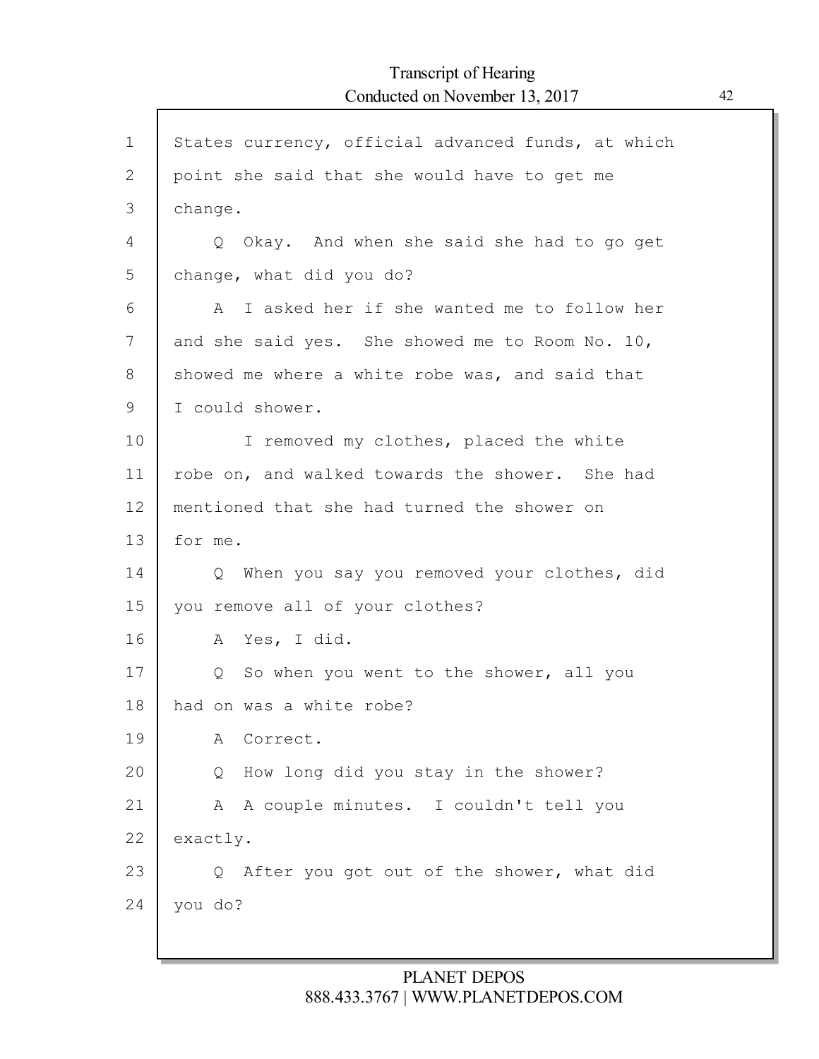States currency, official advanced funds, at which point she said that she would have to get me change.

Q Okay. And when she said she had to go get change, what did you do?

A I asked her if she wanted me to follow her and she said yes. She showed me to Room No. 10, showed me where a white robe was, and said that I could shower.

I removed my clothes, placed the white robe on, and walked towards the shower. She had mentioned that she had turned the shower on for me.

Q When you say you removed your clothes, did you remove all of your clothes?

A Yes, I did.

Q So when you went to the shower, all you had on was a white robe?

A Correct.

Q How long did you stay in the shower?

A A couple minutes. I couldn't tell you exactly.

Q After you got out of the shower, what did you do?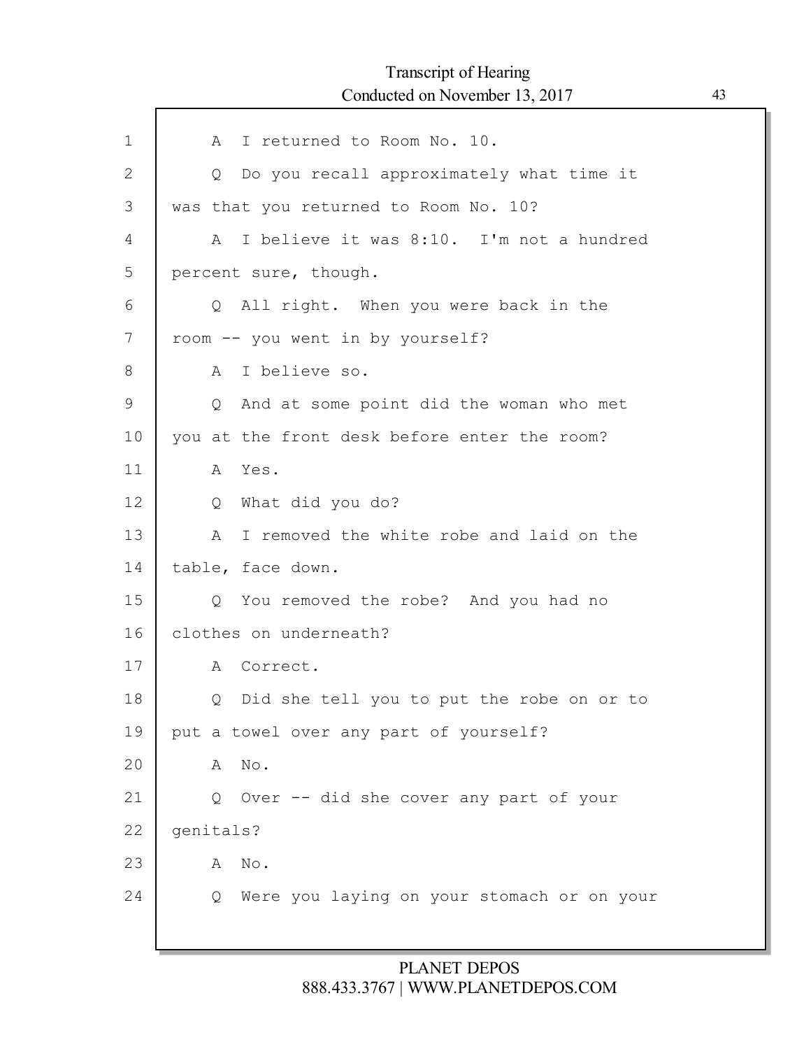1 A I returned to Room No. 10.

2 Q Do you recall approximately what time it

3 was that you returned to Room No. 10?

4 A I believe it was 8:10. I'm not a hundred

5 percent sure, though.

6 Q All right. When you were back in the

7 room -- you went in by yourself?

8 A I believe so.

9 Q And at some point did the woman who met

10 you at the front desk before enter the room?

11 A Yes.

12 Q What did you do?

13 A I removed the white robe and laid on the

14 table, face down.

15 Q You removed the robe? And you had no

16 clothes on underneath?

17 A Correct.

18 Q Did she tell you to put the robe on or to

19 put a towel over any part of yourself?

20 A No.

21 Q Over -- did she cover any part of your

22 genitals?

23 A No.

24 Q Were you laying on your stomach or on your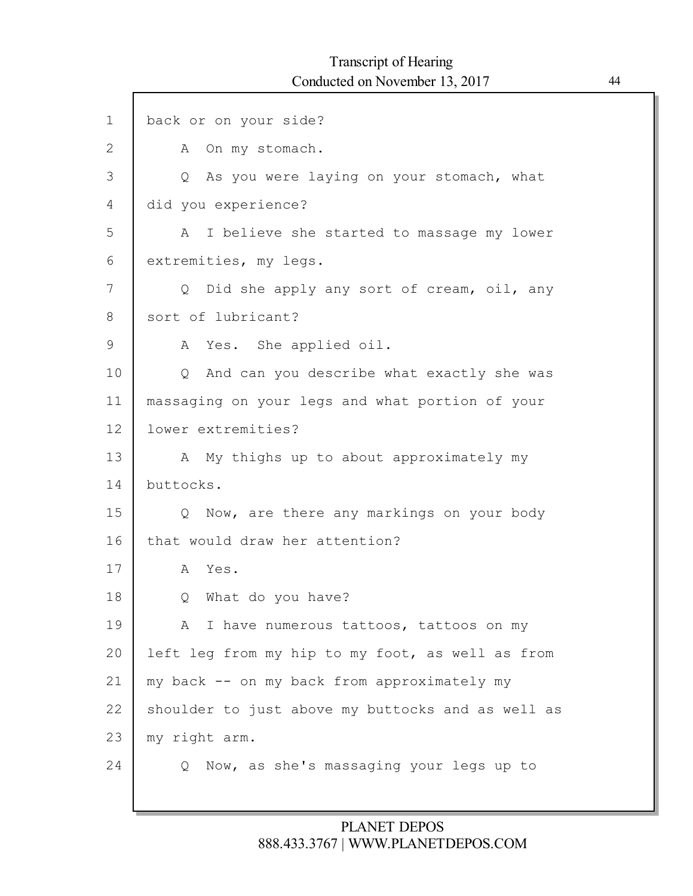back or on your side?

A On my stomach.

Q As you were laying on your stomach, what did you experience?

A I believe she started to massage my lower extremities, my legs.

Q Did she apply any sort of cream, oil, any sort of lubricant?

A Yes. She applied oil.

Q And can you describe what exactly she was massaging on your legs and what portion of your lower extremities?

A My thighs up to about approximately my buttocks.

Q Now, are there any markings on your body that would draw her attention?

A Yes.

Q What do you have?

A I have numerous tattoos, tattoos on my left leg from my hip to my foot, as well as from my back -- on my back from approximately my shoulder to just above my buttocks and as well as my right arm.

Q Now, as she's massaging your legs up to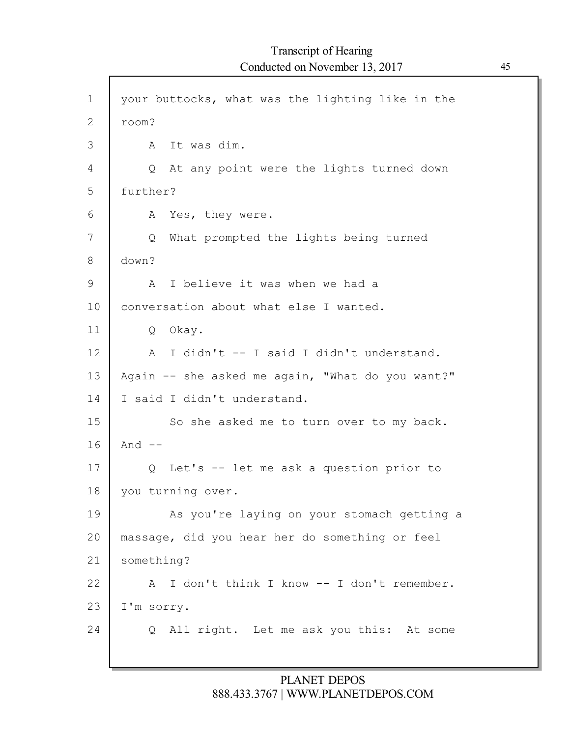1 your buttocks, what was the lighting like in the
2 room?
3 A It was dim.
4 Q At any point were the lights turned down
5 further?
6 A Yes, they were.
7 Q What prompted the lights being turned
8 down?
9 A I believe it was when we had a
10 conversation about what else I wanted.
11 Q Okay.
12 A I didn't -- I said I didn't understand.
13 Again -- she asked me again, "What do you want?"
14 I said I didn't understand.
15 So she asked me to turn over to my back.
16 And --
17 Q Let's -- let me ask a question prior to
18 you turning over.
19 As you're laying on your stomach getting a
20 massage, did you hear her do something or feel
21 something?
22 A I don't think I know -- I don't remember.
23 I'm sorry.
24 Q All right. Let me ask you this: At some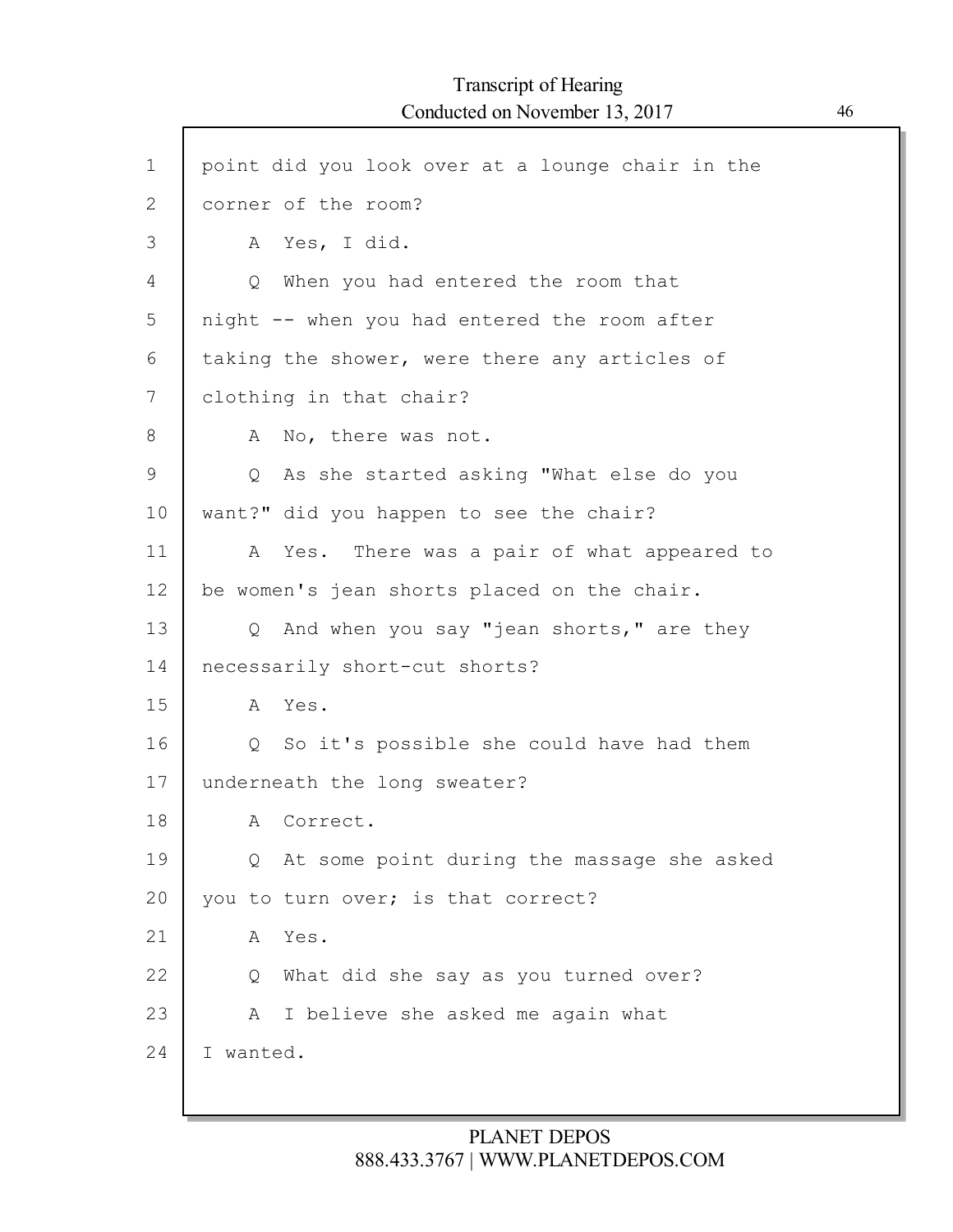point did you look over at a lounge chair in the corner of the room?

A Yes, I did.

Q When you had entered the room that night -- when you had entered the room after taking the shower, were there any articles of clothing in that chair?

A No, there was not.

Q As she started asking "What else do you want?" did you happen to see the chair?

A Yes. There was a pair of what appeared to be women's jean shorts placed on the chair.

Q And when you say "jean shorts," are they necessarily short-cut shorts?

A Yes.

Q So it's possible she could have had them underneath the long sweater?

A Correct.

Q At some point during the massage she asked you to turn over; is that correct?

A Yes.

Q What did she say as you turned over?

A I believe she asked me again what I wanted.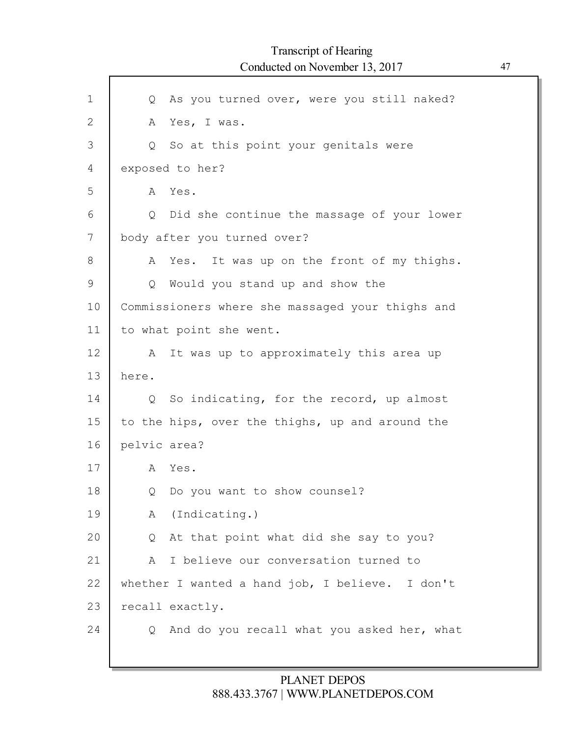1 Q As you turned over, were you still naked?

2 A Yes, I was.

3 Q So at this point your genitals were

4 exposed to her?

5 A Yes.

6 Q Did she continue the massage of your lower

7 body after you turned over?

8 A Yes. It was up on the front of my thighs.

9 Q Would you stand up and show the

10 Commissioners where she massaged your thighs and

11 to what point she went.

12 A It was up to approximately this area up

13 here.

14 Q So indicating, for the record, up almost

15 to the hips, over the thighs, up and around the

16 pelvic area?

17 A Yes.

18 Q Do you want to show counsel?

19 A (Indicating.)

20 Q At that point what did she say to you?

21 A I believe our conversation turned to

22 whether I wanted a hand job, I believe. I don't

23 recall exactly.

24 Q And do you recall what you asked her, what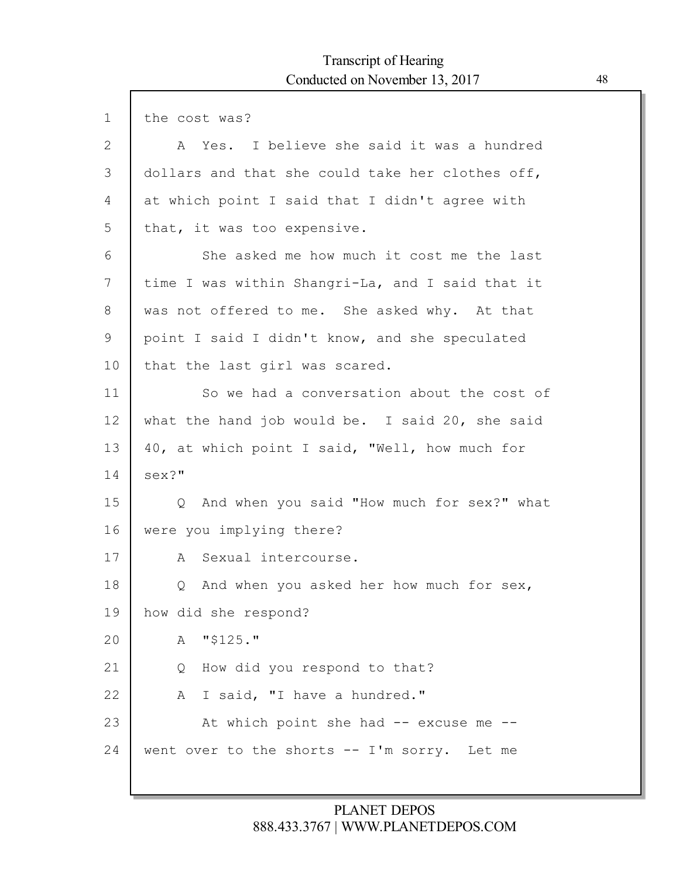1 the cost was?

2 A Yes. I believe she said it was a hundred

3 dollars and that she could take her clothes off,

4 at which point I said that I didn't agree with

5 that, it was too expensive.

6 She asked me how much it cost me the last

7 time I was within Shangri-La, and I said that it

8 was not offered to me. She asked why. At that

9 point I said I didn't know, and she speculated

10 that the last girl was scared.

11 So we had a conversation about the cost of

12 what the hand job would be. I said 20, she said

13 40, at which point I said, "Well, how much for

14 sex?"

15 Q And when you said "How much for sex?" what

16 were you implying there?

17 A Sexual intercourse.

18 Q And when you asked her how much for sex,

19 how did she respond?

20 A "$125."

21 Q How did you respond to that?

22 A I said, "I have a hundred."

23 At which point she had -- excuse me --

24 went over to the shorts -- I'm sorry. Let me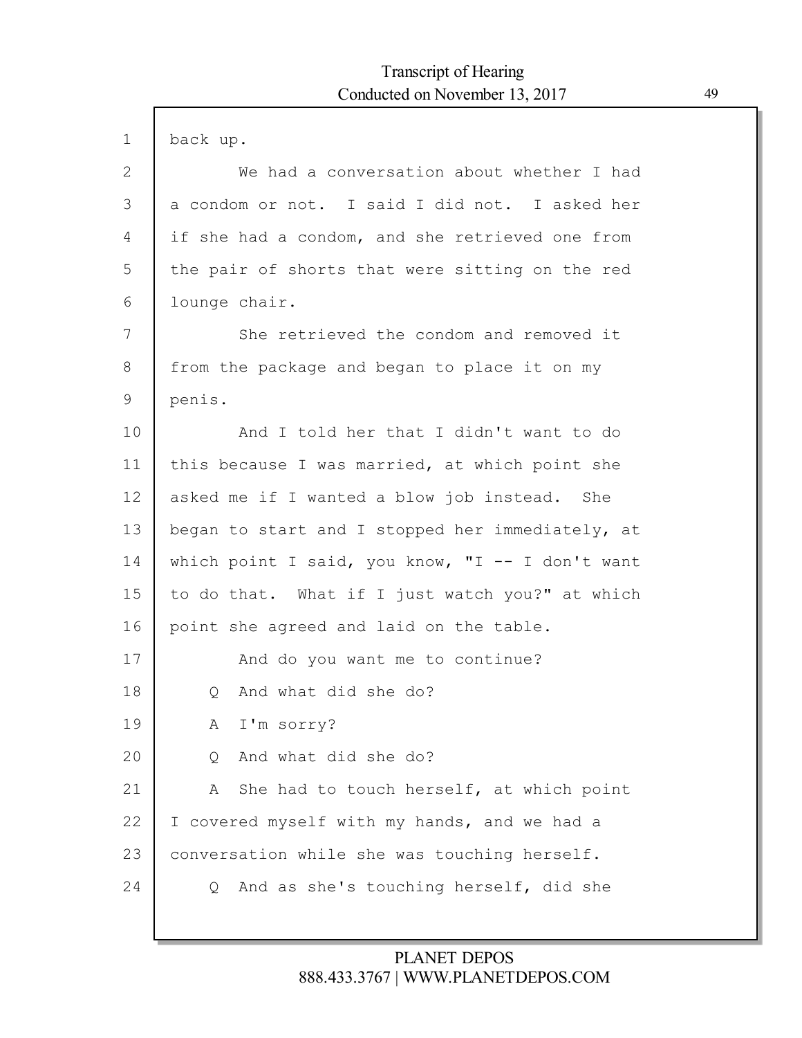back up.

We had a conversation about whether I had a condom or not. I said I did not. I asked her if she had a condom, and she retrieved one from the pair of shorts that were sitting on the red lounge chair.

She retrieved the condom and removed it from the package and began to place it on my penis.

And I told her that I didn't want to do this because I was married, at which point she asked me if I wanted a blow job instead. She began to start and I stopped her immediately, at which point I said, you know, "I -- I don't want to do that. What if I just watch you?" at which point she agreed and laid on the table.

And do you want me to continue?

Q And what did she do?

A I'm sorry?

Q And what did she do?

A She had to touch herself, at which point I covered myself with my hands, and we had a conversation while she was touching herself.

Q And as she's touching herself, did she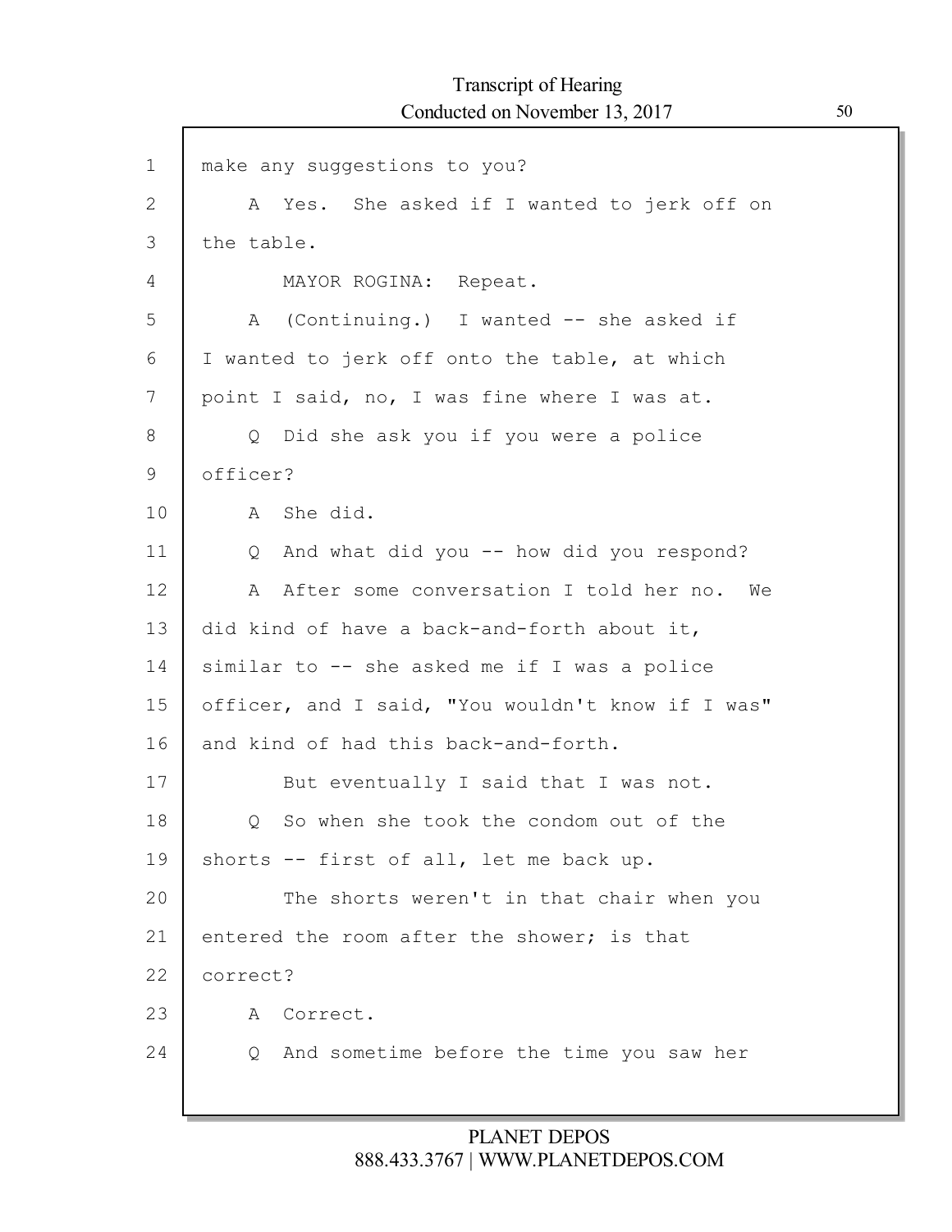make any suggestions to you?

A Yes. She asked if I wanted to jerk off on the table.

MAYOR ROGINA: Repeat.

A (Continuing.) I wanted -- she asked if I wanted to jerk off onto the table, at which point I said, no, I was fine where I was at.

Q Did she ask you if you were a police officer?

A She did.

Q And what did you -- how did you respond?

A After some conversation I told her no. We did kind of have a back-and-forth about it, similar to -- she asked me if I was a police officer, and I said, "You wouldn't know if I was" and kind of had this back-and-forth.

But eventually I said that I was not.

Q So when she took the condom out of the shorts -- first of all, let me back up.

The shorts weren't in that chair when you entered the room after the shower; is that correct?

A Correct.

Q And sometime before the time you saw her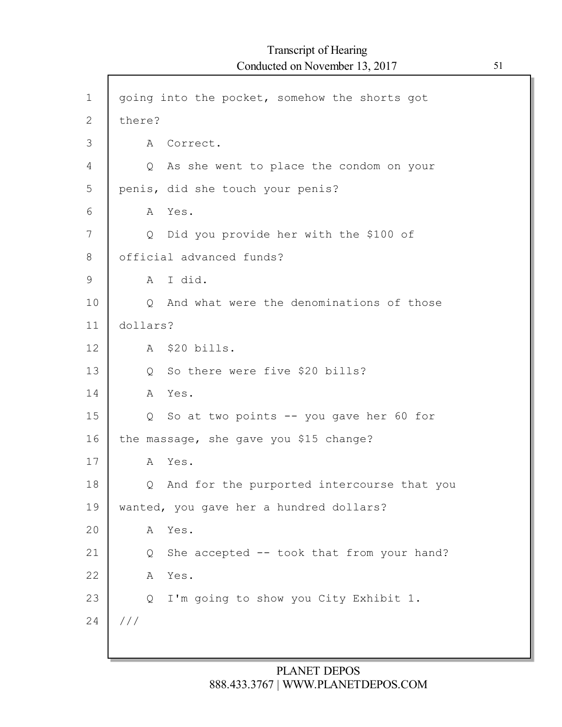going into the pocket, somehow the shorts got there?

A Correct.

Q As she went to place the condom on your penis, did she touch your penis?

A Yes.

Q Did you provide her with the $100 of official advanced funds?

A I did.

Q And what were the denominations of those dollars?

A $20 bills.

Q So there were five $20 bills?

A Yes.

Q So at two points -- you gave her 60 for the massage, she gave you $15 change?

A Yes.

Q And for the purported intercourse that you wanted, you gave her a hundred dollars?

A Yes.

Q She accepted -- took that from your hand?

A Yes.

Q I'm going to show you City Exhibit 1.

///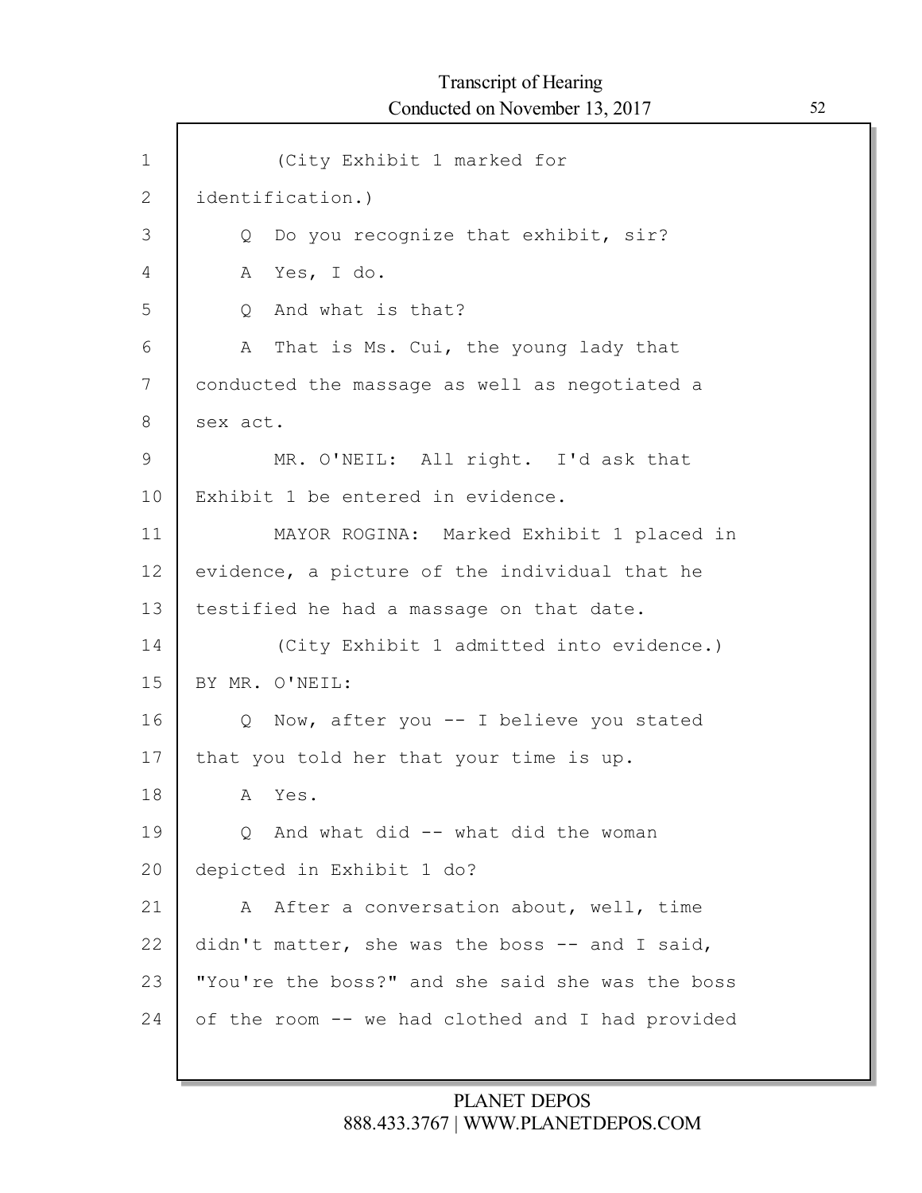(City Exhibit 1 marked for identification.)

Q Do you recognize that exhibit, sir?

A Yes, I do.

Q And what is that?

A That is Ms. Cui, the young lady that conducted the massage as well as negotiated a sex act.

MR. O'NEIL: All right. I'd ask that Exhibit 1 be entered in evidence.

MAYOR ROGINA: Marked Exhibit 1 placed in evidence, a picture of the individual that he testified he had a massage on that date.

(City Exhibit 1 admitted into evidence.)

BY MR. O'NEIL:

Q Now, after you -- I believe you stated that you told her that your time is up.

A Yes.

Q And what did -- what did the woman depicted in Exhibit 1 do?

A After a conversation about, well, time didn't matter, she was the boss -- and I said, "You're the boss?" and she said she was the boss of the room -- we had clothed and I had provided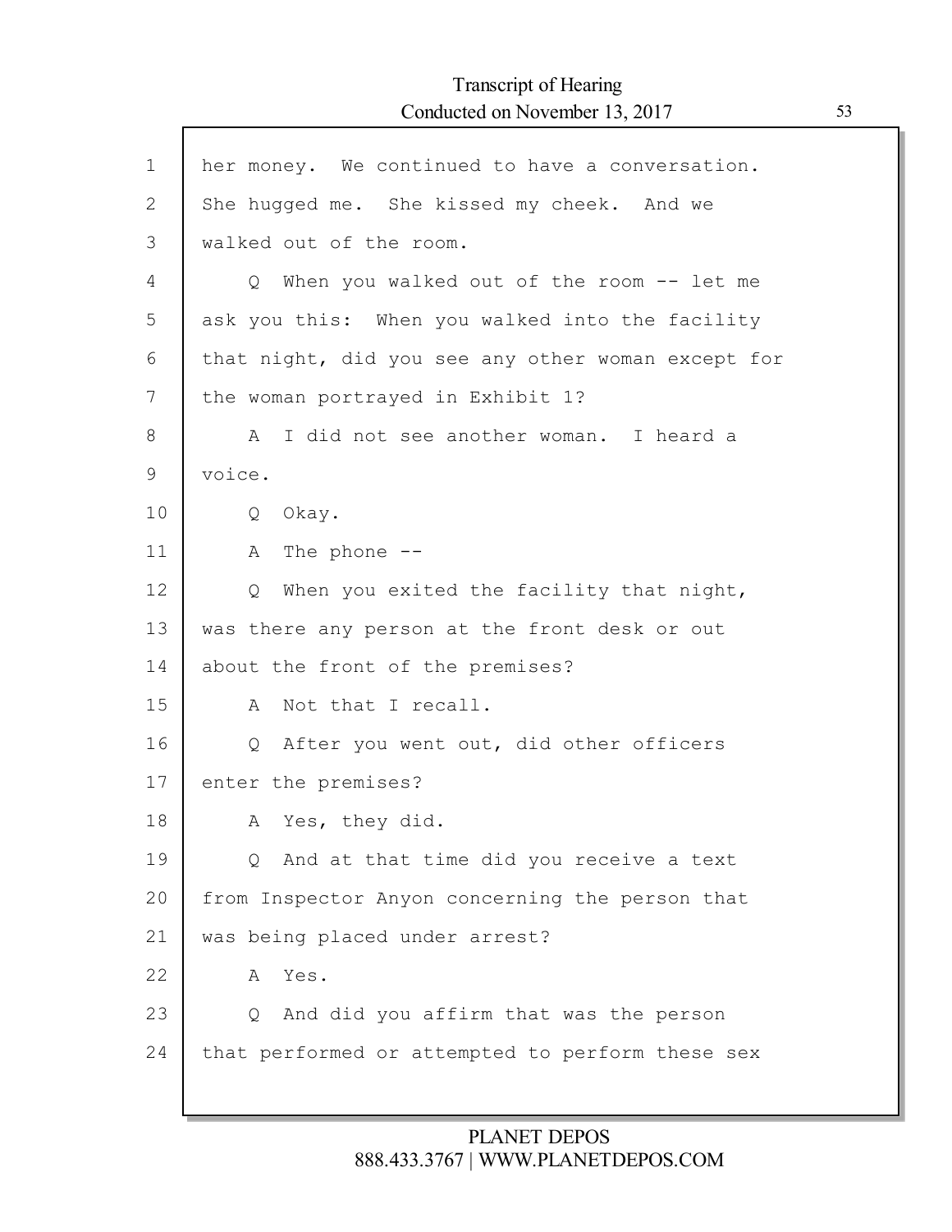her money. We continued to have a conversation. She hugged me. She kissed my cheek. And we walked out of the room.

Q When you walked out of the room -- let me ask you this: When you walked into the facility that night, did you see any other woman except for the woman portrayed in Exhibit 1?

A I did not see another woman. I heard a voice.

Q Okay.

A The phone --

Q When you exited the facility that night, was there any person at the front desk or out about the front of the premises?

A Not that I recall.

Q After you went out, did other officers enter the premises?

A Yes, they did.

Q And at that time did you receive a text from Inspector Anyon concerning the person that was being placed under arrest?

A Yes.

Q And did you affirm that was the person that performed or attempted to perform these sex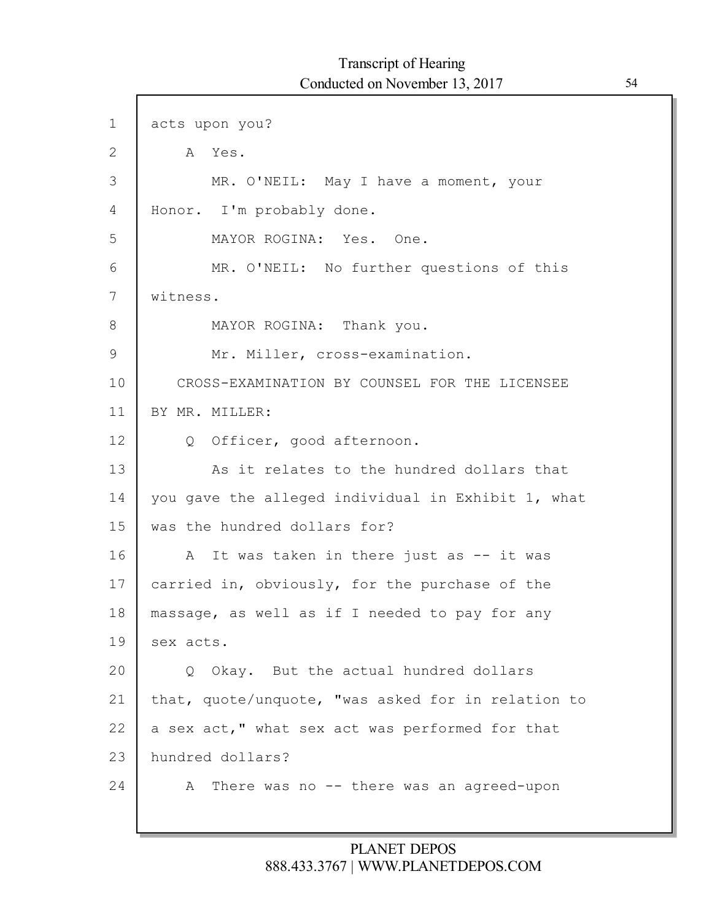acts upon you?

A Yes.

MR. O'NEIL: May I have a moment, your Honor. I'm probably done.

MAYOR ROGINA: Yes. One.

MR. O'NEIL: No further questions of this witness.

MAYOR ROGINA: Thank you.

Mr. Miller, cross-examination.

CROSS-EXAMINATION BY COUNSEL FOR THE LICENSEE

BY MR. MILLER:

Q Officer, good afternoon.

As it relates to the hundred dollars that you gave the alleged individual in Exhibit 1, what was the hundred dollars for?

A It was taken in there just as -- it was carried in, obviously, for the purchase of the massage, as well as if I needed to pay for any sex acts.

Q Okay. But the actual hundred dollars that, quote/unquote, "was asked for in relation to a sex act," what sex act was performed for that hundred dollars?

A There was no -- there was an agreed-upon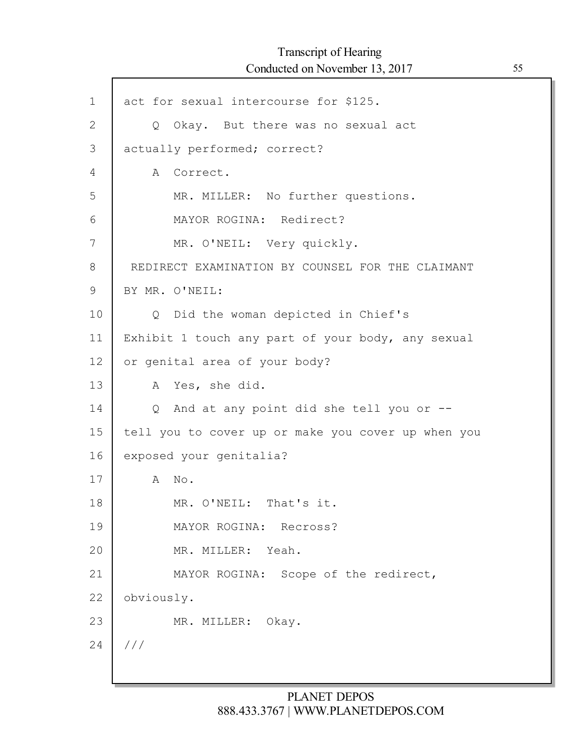act for sexual intercourse for $125.

Q Okay. But there was no sexual act actually performed; correct?

A Correct.

MR. MILLER: No further questions.

MAYOR ROGINA: Redirect?

MR. O'NEIL: Very quickly.

REDIRECT EXAMINATION BY COUNSEL FOR THE CLAIMANT

BY MR. O'NEIL:

Q Did the woman depicted in Chief's Exhibit 1 touch any part of your body, any sexual or genital area of your body?

A Yes, she did.

Q And at any point did she tell you or -- tell you to cover up or make you cover up when you exposed your genitalia?

A No.

MR. O'NEIL: That's it.

MAYOR ROGINA: Recross?

MR. MILLER: Yeah.

MAYOR ROGINA: Scope of the redirect, obviously.

MR. MILLER: Okay.

///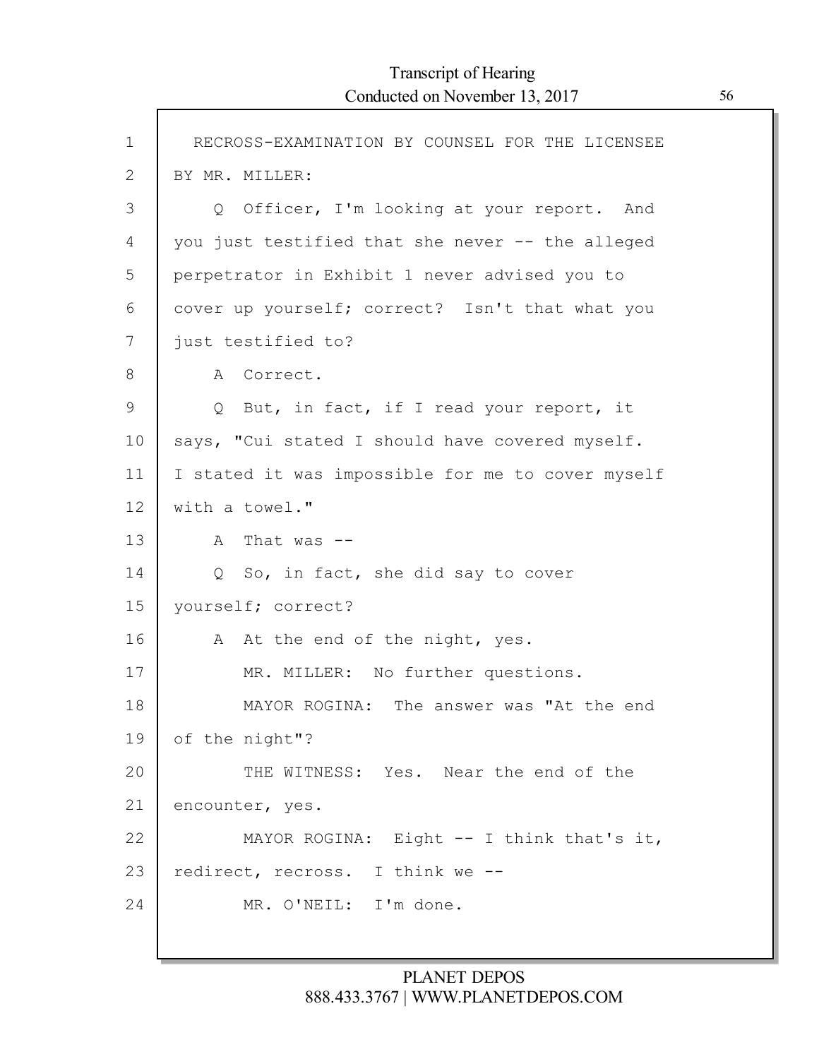RECROSS-EXAMINATION BY COUNSEL FOR THE LICENSEE

BY MR. MILLER:

Q Officer, I'm looking at your report. And you just testified that she never -- the alleged perpetrator in Exhibit 1 never advised you to cover up yourself; correct? Isn't that what you just testified to?

A Correct.

Q But, in fact, if I read your report, it says, "Cui stated I should have covered myself. I stated it was impossible for me to cover myself with a towel."

A That was --

Q So, in fact, she did say to cover yourself; correct?

A At the end of the night, yes.

MR. MILLER: No further questions.

MAYOR ROGINA: The answer was "At the end of the night"?

THE WITNESS: Yes. Near the end of the encounter, yes.

MAYOR ROGINA: Eight -- I think that's it, redirect, recross. I think we --

MR. O'NEIL: I'm done.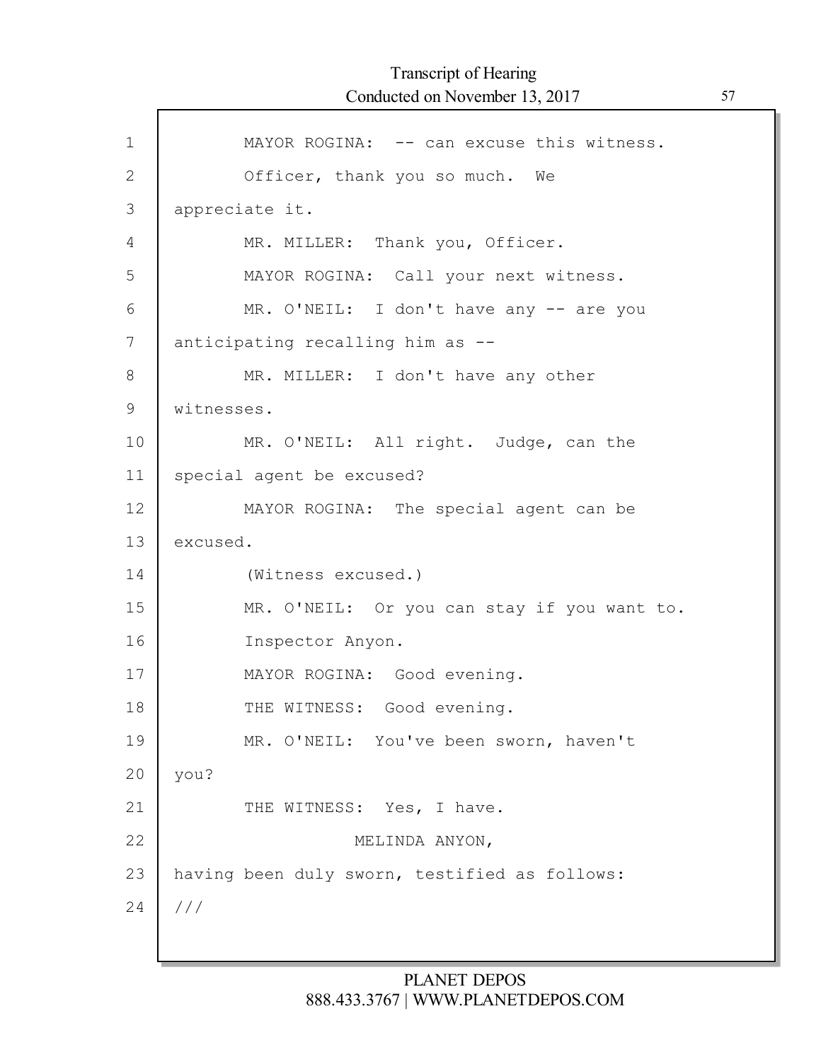MAYOR ROGINA: -- can excuse this witness.

Officer, thank you so much. We appreciate it.

MR. MILLER: Thank you, Officer.

MAYOR ROGINA: Call your next witness.

MR. O'NEIL: I don't have any -- are you anticipating recalling him as --

MR. MILLER: I don't have any other witnesses.

MR. O'NEIL: All right. Judge, can the special agent be excused?

MAYOR ROGINA: The special agent can be excused.

(Witness excused.)

MR. O'NEIL: Or you can stay if you want to.

Inspector Anyon.

MAYOR ROGINA: Good evening.

THE WITNESS: Good evening.

MR. O'NEIL: You've been sworn, haven't you?

THE WITNESS: Yes, I have.

MELINDA ANYON,

having been duly sworn, testified as follows:

///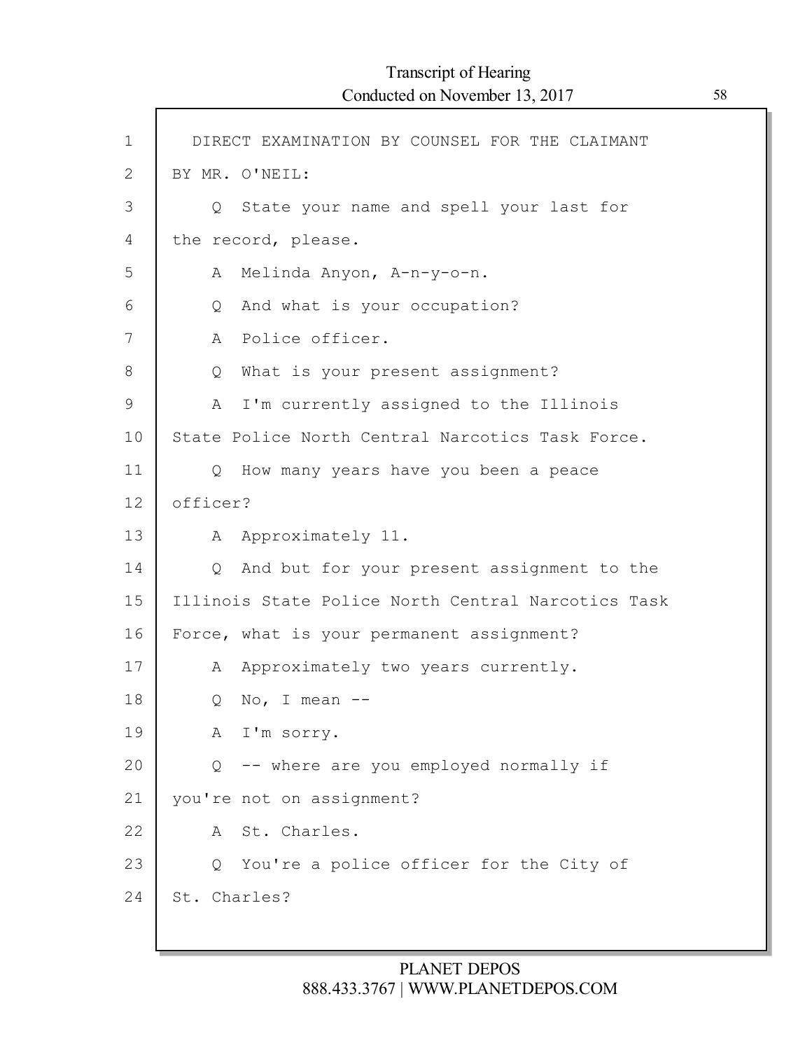DIRECT EXAMINATION BY COUNSEL FOR THE CLAIMANT

BY MR. O'NEIL:

Q State your name and spell your last for the record, please.

A Melinda Anyon, A-n-y-o-n.

Q And what is your occupation?

A Police officer.

Q What is your present assignment?

A I'm currently assigned to the Illinois State Police North Central Narcotics Task Force.

Q How many years have you been a peace officer?

A Approximately 11.

Q And but for your present assignment to the Illinois State Police North Central Narcotics Task Force, what is your permanent assignment?

A Approximately two years currently.

Q No, I mean --

A I'm sorry.

Q -- where are you employed normally if you're not on assignment?

A St. Charles.

Q You're a police officer for the City of St. Charles?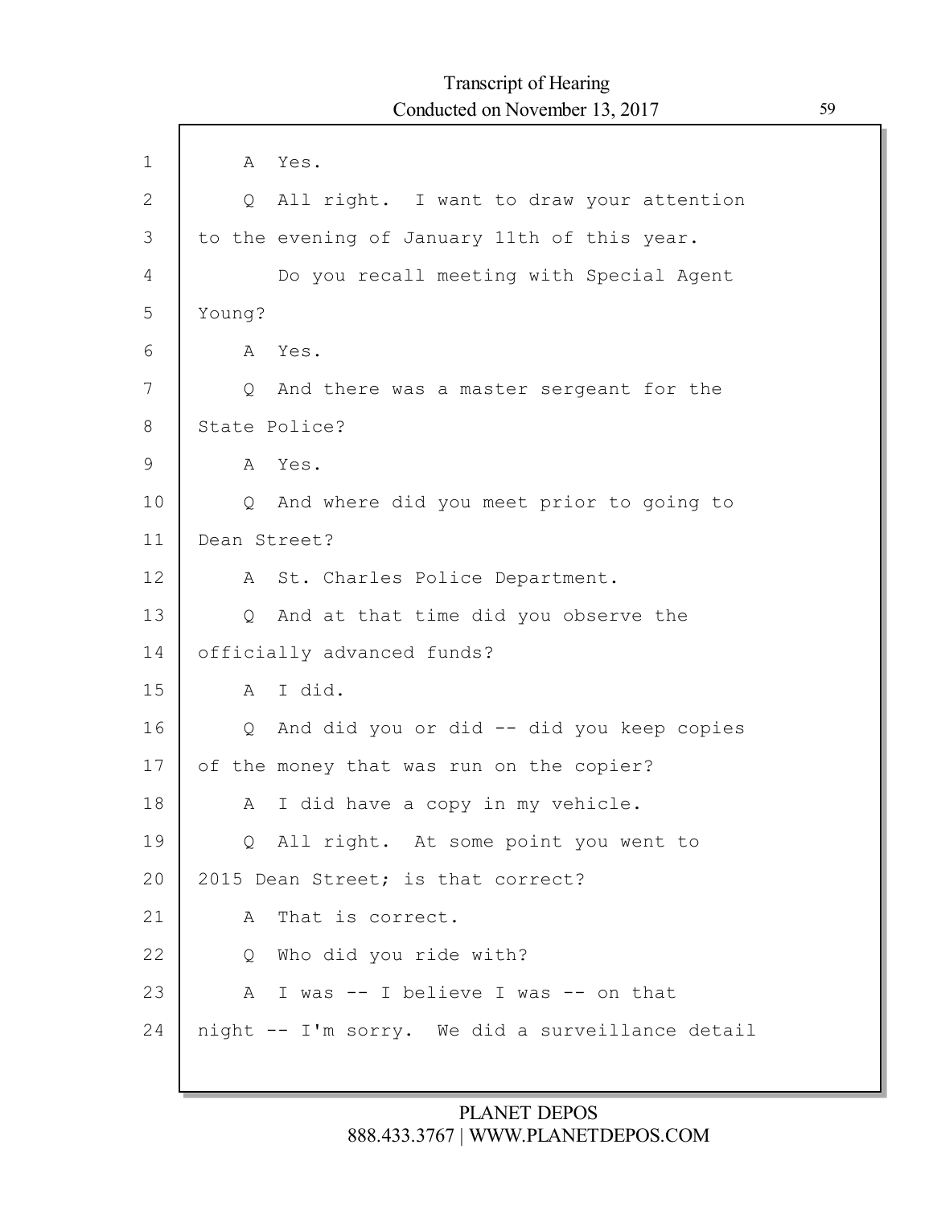A Yes.

Q All right. I want to draw your attention to the evening of January 11th of this year.

Do you recall meeting with Special Agent Young?

A Yes.

Q And there was a master sergeant for the State Police?

A Yes.

Q And where did you meet prior to going to Dean Street?

A St. Charles Police Department.

Q And at that time did you observe the officially advanced funds?

A I did.

Q And did you or did -- did you keep copies of the money that was run on the copier?

A I did have a copy in my vehicle.

Q All right. At some point you went to 2015 Dean Street; is that correct?

A That is correct.

Q Who did you ride with?

A I was -- I believe I was -- on that night -- I'm sorry. We did a surveillance detail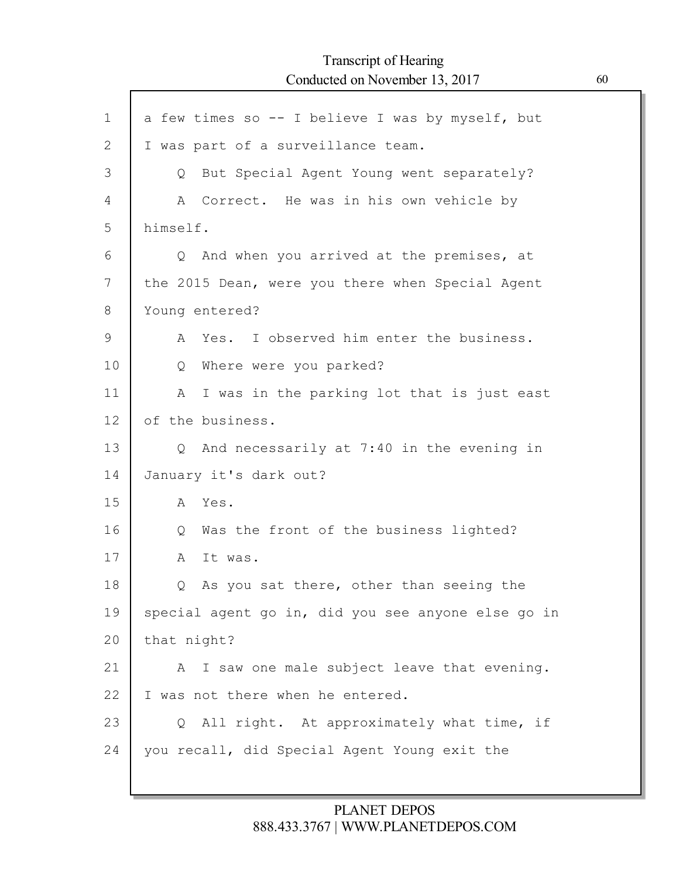a few times so -- I believe I was by myself, but
I was part of a surveillance team.

Q But Special Agent Young went separately?

A Correct. He was in his own vehicle by
himself.

Q And when you arrived at the premises, at
the 2015 Dean, were you there when Special Agent
Young entered?

A Yes. I observed him enter the business.

Q Where were you parked?

A I was in the parking lot that is just east
of the business.

Q And necessarily at 7:40 in the evening in
January it's dark out?

A Yes.

Q Was the front of the business lighted?

A It was.

Q As you sat there, other than seeing the
special agent go in, did you see anyone else go in
that night?

A I saw one male subject leave that evening.
I was not there when he entered.

Q All right. At approximately what time, if
you recall, did Special Agent Young exit the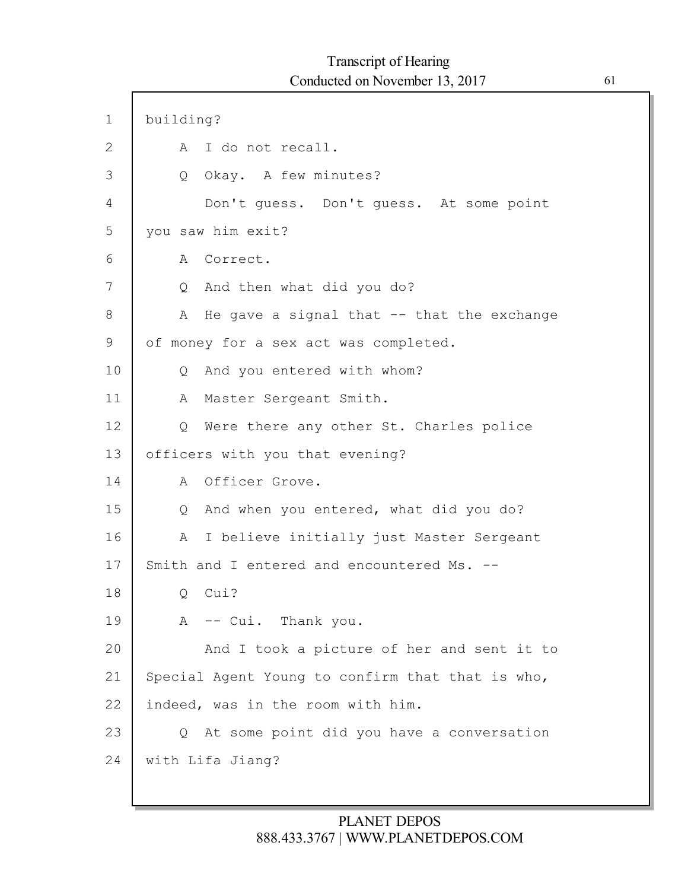building?

A I do not recall.

Q Okay. A few minutes?

Don't guess. Don't guess. At some point you saw him exit?

A Correct.

Q And then what did you do?

A He gave a signal that -- that the exchange of money for a sex act was completed.

Q And you entered with whom?

A Master Sergeant Smith.

Q Were there any other St. Charles police officers with you that evening?

A Officer Grove.

Q And when you entered, what did you do?

A I believe initially just Master Sergeant Smith and I entered and encountered Ms. --

Q Cui?

A -- Cui. Thank you.

And I took a picture of her and sent it to Special Agent Young to confirm that that is who, indeed, was in the room with him.

Q At some point did you have a conversation with Lifa Jiang?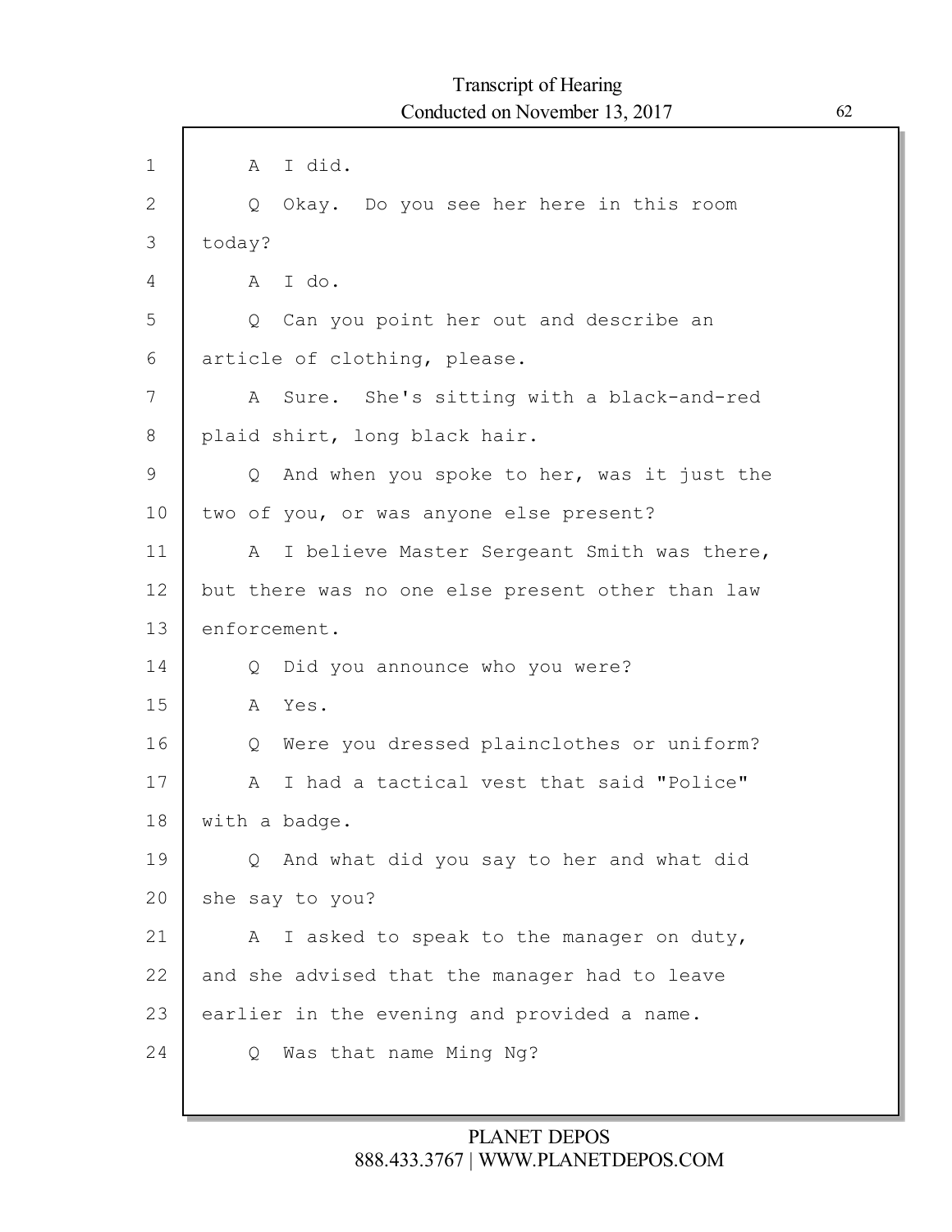1 A I did.

2 Q Okay. Do you see her here in this room

3 today?

4 A I do.

5 Q Can you point her out and describe an

6 article of clothing, please.

7 A Sure. She's sitting with a black-and-red

8 plaid shirt, long black hair.

9 Q And when you spoke to her, was it just the

10 two of you, or was anyone else present?

11 A I believe Master Sergeant Smith was there,

12 but there was no one else present other than law

13 enforcement.

14 Q Did you announce who you were?

15 A Yes.

16 Q Were you dressed plainclothes or uniform?

17 A I had a tactical vest that said "Police"

18 with a badge.

19 Q And what did you say to her and what did

20 she say to you?

21 A I asked to speak to the manager on duty,

22 and she advised that the manager had to leave

23 earlier in the evening and provided a name.

24 Q Was that name Ming Ng?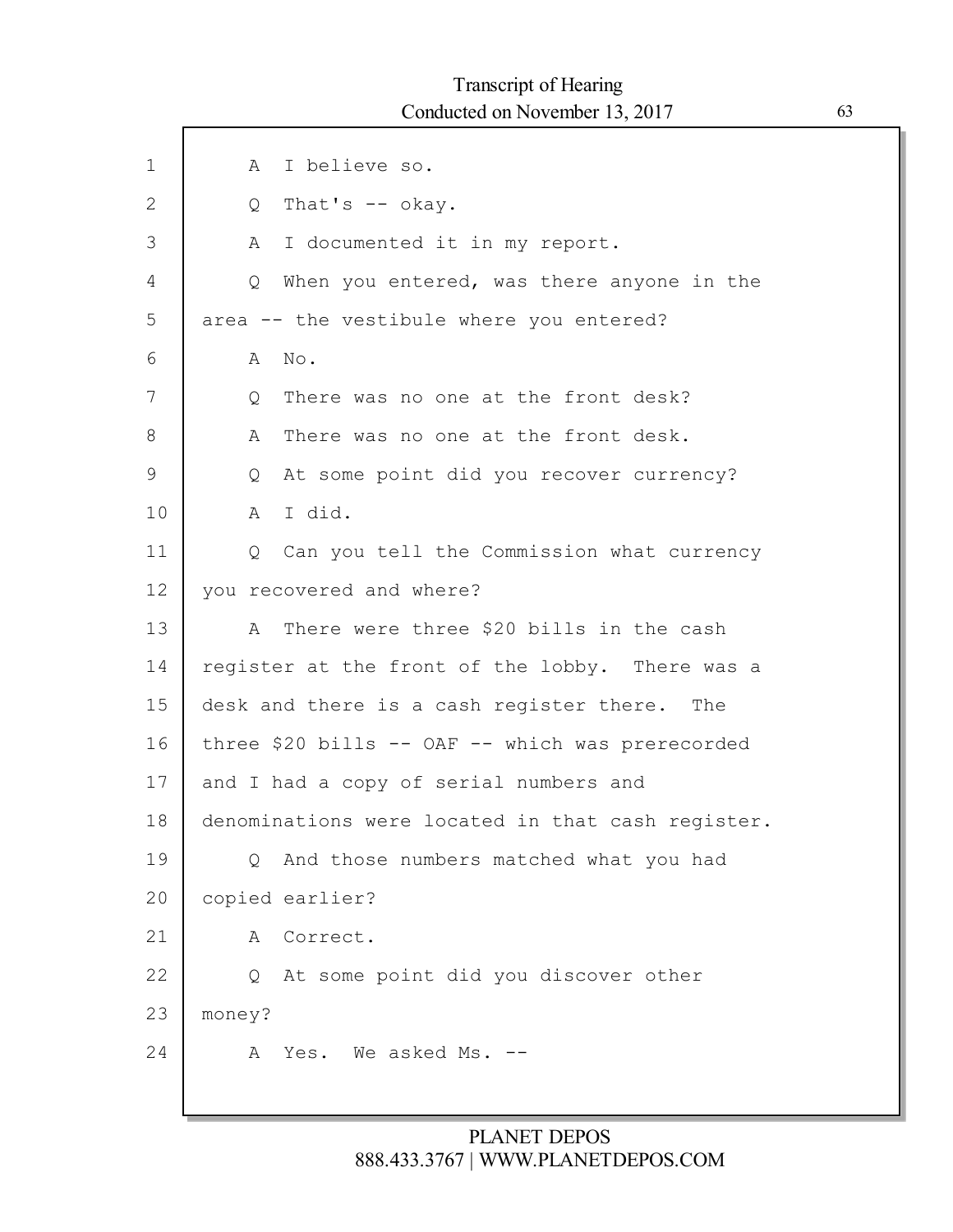A I believe so.

Q That's -- okay.

A I documented it in my report.

Q When you entered, was there anyone in the area -- the vestibule where you entered?

A No.

Q There was no one at the front desk?

A There was no one at the front desk.

Q At some point did you recover currency?

A I did.

Q Can you tell the Commission what currency you recovered and where?

A There were three $20 bills in the cash register at the front of the lobby. There was a desk and there is a cash register there. The three $20 bills -- OAF -- which was prerecorded and I had a copy of serial numbers and denominations were located in that cash register.

Q And those numbers matched what you had copied earlier?

A Correct.

Q At some point did you discover other money?

A Yes. We asked Ms. --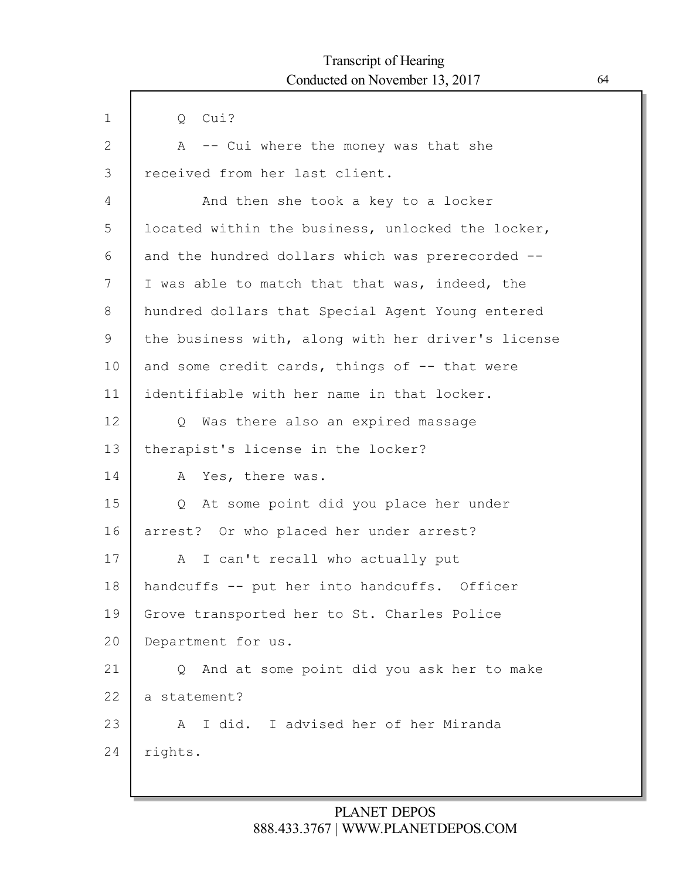1 Q Cui?

2 A -- Cui where the money was that she

3 received from her last client.

4 And then she took a key to a locker

5 located within the business, unlocked the locker,

6 and the hundred dollars which was prerecorded --

7 I was able to match that that was, indeed, the

8 hundred dollars that Special Agent Young entered

9 the business with, along with her driver's license

10 and some credit cards, things of -- that were

11 identifiable with her name in that locker.

12 Q Was there also an expired massage

13 therapist's license in the locker?

14 A Yes, there was.

15 Q At some point did you place her under

16 arrest? Or who placed her under arrest?

17 A I can't recall who actually put

18 handcuffs -- put her into handcuffs. Officer

19 Grove transported her to St. Charles Police

20 Department for us.

21 Q And at some point did you ask her to make

22 a statement?

23 A I did. I advised her of her Miranda

24 rights.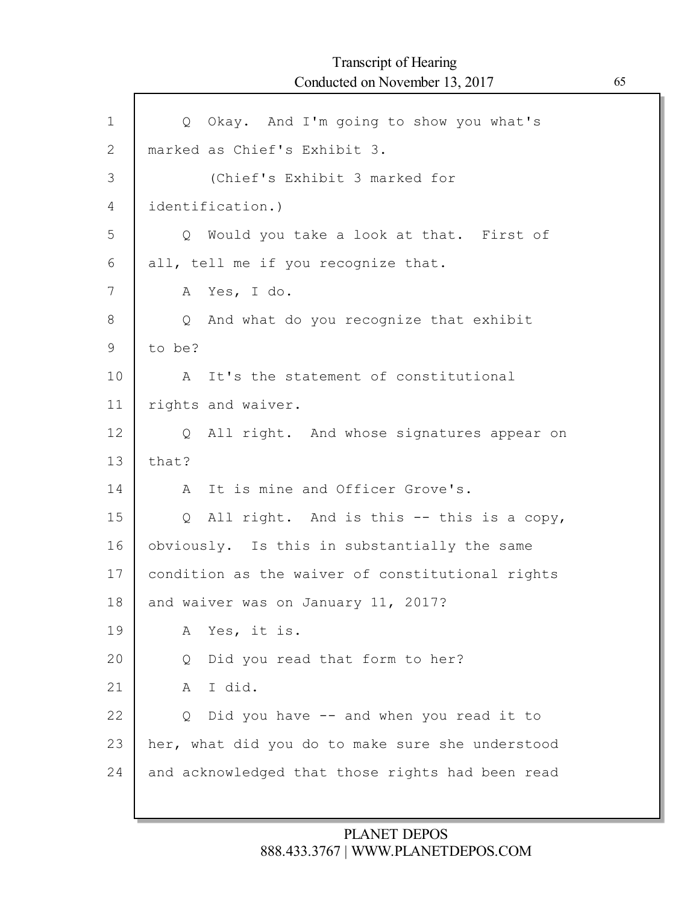1 Q Okay. And I'm going to show you what's
2 marked as Chief's Exhibit 3.
3 (Chief's Exhibit 3 marked for
4 identification.)
5 Q Would you take a look at that. First of
6 all, tell me if you recognize that.
7 A Yes, I do.
8 Q And what do you recognize that exhibit
9 to be?
10 A It's the statement of constitutional
11 rights and waiver.
12 Q All right. And whose signatures appear on
13 that?
14 A It is mine and Officer Grove's.
15 Q All right. And is this -- this is a copy,
16 obviously. Is this in substantially the same
17 condition as the waiver of constitutional rights
18 and waiver was on January 11, 2017?
19 A Yes, it is.
20 Q Did you read that form to her?
21 A I did.
22 Q Did you have -- and when you read it to
23 her, what did you do to make sure she understood
24 and acknowledged that those rights had been read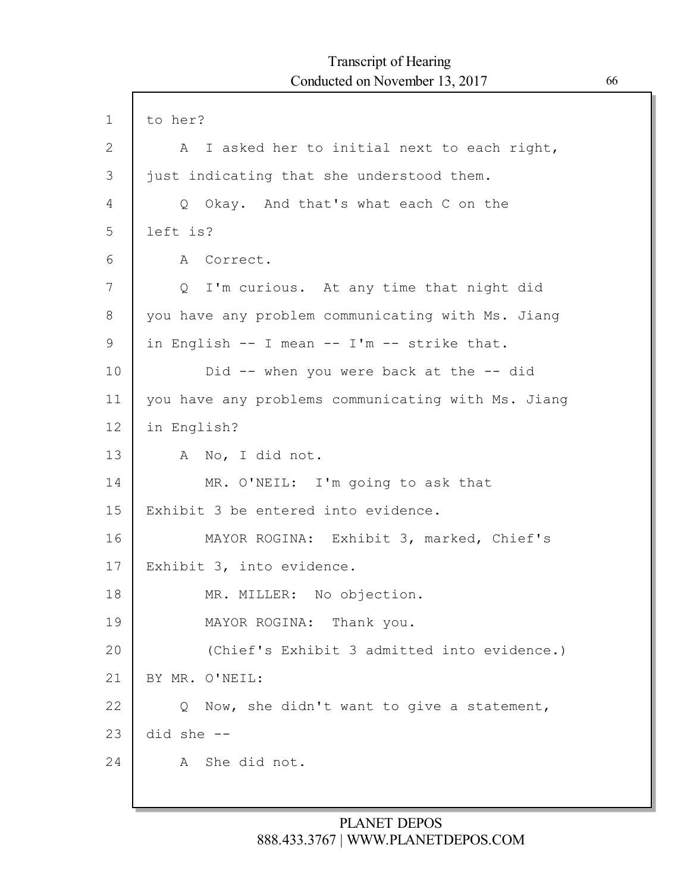to her?

A I asked her to initial next to each right, just indicating that she understood them.

Q Okay. And that's what each C on the left is?

A Correct.

Q I'm curious. At any time that night did you have any problem communicating with Ms. Jiang in English -- I mean -- I'm -- strike that.

Did -- when you were back at the -- did you have any problems communicating with Ms. Jiang in English?

A No, I did not.

MR. O'NEIL: I'm going to ask that Exhibit 3 be entered into evidence.

MAYOR ROGINA: Exhibit 3, marked, Chief's Exhibit 3, into evidence.

MR. MILLER: No objection.

MAYOR ROGINA: Thank you.

(Chief's Exhibit 3 admitted into evidence.)

BY MR. O'NEIL:

Q Now, she didn't want to give a statement, did she --

A She did not.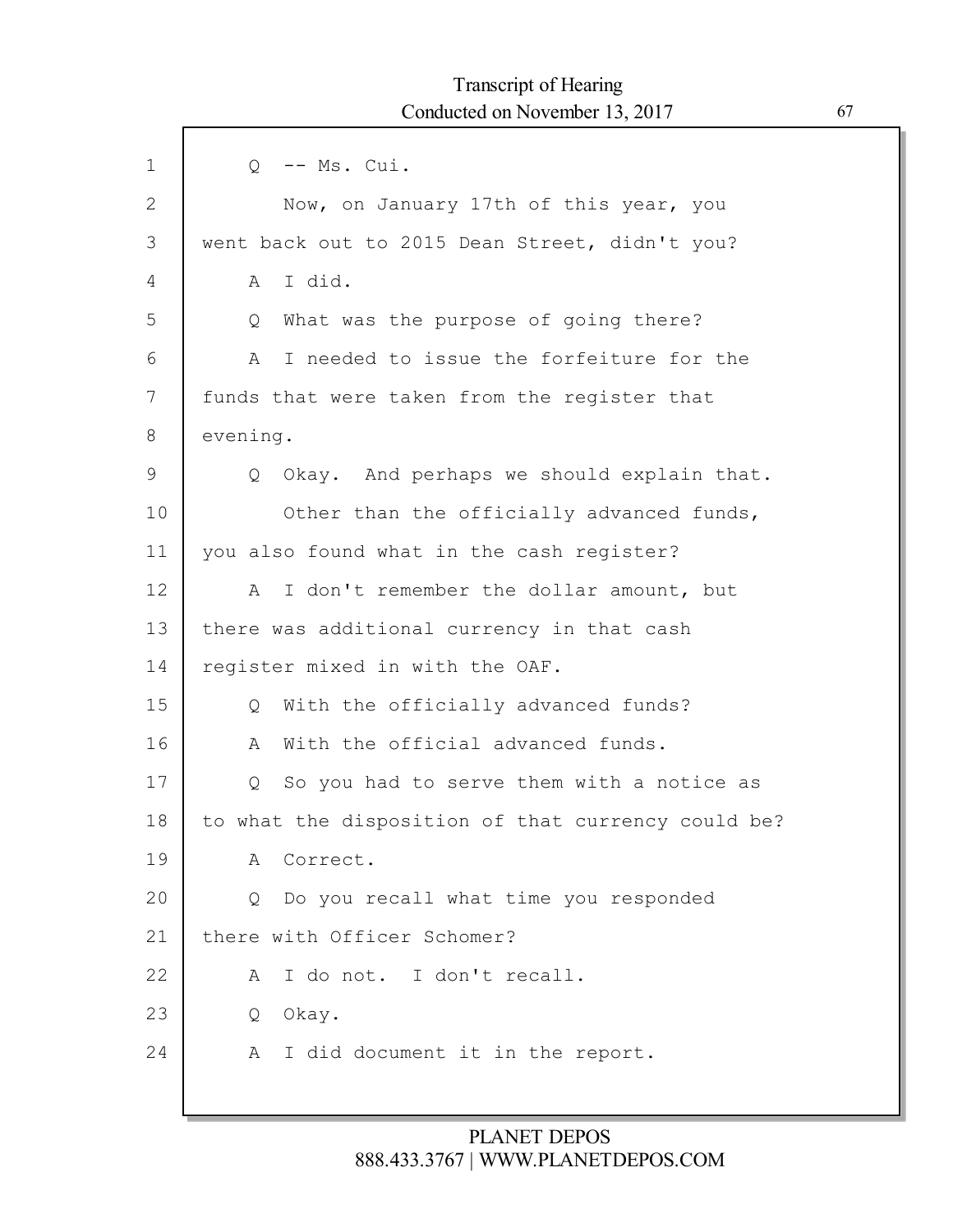Q -- Ms. Cui.

Now, on January 17th of this year, you went back out to 2015 Dean Street, didn't you?

A I did.

Q What was the purpose of going there?

A I needed to issue the forfeiture for the funds that were taken from the register that evening.

Q Okay. And perhaps we should explain that.

Other than the officially advanced funds, you also found what in the cash register?

A I don't remember the dollar amount, but there was additional currency in that cash register mixed in with the OAF.

Q With the officially advanced funds?

A With the official advanced funds.

Q So you had to serve them with a notice as to what the disposition of that currency could be?

A Correct.

Q Do you recall what time you responded there with Officer Schomer?

A I do not. I don't recall.

Q Okay.

A I did document it in the report.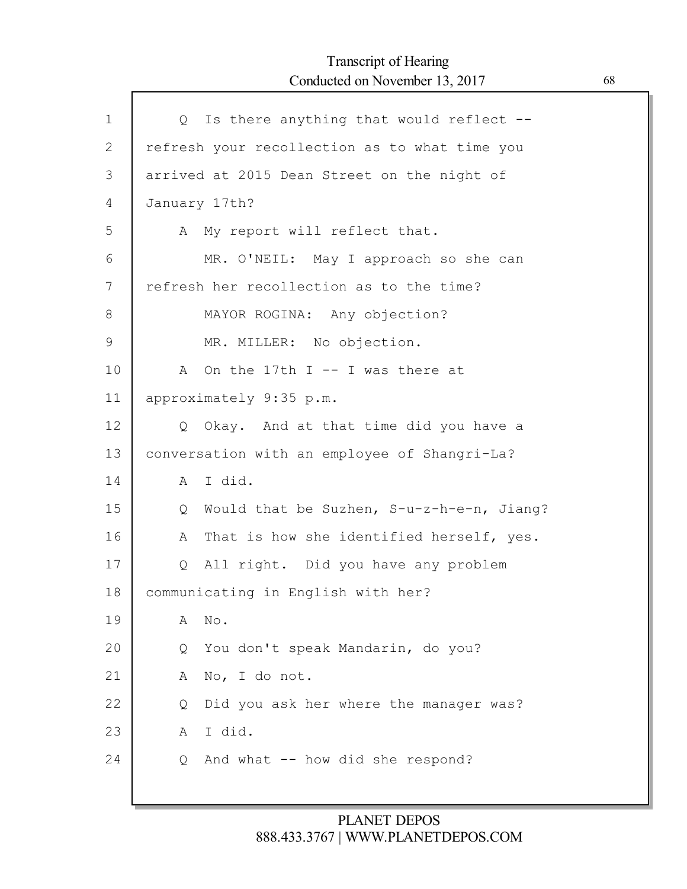Q Is there anything that would reflect -- refresh your recollection as to what time you arrived at 2015 Dean Street on the night of January 17th?

A My report will reflect that.

MR. O'NEIL: May I approach so she can refresh her recollection as to the time?

MAYOR ROGINA: Any objection?

MR. MILLER: No objection.

A On the 17th I -- I was there at approximately 9:35 p.m.

Q Okay. And at that time did you have a conversation with an employee of Shangri-La?

A I did.

Q Would that be Suzhen, S-u-z-h-e-n, Jiang?

A That is how she identified herself, yes.

Q All right. Did you have any problem communicating in English with her?

A No.

Q You don't speak Mandarin, do you?

A No, I do not.

Q Did you ask her where the manager was?

A I did.

Q And what -- how did she respond?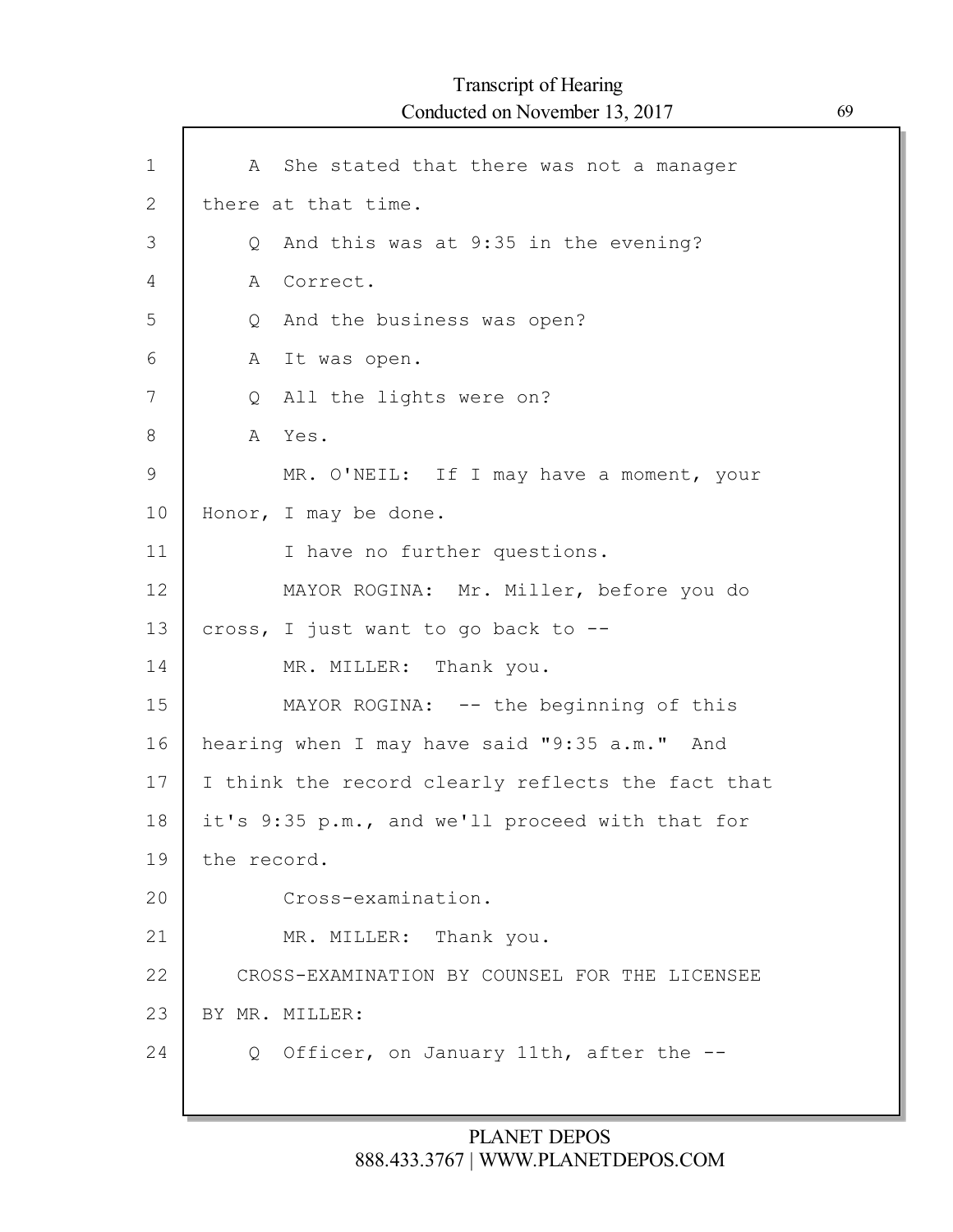A She stated that there was not a manager there at that time.

Q And this was at 9:35 in the evening?

A Correct.

Q And the business was open?

A It was open.

Q All the lights were on?

A Yes.

MR. O'NEIL: If I may have a moment, your Honor, I may be done.

I have no further questions.

MAYOR ROGINA: Mr. Miller, before you do cross, I just want to go back to --

MR. MILLER: Thank you.

MAYOR ROGINA: -- the beginning of this hearing when I may have said "9:35 a.m." And I think the record clearly reflects the fact that it's 9:35 p.m., and we'll proceed with that for the record.

Cross-examination.

MR. MILLER: Thank you.

CROSS-EXAMINATION BY COUNSEL FOR THE LICENSEE

BY MR. MILLER:

Q Officer, on January 11th, after the --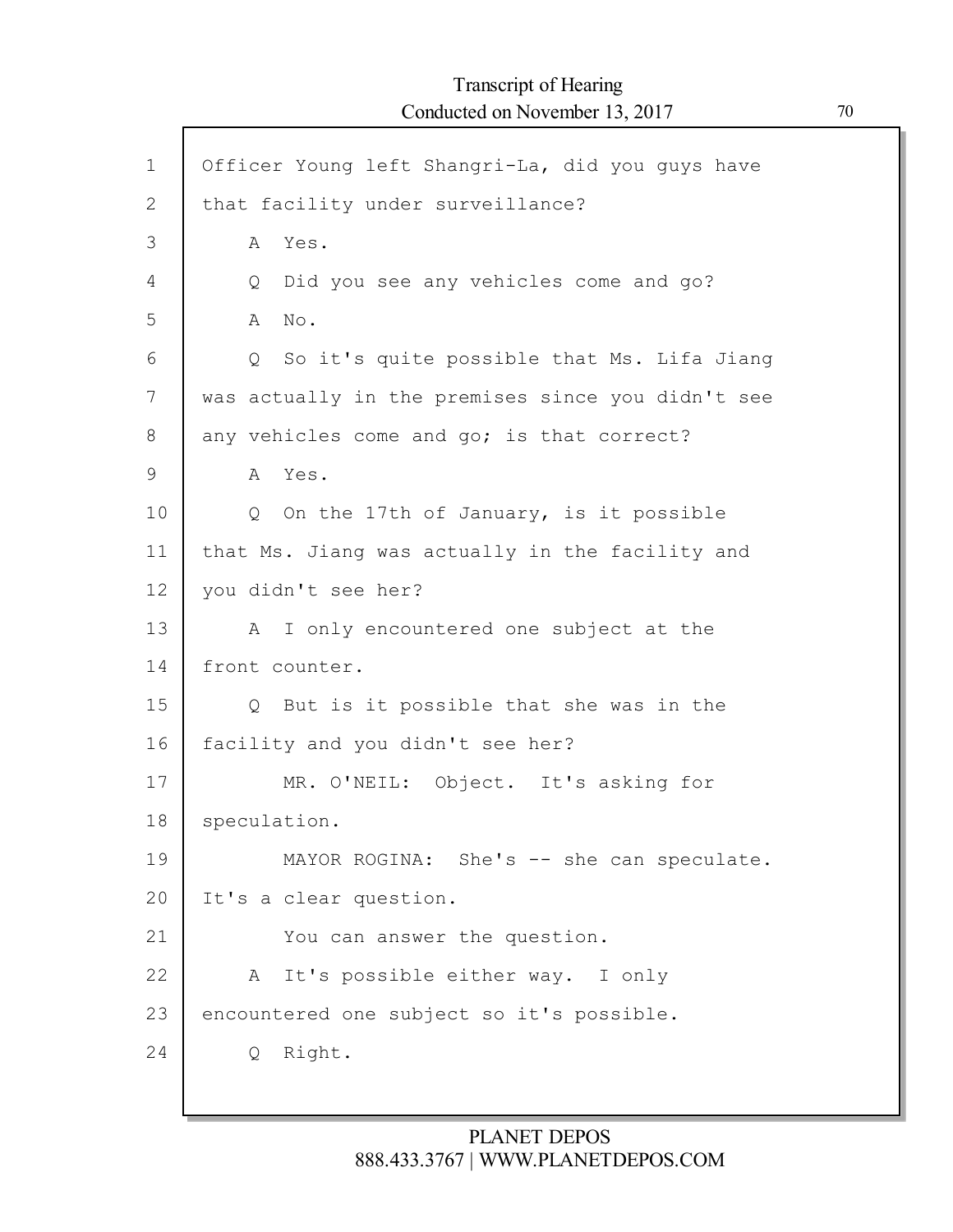Officer Young left Shangri-La, did you guys have that facility under surveillance?

A Yes.

Q Did you see any vehicles come and go?

A No.

Q So it's quite possible that Ms. Lifa Jiang was actually in the premises since you didn't see any vehicles come and go; is that correct?

A Yes.

Q On the 17th of January, is it possible that Ms. Jiang was actually in the facility and you didn't see her?

A I only encountered one subject at the front counter.

Q But is it possible that she was in the facility and you didn't see her?

MR. O'NEIL: Object. It's asking for speculation.

MAYOR ROGINA: She's -- she can speculate. It's a clear question.

You can answer the question.

A It's possible either way. I only encountered one subject so it's possible.

Q Right.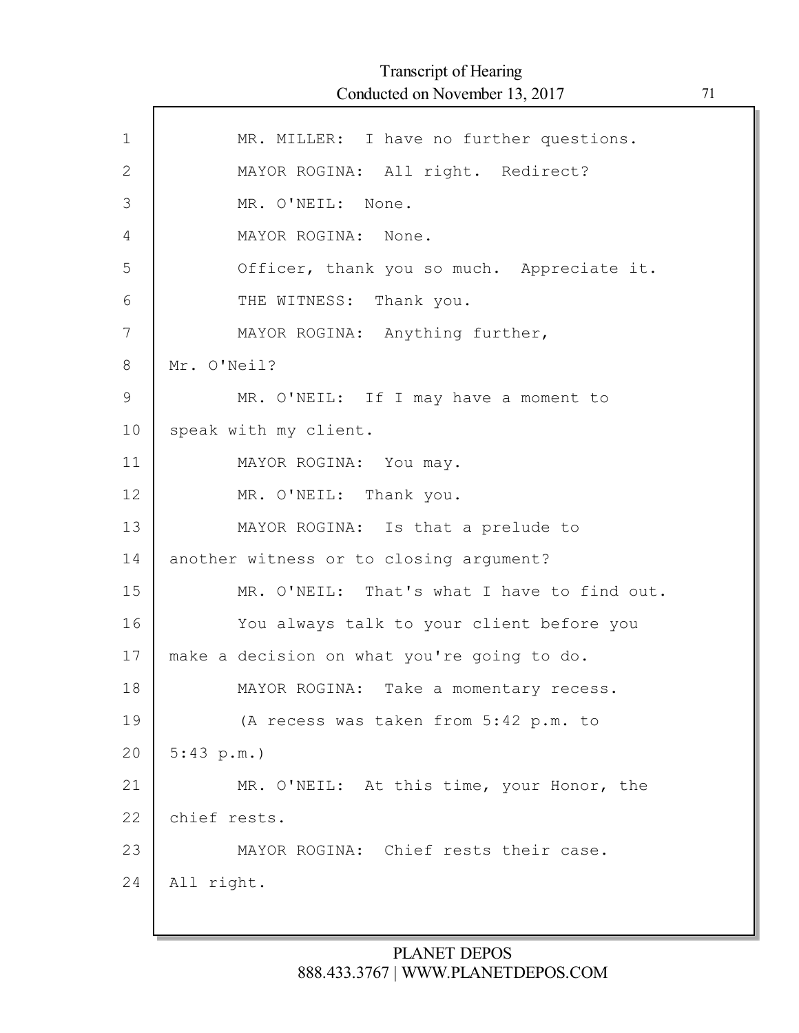MR. MILLER: I have no further questions.

MAYOR ROGINA: All right. Redirect?

MR. O'NEIL: None.

MAYOR ROGINA: None.

Officer, thank you so much. Appreciate it.

THE WITNESS: Thank you.

MAYOR ROGINA: Anything further, Mr. O'Neil?

MR. O'NEIL: If I may have a moment to speak with my client.

MAYOR ROGINA: You may.

MR. O'NEIL: Thank you.

MAYOR ROGINA: Is that a prelude to another witness or to closing argument?

MR. O'NEIL: That's what I have to find out.

You always talk to your client before you make a decision on what you're going to do.

MAYOR ROGINA: Take a momentary recess.

(A recess was taken from 5:42 p.m. to 5:43 p.m.)

MR. O'NEIL: At this time, your Honor, the chief rests.

MAYOR ROGINA: Chief rests their case. All right.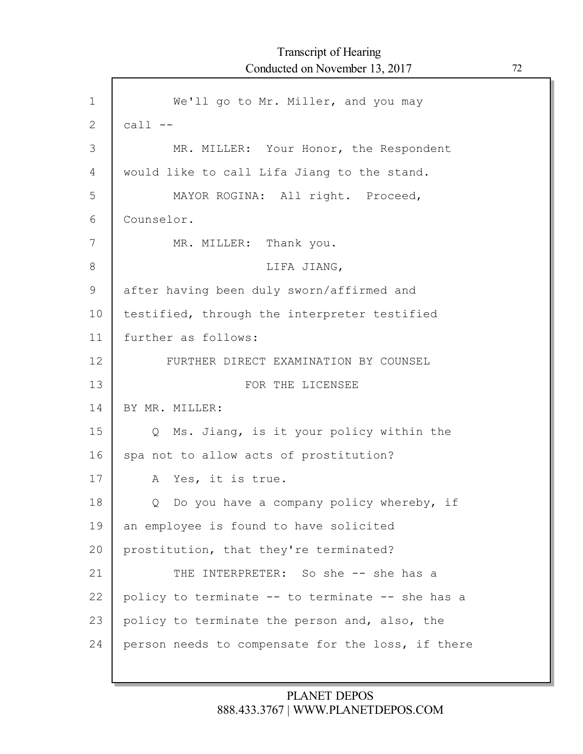We'll go to Mr. Miller, and you may call --

MR. MILLER: Your Honor, the Respondent would like to call Lifa Jiang to the stand.

MAYOR ROGINA: All right. Proceed, Counselor.

MR. MILLER: Thank you.

LIFA JIANG,

after having been duly sworn/affirmed and testified, through the interpreter testified further as follows:

FURTHER DIRECT EXAMINATION BY COUNSEL FOR THE LICENSEE

BY MR. MILLER:

Q Ms. Jiang, is it your policy within the spa not to allow acts of prostitution?

A Yes, it is true.

Q Do you have a company policy whereby, if an employee is found to have solicited prostitution, that they're terminated?

THE INTERPRETER: So she -- she has a policy to terminate -- to terminate -- she has a policy to terminate the person and, also, the person needs to compensate for the loss, if there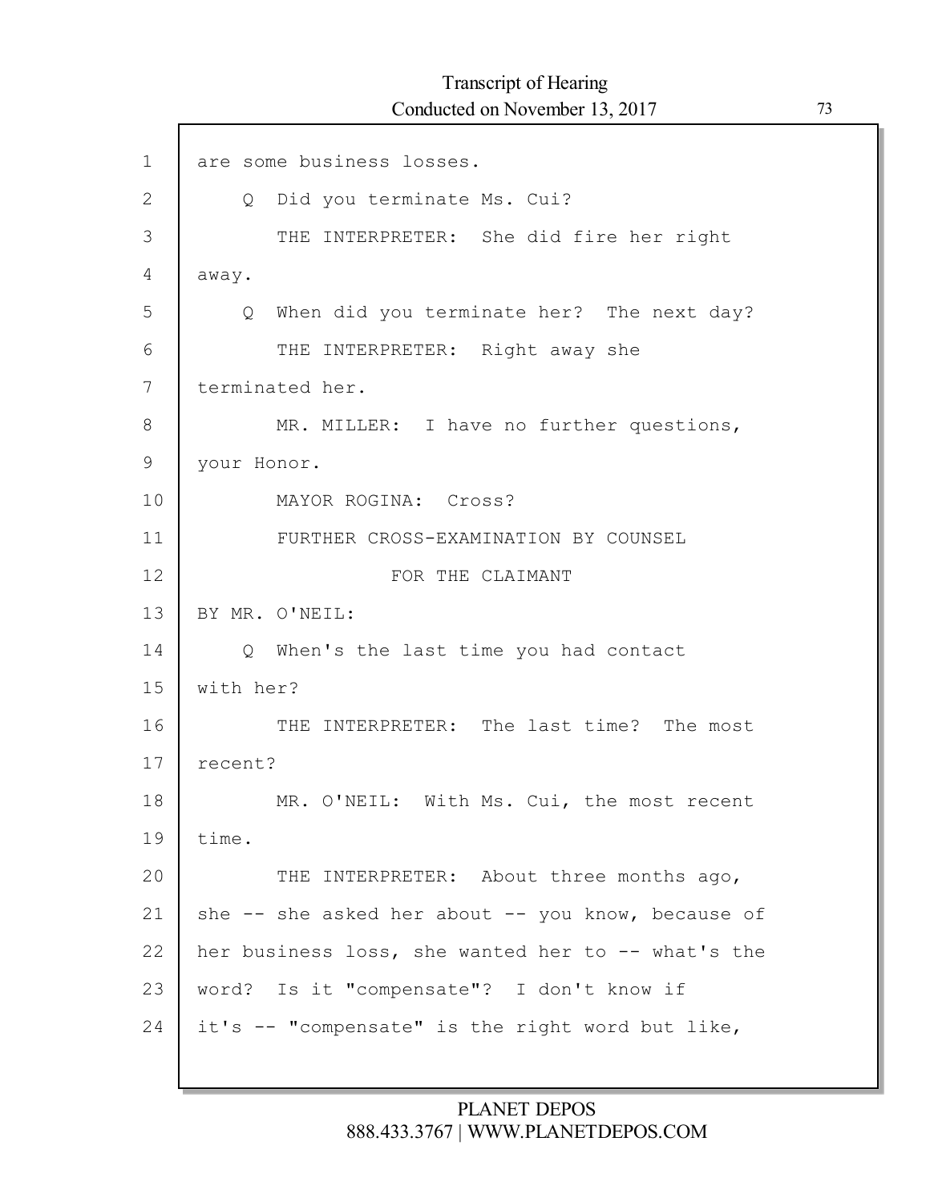are some business losses.

Q Did you terminate Ms. Cui?

THE INTERPRETER: She did fire her right away.

Q When did you terminate her? The next day?

THE INTERPRETER: Right away she terminated her.

MR. MILLER: I have no further questions, your Honor.

MAYOR ROGINA: Cross?

FURTHER CROSS-EXAMINATION BY COUNSEL FOR THE CLAIMANT

BY MR. O'NEIL:

Q When's the last time you had contact with her?

THE INTERPRETER: The last time? The most recent?

MR. O'NEIL: With Ms. Cui, the most recent time.

THE INTERPRETER: About three months ago, she -- she asked her about -- you know, because of her business loss, she wanted her to -- what's the word? Is it "compensate"? I don't know if it's -- "compensate" is the right word but like,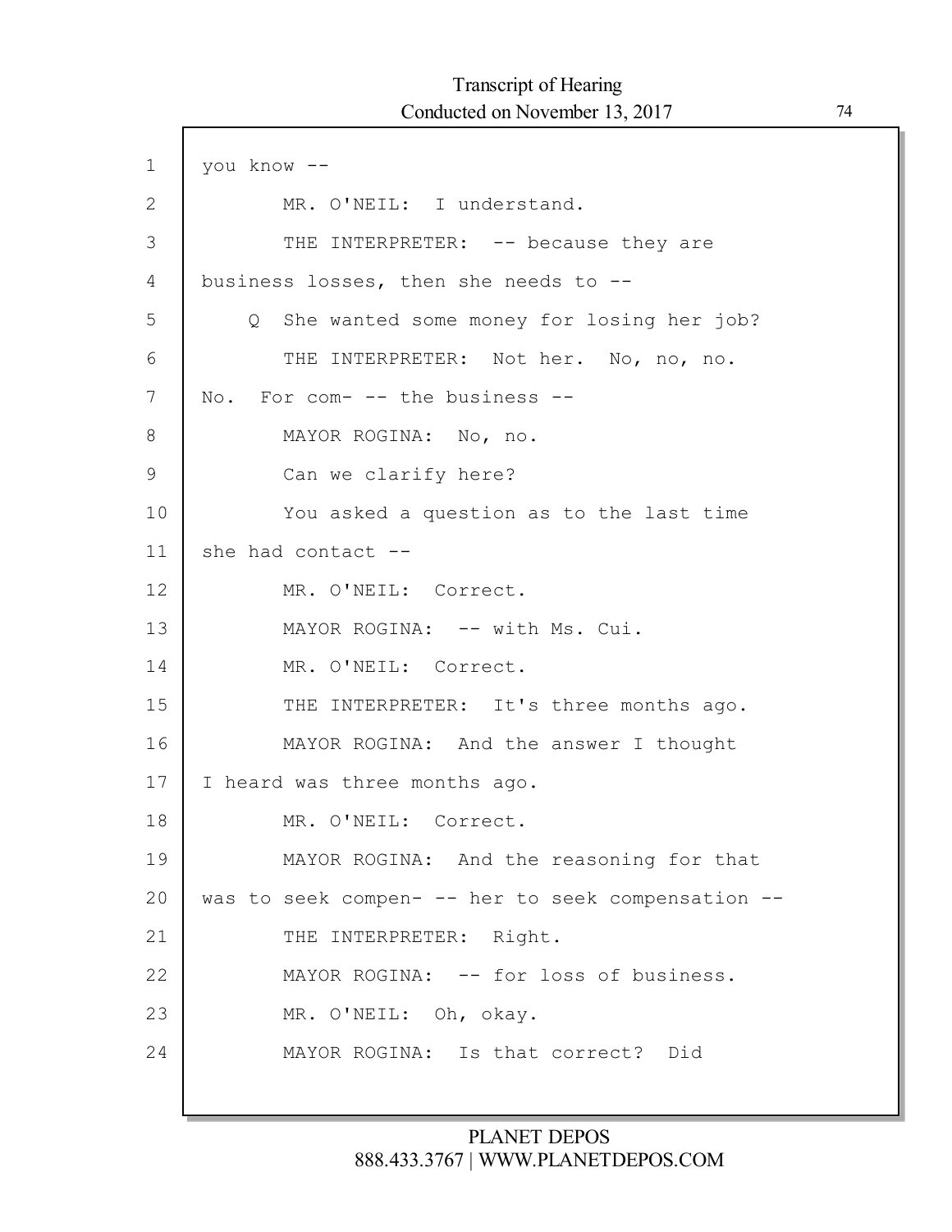you know --

MR. O'NEIL: I understand.

THE INTERPRETER: -- because they are business losses, then she needs to --

Q She wanted some money for losing her job?

THE INTERPRETER: Not her. No, no, no. No. For com- -- the business --

MAYOR ROGINA: No, no.

Can we clarify here?

You asked a question as to the last time she had contact --

MR. O'NEIL: Correct.

MAYOR ROGINA: -- with Ms. Cui.

MR. O'NEIL: Correct.

THE INTERPRETER: It's three months ago.

MAYOR ROGINA: And the answer I thought I heard was three months ago.

MR. O'NEIL: Correct.

MAYOR ROGINA: And the reasoning for that was to seek compen- -- her to seek compensation --

THE INTERPRETER: Right.

MAYOR ROGINA: -- for loss of business.

MR. O'NEIL: Oh, okay.

MAYOR ROGINA: Is that correct? Did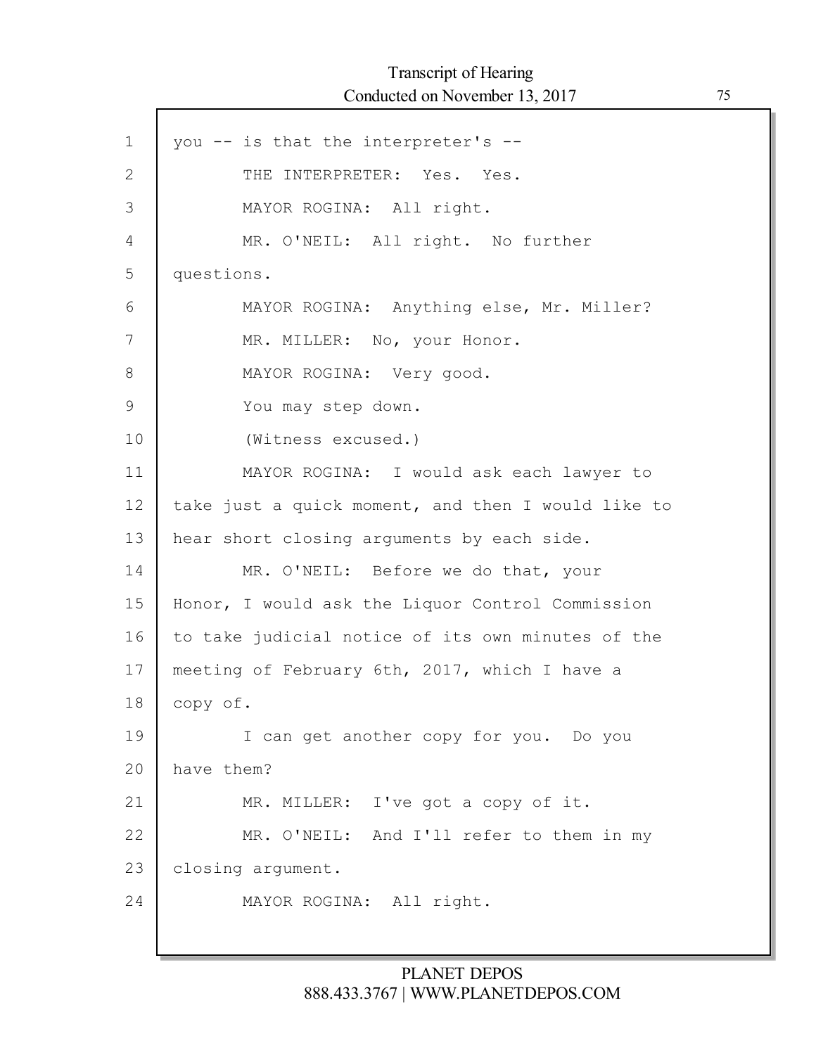you -- is that the interpreter's --

THE INTERPRETER: Yes. Yes.

MAYOR ROGINA: All right.

MR. O'NEIL: All right. No further questions.

MAYOR ROGINA: Anything else, Mr. Miller?

MR. MILLER: No, your Honor.

MAYOR ROGINA: Very good.

You may step down.

(Witness excused.)

MAYOR ROGINA: I would ask each lawyer to take just a quick moment, and then I would like to hear short closing arguments by each side.

MR. O'NEIL: Before we do that, your Honor, I would ask the Liquor Control Commission to take judicial notice of its own minutes of the meeting of February 6th, 2017, which I have a copy of.

I can get another copy for you. Do you have them?

MR. MILLER: I've got a copy of it.

MR. O'NEIL: And I'll refer to them in my closing argument.

MAYOR ROGINA: All right.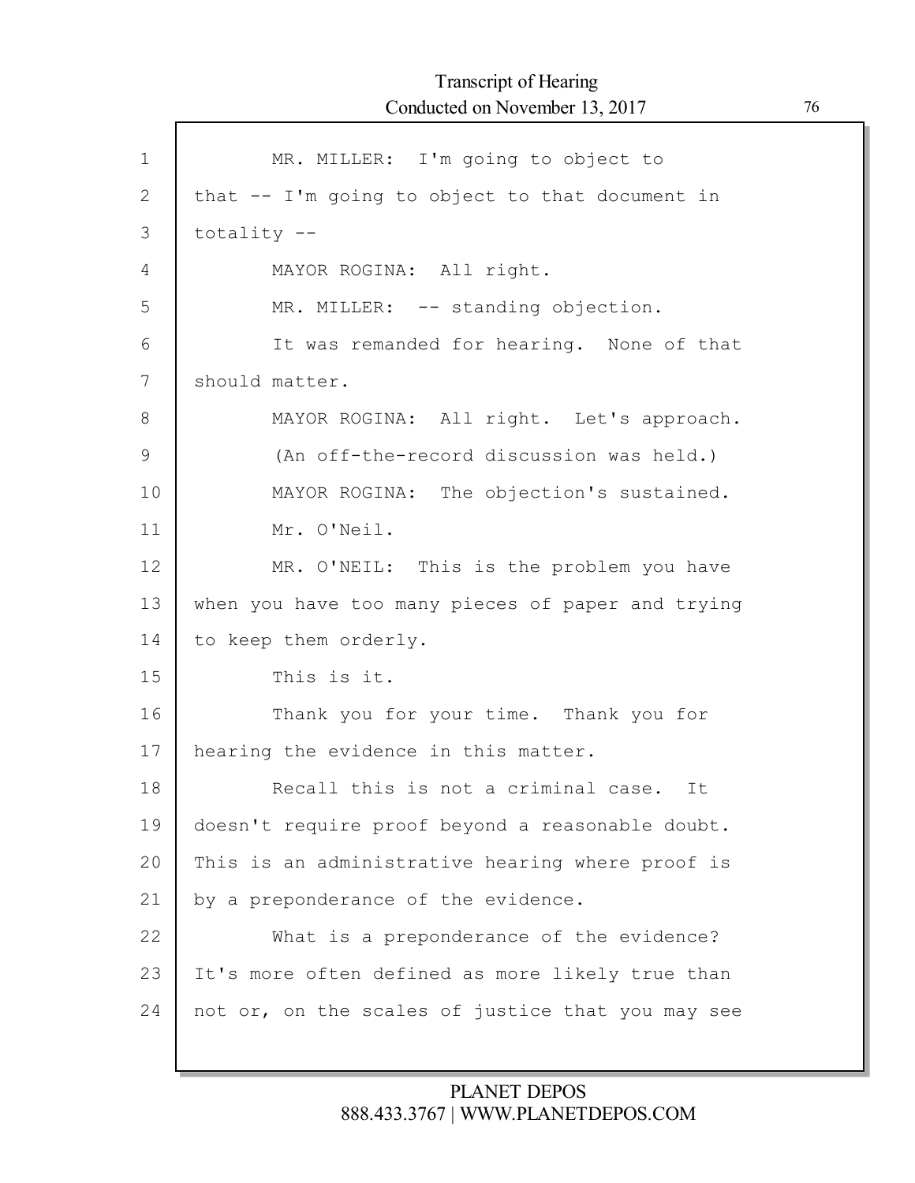MR. MILLER: I'm going to object to that -- I'm going to object to that document in totality --

MAYOR ROGINA: All right.

MR. MILLER: -- standing objection.

It was remanded for hearing. None of that should matter.

MAYOR ROGINA: All right. Let's approach.

(An off-the-record discussion was held.)

MAYOR ROGINA: The objection's sustained.

Mr. O'Neil.

MR. O'NEIL: This is the problem you have when you have too many pieces of paper and trying to keep them orderly.

This is it.

Thank you for your time. Thank you for hearing the evidence in this matter.

Recall this is not a criminal case. It doesn't require proof beyond a reasonable doubt. This is an administrative hearing where proof is by a preponderance of the evidence.

What is a preponderance of the evidence? It's more often defined as more likely true than not or, on the scales of justice that you may see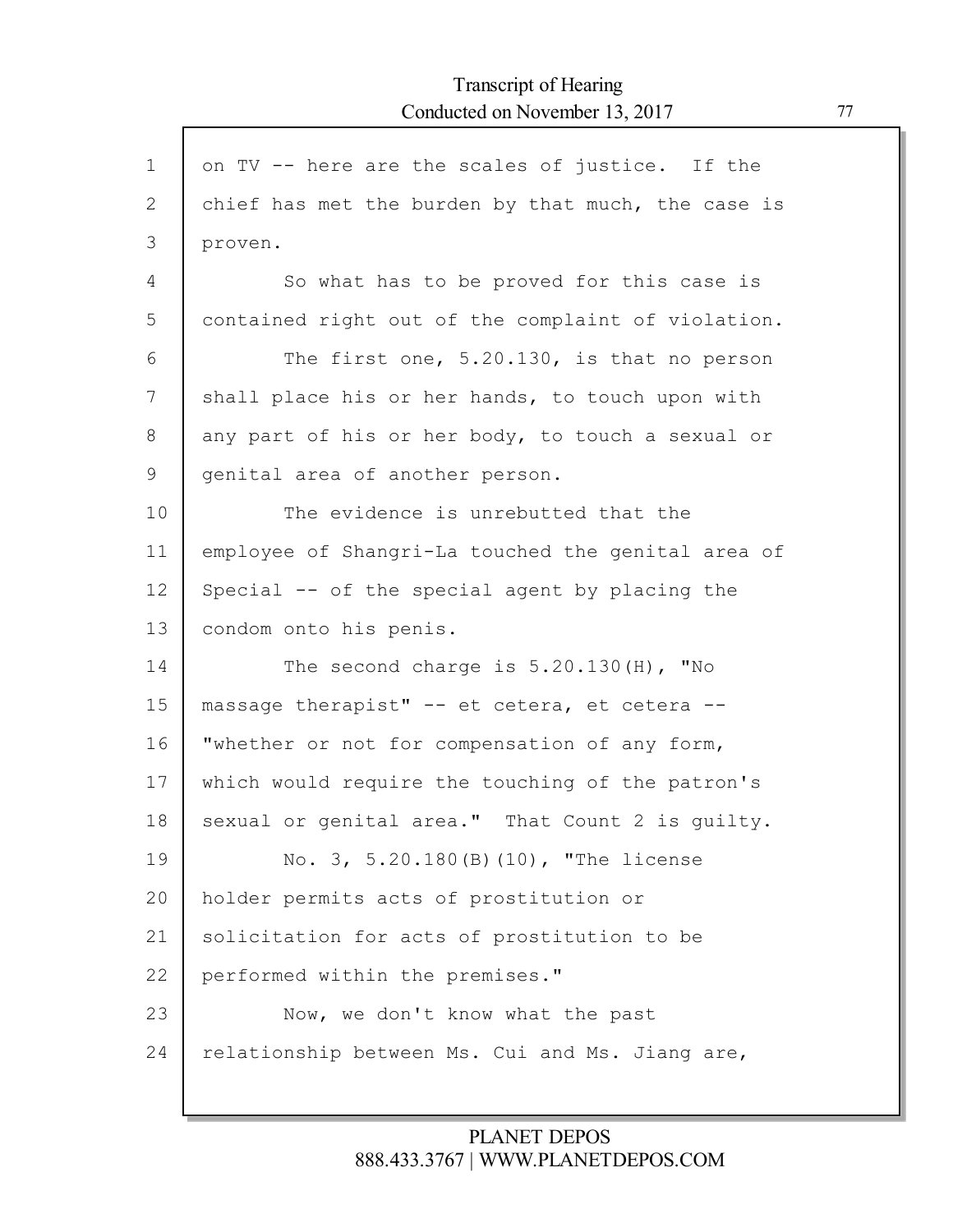on TV -- here are the scales of justice. If the chief has met the burden by that much, the case is proven.

So what has to be proved for this case is contained right out of the complaint of violation.

The first one, 5.20.130, is that no person shall place his or her hands, to touch upon with any part of his or her body, to touch a sexual or genital area of another person.

The evidence is unrebutted that the employee of Shangri-La touched the genital area of Special -- of the special agent by placing the condom onto his penis.

The second charge is 5.20.130(H), "No massage therapist" -- et cetera, et cetera -- "whether or not for compensation of any form, which would require the touching of the patron's sexual or genital area." That Count 2 is guilty.

No. 3, 5.20.180(B)(10), "The license holder permits acts of prostitution or solicitation for acts of prostitution to be performed within the premises."

Now, we don't know what the past relationship between Ms. Cui and Ms. Jiang are,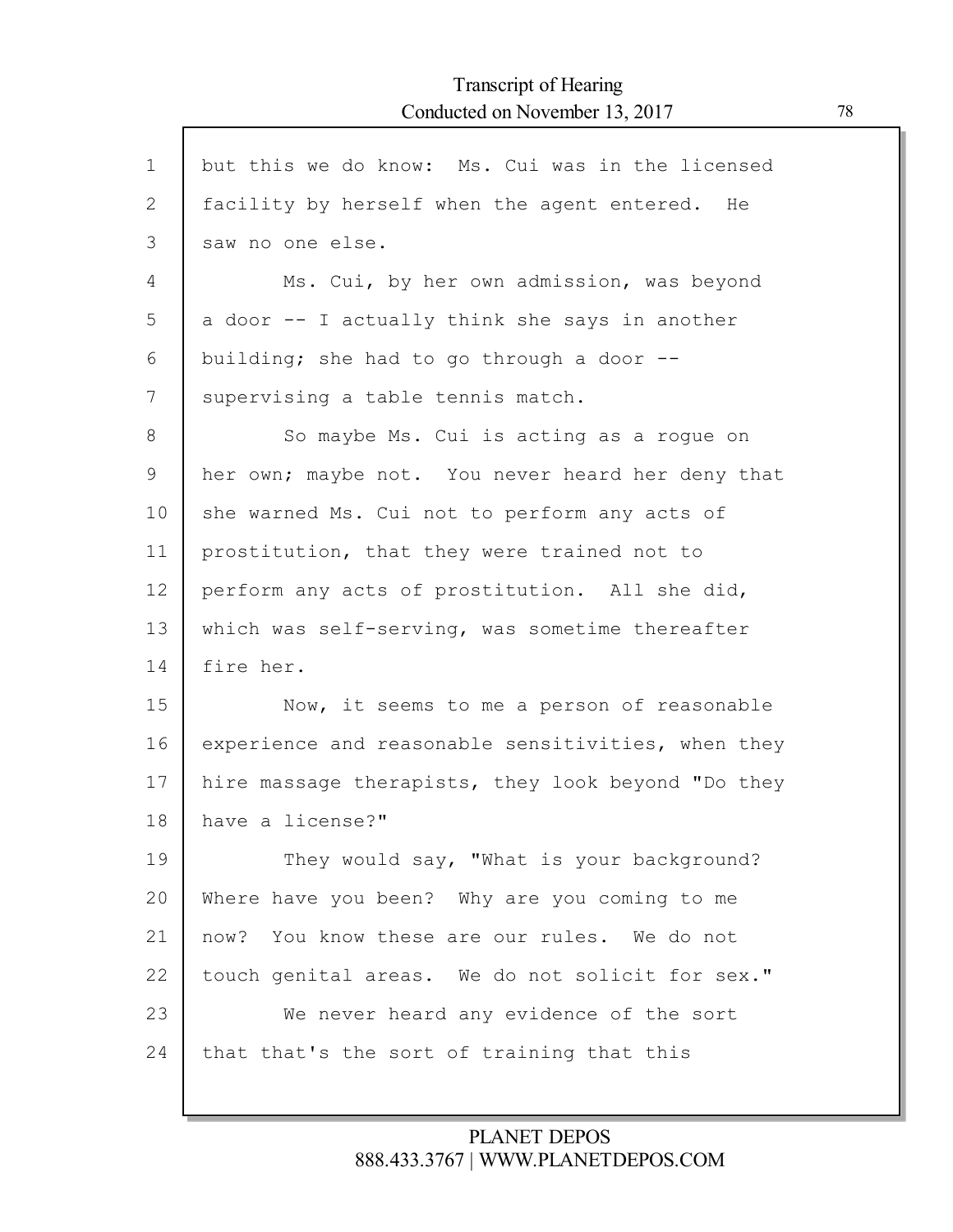but this we do know: Ms. Cui was in the licensed facility by herself when the agent entered. He saw no one else.

Ms. Cui, by her own admission, was beyond a door -- I actually think she says in another building; she had to go through a door -- supervising a table tennis match.

So maybe Ms. Cui is acting as a rogue on her own; maybe not. You never heard her deny that she warned Ms. Cui not to perform any acts of prostitution, that they were trained not to perform any acts of prostitution. All she did, which was self-serving, was sometime thereafter fire her.

Now, it seems to me a person of reasonable experience and reasonable sensitivities, when they hire massage therapists, they look beyond "Do they have a license?"

They would say, "What is your background? Where have you been? Why are you coming to me now? You know these are our rules. We do not touch genital areas. We do not solicit for sex."

We never heard any evidence of the sort that that's the sort of training that this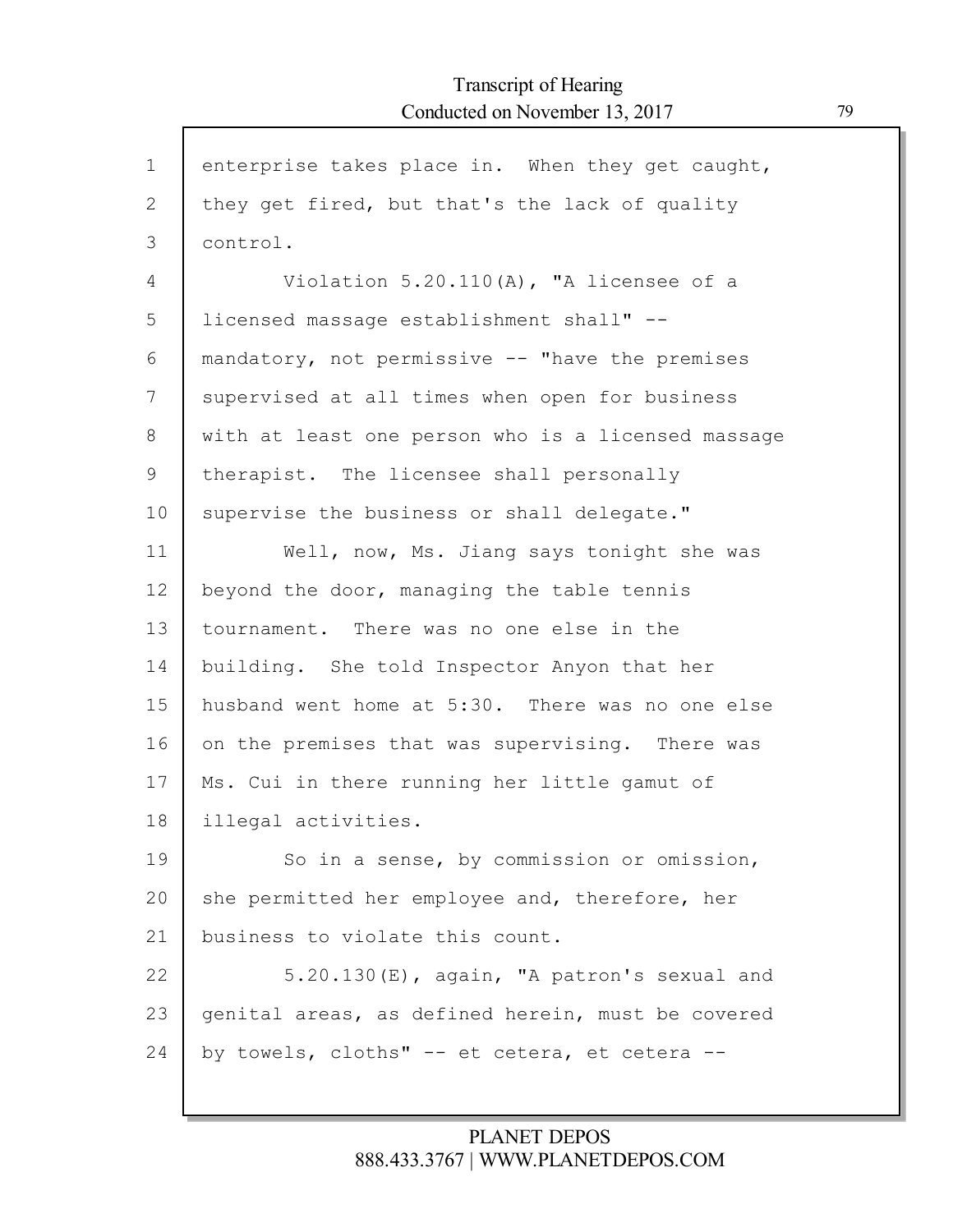enterprise takes place in. When they get caught, they get fired, but that's the lack of quality control.

Violation 5.20.110(A), "A licensee of a licensed massage establishment shall" -- mandatory, not permissive -- "have the premises supervised at all times when open for business with at least one person who is a licensed massage therapist. The licensee shall personally supervise the business or shall delegate."

Well, now, Ms. Jiang says tonight she was beyond the door, managing the table tennis tournament. There was no one else in the building. She told Inspector Anyon that her husband went home at 5:30. There was no one else on the premises that was supervising. There was Ms. Cui in there running her little gamut of illegal activities.

So in a sense, by commission or omission, she permitted her employee and, therefore, her business to violate this count.

5.20.130(E), again, "A patron's sexual and genital areas, as defined herein, must be covered by towels, cloths" -- et cetera, et cetera --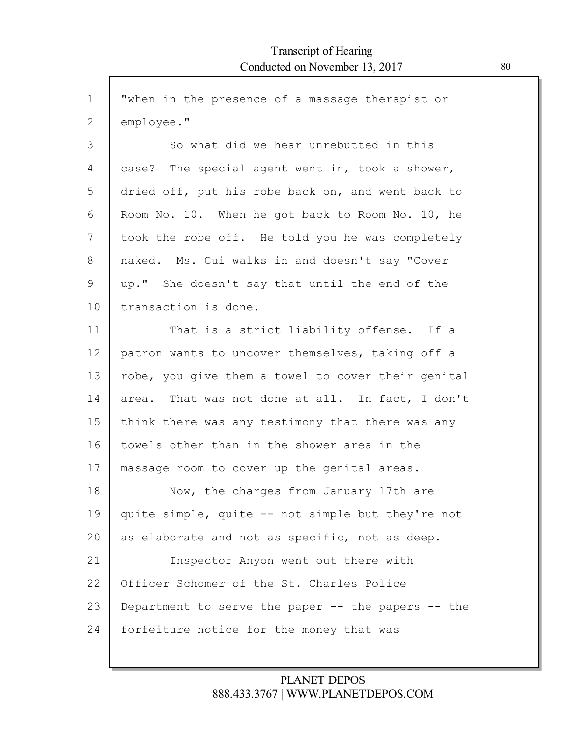"when in the presence of a massage therapist or employee."

So what did we hear unrebutted in this case? The special agent went in, took a shower, dried off, put his robe back on, and went back to Room No. 10. When he got back to Room No. 10, he took the robe off. He told you he was completely naked. Ms. Cui walks in and doesn't say "Cover up." She doesn't say that until the end of the transaction is done.

That is a strict liability offense. If a patron wants to uncover themselves, taking off a robe, you give them a towel to cover their genital area. That was not done at all. In fact, I don't think there was any testimony that there was any towels other than in the shower area in the massage room to cover up the genital areas.

Now, the charges from January 17th are quite simple, quite -- not simple but they're not as elaborate and not as specific, not as deep.

Inspector Anyon went out there with Officer Schomer of the St. Charles Police Department to serve the paper -- the papers -- the forfeiture notice for the money that was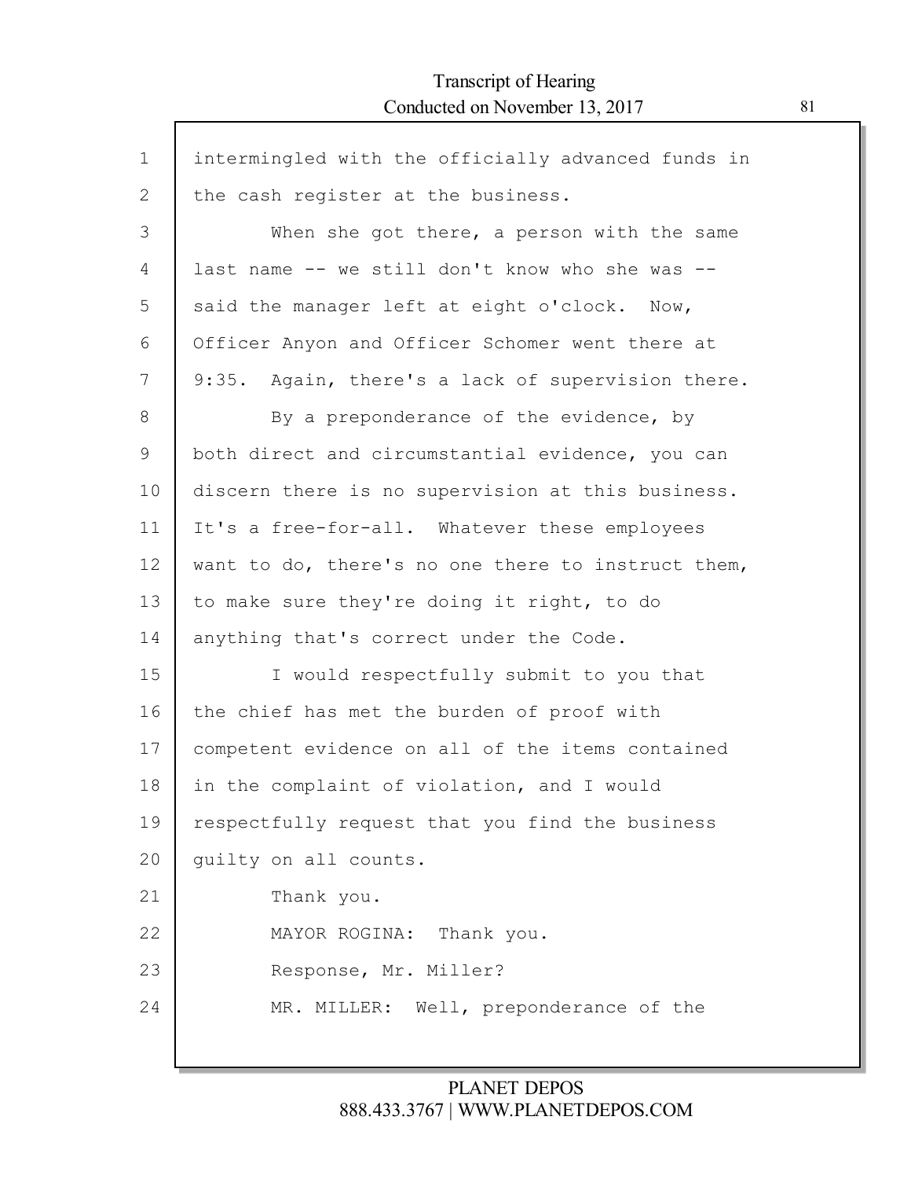intermingled with the officially advanced funds in the cash register at the business.

When she got there, a person with the same last name -- we still don't know who she was -- said the manager left at eight o'clock. Now, Officer Anyon and Officer Schomer went there at 9:35. Again, there's a lack of supervision there.

By a preponderance of the evidence, by both direct and circumstantial evidence, you can discern there is no supervision at this business. It's a free-for-all. Whatever these employees want to do, there's no one there to instruct them, to make sure they're doing it right, to do anything that's correct under the Code.

I would respectfully submit to you that the chief has met the burden of proof with competent evidence on all of the items contained in the complaint of violation, and I would respectfully request that you find the business guilty on all counts.

Thank you.

MAYOR ROGINA: Thank you.

Response, Mr. Miller?

MR. MILLER: Well, preponderance of the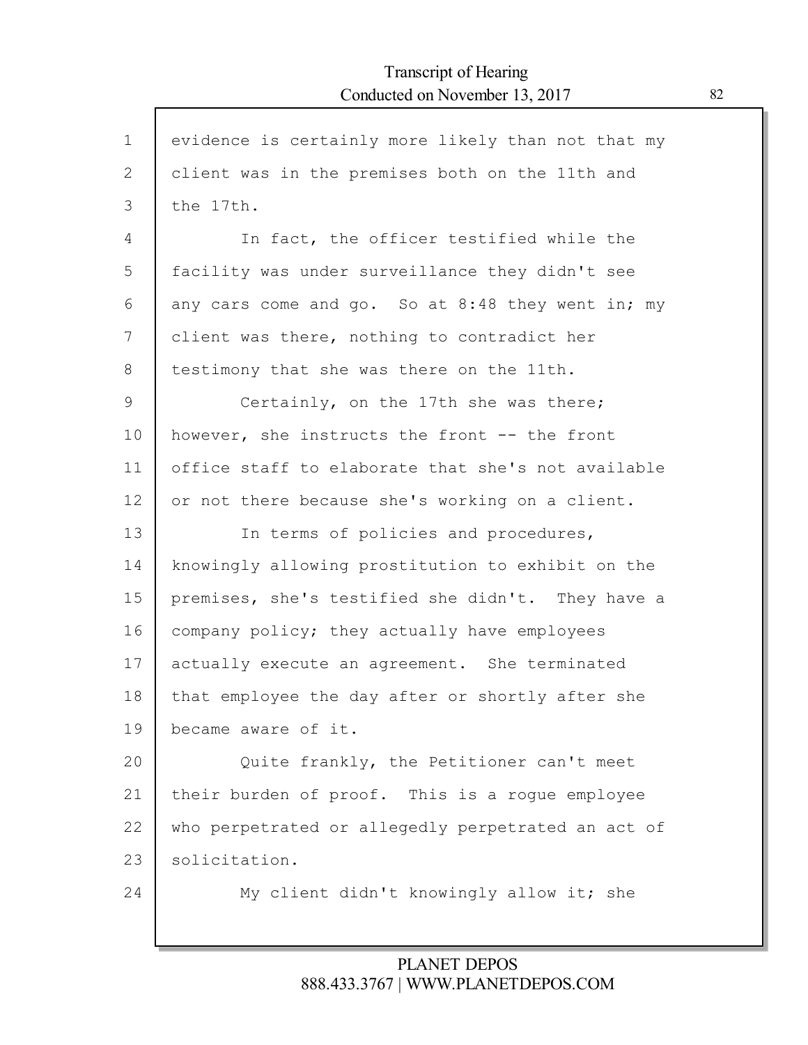evidence is certainly more likely than not that my client was in the premises both on the 11th and the 17th.

In fact, the officer testified while the facility was under surveillance they didn't see any cars come and go. So at 8:48 they went in; my client was there, nothing to contradict her testimony that she was there on the 11th.

Certainly, on the 17th she was there; however, she instructs the front -- the front office staff to elaborate that she's not available or not there because she's working on a client.

In terms of policies and procedures, knowingly allowing prostitution to exhibit on the premises, she's testified she didn't. They have a company policy; they actually have employees actually execute an agreement. She terminated that employee the day after or shortly after she became aware of it.

Quite frankly, the Petitioner can't meet their burden of proof. This is a rogue employee who perpetrated or allegedly perpetrated an act of solicitation.

My client didn't knowingly allow it; she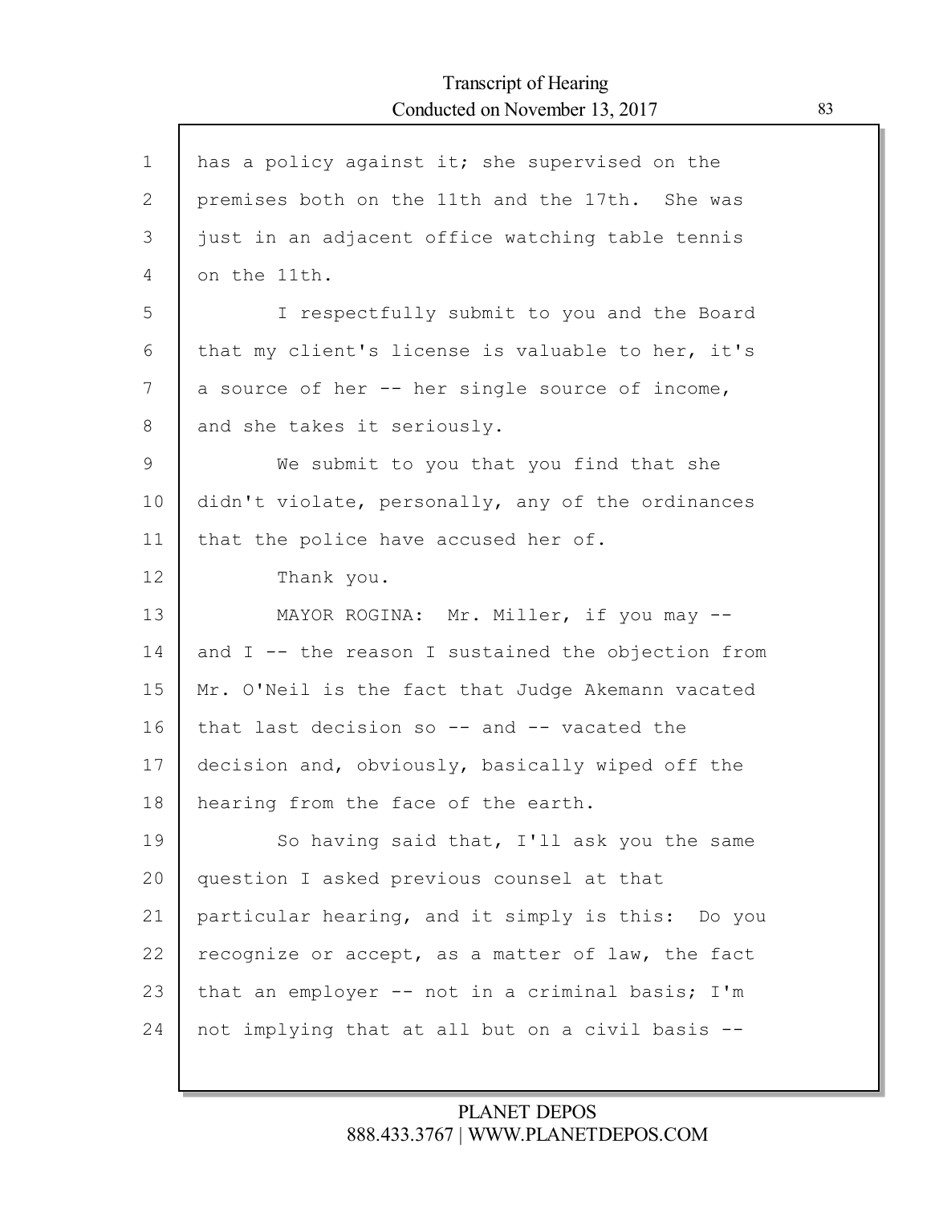has a policy against it; she supervised on the premises both on the 11th and the 17th. She was just in an adjacent office watching table tennis on the 11th.

I respectfully submit to you and the Board that my client's license is valuable to her, it's a source of her -- her single source of income, and she takes it seriously.

We submit to you that you find that she didn't violate, personally, any of the ordinances that the police have accused her of.

Thank you.

MAYOR ROGINA: Mr. Miller, if you may -- and I -- the reason I sustained the objection from Mr. O'Neil is the fact that Judge Akemann vacated that last decision so -- and -- vacated the decision and, obviously, basically wiped off the hearing from the face of the earth.

So having said that, I'll ask you the same question I asked previous counsel at that particular hearing, and it simply is this: Do you recognize or accept, as a matter of law, the fact that an employer -- not in a criminal basis; I'm not implying that at all but on a civil basis --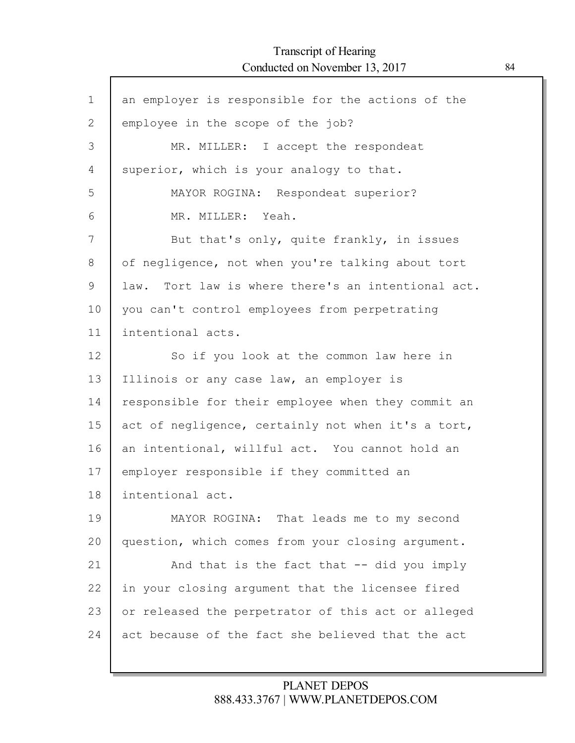an employer is responsible for the actions of the employee in the scope of the job?

MR. MILLER: I accept the respondeat superior, which is your analogy to that.

MAYOR ROGINA: Respondeat superior?

MR. MILLER: Yeah.

But that's only, quite frankly, in issues of negligence, not when you're talking about tort law. Tort law is where there's an intentional act. you can't control employees from perpetrating intentional acts.

So if you look at the common law here in Illinois or any case law, an employer is responsible for their employee when they commit an act of negligence, certainly not when it's a tort, an intentional, willful act. You cannot hold an employer responsible if they committed an intentional act.

MAYOR ROGINA: That leads me to my second question, which comes from your closing argument.

And that is the fact that -- did you imply in your closing argument that the licensee fired or released the perpetrator of this act or alleged act because of the fact she believed that the act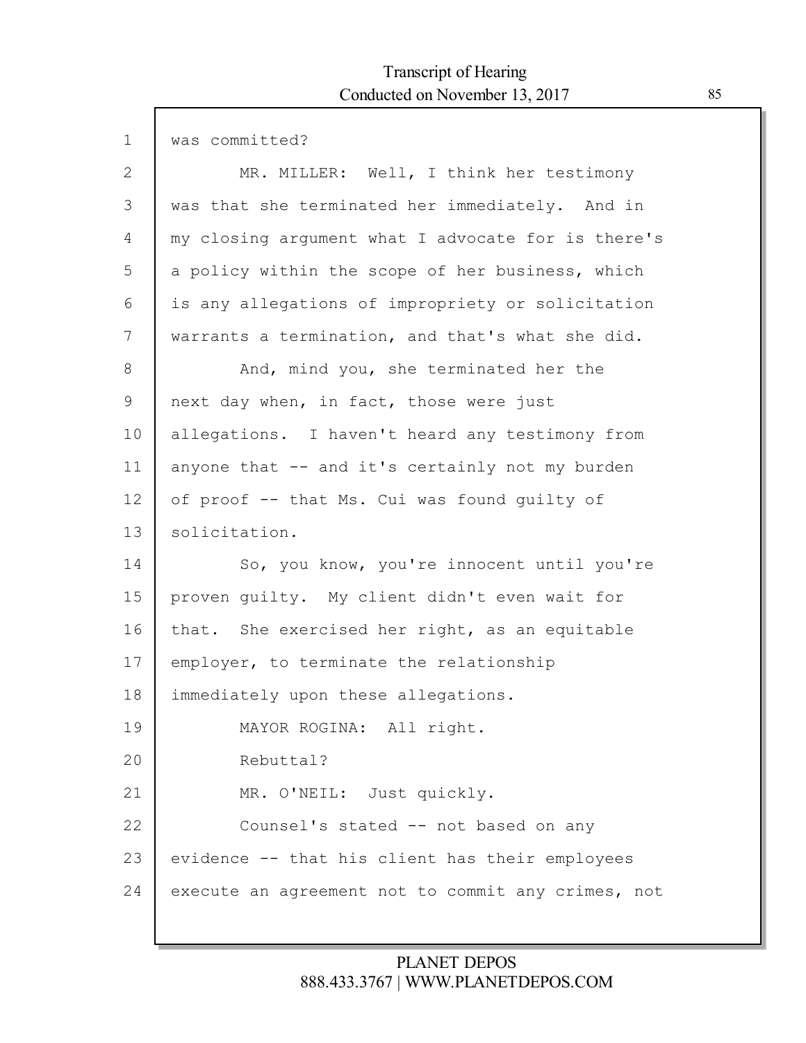was committed?

MR. MILLER: Well, I think her testimony was that she terminated her immediately. And in my closing argument what I advocate for is there's a policy within the scope of her business, which is any allegations of impropriety or solicitation warrants a termination, and that's what she did.

And, mind you, she terminated her the next day when, in fact, those were just allegations. I haven't heard any testimony from anyone that -- and it's certainly not my burden of proof -- that Ms. Cui was found guilty of solicitation.

So, you know, you're innocent until you're proven guilty. My client didn't even wait for that. She exercised her right, as an equitable employer, to terminate the relationship immediately upon these allegations.

MAYOR ROGINA: All right.

Rebuttal?

MR. O'NEIL: Just quickly.

Counsel's stated -- not based on any evidence -- that his client has their employees execute an agreement not to commit any crimes, not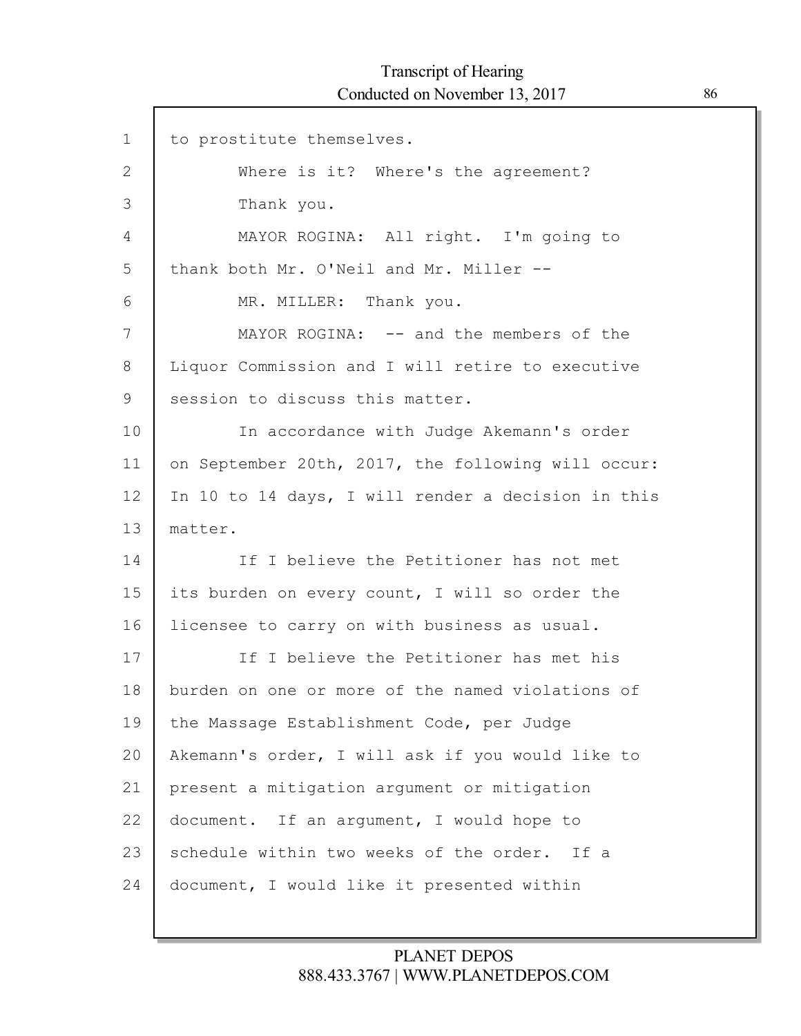to prostitute themselves.

Where is it? Where's the agreement?

Thank you.

MAYOR ROGINA: All right. I'm going to thank both Mr. O'Neil and Mr. Miller --

MR. MILLER: Thank you.

MAYOR ROGINA: -- and the members of the Liquor Commission and I will retire to executive session to discuss this matter.

In accordance with Judge Akemann's order on September 20th, 2017, the following will occur: In 10 to 14 days, I will render a decision in this matter.

If I believe the Petitioner has not met its burden on every count, I will so order the licensee to carry on with business as usual.

If I believe the Petitioner has met his burden on one or more of the named violations of the Massage Establishment Code, per Judge Akemann's order, I will ask if you would like to present a mitigation argument or mitigation document. If an argument, I would hope to schedule within two weeks of the order. If a document, I would like it presented within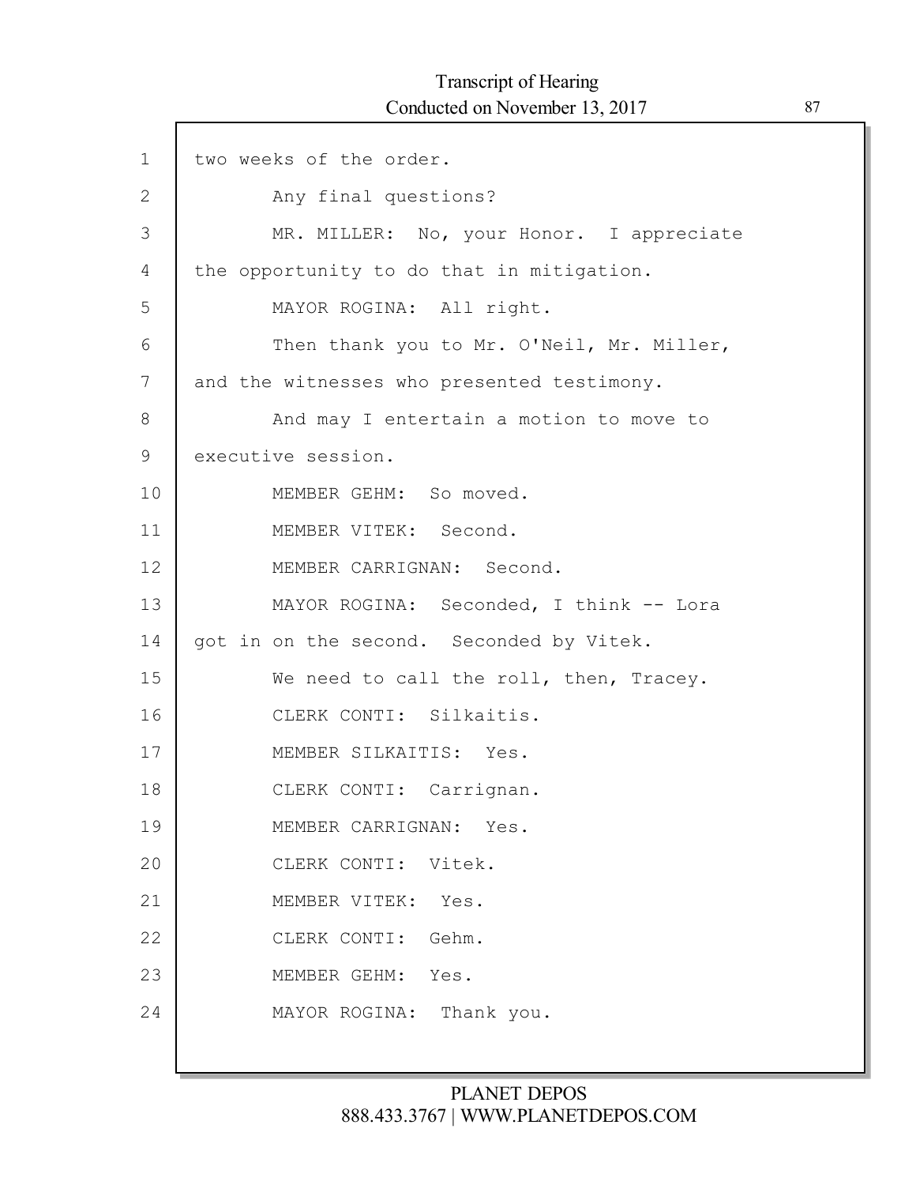1 two weeks of the order.

2 Any final questions?

3 MR. MILLER: No, your Honor. I appreciate

4 the opportunity to do that in mitigation.

5 MAYOR ROGINA: All right.

6 Then thank you to Mr. O'Neil, Mr. Miller,

7 and the witnesses who presented testimony.

8 And may I entertain a motion to move to

9 executive session.

10 MEMBER GEHM: So moved.

11 MEMBER VITEK: Second.

12 MEMBER CARRIGNAN: Second.

13 MAYOR ROGINA: Seconded, I think -- Lora

14 got in on the second. Seconded by Vitek.

15 We need to call the roll, then, Tracey.

16 CLERK CONTI: Silkaitis.

17 MEMBER SILKAITIS: Yes.

18 CLERK CONTI: Carrignan.

19 MEMBER CARRIGNAN: Yes.

20 CLERK CONTI: Vitek.

21 MEMBER VITEK: Yes.

22 CLERK CONTI: Gehm.

23 MEMBER GEHM: Yes.

24 MAYOR ROGINA: Thank you.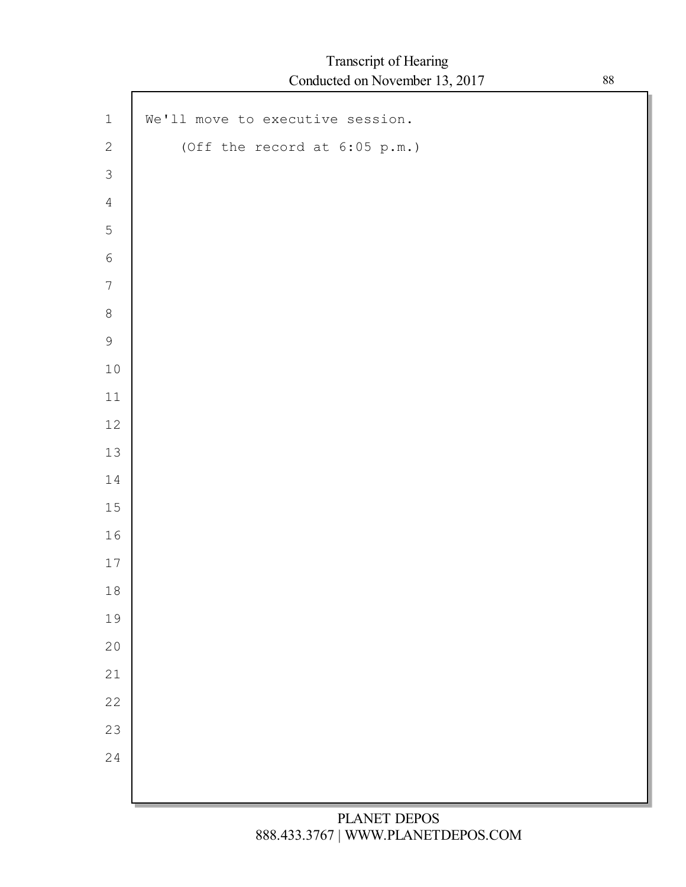We'll move to executive session.

(Off the record at 6:05 p.m.)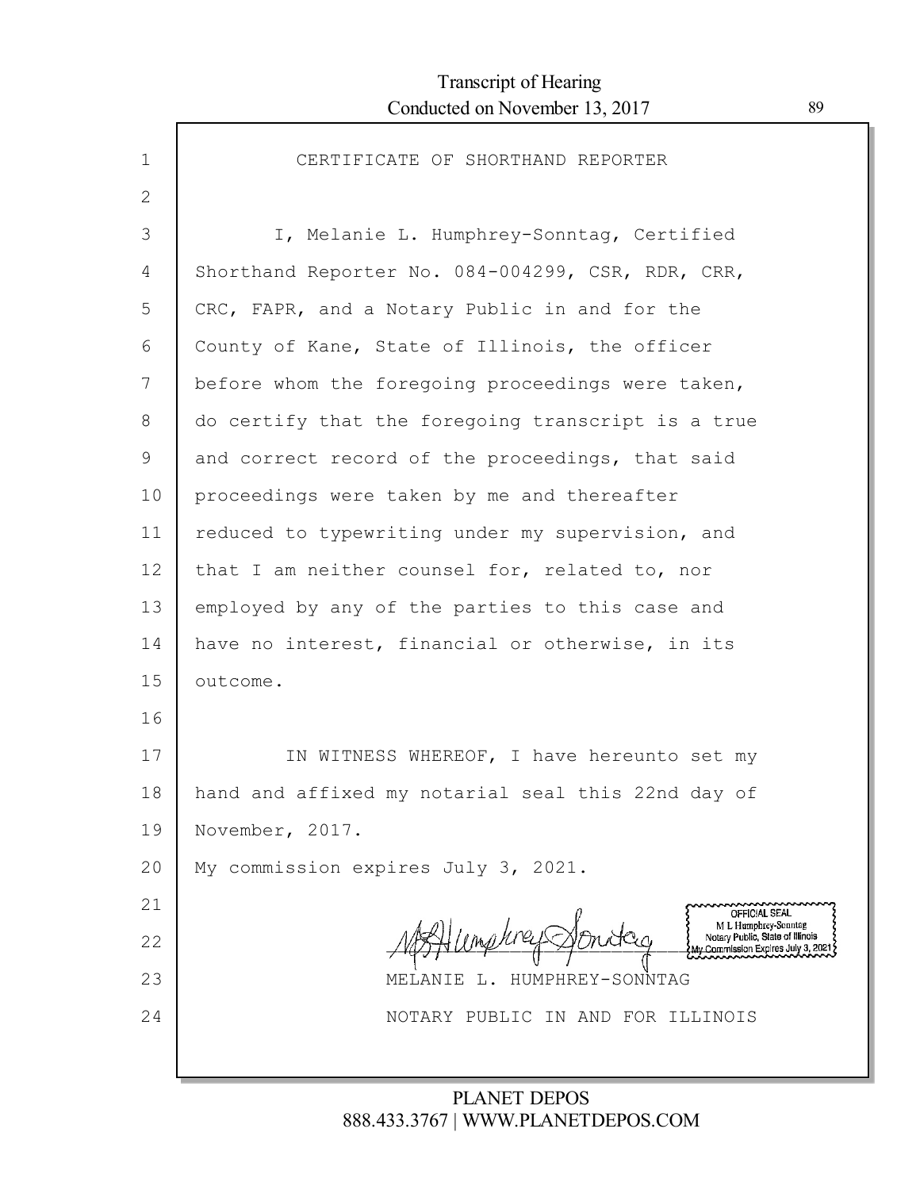# CERTIFICATE OF SHORTHAND REPORTER

I, Melanie L. Humphrey-Sonntag, Certified Shorthand Reporter No. 084-004299, CSR, RDR, CRR, CRC, FAPR, and a Notary Public in and for the County of Kane, State of Illinois, the officer before whom the foregoing proceedings were taken, do certify that the foregoing transcript is a true and correct record of the proceedings, that said proceedings were taken by me and thereafter reduced to typewriting under my supervision, and that I am neither counsel for, related to, nor employed by any of the parties to this case and have no interest, financial or otherwise, in its outcome.

IN WITNESS WHEREOF, I have hereunto set my hand and affixed my notarial seal this 22nd day of November, 2017.

My commission expires July 3, 2021.

OFFICIAL SEAL
M L Humphrey-Sonntag
Notary Public, State of Illinois
My Commission Expires July 3, 2021

MELANIE L. HUMPHREY-SONNTAG

NOTARY PUBLIC IN AND FOR ILLINOIS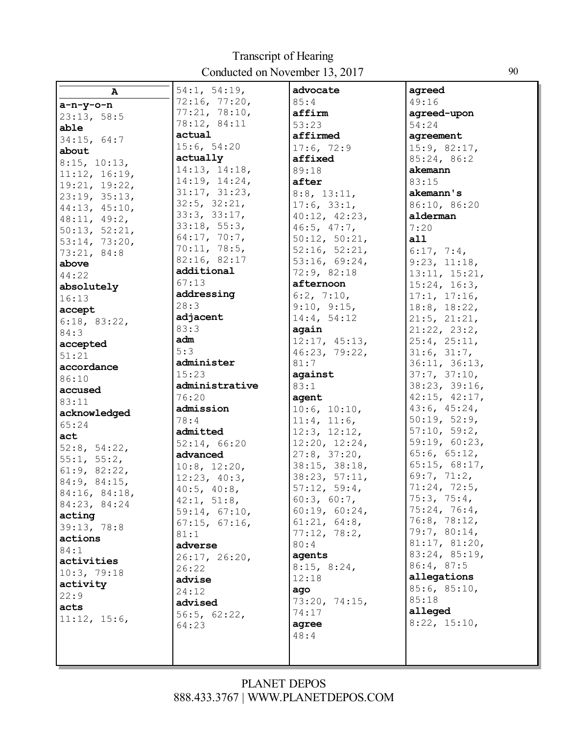**A**

**a-n-y-o-n**
23:13, 58:5

**able**
34:15, 64:7

**about**
8:15, 10:13, 11:12, 16:19, 19:21, 19:22, 23:19, 35:13, 44:13, 45:10, 48:11, 49:2, 50:13, 52:21, 53:14, 73:20, 73:21, 84:8

**above**
44:22

**absolutely**
16:13

**accept**
6:18, 83:22, 84:3

**accepted**
51:21

**accordance**
86:10

**accused**
83:11

**acknowledged**
65:24

**act**
52:8, 54:22, 55:1, 55:2, 61:9, 82:22, 84:9, 84:15, 84:16, 84:18, 84:23, 84:24

**acting**
39:13, 78:8

**actions**
84:1

**activities**
10:3, 79:18

**activity**
22:9

**acts**
11:12, 15:6, 54:1, 54:19, 72:16, 77:20, 77:21, 78:10, 78:12, 84:11

**actual**
15:6, 54:20

**actually**
14:13, 14:18, 14:19, 14:24, 31:17, 31:23, 32:5, 32:21, 33:3, 33:17, 33:18, 55:3, 64:17, 70:7, 70:11, 78:5, 82:16, 82:17

**additional**
67:13

**addressing**
28:3

**adjacent**
83:3

**adm**
5:3

**administer**
15:23

**administrative**
76:20

**admission**
78:4

**admitted**
52:14, 66:20

**advanced**
10:8, 12:20, 12:23, 40:3, 40:5, 40:8, 42:1, 51:8, 59:14, 67:10, 67:15, 67:16, 81:1

**adverse**
26:17, 26:20, 26:22

**advise**
24:12

**advised**
56:5, 62:22, 64:23

**advocate**
85:4

**affirm**
53:23

**affirmed**
17:6, 72:9

**affixed**
89:18

**after**
8:8, 13:11, 17:6, 33:1, 40:12, 42:23, 46:5, 47:7, 50:12, 50:21, 52:16, 52:21, 53:16, 69:24, 72:9, 82:18

**afternoon**
6:2, 7:10, 9:10, 9:15, 14:4, 54:12

**again**
12:17, 45:13, 46:23, 79:22, 81:7

**against**
83:1

**agent**
10:6, 10:10, 11:4, 11:6, 12:3, 12:12, 12:20, 12:24, 27:8, 37:20, 38:15, 38:18, 38:23, 57:11, 57:12, 59:4, 60:3, 60:7, 60:19, 60:24, 61:21, 64:8, 77:12, 78:2, 80:4

**agents**
8:15, 8:24, 12:18

**ago**
73:20, 74:15, 74:17

**agree**
48:4

**agreed**
49:16

**agreed-upon**
54:24

**agreement**
15:9, 82:17, 85:24, 86:2

**akemann**
83:15

**akemann's**
86:10, 86:20

**alderman**
7:20

**all**
6:17, 7:4, 9:23, 11:18, 13:11, 15:21, 15:24, 16:3, 17:1, 17:16, 18:8, 18:22, 21:5, 21:21, 21:22, 23:2, 25:4, 25:11, 31:6, 31:7, 36:11, 36:13, 37:7, 37:10, 38:23, 39:16, 42:15, 42:17, 43:6, 45:24, 50:19, 52:9, 57:10, 59:2, 59:19, 60:23, 65:6, 65:12, 65:15, 68:17, 69:7, 71:2, 71:24, 72:5, 75:3, 75:4, 75:24, 76:4, 76:8, 78:12, 79:7, 80:14, 81:17, 81:20, 83:24, 85:19, 86:4, 87:5

**allegations**
85:6, 85:10, 85:18

**alleged**
8:22, 15:10,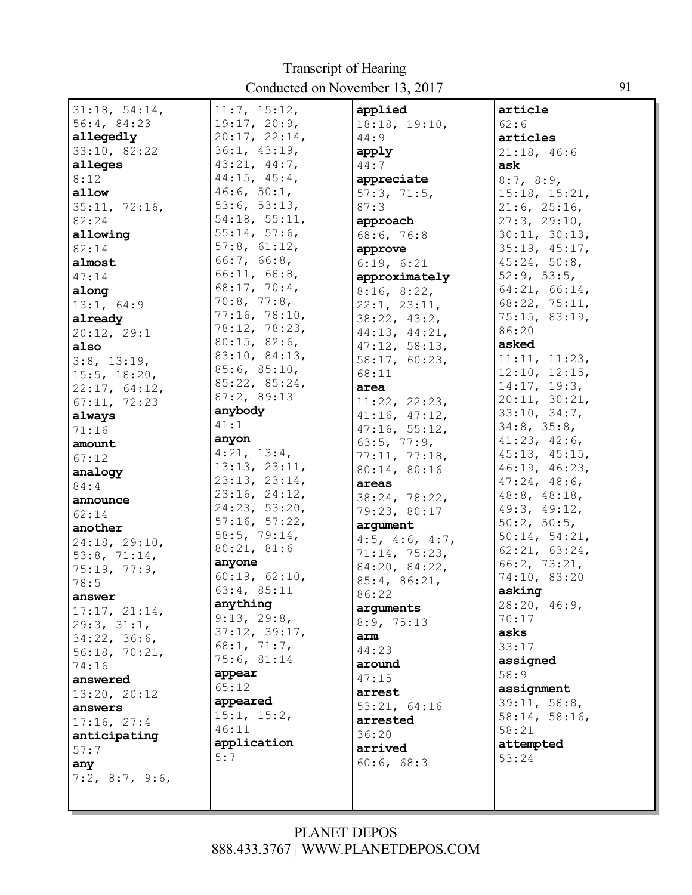31:18, 54:14, 56:4, 84:23
**allegedly**
33:10, 82:22
**alleges**
8:12
**allow**
35:11, 72:16, 82:24
**allowing**
82:14
**almost**
47:14
**along**
13:1, 64:9
**already**
20:12, 29:1
**also**
3:8, 13:19, 15:5, 18:20, 22:17, 64:12, 67:11, 72:23
**always**
71:16
**amount**
67:12
**analogy**
84:4
**announce**
62:14
**another**
24:18, 29:10, 53:8, 71:14, 75:19, 77:9, 78:5
**answer**
17:17, 21:14, 29:3, 31:1, 34:22, 36:6, 56:18, 70:21, 74:16
**answered**
13:20, 20:12
**answers**
17:16, 27:4
**anticipating**
57:7
**any**
7:2, 8:7, 9:6, 11:7, 15:12, 19:17, 20:9, 20:17, 22:14, 36:1, 43:19, 43:21, 44:7, 44:15, 45:4, 46:6, 50:1, 53:6, 53:13, 54:18, 55:11, 55:14, 57:6, 57:8, 61:12, 66:7, 66:8, 66:11, 68:8, 68:17, 70:4, 70:8, 77:8, 77:16, 78:10, 78:12, 78:23, 80:15, 82:6, 83:10, 84:13, 85:6, 85:10, 85:22, 85:24, 87:2, 89:13
**anybody**
41:1
**anyon**
4:21, 13:4, 13:13, 23:11, 23:13, 23:14, 23:16, 24:12, 24:23, 53:20, 57:16, 57:22, 58:5, 79:14, 80:21, 81:6
**anyone**
60:19, 62:10, 63:4, 85:11
**anything**
9:13, 29:8, 37:12, 39:17, 68:1, 71:7, 75:6, 81:14
**appear**
65:12
**appeared**
15:1, 15:2, 46:11
**application**
5:7
**applied**
18:18, 19:10, 44:9
**apply**
44:7
**appreciate**
57:3, 71:5, 87:3
**approach**
68:6, 76:8
**approve**
6:19, 6:21
**approximately**
8:16, 8:22, 22:1, 23:11, 38:22, 43:2, 44:13, 44:21, 47:12, 58:13, 58:17, 60:23, 68:11
**area**
11:22, 22:23, 41:16, 47:12, 47:16, 55:12, 63:5, 77:9, 77:11, 77:18, 80:14, 80:16
**areas**
38:24, 78:22, 79:23, 80:17
**argument**
4:5, 4:6, 4:7, 71:14, 75:23, 84:20, 84:22, 85:4, 86:21, 86:22
**arguments**
8:9, 75:13
**arm**
44:23
**around**
47:15
**arrest**
53:21, 64:16
**arrested**
36:20
**arrived**
60:6, 68:3
**article**
62:6
**articles**
21:18, 46:6
**ask**
8:7, 8:9, 15:18, 15:21, 21:6, 25:16, 27:3, 29:10, 30:11, 30:13, 35:19, 45:17, 45:24, 50:8, 52:9, 53:5, 64:21, 66:14, 68:22, 75:11, 75:15, 83:19, 86:20
**asked**
11:11, 11:23, 12:10, 12:15, 14:17, 19:3, 20:11, 30:21, 33:10, 34:7, 34:8, 35:8, 41:23, 42:6, 45:13, 45:15, 46:19, 46:23, 47:24, 48:6, 48:8, 48:18, 49:3, 49:12, 50:2, 50:5, 50:14, 54:21, 62:21, 63:24, 66:2, 73:21, 74:10, 83:20
**asking**
28:20, 46:9, 70:17
**asks**
33:17
**assigned**
58:9
**assignment**
39:11, 58:8, 58:14, 58:16, 58:21
**attempted**
53:24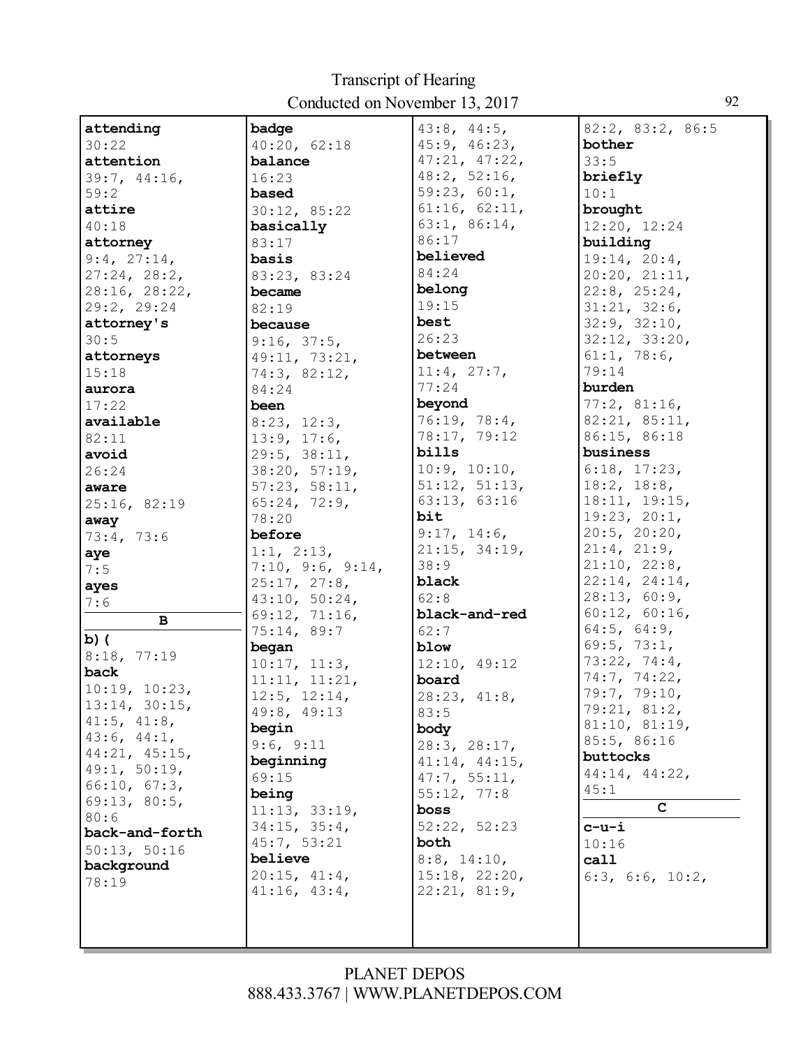**attending**
30:22
**attention**
39:7, 44:16, 59:2
**attire**
40:18
**attorney**
9:4, 27:14, 27:24, 28:2, 28:16, 28:22, 29:2, 29:24
**attorney's**
30:5
**attorneys**
15:18
**aurora**
17:22
**available**
82:11
**avoid**
26:24
**aware**
25:16, 82:19
**away**
73:4, 73:6
**aye**
7:5
**ayes**
7:6

**B**

**b)(**
8:18, 77:19
**back**
10:19, 10:23, 13:14, 30:15, 41:5, 41:8, 43:6, 44:1, 44:21, 45:15, 49:1, 50:19, 66:10, 67:3, 69:13, 80:5, 80:6
**back-and-forth**
50:13, 50:16
**background**
78:19
**badge**
40:20, 62:18
**balance**
16:23
**based**
30:12, 85:22
**basically**
83:17
**basis**
83:23, 83:24
**became**
82:19
**because**
9:16, 37:5, 49:11, 73:21, 74:3, 82:12, 84:24
**been**
8:23, 12:3, 13:9, 17:6, 29:5, 38:11, 38:20, 57:19, 57:23, 58:11, 65:24, 72:9, 78:20
**before**
1:1, 2:13, 7:10, 9:6, 9:14, 25:17, 27:8, 43:10, 50:24, 69:12, 71:16, 75:14, 89:7
**began**
10:17, 11:3, 11:11, 11:21, 12:5, 12:14, 49:8, 49:13
**begin**
9:6, 9:11
**beginning**
69:15
**being**
11:13, 33:19, 34:15, 35:4, 45:7, 53:21
**believe**
20:15, 41:4, 41:16, 43:4, 43:8, 44:5, 45:9, 46:23, 47:21, 47:22, 48:2, 52:16, 59:23, 60:1, 61:16, 62:11, 63:1, 86:14, 86:17
**believed**
84:24
**belong**
19:15
**best**
26:23
**between**
11:4, 27:7, 77:24
**beyond**
76:19, 78:4, 78:17, 79:12
**bills**
10:9, 10:10, 51:12, 51:13, 63:13, 63:16
**bit**
9:17, 14:6, 21:15, 34:19, 38:9
**black**
62:8
**black-and-red**
62:7
**blow**
12:10, 49:12
**board**
28:23, 41:8, 83:5
**body**
28:3, 28:17, 41:14, 44:15, 47:7, 55:11, 55:12, 77:8
**boss**
52:22, 52:23
**both**
8:8, 14:10, 15:18, 22:20, 22:21, 81:9, 82:2, 83:2, 86:5
**bother**
33:5
**briefly**
10:1
**brought**
12:20, 12:24
**building**
19:14, 20:4, 20:20, 21:11, 22:8, 25:24, 31:21, 32:6, 32:9, 32:10, 32:12, 33:20, 61:1, 78:6, 79:14
**burden**
77:2, 81:16, 82:21, 85:11, 86:15, 86:18
**business**
6:18, 17:23, 18:2, 18:8, 18:11, 19:15, 19:23, 20:1, 20:5, 20:20, 21:4, 21:9, 21:10, 22:8, 22:14, 24:14, 28:13, 60:9, 60:12, 60:16, 64:5, 64:9, 69:5, 73:1, 73:22, 74:4, 74:7, 74:22, 79:7, 79:10, 79:21, 81:2, 81:10, 81:19, 85:5, 86:16
**buttocks**
44:14, 44:22, 45:1

**C**

**c-u-i**
10:16
**call**
6:3, 6:6, 10:2,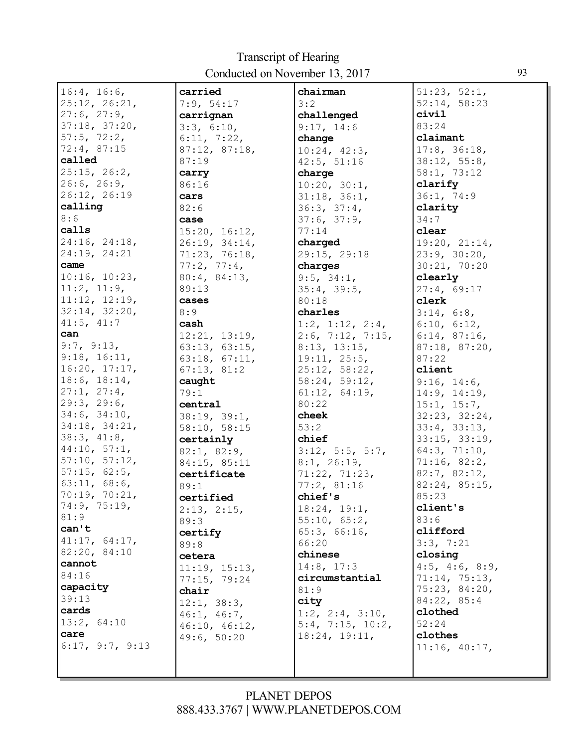16:4, 16:6, 25:12, 26:21, 27:6, 27:9, 37:18, 37:20, 57:5, 72:2, 72:4, 87:15

**called**
25:15, 26:2, 26:6, 26:9, 26:12, 26:19

**calling**
8:6

**calls**
24:16, 24:18, 24:19, 24:21

**came**
10:16, 10:23, 11:2, 11:9, 11:12, 12:19, 32:14, 32:20, 41:5, 41:7

**can**
9:7, 9:13, 9:18, 16:11, 16:20, 17:17, 18:6, 18:14, 27:1, 27:4, 29:3, 29:6, 34:6, 34:10, 34:18, 34:21, 38:3, 41:8, 44:10, 57:1, 57:10, 57:12, 57:15, 62:5, 63:11, 68:6, 70:19, 70:21, 74:9, 75:19, 81:9

**can't**
41:17, 64:17, 82:20, 84:10

**cannot**
84:16

**capacity**
39:13

**cards**
13:2, 64:10

**care**
6:17, 9:7, 9:13

**carried**
7:9, 54:17

**carrignan**
3:3, 6:10, 6:11, 7:22, 87:12, 87:18, 87:19

**carry**
86:16

**cars**
82:6

**case**
15:20, 16:12, 26:19, 34:14, 71:23, 76:18, 77:2, 77:4, 80:4, 84:13, 89:13

**cases**
8:9

**cash**
12:21, 13:19, 63:13, 63:15, 63:18, 67:11, 67:13, 81:2

**caught**
79:1

**central**
38:19, 39:1, 58:10, 58:15

**certainly**
82:1, 82:9, 84:15, 85:11

**certificate**
89:1

**certified**
2:13, 2:15, 89:3

**certify**
89:8

**cetera**
11:19, 15:13, 77:15, 79:24

**chair**
12:1, 38:3, 46:1, 46:7, 46:10, 46:12, 49:6, 50:20

**chairman**
3:2

**challenged**
9:17, 14:6

**change**
10:24, 42:3, 42:5, 51:16

**charge**
10:20, 30:1, 31:18, 36:1, 36:3, 37:4, 37:6, 37:9, 77:14

**charged**
29:15, 29:18

**charges**
9:5, 34:1, 35:4, 39:5, 80:18

**charles**
1:2, 1:12, 2:4, 2:6, 7:12, 7:15, 8:13, 13:15, 19:11, 25:5, 25:12, 58:22, 58:24, 59:12, 61:12, 64:19, 80:22

**cheek**
53:2

**chief**
3:12, 5:5, 5:7, 8:1, 26:19, 71:22, 71:23, 77:2, 81:16

**chief's**
18:24, 19:1, 55:10, 65:2, 65:3, 66:16, 66:20

**chinese**
14:8, 17:3

**circumstantial**
81:9

**city**
1:2, 2:4, 3:10, 5:4, 7:15, 10:2, 18:24, 19:11, 51:23, 52:1, 52:14, 58:23

**civil**
83:24

**claimant**
17:8, 36:18, 38:12, 55:8, 58:1, 73:12

**clarify**
36:1, 74:9

**clarity**
34:7

**clear**
19:20, 21:14, 23:9, 30:20, 30:21, 70:20

**clearly**
27:4, 69:17

**clerk**
3:14, 6:8, 6:10, 6:12, 6:14, 87:16, 87:18, 87:20, 87:22

**client**
9:16, 14:6, 14:9, 14:19, 15:1, 15:7, 32:23, 32:24, 33:4, 33:13, 33:15, 33:19, 64:3, 71:10, 71:16, 82:2, 82:7, 82:12, 82:24, 85:15, 85:23

**client's**
83:6

**clifford**
3:3, 7:21

**closing**
4:5, 4:6, 8:9, 71:14, 75:13, 75:23, 84:20, 84:22, 85:4

**clothed**
52:24

**clothes**
11:16, 40:17,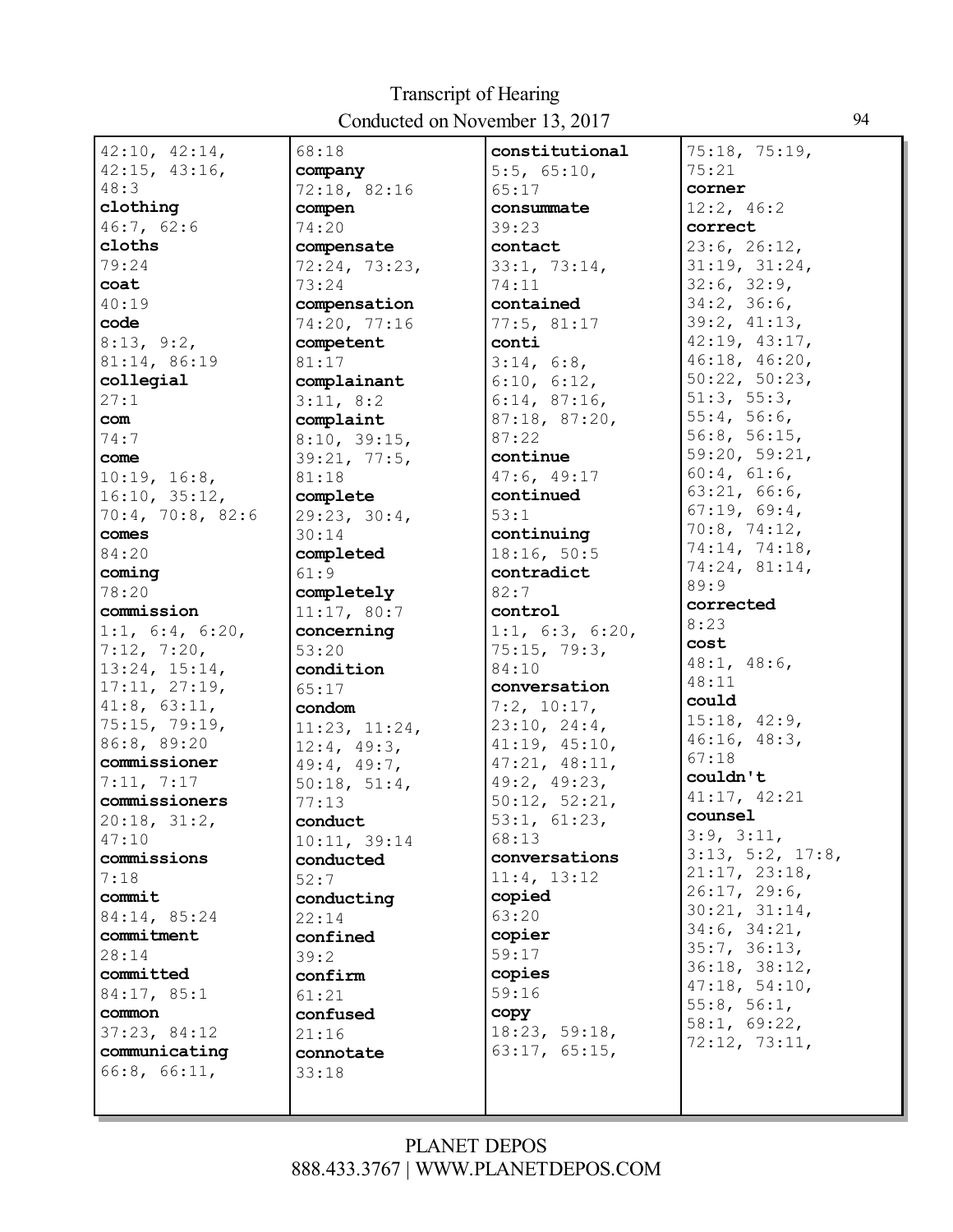42:10, 42:14, 42:15, 43:16, 48:3

**clothing**
46:7, 62:6

**cloths**
79:24

**coat**
40:19

**code**
8:13, 9:2, 81:14, 86:19

**collegial**
27:1

**com**
74:7

**come**
10:19, 16:8, 16:10, 35:12, 70:4, 70:8, 82:6

**comes**
84:20

**coming**
78:20

**commission**
1:1, 6:4, 6:20, 7:12, 7:20, 13:24, 15:14, 17:11, 27:19, 41:8, 63:11, 75:15, 79:19, 86:8, 89:20

**commissioner**
7:11, 7:17

**commissioners**
20:18, 31:2, 47:10

**commissions**
7:18

**commit**
84:14, 85:24

**commitment**
28:14

**committed**
84:17, 85:1

**common**
37:23, 84:12

**communicating**
66:8, 66:11, 68:18

**company**
72:18, 82:16

**compen**
74:20

**compensate**
72:24, 73:23, 73:24

**compensation**
74:20, 77:16

**competent**
81:17

**complainant**
3:11, 8:2

**complaint**
8:10, 39:15, 39:21, 77:5, 81:18

**complete**
29:23, 30:4, 30:14

**completed**
61:9

**completely**
11:17, 80:7

**concerning**
53:20

**condition**
65:17

**condom**
11:23, 11:24, 12:4, 49:3, 49:4, 49:7, 50:18, 51:4, 77:13

**conduct**
10:11, 39:14

**conducted**
52:7

**conducting**
22:14

**confined**
39:2

**confirm**
61:21

**confused**
21:16

**connotate**
33:18

**constitutional**
5:5, 65:10, 65:17

**consummate**
39:23

**contact**
33:1, 73:14, 74:11

**contained**
77:5, 81:17

**conti**
3:14, 6:8, 6:10, 6:12, 6:14, 87:16, 87:18, 87:20, 87:22

**continue**
47:6, 49:17

**continued**
53:1

**continuing**
18:16, 50:5

**contradict**
82:7

**control**
1:1, 6:3, 6:20, 75:15, 79:3, 84:10

**conversation**
7:2, 10:17, 23:10, 24:4, 41:19, 45:10, 47:21, 48:11, 49:2, 49:23, 50:12, 52:21, 53:1, 61:23, 68:13

**conversations**
11:4, 13:12

**copied**
63:20

**copier**
59:17

**copies**
59:16

**copy**
18:23, 59:18, 63:17, 65:15, 75:18, 75:19, 75:21

**corner**
12:2, 46:2

**correct**
23:6, 26:12, 31:19, 31:24, 32:6, 32:9, 34:2, 36:6, 39:2, 41:13, 42:19, 43:17, 46:18, 46:20, 50:22, 50:23, 51:3, 55:3, 55:4, 56:6, 56:8, 56:15, 59:20, 59:21, 60:4, 61:6, 63:21, 66:6, 67:19, 69:4, 70:8, 74:12, 74:14, 74:18, 74:24, 81:14, 89:9

**corrected**
8:23

**cost**
48:1, 48:6, 48:11

**could**
15:18, 42:9, 46:16, 48:3, 67:18

**couldn't**
41:17, 42:21

**counsel**
3:9, 3:11, 3:13, 5:2, 17:8, 21:17, 23:18, 26:17, 29:6, 30:21, 31:14, 34:6, 34:21, 35:7, 36:13, 36:18, 38:12, 47:18, 54:10, 55:8, 56:1, 58:1, 69:22, 72:12, 73:11,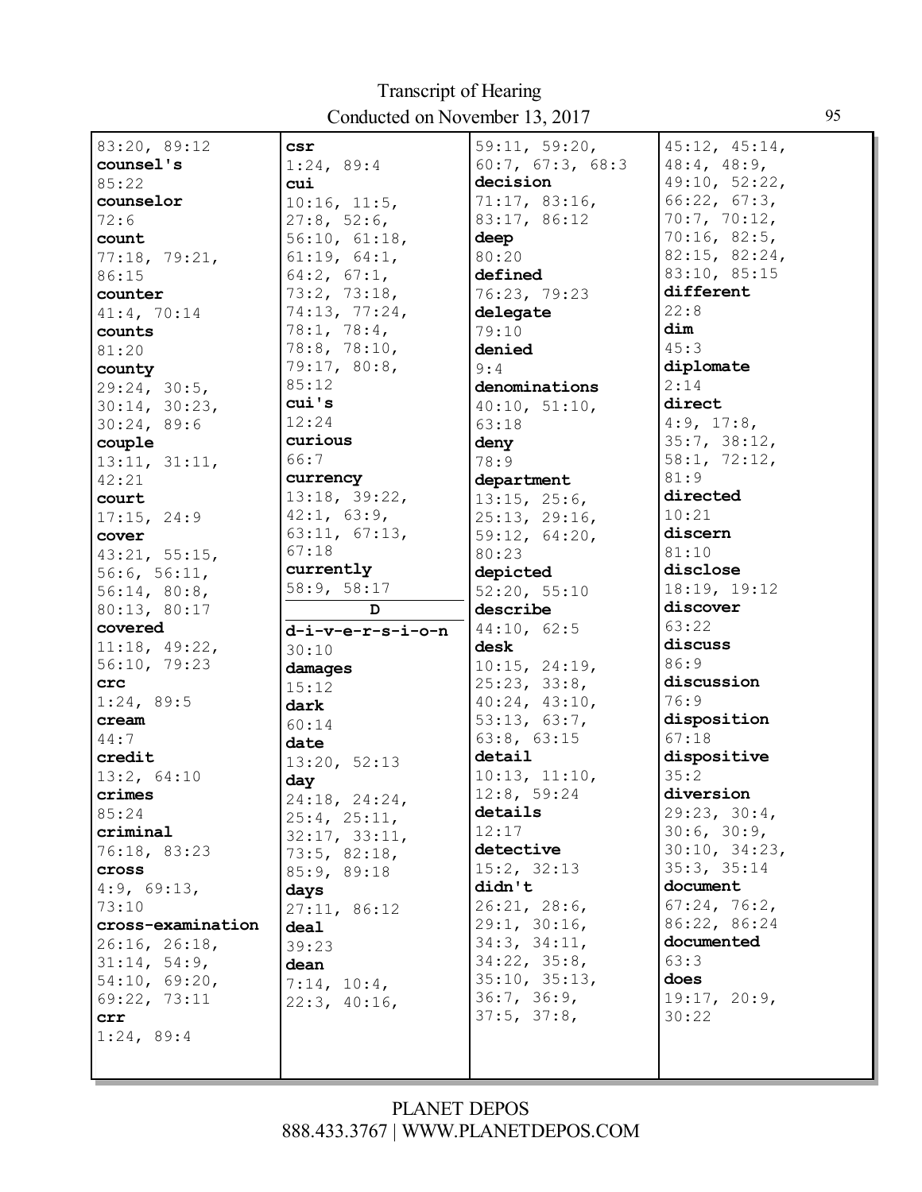83:20, 89:12
**counsel's**
85:22
**counselor**
72:6
**count**
77:18, 79:21, 86:15
**counter**
41:4, 70:14
**counts**
81:20
**county**
29:24, 30:5, 30:14, 30:23, 30:24, 89:6
**couple**
13:11, 31:11, 42:21
**court**
17:15, 24:9
**cover**
43:21, 55:15, 56:6, 56:11, 56:14, 80:8, 80:13, 80:17
**covered**
11:18, 49:22, 56:10, 79:23
**crc**
1:24, 89:5
**cream**
44:7
**credit**
13:2, 64:10
**crimes**
85:24
**criminal**
76:18, 83:23
**cross**
4:9, 69:13, 73:10
**cross-examination**
26:16, 26:18, 31:14, 54:9, 54:10, 69:20, 69:22, 73:11
**crr**
1:24, 89:4
**csr**
1:24, 89:4
**cui**
10:16, 11:5, 27:8, 52:6, 56:10, 61:18, 61:19, 64:1, 64:2, 67:1, 73:2, 73:18, 74:13, 77:24, 78:1, 78:4, 78:8, 78:10, 79:17, 80:8, 85:12
**cui's**
12:24
**curious**
66:7
**currency**
13:18, 39:22, 42:1, 63:9, 63:11, 67:13, 67:18
**currently**
58:9, 58:17

**D**

**d-i-v-e-r-s-i-o-n**
30:10
**damages**
15:12
**dark**
60:14
**date**
13:20, 52:13
**day**
24:18, 24:24, 25:4, 25:11, 32:17, 33:11, 73:5, 82:18, 85:9, 89:18
**days**
27:11, 86:12
**deal**
39:23
**dean**
7:14, 10:4, 22:3, 40:16, 59:11, 59:20, 60:7, 67:3, 68:3
**decision**
71:17, 83:16, 83:17, 86:12
**deep**
80:20
**defined**
76:23, 79:23
**delegate**
79:10
**denied**
9:4
**denominations**
40:10, 51:10, 63:18
**deny**
78:9
**department**
13:15, 25:6, 25:13, 29:16, 59:12, 64:20, 80:23
**depicted**
52:20, 55:10
**describe**
44:10, 62:5
**desk**
10:15, 24:19, 25:23, 33:8, 40:24, 43:10, 53:13, 63:7, 63:8, 63:15
**detail**
10:13, 11:10, 12:8, 59:24
**details**
12:17
**detective**
15:2, 32:13
**didn't**
26:21, 28:6, 29:1, 30:16, 34:3, 34:11, 34:22, 35:8, 35:10, 35:13, 36:7, 36:9, 37:5, 37:8, 45:12, 45:14, 48:4, 48:9, 49:10, 52:22, 66:22, 67:3, 70:7, 70:12, 70:16, 82:5, 82:15, 82:24, 83:10, 85:15
**different**
22:8
**dim**
45:3
**diplomate**
2:14
**direct**
4:9, 17:8, 35:7, 38:12, 58:1, 72:12, 81:9
**directed**
10:21
**discern**
81:10
**disclose**
18:19, 19:12
**discover**
63:22
**discuss**
86:9
**discussion**
76:9
**disposition**
67:18
**dispositive**
35:2
**diversion**
29:23, 30:4, 30:6, 30:9, 30:10, 34:23, 35:3, 35:14
**document**
67:24, 76:2, 86:22, 86:24
**documented**
63:3
**does**
19:17, 20:9, 30:22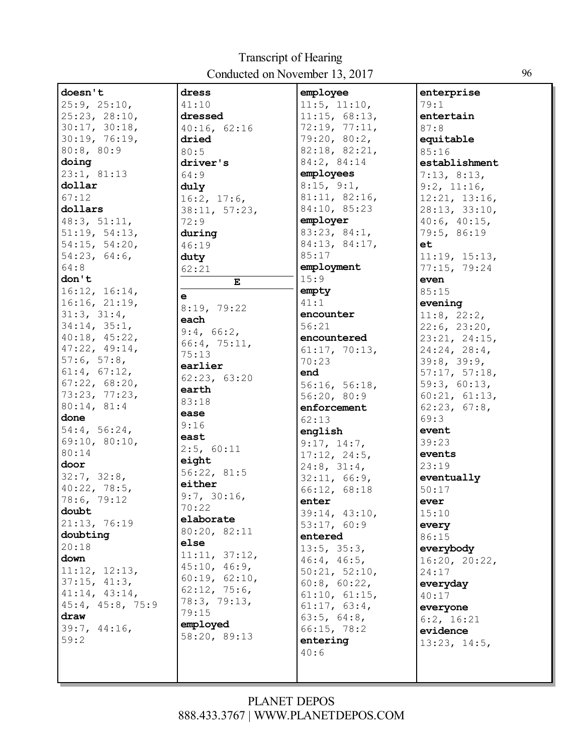**doesn't**
25:9, 25:10, 25:23, 28:10, 30:17, 30:18, 30:19, 76:19, 80:8, 80:9

**doing**
23:1, 81:13

**dollar**
67:12

**dollars**
48:3, 51:11, 51:19, 54:13, 54:15, 54:20, 54:23, 64:6, 64:8

**don't**
16:12, 16:14, 16:16, 21:19, 31:3, 31:4, 34:14, 35:1, 40:18, 45:22, 47:22, 49:14, 57:6, 57:8, 61:4, 67:12, 67:22, 68:20, 73:23, 77:23, 80:14, 81:4

**done**
54:4, 56:24, 69:10, 80:10, 80:14

**door**
32:7, 32:8, 40:22, 78:5, 78:6, 79:12

**doubt**
21:13, 76:19

**doubting**
20:18

**down**
11:12, 12:13, 37:15, 41:3, 41:14, 43:14, 45:4, 45:8, 75:9

**draw**
39:7, 44:16, 59:2

**dress**
41:10

**dressed**
40:16, 62:16

**dried**
80:5

**driver's**
64:9

**duly**
16:2, 17:6, 38:11, 57:23, 72:9

**during**
46:19

**duty**
62:21

**E**

**e**
8:19, 79:22

**each**
9:4, 66:2, 66:4, 75:11, 75:13

**earlier**
62:23, 63:20

**earth**
83:18

**ease**
9:16

**east**
2:5, 60:11

**eight**
56:22, 81:5

**either**
9:7, 30:16, 70:22

**elaborate**
80:20, 82:11

**else**
11:11, 37:12, 45:10, 46:9, 60:19, 62:10, 62:12, 75:6, 78:3, 79:13, 79:15

**employed**
58:20, 89:13

**employee**
11:5, 11:10, 11:15, 68:13, 72:19, 77:11, 79:20, 80:2, 82:18, 82:21, 84:2, 84:14

**employees**
8:15, 9:1, 81:11, 82:16, 84:10, 85:23

**employer**
83:23, 84:1, 84:13, 84:17, 85:17

**employment**
15:9

**empty**
41:1

**encounter**
56:21

**encountered**
61:17, 70:13, 70:23

**end**
56:16, 56:18, 56:20, 80:9

**enforcement**
62:13

**english**
9:17, 14:7, 17:12, 24:5, 24:8, 31:4, 32:11, 66:9, 66:12, 68:18

**enter**
39:14, 43:10, 53:17, 60:9

**entered**
13:5, 35:3, 46:4, 46:5, 50:21, 52:10, 60:8, 60:22, 61:10, 61:15, 61:17, 63:4, 63:5, 64:8, 66:15, 78:2

**entering**
40:6

**enterprise**
79:1

**entertain**
87:8

**equitable**
85:16

**establishment**
7:13, 8:13, 9:2, 11:16, 12:21, 13:16, 28:13, 33:10, 40:6, 40:15, 79:5, 86:19

**et**
11:19, 15:13, 77:15, 79:24

**even**
85:15

**evening**
11:8, 22:2, 22:6, 23:20, 23:21, 24:15, 24:24, 28:4, 39:8, 39:9, 57:17, 57:18, 59:3, 60:13, 60:21, 61:13, 62:23, 67:8, 69:3

**event**
39:23

**events**
23:19

**eventually**
50:17

**ever**
15:10

**every**
86:15

**everybody**
16:20, 20:22, 24:17

**everyday**
40:17

**everyone**
6:2, 16:21

**evidence**
13:23, 14:5,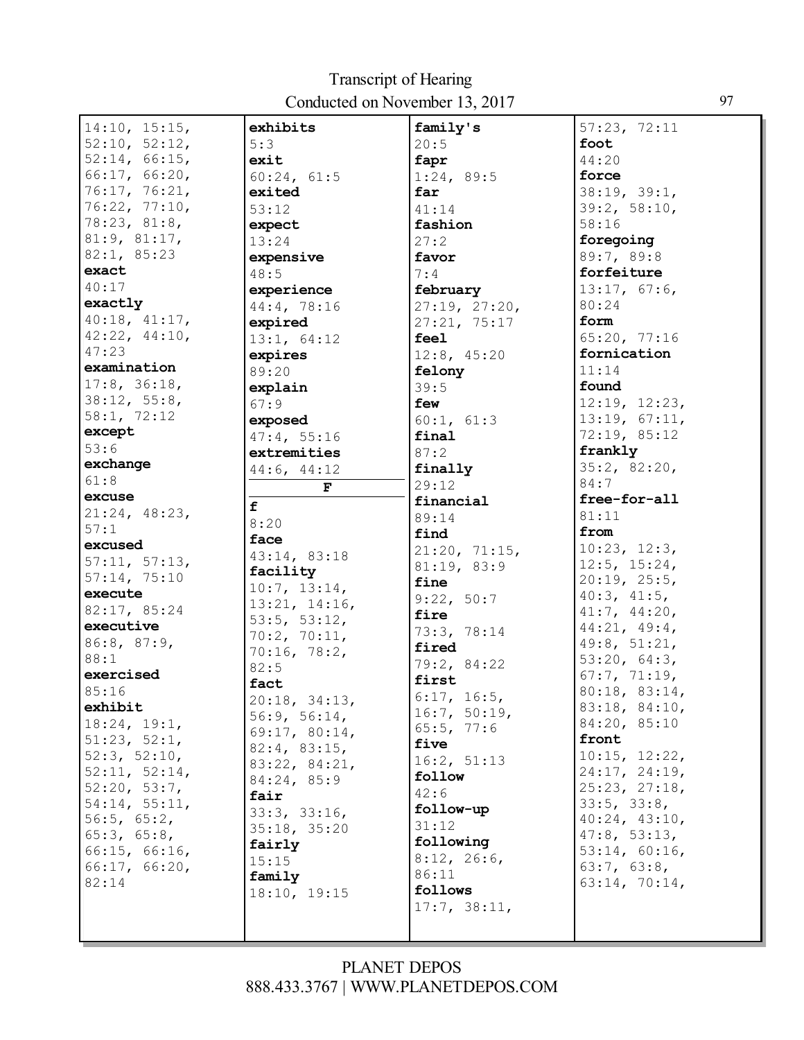14:10, 15:15,
52:10, 52:12,
52:14, 66:15,
66:17, 66:20,
76:17, 76:21,
76:22, 77:10,
78:23, 81:8,
81:9, 81:17,
82:1, 85:23

**exact**
40:17

**exactly**
40:18, 41:17,
42:22, 44:10,
47:23

**examination**
17:8, 36:18,
38:12, 55:8,
58:1, 72:12

**except**
53:6

**exchange**
61:8

**excuse**
21:24, 48:23,
57:1

**excused**
57:11, 57:13,
57:14, 75:10

**execute**
82:17, 85:24

**executive**
86:8, 87:9,
88:1

**exercised**
85:16

**exhibit**
18:24, 19:1,
51:23, 52:1,
52:3, 52:10,
52:11, 52:14,
52:20, 53:7,
54:14, 55:11,
56:5, 65:2,
65:3, 65:8,
66:15, 66:16,
66:17, 66:20,
82:14

**exhibits**
5:3

**exit**
60:24, 61:5

**exited**
53:12

**expect**
13:24

**expensive**
48:5

**experience**
44:4, 78:16

**expired**
13:1, 64:12

**expires**
89:20

**explain**
67:9

**exposed**
47:4, 55:16

**extremities**
44:6, 44:12

**F**

**f**
8:20

**face**
43:14, 83:18

**facility**
10:7, 13:14,
13:21, 14:16,
53:5, 53:12,
70:2, 70:11,
70:16, 78:2,
82:5

**fact**
20:18, 34:13,
56:9, 56:14,
69:17, 80:14,
82:4, 83:15,
83:22, 84:21,
84:24, 85:9

**fair**
33:3, 33:16,
35:18, 35:20

**fairly**
15:15

**family**
18:10, 19:15

**family's**
20:5

**fapr**
1:24, 89:5

**far**
41:14

**fashion**
27:2

**favor**
7:4

**february**
27:19, 27:20,
27:21, 75:17

**feel**
12:8, 45:20

**felony**
39:5

**few**
60:1, 61:3

**final**
87:2

**finally**
29:12

**financial**
89:14

**find**
21:20, 71:15,
81:19, 83:9

**fine**
9:22, 50:7

**fire**
73:3, 78:14

**fired**
79:2, 84:22

**first**
6:17, 16:5,
16:7, 50:19,
65:5, 77:6

**five**
16:2, 51:13

**follow**
42:6

**follow-up**
31:12

**following**
8:12, 26:6,
86:11

**follows**
17:7, 38:11,
57:23, 72:11

**foot**
44:20

**force**
38:19, 39:1,
39:2, 58:10,
58:16

**foregoing**
89:7, 89:8

**forfeiture**
13:17, 67:6,
80:24

**form**
65:20, 77:16

**fornication**
11:14

**found**
12:19, 12:23,
13:19, 67:11,
72:19, 85:12

**frankly**
35:2, 82:20,
84:7

**free-for-all**
81:11

**from**
10:23, 12:3,
12:5, 15:24,
20:19, 25:5,
40:3, 41:5,
41:7, 44:20,
44:21, 49:4,
49:8, 51:21,
53:20, 64:3,
67:7, 71:19,
80:18, 83:14,
83:18, 84:10,
84:20, 85:10

**front**
10:15, 12:22,
24:17, 24:19,
25:23, 27:18,
33:5, 33:8,
40:24, 43:10,
47:8, 53:13,
53:14, 60:16,
63:7, 63:8,
63:14, 70:14,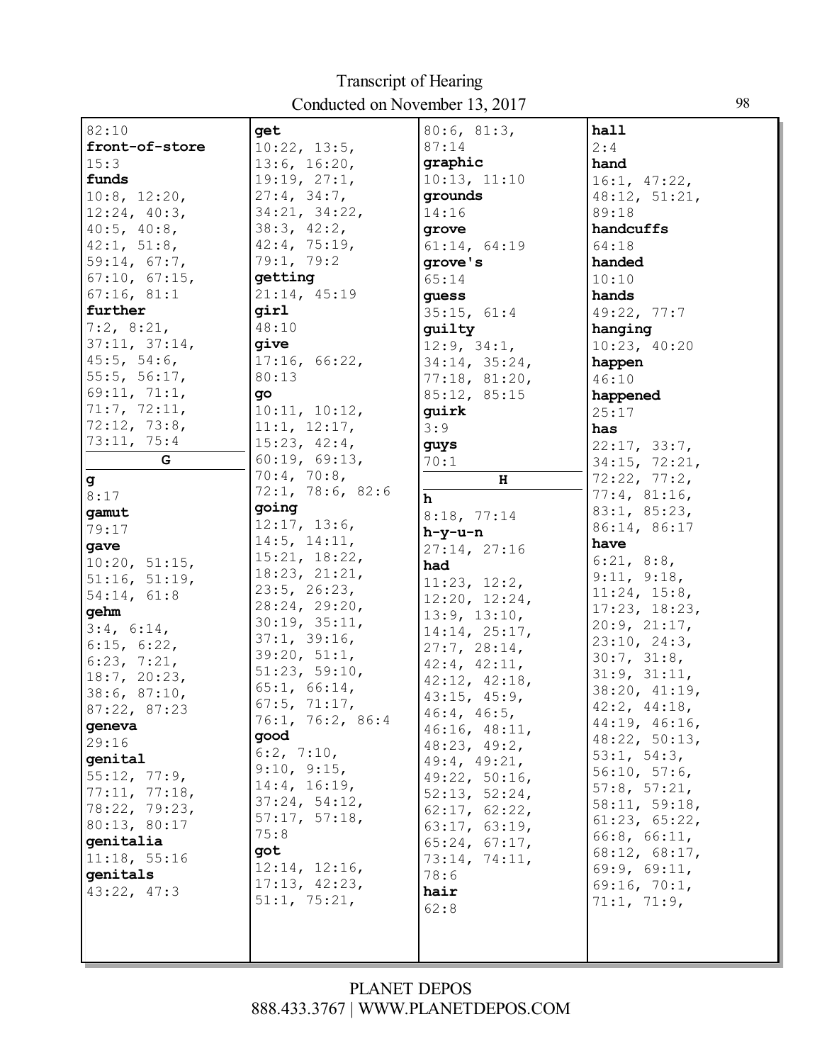82:10
**front-of-store**
15:3
**funds**
10:8, 12:20,
12:24, 40:3,
40:5, 40:8,
42:1, 51:8,
59:14, 67:7,
67:10, 67:15,
67:16, 81:1
**further**
7:2, 8:21,
37:11, 37:14,
45:5, 54:6,
55:5, 56:17,
69:11, 71:1,
71:7, 72:11,
72:12, 73:8,
73:11, 75:4

**G**

**g**
8:17
**gamut**
79:17
**gave**
10:20, 51:15,
51:16, 51:19,
54:14, 61:8
**gehm**
3:4, 6:14,
6:15, 6:22,
6:23, 7:21,
18:7, 20:23,
38:6, 87:10,
87:22, 87:23
**geneva**
29:16
**genital**
55:12, 77:9,
77:11, 77:18,
78:22, 79:23,
80:13, 80:17
**genitalia**
11:18, 55:16
**genitals**
43:22, 47:3

**get**
10:22, 13:5,
13:6, 16:20,
19:19, 27:1,
27:4, 34:7,
34:21, 34:22,
38:3, 42:2,
42:4, 75:19,
79:1, 79:2
**getting**
21:14, 45:19
**girl**
48:10
**give**
17:16, 66:22,
80:13
**go**
10:11, 10:12,
11:1, 12:17,
15:23, 42:4,
60:19, 69:13,
70:4, 70:8,
72:1, 78:6, 82:6
**going**
12:17, 13:6,
14:5, 14:11,
15:21, 18:22,
18:23, 21:21,
23:5, 26:23,
28:24, 29:20,
30:19, 35:11,
37:1, 39:16,
39:20, 51:1,
51:23, 59:10,
65:1, 66:14,
67:5, 71:17,
76:1, 76:2, 86:4
**good**
6:2, 7:10,
9:10, 9:15,
14:4, 16:19,
37:24, 54:12,
57:17, 57:18,
75:8
**got**
12:14, 12:16,
17:13, 42:23,
51:1, 75:21,

80:6, 81:3,
87:14
**graphic**
10:13, 11:10
**grounds**
14:16
**grove**
61:14, 64:19
**grove's**
65:14
**guess**
35:15, 61:4
**guilty**
12:9, 34:1,
34:14, 35:24,
77:18, 81:20,
85:12, 85:15
**guirk**
3:9
**guys**
70:1

**H**

**h**
8:18, 77:14
**h-y-u-n**
27:14, 27:16
**had**
11:23, 12:2,
12:20, 12:24,
13:9, 13:10,
14:14, 25:17,
27:7, 28:14,
42:4, 42:11,
42:12, 42:18,
43:15, 45:9,
46:4, 46:5,
46:16, 48:11,
48:23, 49:2,
49:4, 49:21,
49:22, 50:16,
52:13, 52:24,
62:17, 62:22,
63:17, 63:19,
65:24, 67:17,
73:14, 74:11,
78:6
**hair**
62:8

**hall**
2:4
**hand**
16:1, 47:22,
48:12, 51:21,
89:18
**handcuffs**
64:18
**handed**
10:10
**hands**
49:22, 77:7
**hanging**
10:23, 40:20
**happen**
46:10
**happened**
25:17
**has**
22:17, 33:7,
34:15, 72:21,
72:22, 77:2,
77:4, 81:16,
83:1, 85:23,
86:14, 86:17
**have**
6:21, 8:8,
9:11, 9:18,
11:24, 15:8,
17:23, 18:23,
20:9, 21:17,
23:10, 24:3,
30:7, 31:8,
31:9, 31:11,
38:20, 41:19,
42:2, 44:18,
44:19, 46:16,
48:22, 50:13,
53:1, 54:3,
56:10, 57:6,
57:8, 57:21,
58:11, 59:18,
61:23, 65:22,
66:8, 66:11,
68:12, 68:17,
69:9, 69:11,
69:16, 70:1,
71:1, 71:9,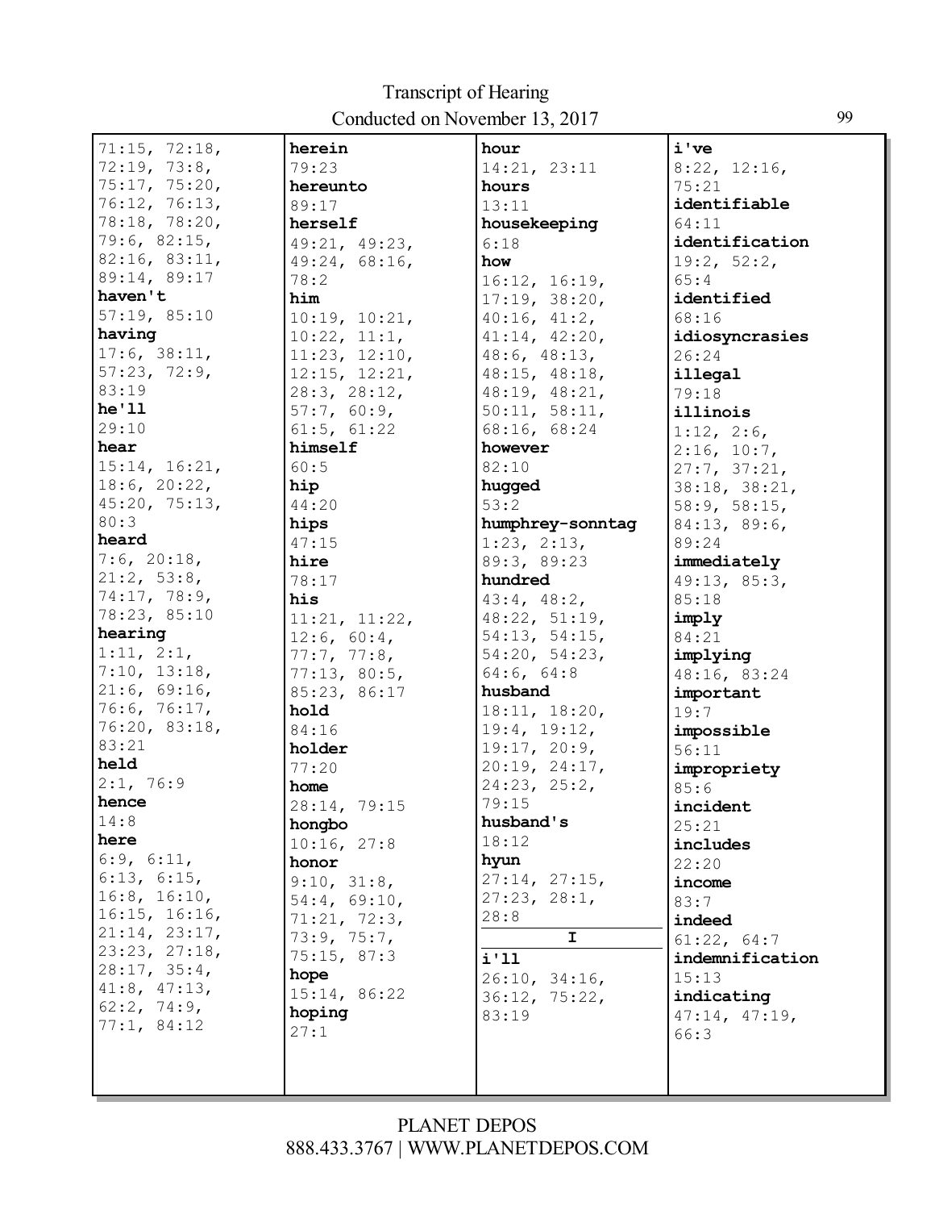71:15, 72:18, 72:19, 73:8, 75:17, 75:20, 76:12, 76:13, 78:18, 78:20, 79:6, 82:15, 82:16, 83:11, 89:14, 89:17

**haven't**
57:19, 85:10

**having**
17:6, 38:11, 57:23, 72:9, 83:19

**he'll**
29:10

**hear**
15:14, 16:21, 18:6, 20:22, 45:20, 75:13, 80:3

**heard**
7:6, 20:18, 21:2, 53:8, 74:17, 78:9, 78:23, 85:10

**hearing**
1:11, 2:1, 7:10, 13:18, 21:6, 69:16, 76:6, 76:17, 76:20, 83:18, 83:21

**held**
2:1, 76:9

**hence**
14:8

**here**
6:9, 6:11, 6:13, 6:15, 16:8, 16:10, 16:15, 16:16, 21:14, 23:17, 23:23, 27:18, 28:17, 35:4, 41:8, 47:13, 62:2, 74:9, 77:1, 84:12

**herein**
79:23

**hereunto**
89:17

**herself**
49:21, 49:23, 49:24, 68:16, 78:2

**him**
10:19, 10:21, 10:22, 11:1, 11:23, 12:10, 12:15, 12:21, 28:3, 28:12, 57:7, 60:9, 61:5, 61:22

**himself**
60:5

**hip**
44:20

**hips**
47:15

**hire**
78:17

**his**
11:21, 11:22, 12:6, 60:4, 77:7, 77:8, 77:13, 80:5, 85:23, 86:17

**hold**
84:16

**holder**
77:20

**home**
28:14, 79:15

**hongbo**
10:16, 27:8

**honor**
9:10, 31:8, 54:4, 69:10, 71:21, 72:3, 73:9, 75:7, 75:15, 87:3

**hope**
15:14, 86:22

**hoping**
27:1

**hour**
14:21, 23:11

**hours**
13:11

**housekeeping**
6:18

**how**
16:12, 16:19, 17:19, 38:20, 40:16, 41:2, 41:14, 42:20, 48:6, 48:13, 48:15, 48:18, 48:19, 48:21, 50:11, 58:11, 68:16, 68:24

**however**
82:10

**hugged**
53:2

**humphrey-sonntag**
1:23, 2:13, 89:3, 89:23

**hundred**
43:4, 48:2, 48:22, 51:19, 54:13, 54:15, 54:20, 54:23, 64:6, 64:8

**husband**
18:11, 18:20, 19:4, 19:12, 19:17, 20:9, 20:19, 24:17, 24:23, 25:2, 79:15

**husband's**
18:12

**hyun**
27:14, 27:15, 27:23, 28:1, 28:8

## I

**i'll**
26:10, 34:16, 36:12, 75:22, 83:19

**i've**
8:22, 12:16, 75:21

**identifiable**
64:11

**identification**
19:2, 52:2, 65:4

**identified**
68:16

**idiosyncrasies**
26:24

**illegal**
79:18

**illinois**
1:12, 2:6, 2:16, 10:7, 27:7, 37:21, 38:18, 38:21, 58:9, 58:15, 84:13, 89:6, 89:24

**immediately**
49:13, 85:3, 85:18

**imply**
84:21

**implying**
48:16, 83:24

**important**
19:7

**impossible**
56:11

**impropriety**
85:6

**incident**
25:21

**includes**
22:20

**income**
83:7

**indeed**
61:22, 64:7

**indemnification**
15:13

**indicating**
47:14, 47:19, 66:3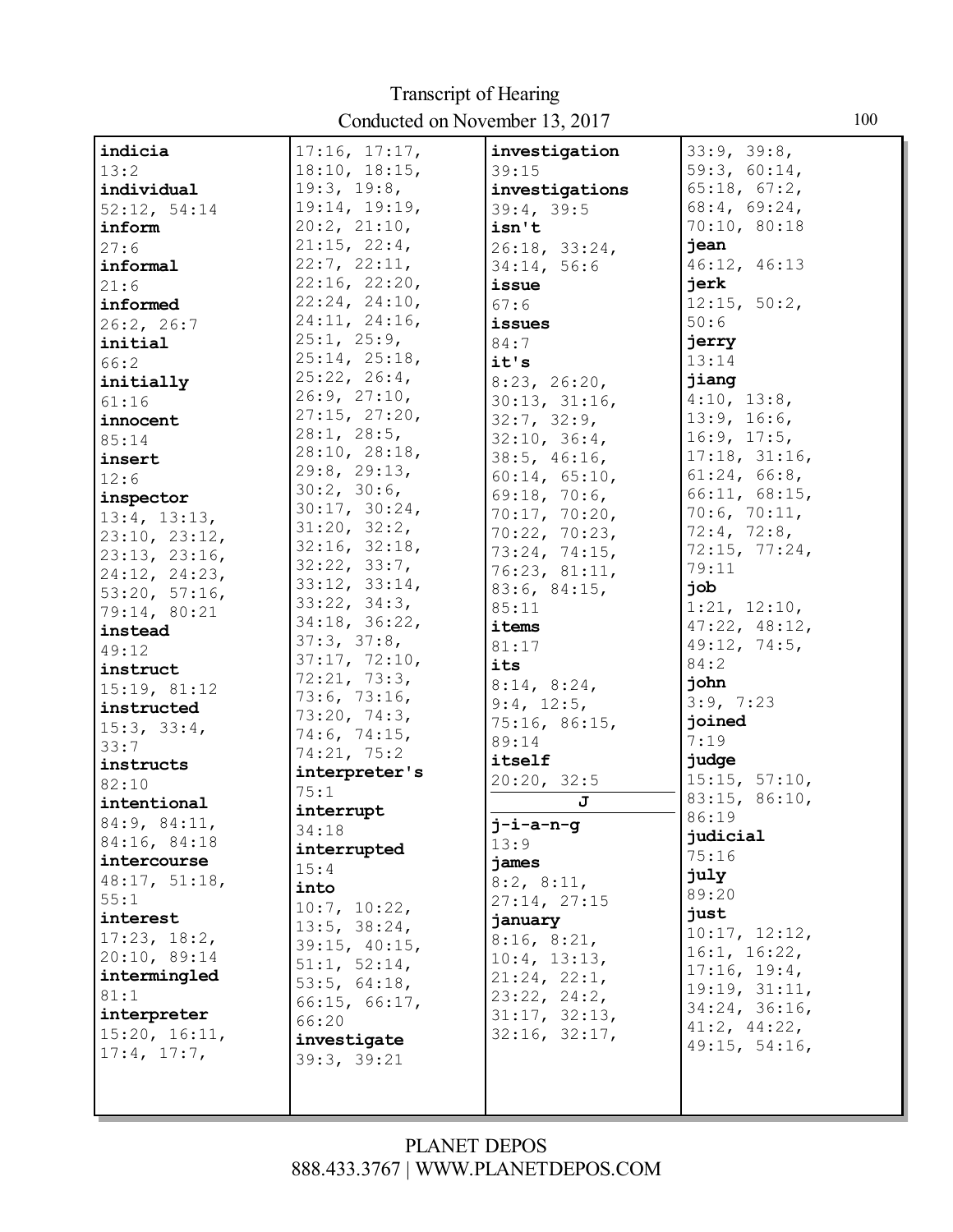# Transcript of Hearing
Conducted on November 13, 2017

**indicia**
13:2
**individual**
52:12, 54:14
**inform**
27:6
**informal**
21:6
**informed**
26:2, 26:7
**initial**
66:2
**initially**
61:16
**innocent**
85:14
**insert**
12:6
**inspector**
13:4, 13:13, 23:10, 23:12, 23:13, 23:16, 24:12, 24:23, 53:20, 57:16, 79:14, 80:21
**instead**
49:12
**instruct**
15:19, 81:12
**instructed**
15:3, 33:4, 33:7
**instructs**
82:10
**intentional**
84:9, 84:11, 84:16, 84:18
**intercourse**
48:17, 51:18, 55:1
**interest**
17:23, 18:2, 20:10, 89:14
**intermingled**
81:1
**interpreter**
15:20, 16:11, 17:4, 17:7, 17:16, 17:17, 18:10, 18:15, 19:3, 19:8, 19:14, 19:19, 20:2, 21:10, 21:15, 22:4, 22:7, 22:11, 22:16, 22:20, 22:24, 24:10, 24:11, 24:16, 25:1, 25:9, 25:14, 25:18, 25:22, 26:4, 26:9, 27:10, 27:15, 27:20, 28:1, 28:5, 28:10, 28:18, 29:8, 29:13, 30:2, 30:6, 30:17, 30:24, 31:20, 32:2, 32:16, 32:18, 32:22, 33:7, 33:12, 33:14, 33:22, 34:3, 34:18, 36:22, 37:3, 37:8, 37:17, 72:10, 72:21, 73:3, 73:6, 73:16, 73:20, 74:3, 74:6, 74:15, 74:21, 75:2
**interpreter's**
75:1
**interrupt**
34:18
**interrupted**
15:4
**into**
10:7, 10:22, 13:5, 38:24, 39:15, 40:15, 51:1, 52:14, 53:5, 64:18, 66:15, 66:17, 66:20
**investigate**
39:3, 39:21
**investigation**
39:15
**investigations**
39:4, 39:5
**isn't**
26:18, 33:24, 34:14, 56:6
**issue**
67:6
**issues**
84:7
**it's**
8:23, 26:20, 30:13, 31:16, 32:7, 32:9, 32:10, 36:4, 38:5, 46:16, 60:14, 65:10, 69:18, 70:6, 70:17, 70:20, 70:22, 70:23, 73:24, 74:15, 76:23, 81:11, 83:6, 84:15, 85:11
**items**
81:17
**its**
8:14, 8:24, 9:4, 12:5, 75:16, 86:15, 89:14
**itself**
20:20, 32:5

## J

**j-i-a-n-g**
13:9
**james**
8:2, 8:11, 27:14, 27:15
**january**
8:16, 8:21, 10:4, 13:13, 21:24, 22:1, 23:22, 24:2, 31:17, 32:13, 32:16, 32:17, 33:9, 39:8, 59:3, 60:14, 65:18, 67:2, 68:4, 69:24, 70:10, 80:18
**jean**
46:12, 46:13
**jerk**
12:15, 50:2, 50:6
**jerry**
13:14
**jiang**
4:10, 13:8, 13:9, 16:6, 16:9, 17:5, 17:18, 31:16, 61:24, 66:8, 66:11, 68:15, 70:6, 70:11, 72:4, 72:8, 72:15, 77:24, 79:11
**job**
1:21, 12:10, 47:22, 48:12, 49:12, 74:5, 84:2
**john**
3:9, 7:23
**joined**
7:19
**judge**
15:15, 57:10, 83:15, 86:10, 86:19
**judicial**
75:16
**july**
89:20
**just**
10:17, 12:12, 16:1, 16:22, 17:16, 19:4, 19:19, 31:11, 34:24, 36:16, 41:2, 44:22, 49:15, 54:16,

PLANET DEPOS
888.433.3767 | WWW.PLANETDEPOS.COM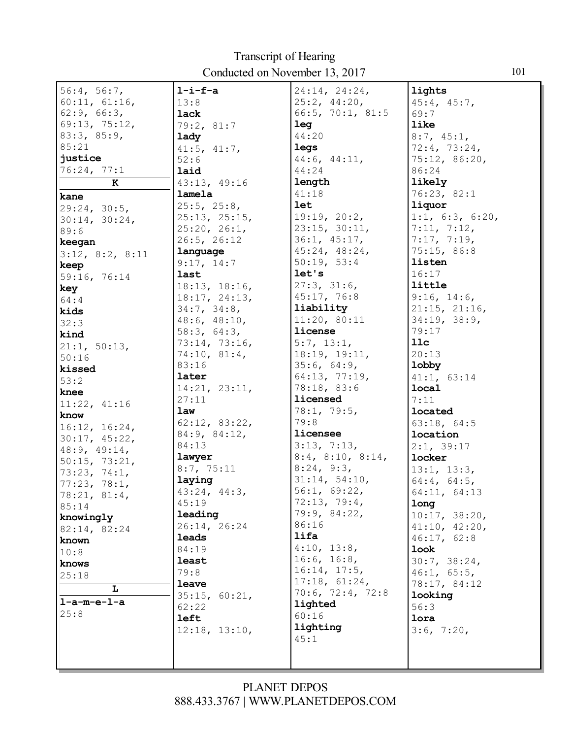56:4, 56:7, 60:11, 61:16, 62:9, 66:3, 69:13, 75:12, 83:3, 85:9, 85:21

**justice**
76:24, 77:1

**K**

**kane**
29:24, 30:5, 30:14, 30:24, 89:6

**keegan**
3:12, 8:2, 8:11

**keep**
59:16, 76:14

**key**
64:4

**kids**
32:3

**kind**
21:1, 50:13, 50:16

**kissed**
53:2

**knee**
11:22, 41:16

**know**
16:12, 16:24, 30:17, 45:22, 48:9, 49:14, 50:15, 73:21, 73:23, 74:1, 77:23, 78:1, 78:21, 81:4, 85:14

**knowingly**
82:14, 82:24

**known**
10:8

**knows**
25:18

**L**

**l-a-m-e-l-a**
25:8

**l-i-f-a**
13:8

**lack**
79:2, 81:7

**lady**
41:5, 41:7, 52:6

**laid**
43:13, 49:16

**lamela**
25:5, 25:8, 25:13, 25:15, 25:20, 26:1, 26:5, 26:12

**language**
9:17, 14:7

**last**
18:13, 18:16, 18:17, 24:13, 34:7, 34:8, 48:6, 48:10, 58:3, 64:3, 73:14, 73:16, 74:10, 81:4, 83:16

**later**
14:21, 23:11, 27:11

**law**
62:12, 83:22, 84:9, 84:12, 84:13

**lawyer**
8:7, 75:11

**laying**
43:24, 44:3, 45:19

**leading**
26:14, 26:24

**leads**
84:19

**least**
79:8

**leave**
35:15, 60:21, 62:22

**left**
12:18, 13:10, 24:14, 24:24, 25:2, 44:20, 66:5, 70:1, 81:5

**leg**
44:20

**legs**
44:6, 44:11, 44:24

**length**
41:18

**let**
19:19, 20:2, 23:15, 30:11, 36:1, 45:17, 45:24, 48:24, 50:19, 53:4

**let's**
27:3, 31:6, 45:17, 76:8

**liability**
11:20, 80:11

**license**
5:7, 13:1, 18:19, 19:11, 35:6, 64:9, 64:13, 77:19, 78:18, 83:6

**licensed**
78:1, 79:5, 79:8

**licensee**
3:13, 7:13, 8:4, 8:10, 8:14, 8:24, 9:3, 31:14, 54:10, 56:1, 69:22, 72:13, 79:4, 79:9, 84:22, 86:16

**lifa**
4:10, 13:8, 16:6, 16:8, 16:14, 17:5, 17:18, 61:24, 70:6, 72:4, 72:8

**lighted**
60:16

**lighting**
45:1

**lights**
45:4, 45:7, 69:7

**like**
8:7, 45:1, 72:4, 73:24, 75:12, 86:20, 86:24

**likely**
76:23, 82:1

**liquor**
1:1, 6:3, 6:20, 7:11, 7:12, 7:17, 7:19, 75:15, 86:8

**listen**
16:17

**little**
9:16, 14:6, 21:15, 21:16, 34:19, 38:9, 79:17

**llc**
20:13

**lobby**
41:1, 63:14

**local**
7:11

**located**
63:18, 64:5

**location**
2:1, 39:17

**locker**
13:1, 13:3, 64:4, 64:5, 64:11, 64:13

**long**
10:17, 38:20, 41:10, 42:20, 46:17, 62:8

**look**
30:7, 38:24, 46:1, 65:5, 78:17, 84:12

**looking**
56:3

**lora**
3:6, 7:20,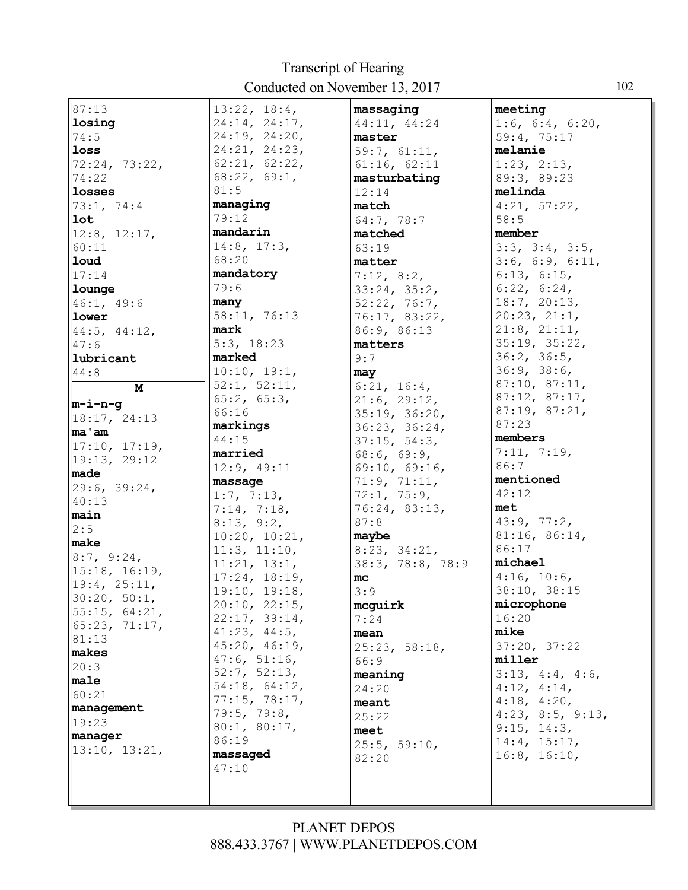87:13

**losing**
74:5

**loss**
72:24, 73:22, 74:22

**losses**
73:1, 74:4

**lot**
12:8, 12:17, 60:11

**loud**
17:14

**lounge**
46:1, 49:6

**lower**
44:5, 44:12, 47:6

**lubricant**
44:8

**M**

**m-i-n-g**
18:17, 24:13

**ma'am**
17:10, 17:19, 19:13, 29:12

**made**
29:6, 39:24, 40:13

**main**
2:5

**make**
8:7, 9:24, 15:18, 16:19, 19:4, 25:11, 30:20, 50:1, 55:15, 64:21, 65:23, 71:17, 81:13

**makes**
20:3

**male**
60:21

**management**
19:23

**manager**
13:10, 13:21, 13:22, 18:4, 24:14, 24:17, 24:19, 24:20, 24:21, 24:23, 62:21, 62:22, 68:22, 69:1, 81:5

**managing**
79:12

**mandarin**
14:8, 17:3, 68:20

**mandatory**
79:6

**many**
58:11, 76:13

**mark**
5:3, 18:23

**marked**
10:10, 19:1, 52:1, 52:11, 65:2, 65:3, 66:16

**markings**
44:15

**married**
12:9, 49:11

**massage**
1:7, 7:13, 7:14, 7:18, 8:13, 9:2, 10:20, 10:21, 11:3, 11:10, 11:21, 13:1, 17:24, 18:19, 19:10, 19:18, 20:10, 22:15, 22:17, 39:14, 41:23, 44:5, 45:20, 46:19, 47:6, 51:16, 52:7, 52:13, 54:18, 64:12, 77:15, 78:17, 79:5, 79:8, 80:1, 80:17, 86:19

**massaged**
47:10

**massaging**
44:11, 44:24

**master**
59:7, 61:11, 61:16, 62:11

**masturbating**
12:14

**match**
64:7, 78:7

**matched**
63:19

**matter**
7:12, 8:2, 33:24, 35:2, 52:22, 76:7, 76:17, 83:22, 86:9, 86:13

**matters**
9:7

**may**
6:21, 16:4, 21:6, 29:12, 35:19, 36:20, 36:23, 36:24, 37:15, 54:3, 68:6, 69:9, 69:10, 69:16, 71:9, 71:11, 72:1, 75:9, 76:24, 83:13, 87:8

**maybe**
8:23, 34:21, 38:3, 78:8, 78:9

**mc**
3:9

**mcguirk**
7:24

**mean**
25:23, 58:18, 66:9

**meaning**
24:20

**meant**
25:22

**meet**
25:5, 59:10, 82:20

**meeting**
1:6, 6:4, 6:20, 59:4, 75:17

**melanie**
1:23, 2:13, 89:3, 89:23

**melinda**
4:21, 57:22, 58:5

**member**
3:3, 3:4, 3:5, 3:6, 6:9, 6:11, 6:13, 6:15, 6:22, 6:24, 18:7, 20:13, 20:23, 21:1, 21:8, 21:11, 35:19, 35:22, 36:2, 36:5, 36:9, 38:6, 87:10, 87:11, 87:12, 87:17, 87:19, 87:21, 87:23

**members**
7:11, 7:19, 86:7

**mentioned**
42:12

**met**
43:9, 77:2, 81:16, 86:14, 86:17

**michael**
4:16, 10:6, 38:10, 38:15

**microphone**
16:20

**mike**
37:20, 37:22

**miller**
3:13, 4:4, 4:6, 4:12, 4:14, 4:18, 4:20, 4:23, 8:5, 9:13, 9:15, 14:3, 14:4, 15:17, 16:8, 16:10,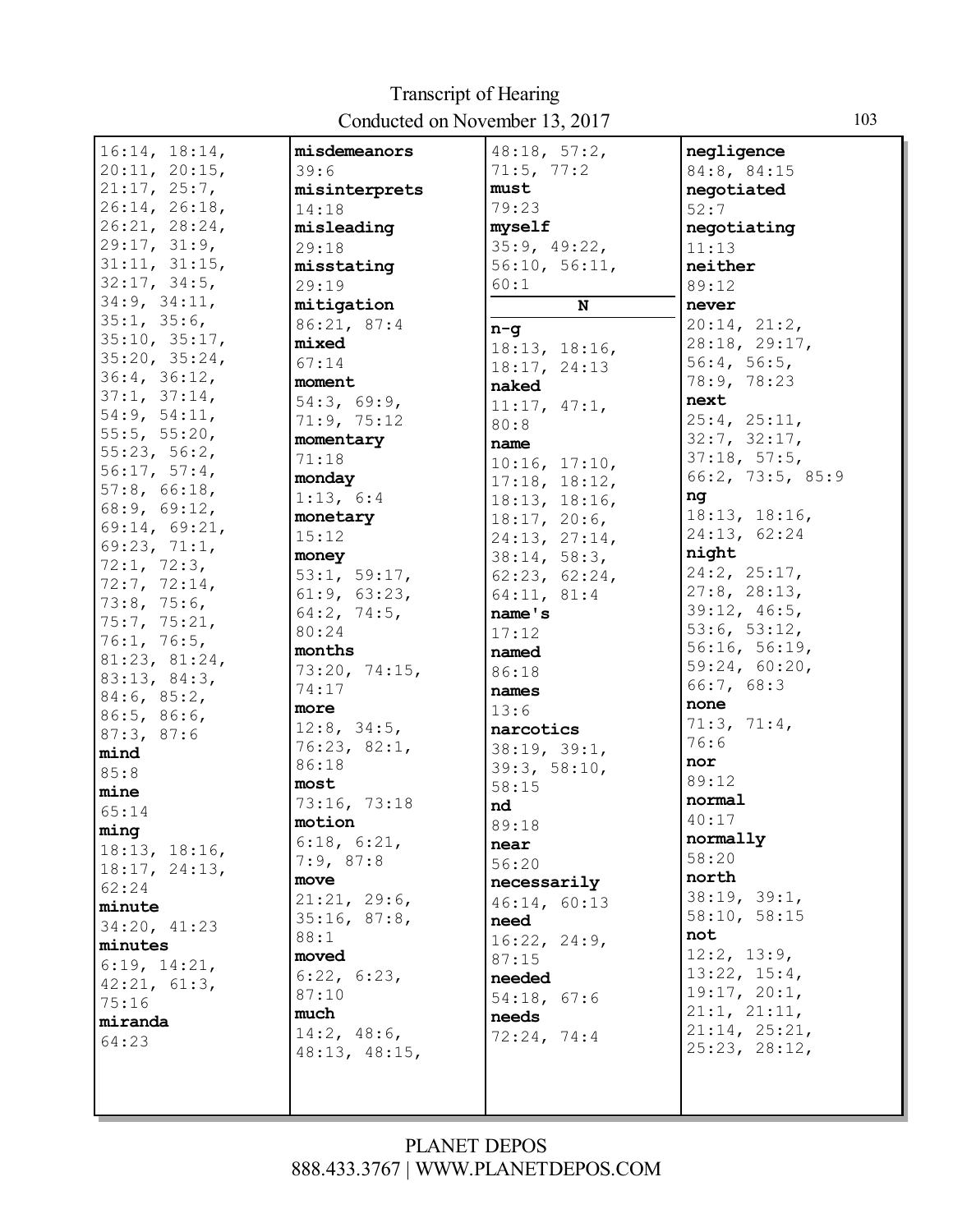16:14, 18:14, 20:11, 20:15, 21:17, 25:7, 26:14, 26:18, 26:21, 28:24, 29:17, 31:9, 31:11, 31:15, 32:17, 34:5, 34:9, 34:11, 35:1, 35:6, 35:10, 35:17, 35:20, 35:24, 36:4, 36:12, 37:1, 37:14, 54:9, 54:11, 55:5, 55:20, 55:23, 56:2, 56:17, 57:4, 57:8, 66:18, 68:9, 69:12, 69:14, 69:21, 69:23, 71:1, 72:1, 72:3, 72:7, 72:14, 73:8, 75:6, 75:7, 75:21, 76:1, 76:5, 81:23, 81:24, 83:13, 84:3, 84:6, 85:2, 86:5, 86:6, 87:3, 87:6

**mind**
85:8

**mine**
65:14

**ming**
18:13, 18:16, 18:17, 24:13, 62:24

**minute**
34:20, 41:23

**minutes**
6:19, 14:21, 42:21, 61:3, 75:16

**miranda**
64:23

**misdemeanors**
39:6

**misinterprets**
14:18

**misleading**
29:18

**misstating**
29:19

**mitigation**
86:21, 87:4

**mixed**
67:14

**moment**
54:3, 69:9, 71:9, 75:12

**momentary**
71:18

**monday**
1:13, 6:4

**monetary**
15:12

**money**
53:1, 59:17, 61:9, 63:23, 64:2, 74:5, 80:24

**months**
73:20, 74:15, 74:17

**more**
12:8, 34:5, 76:23, 82:1, 86:18

**most**
73:16, 73:18

**motion**
6:18, 6:21, 7:9, 87:8

**move**
21:21, 29:6, 35:16, 87:8, 88:1

**moved**
6:22, 6:23, 87:10

**much**
14:2, 48:6, 48:13, 48:15, 48:18, 57:2, 71:5, 77:2

**must**
79:23

**myself**
35:9, 49:22, 56:10, 56:11, 60:1

## N

**n-g**
18:13, 18:16, 18:17, 24:13

**naked**
11:17, 47:1, 80:8

**name**
10:16, 17:10, 17:18, 18:12, 18:13, 18:16, 18:17, 20:6, 24:13, 27:14, 38:14, 58:3, 62:23, 62:24, 64:11, 81:4

**name's**
17:12

**named**
86:18

**names**
13:6

**narcotics**
38:19, 39:1, 39:3, 58:10, 58:15

**nd**
89:18

**near**
56:20

**necessarily**
46:14, 60:13

**need**
16:22, 24:9, 87:15

**needed**
54:18, 67:6

**needs**
72:24, 74:4

**negligence**
84:8, 84:15

**negotiated**
52:7

**negotiating**
11:13

**neither**
89:12

**never**
20:14, 21:2, 28:18, 29:17, 56:4, 56:5, 78:9, 78:23

**next**
25:4, 25:11, 32:7, 32:17, 37:18, 57:5, 66:2, 73:5, 85:9

**ng**
18:13, 18:16, 24:13, 62:24

**night**
24:2, 25:17, 27:8, 28:13, 39:12, 46:5, 53:6, 53:12, 56:16, 56:19, 59:24, 60:20, 66:7, 68:3

**none**
71:3, 71:4, 76:6

**nor**
89:12

**normal**
40:17

**normally**
58:20

**north**
38:19, 39:1, 58:10, 58:15

**not**
12:2, 13:9, 13:22, 15:4, 19:17, 20:1, 21:1, 21:11, 21:14, 25:21, 25:23, 28:12,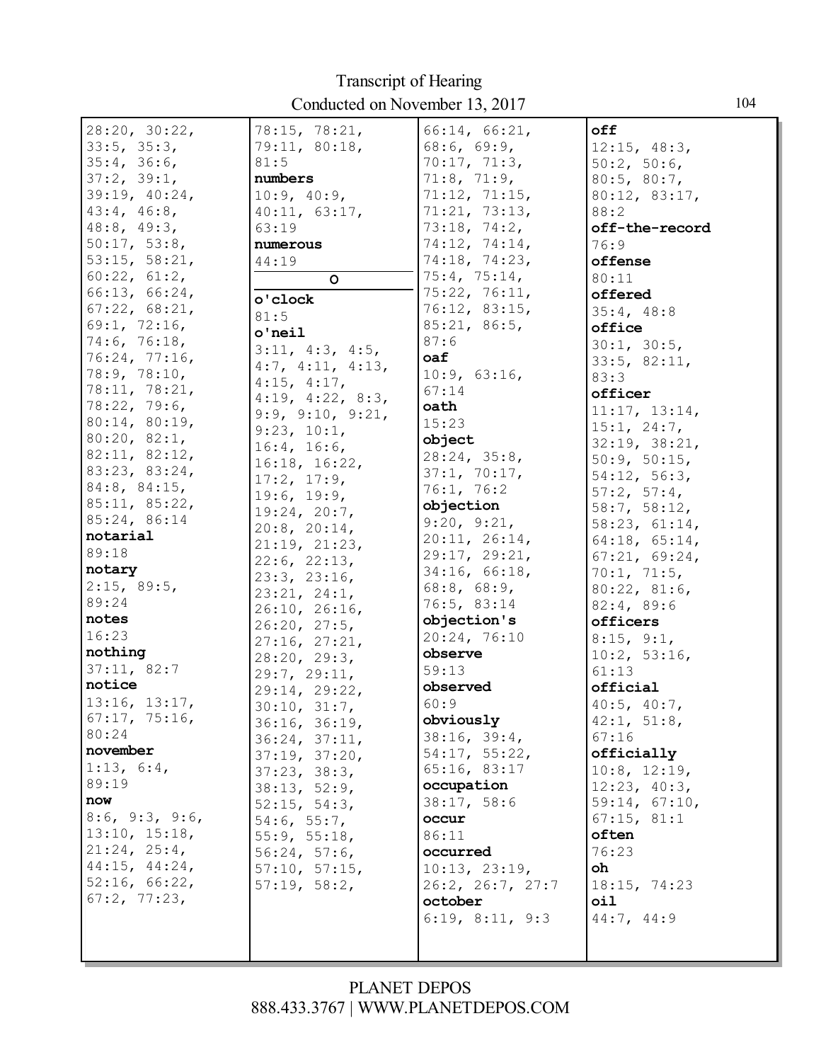28:20, 30:22, 33:5, 35:3, 35:4, 36:6, 37:2, 39:1, 39:19, 40:24, 43:4, 46:8, 48:8, 49:3, 50:17, 53:8, 53:15, 58:21, 60:22, 61:2, 66:13, 66:24, 67:22, 68:21, 69:1, 72:16, 74:6, 76:18, 76:24, 77:16, 78:9, 78:10, 78:11, 78:21, 78:22, 79:6, 80:14, 80:19, 80:20, 82:1, 82:11, 82:12, 83:23, 83:24, 84:8, 84:15, 85:11, 85:22, 85:24, 86:14

**notarial**
89:18

**notary**
2:15, 89:5, 89:24

**notes**
16:23

**nothing**
37:11, 82:7

**notice**
13:16, 13:17, 67:17, 75:16, 80:24

**november**
1:13, 6:4, 89:19

**now**
8:6, 9:3, 9:6, 13:10, 15:18, 21:24, 25:4, 44:15, 44:24, 52:16, 66:22, 67:2, 77:23, 78:15, 78:21, 79:11, 80:18, 81:5

**numbers**
10:9, 40:9, 40:11, 63:17, 63:19

**numerous**
44:19

**O**

**o'clock**
81:5

**o'neil**
3:11, 4:3, 4:5, 4:7, 4:11, 4:13, 4:15, 4:17, 4:19, 4:22, 8:3, 9:9, 9:10, 9:21, 9:23, 10:1, 16:4, 16:6, 16:18, 16:22, 17:2, 17:9, 19:6, 19:9, 19:24, 20:7, 20:8, 20:14, 21:19, 21:23, 22:6, 22:13, 23:3, 23:16, 23:21, 24:1, 26:10, 26:16, 26:20, 27:5, 27:16, 27:21, 28:20, 29:3, 29:7, 29:11, 29:14, 29:22, 30:10, 31:7, 36:16, 36:19, 36:24, 37:11, 37:19, 37:20, 37:23, 38:3, 38:13, 52:9, 52:15, 54:3, 54:6, 55:7, 55:9, 55:18, 56:24, 57:6, 57:10, 57:15, 57:19, 58:2, 66:14, 66:21, 68:6, 69:9, 70:17, 71:3, 71:8, 71:9, 71:12, 71:15, 71:21, 73:13, 73:18, 74:2, 74:12, 74:14, 74:18, 74:23, 75:4, 75:14, 75:22, 76:11, 76:12, 83:15, 85:21, 86:5, 87:6

**oaf**
10:9, 63:16, 67:14

**oath**
15:23

**object**
28:24, 35:8, 37:1, 70:17, 76:1, 76:2

**objection**
9:20, 9:21, 20:11, 26:14, 29:17, 29:21, 34:16, 66:18, 68:8, 68:9, 76:5, 83:14

**objection's**
20:24, 76:10

**observe**
59:13

**observed**
60:9

**obviously**
38:16, 39:4, 54:17, 55:22, 65:16, 83:17

**occupation**
38:17, 58:6

**occur**
86:11

**occurred**
10:13, 23:19, 26:2, 26:7, 27:7

**october**
6:19, 8:11, 9:3

**off**
12:15, 48:3, 50:2, 50:6, 80:5, 80:7, 80:12, 83:17, 88:2

**off-the-record**
76:9

**offense**
80:11

**offered**
35:4, 48:8

**office**
30:1, 30:5, 33:5, 82:11, 83:3

**officer**
11:17, 13:14, 15:1, 24:7, 32:19, 38:21, 50:9, 50:15, 54:12, 56:3, 57:2, 57:4, 58:7, 58:12, 58:23, 61:14, 64:18, 65:14, 67:21, 69:24, 70:1, 71:5, 80:22, 81:6, 82:4, 89:6

**officers**
8:15, 9:1, 10:2, 53:16, 61:13

**official**
40:5, 40:7, 42:1, 51:8, 67:16

**officially**
10:8, 12:19, 12:23, 40:3, 59:14, 67:10, 67:15, 81:1

**often**
76:23

**oh**
18:15, 74:23

**oil**
44:7, 44:9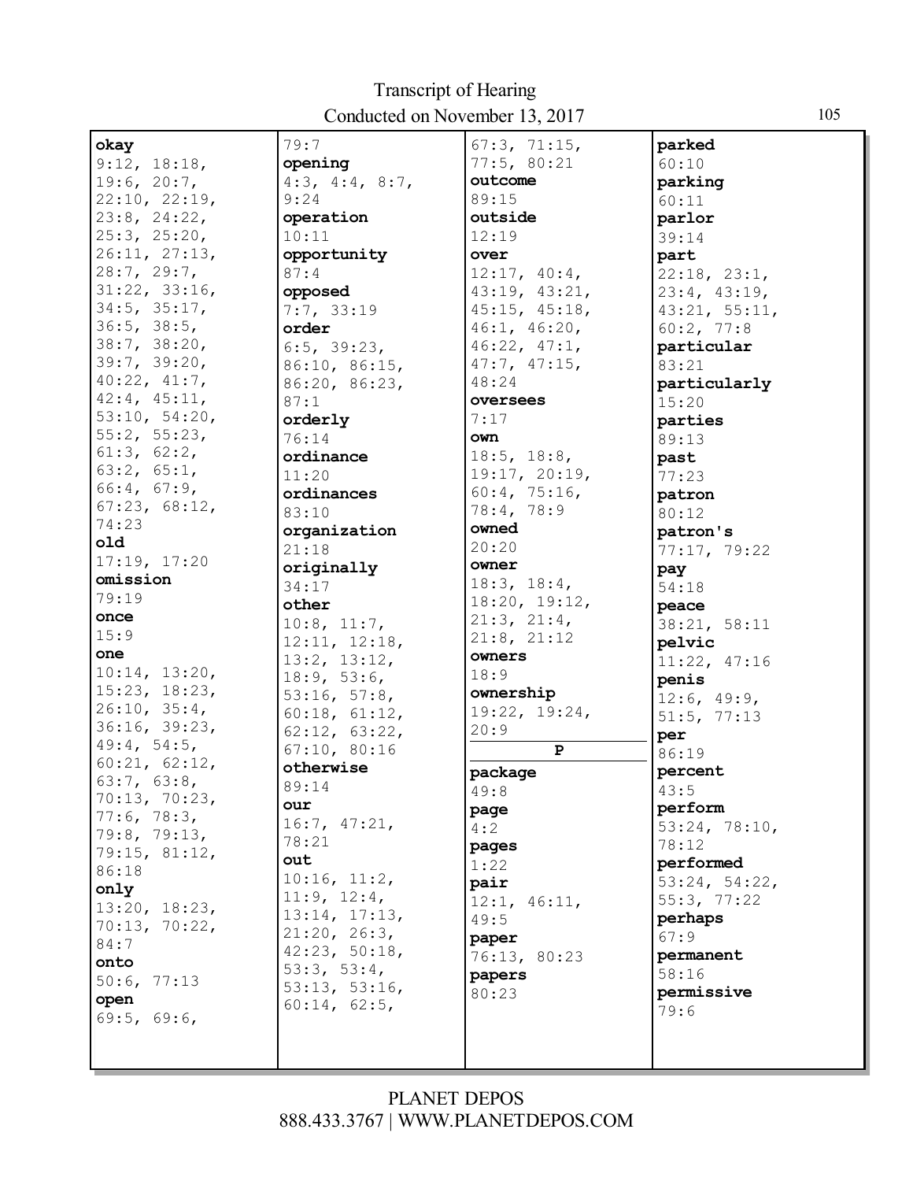**okay**
9:12, 18:18,
19:6, 20:7,
22:10, 22:19,
23:8, 24:22,
25:3, 25:20,
26:11, 27:13,
28:7, 29:7,
31:22, 33:16,
34:5, 35:17,
36:5, 38:5,
38:7, 38:20,
39:7, 39:20,
40:22, 41:7,
42:4, 45:11,
53:10, 54:20,
55:2, 55:23,
61:3, 62:2,
63:2, 65:1,
66:4, 67:9,
67:23, 68:12,
74:23

**old**
17:19, 17:20

**omission**
79:19

**once**
15:9

**one**
10:14, 13:20,
15:23, 18:23,
26:10, 35:4,
36:16, 39:23,
49:4, 54:5,
60:21, 62:12,
63:7, 63:8,
70:13, 70:23,
77:6, 78:3,
79:8, 79:13,
79:15, 81:12,
86:18

**only**
13:20, 18:23,
70:13, 70:22,
84:7

**onto**
50:6, 77:13

**open**
69:5, 69:6,
79:7

**opening**
4:3, 4:4, 8:7,
9:24

**operation**
10:11

**opportunity**
87:4

**opposed**
7:7, 33:19

**order**
6:5, 39:23,
86:10, 86:15,
86:20, 86:23,
87:1

**orderly**
76:14

**ordinance**
11:20

**ordinances**
83:10

**organization**
21:18

**originally**
34:17

**other**
10:8, 11:7,
12:11, 12:18,
13:2, 13:12,
18:9, 53:6,
53:16, 57:8,
60:18, 61:12,
62:12, 63:22,
67:10, 80:16

**otherwise**
89:14

**our**
16:7, 47:21,
78:21

**out**
10:16, 11:2,
11:9, 12:4,
13:14, 17:13,
21:20, 26:3,
42:23, 50:18,
53:3, 53:4,
53:13, 53:16,
60:14, 62:5,
67:3, 71:15,
77:5, 80:21

**outcome**
89:15

**outside**
12:19

**over**
12:17, 40:4,
43:19, 43:21,
45:15, 45:18,
46:1, 46:20,
46:22, 47:1,
47:7, 47:15,
48:24

**oversees**
7:17

**own**
18:5, 18:8,
19:17, 20:19,
60:4, 75:16,
78:4, 78:9

**owned**
20:20

**owner**
18:3, 18:4,
18:20, 19:12,
21:3, 21:4,
21:8, 21:12

**owners**
18:9

**ownership**
19:22, 19:24,
20:9

**P**

**package**
49:8

**page**
4:2

**pages**
1:22

**pair**
12:1, 46:11,
49:5

**paper**
76:13, 80:23

**papers**
80:23

**parked**
60:10

**parking**
60:11

**parlor**
39:14

**part**
22:18, 23:1,
23:4, 43:19,
43:21, 55:11,
60:2, 77:8

**particular**
83:21

**particularly**
15:20

**parties**
89:13

**past**
77:23

**patron**
80:12

**patron's**
77:17, 79:22

**pay**
54:18

**peace**
38:21, 58:11

**pelvic**
11:22, 47:16

**penis**
12:6, 49:9,
51:5, 77:13

**per**
86:19

**percent**
43:5

**perform**
53:24, 78:10,
78:12

**performed**
53:24, 54:22,
55:3, 77:22

**perhaps**
67:9

**permanent**
58:16

**permissive**
79:6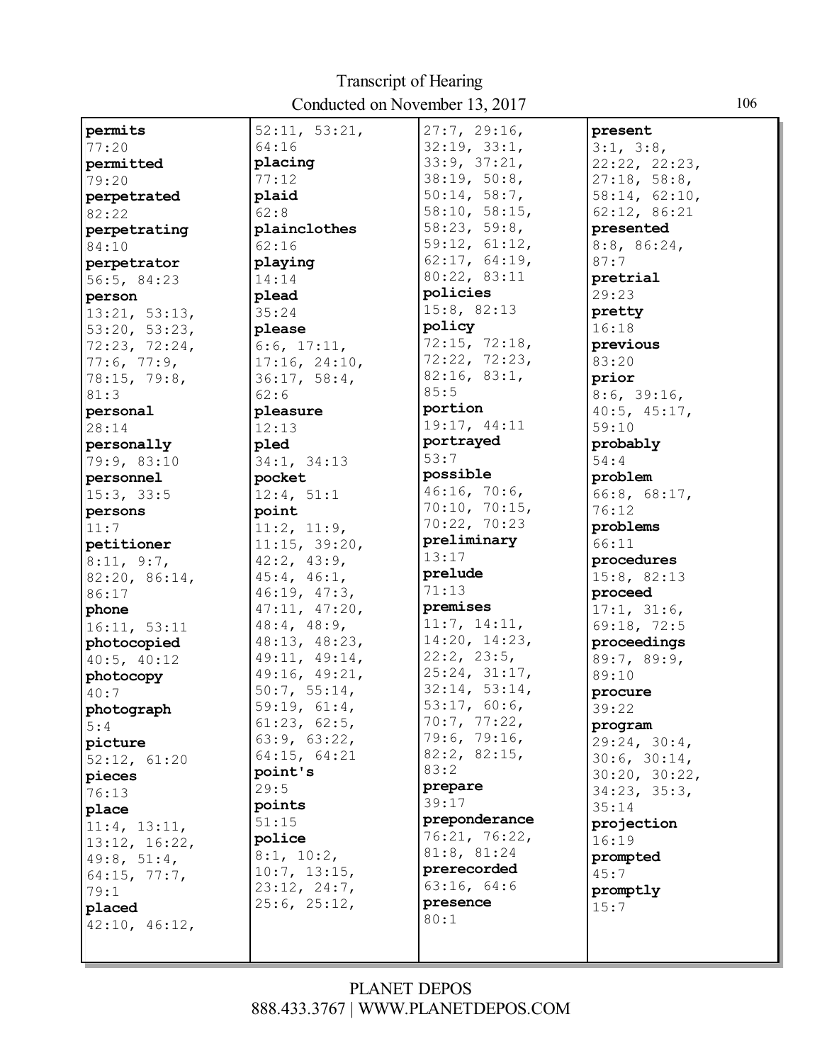**permits**
77:20
**permitted**
79:20
**perpetrated**
82:22
**perpetrating**
84:10
**perpetrator**
56:5, 84:23
**person**
13:21, 53:13, 53:20, 53:23, 72:23, 72:24, 77:6, 77:9, 78:15, 79:8, 81:3
**personal**
28:14
**personally**
79:9, 83:10
**personnel**
15:3, 33:5
**persons**
11:7
**petitioner**
8:11, 9:7, 82:20, 86:14, 86:17
**phone**
16:11, 53:11
**photocopied**
40:5, 40:12
**photocopy**
40:7
**photograph**
5:4
**picture**
52:12, 61:20
**pieces**
76:13
**place**
11:4, 13:11, 13:12, 16:22, 49:8, 51:4, 64:15, 77:7, 79:1
**placed**
42:10, 46:12, 52:11, 53:21, 64:16
**placing**
77:12
**plaid**
62:8
**plainclothes**
62:16
**playing**
14:14
**plead**
35:24
**please**
6:6, 17:11, 17:16, 24:10, 36:17, 58:4, 62:6
**pleasure**
12:13
**pled**
34:1, 34:13
**pocket**
12:4, 51:1
**point**
11:2, 11:9, 11:15, 39:20, 42:2, 43:9, 45:4, 46:1, 46:19, 47:3, 47:11, 47:20, 48:4, 48:9, 48:13, 48:23, 49:11, 49:14, 49:16, 49:21, 50:7, 55:14, 59:19, 61:4, 61:23, 62:5, 63:9, 63:22, 64:15, 64:21
**point's**
29:5
**points**
51:15
**police**
8:1, 10:2, 10:7, 13:15, 23:12, 24:7, 25:6, 25:12, 27:7, 29:16, 32:19, 33:1, 33:9, 37:21, 38:19, 50:8, 50:14, 58:7, 58:10, 58:15, 58:23, 59:8, 59:12, 61:12, 62:17, 64:19, 80:22, 83:11
**policies**
15:8, 82:13
**policy**
72:15, 72:18, 72:22, 72:23, 82:16, 83:1, 85:5
**portion**
19:17, 44:11
**portrayed**
53:7
**possible**
46:16, 70:6, 70:10, 70:15, 70:22, 70:23
**preliminary**
13:17
**prelude**
71:13
**premises**
11:7, 14:11, 14:20, 14:23, 22:2, 23:5, 25:24, 31:17, 32:14, 53:14, 53:17, 60:6, 70:7, 77:22, 79:6, 79:16, 82:2, 82:15, 83:2
**prepare**
39:17
**preponderance**
76:21, 76:22, 81:8, 81:24
**prerecorded**
63:16, 64:6
**presence**
80:1
**present**
3:1, 3:8, 22:22, 22:23, 27:18, 58:8, 58:14, 62:10, 62:12, 86:21
**presented**
8:8, 86:24, 87:7
**pretrial**
29:23
**pretty**
16:18
**previous**
83:20
**prior**
8:6, 39:16, 40:5, 45:17, 59:10
**probably**
54:4
**problem**
66:8, 68:17, 76:12
**problems**
66:11
**procedures**
15:8, 82:13
**proceed**
17:1, 31:6, 69:18, 72:5
**proceedings**
89:7, 89:9, 89:10
**procure**
39:22
**program**
29:24, 30:4, 30:6, 30:14, 30:20, 30:22, 34:23, 35:3, 35:14
**projection**
16:19
**prompted**
45:7
**promptly**
15:7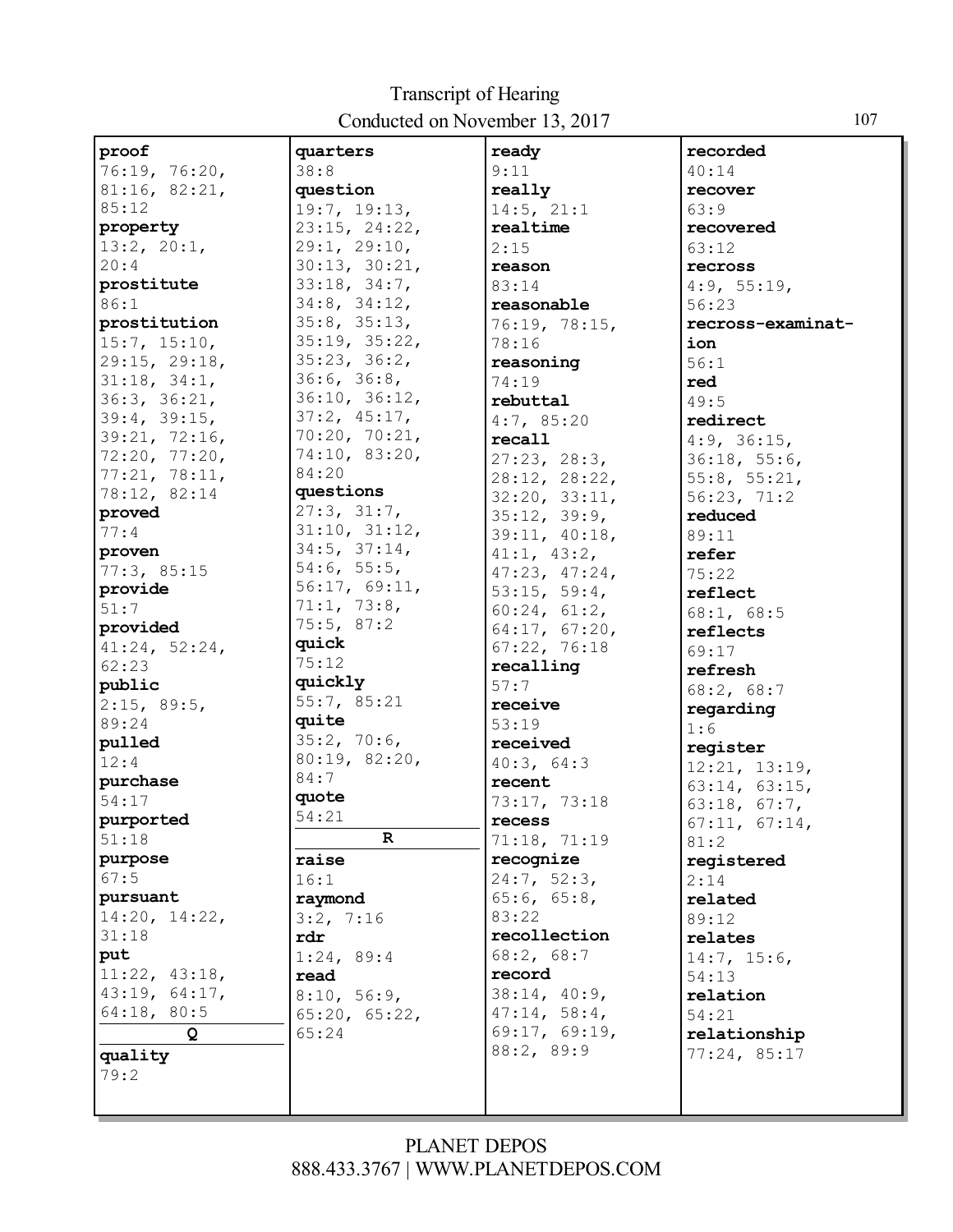**proof**
76:19, 76:20, 81:16, 82:21, 85:12
**property**
13:2, 20:1, 20:4
**prostitute**
86:1
**prostitution**
15:7, 15:10, 29:15, 29:18, 31:18, 34:1, 36:3, 36:21, 39:4, 39:15, 39:21, 72:16, 72:20, 77:20, 77:21, 78:11, 78:12, 82:14
**proved**
77:4
**proven**
77:3, 85:15
**provide**
51:7
**provided**
41:24, 52:24, 62:23
**public**
2:15, 89:5, 89:24
**pulled**
12:4
**purchase**
54:17
**purported**
51:18
**purpose**
67:5
**pursuant**
14:20, 14:22, 31:18
**put**
11:22, 43:18, 43:19, 64:17, 64:18, 80:5

**Q**

**quality**
79:2
**quarters**
38:8
**question**
19:7, 19:13, 23:15, 24:22, 29:1, 29:10, 30:13, 30:21, 33:18, 34:7, 34:8, 34:12, 35:8, 35:13, 35:19, 35:22, 35:23, 36:2, 36:6, 36:8, 36:10, 36:12, 37:2, 45:17, 70:20, 70:21, 74:10, 83:20, 84:20
**questions**
27:3, 31:7, 31:10, 31:12, 34:5, 37:14, 54:6, 55:5, 56:17, 69:11, 71:1, 73:8, 75:5, 87:2
**quick**
75:12
**quickly**
55:7, 85:21
**quite**
35:2, 70:6, 80:19, 82:20, 84:7
**quote**
54:21

**R**

**raise**
16:1
**raymond**
3:2, 7:16
**rdr**
1:24, 89:4
**read**
8:10, 56:9, 65:20, 65:22, 65:24
**ready**
9:11
**really**
14:5, 21:1
**realtime**
2:15
**reason**
83:14
**reasonable**
76:19, 78:15, 78:16
**reasoning**
74:19
**rebuttal**
4:7, 85:20
**recall**
27:23, 28:3, 28:12, 28:22, 32:20, 33:11, 35:12, 39:9, 39:11, 40:18, 41:1, 43:2, 47:23, 47:24, 53:15, 59:4, 60:24, 61:2, 64:17, 67:20, 67:22, 76:18
**recalling**
57:7
**receive**
53:19
**received**
40:3, 64:3
**recent**
73:17, 73:18
**recess**
71:18, 71:19
**recognize**
24:7, 52:3, 65:6, 65:8, 83:22
**recollection**
68:2, 68:7
**record**
38:14, 40:9, 47:14, 58:4, 69:17, 69:19, 88:2, 89:9
**recorded**
40:14
**recover**
63:9
**recovered**
63:12
**recross**
4:9, 55:19, 56:23
**recross-examination**
56:1
**red**
49:5
**redirect**
4:9, 36:15, 36:18, 55:6, 55:8, 55:21, 56:23, 71:2
**reduced**
89:11
**refer**
75:22
**reflect**
68:1, 68:5
**reflects**
69:17
**refresh**
68:2, 68:7
**regarding**
1:6
**register**
12:21, 13:19, 63:14, 63:15, 63:18, 67:7, 67:11, 67:14, 81:2
**registered**
2:14
**related**
89:12
**relates**
14:7, 15:6, 54:13
**relation**
54:21
**relationship**
77:24, 85:17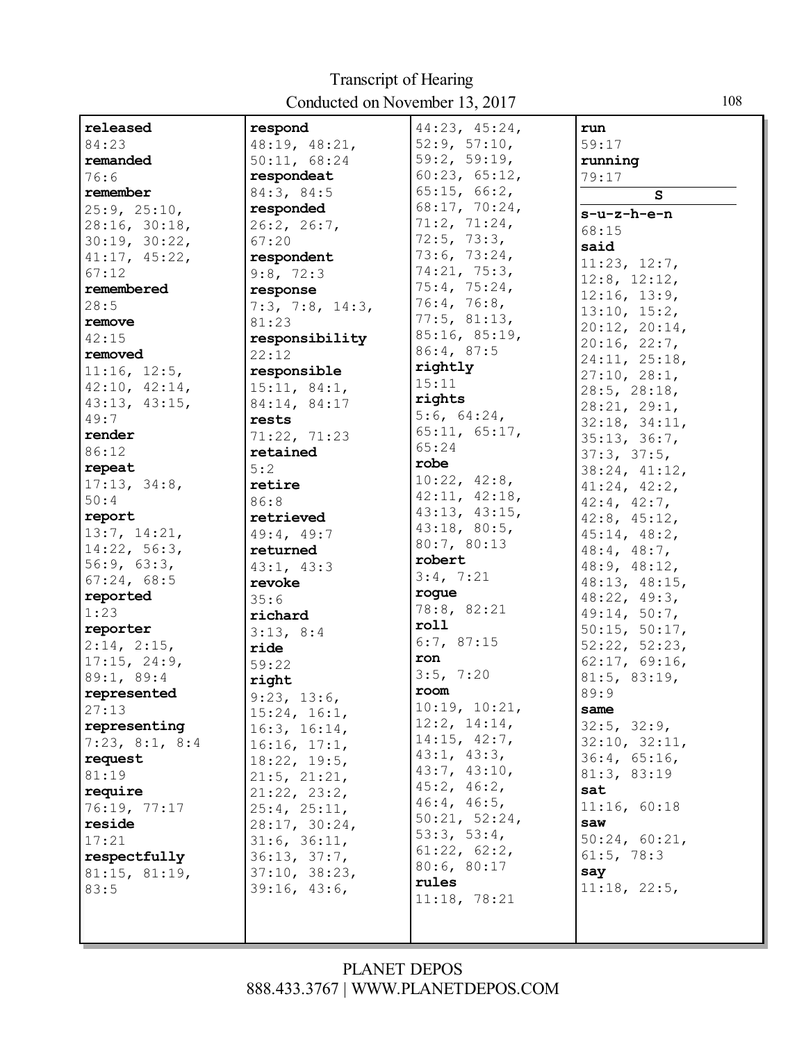**released**
84:23
**remanded**
76:6
**remember**
25:9, 25:10, 28:16, 30:18, 30:19, 30:22, 41:17, 45:22, 67:12
**remembered**
28:5
**remove**
42:15
**removed**
11:16, 12:5, 42:10, 42:14, 43:13, 43:15, 49:7
**render**
86:12
**repeat**
17:13, 34:8, 50:4
**report**
13:7, 14:21, 14:22, 56:3, 56:9, 63:3, 67:24, 68:5
**reported**
1:23
**reporter**
2:14, 2:15, 17:15, 24:9, 89:1, 89:4
**represented**
27:13
**representing**
7:23, 8:1, 8:4
**request**
81:19
**require**
76:19, 77:17
**reside**
17:21
**respectfully**
81:15, 81:19, 83:5

**respond**
48:19, 48:21, 50:11, 68:24
**respondeat**
84:3, 84:5
**responded**
26:2, 26:7, 67:20
**respondent**
9:8, 72:3
**response**
7:3, 7:8, 14:3, 81:23
**responsibility**
22:12
**responsible**
15:11, 84:1, 84:14, 84:17
**rests**
71:22, 71:23
**retained**
5:2
**retire**
86:8
**retrieved**
49:4, 49:7
**returned**
43:1, 43:3
**revoke**
35:6
**richard**
3:13, 8:4
**ride**
59:22
**right**
9:23, 13:6, 15:24, 16:1, 16:3, 16:14, 16:16, 17:1, 18:22, 19:5, 21:5, 21:21, 21:22, 23:2, 25:4, 25:11, 28:17, 30:24, 31:6, 36:11, 36:13, 37:7, 37:10, 38:23, 39:16, 43:6, 44:23, 45:24, 52:9, 57:10, 59:2, 59:19, 60:23, 65:12, 65:15, 66:2, 68:17, 70:24, 71:2, 71:24, 72:5, 73:3, 73:6, 73:24, 74:21, 75:3, 75:4, 75:24, 76:4, 76:8, 77:5, 81:13, 85:16, 85:19, 86:4, 87:5
**rightly**
15:11
**rights**
5:6, 64:24, 65:11, 65:17, 65:24
**robe**
10:22, 42:8, 42:11, 42:18, 43:13, 43:15, 43:18, 80:5, 80:7, 80:13
**robert**
3:4, 7:21
**rogue**
78:8, 82:21
**roll**
6:7, 87:15
**ron**
3:5, 7:20
**room**
10:19, 10:21, 12:2, 14:14, 14:15, 42:7, 43:1, 43:3, 43:7, 43:10, 45:2, 46:2, 46:4, 46:5, 50:21, 52:24, 53:3, 53:4, 61:22, 62:2, 80:6, 80:17
**rules**
11:18, 78:21

**run**
59:17
**running**
79:17

### S

**s-u-z-h-e-n**
68:15
**said**
11:23, 12:7, 12:8, 12:12, 12:16, 13:9, 13:10, 15:2, 20:12, 20:14, 20:16, 22:7, 24:11, 25:18, 27:10, 28:1, 28:5, 28:18, 28:21, 29:1, 32:18, 34:11, 35:13, 36:7, 37:3, 37:5, 38:24, 41:12, 41:24, 42:2, 42:4, 42:7, 42:8, 45:12, 45:14, 48:2, 48:4, 48:7, 48:9, 48:12, 48:13, 48:15, 48:22, 49:3, 49:14, 50:7, 50:15, 50:17, 52:22, 52:23, 62:17, 69:16, 81:5, 83:19, 89:9
**same**
32:5, 32:9, 32:10, 32:11, 36:4, 65:16, 81:3, 83:19
**sat**
11:16, 60:18
**saw**
50:24, 60:21, 61:5, 78:3
**say**
11:18, 22:5,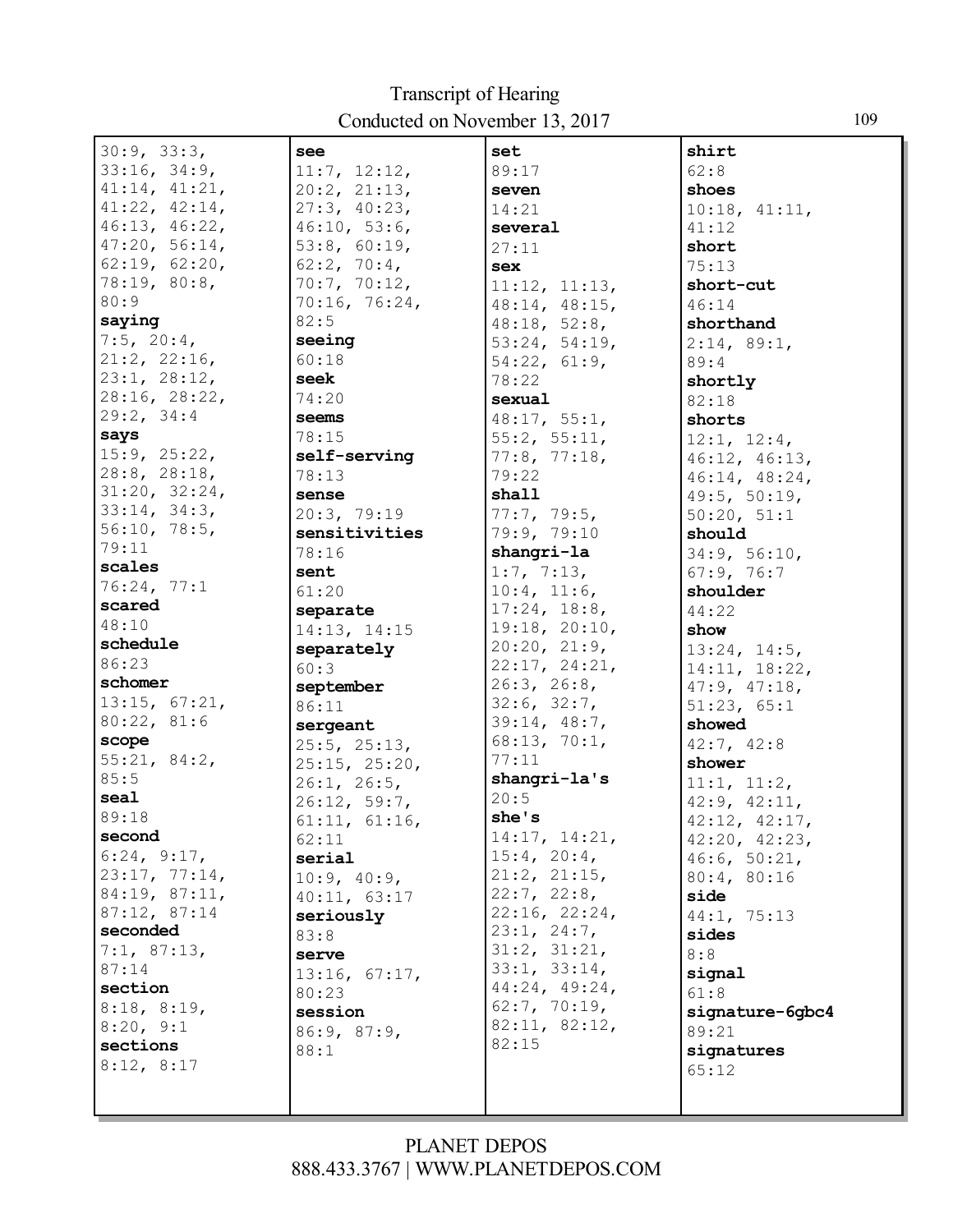30:9, 33:3, 33:16, 34:9, 41:14, 41:21, 41:22, 42:14, 46:13, 46:22, 47:20, 56:14, 62:19, 62:20, 78:19, 80:8, 80:9

**saying**
7:5, 20:4, 21:2, 22:16, 23:1, 28:12, 28:16, 28:22, 29:2, 34:4

**says**
15:9, 25:22, 28:8, 28:18, 31:20, 32:24, 33:14, 34:3, 56:10, 78:5, 79:11

**scales**
76:24, 77:1

**scared**
48:10

**schedule**
86:23

**schomer**
13:15, 67:21, 80:22, 81:6

**scope**
55:21, 84:2, 85:5

**seal**
89:18

**second**
6:24, 9:17, 23:17, 77:14, 84:19, 87:11, 87:12, 87:14

**seconded**
7:1, 87:13, 87:14

**section**
8:18, 8:19, 8:20, 9:1

**sections**
8:12, 8:17

**see**
11:7, 12:12, 20:2, 21:13, 27:3, 40:23, 46:10, 53:6, 53:8, 60:19, 62:2, 70:4, 70:7, 70:12, 70:16, 76:24, 82:5

**seeing**
60:18

**seek**
74:20

**seems**
78:15

**self-serving**
78:13

**sense**
20:3, 79:19

**sensitivities**
78:16

**sent**
61:20

**separate**
14:13, 14:15

**separately**
60:3

**september**
86:11

**sergeant**
25:5, 25:13, 25:15, 25:20, 26:1, 26:5, 26:12, 59:7, 61:11, 61:16, 62:11

**serial**
10:9, 40:9, 40:11, 63:17

**seriously**
83:8

**serve**
13:16, 67:17, 80:23

**session**
86:9, 87:9, 88:1

**set**
89:17

**seven**
14:21

**several**
27:11

**sex**
11:12, 11:13, 48:14, 48:15, 48:18, 52:8, 53:24, 54:19, 54:22, 61:9, 78:22

**sexual**
48:17, 55:1, 55:2, 55:11, 77:8, 77:18, 79:22

**shall**
77:7, 79:5, 79:9, 79:10

**shangri-la**
1:7, 7:13, 10:4, 11:6, 17:24, 18:8, 19:18, 20:10, 20:20, 21:9, 22:17, 24:21, 26:3, 26:8, 32:6, 32:7, 39:14, 48:7, 68:13, 70:1, 77:11

**shangri-la's**
20:5

**she's**
14:17, 14:21, 15:4, 20:4, 21:2, 21:15, 22:7, 22:8, 22:16, 22:24, 23:1, 24:7, 31:2, 31:21, 33:1, 33:14, 44:24, 49:24, 62:7, 70:19, 82:11, 82:12, 82:15

**shirt**
62:8

**shoes**
10:18, 41:11, 41:12

**short**
75:13

**short-cut**
46:14

**shorthand**
2:14, 89:1, 89:4

**shortly**
82:18

**shorts**
12:1, 12:4, 46:12, 46:13, 46:14, 48:24, 49:5, 50:19, 50:20, 51:1

**should**
34:9, 56:10, 67:9, 76:7

**shoulder**
44:22

**show**
13:24, 14:5, 14:11, 18:22, 47:9, 47:18, 51:23, 65:1

**showed**
42:7, 42:8

**shower**
11:1, 11:2, 42:9, 42:11, 42:12, 42:17, 42:20, 42:23, 46:6, 50:21, 80:4, 80:16

**side**
44:1, 75:13

**sides**
8:8

**signal**
61:8

**signature-6gbc4**
89:21

**signatures**
65:12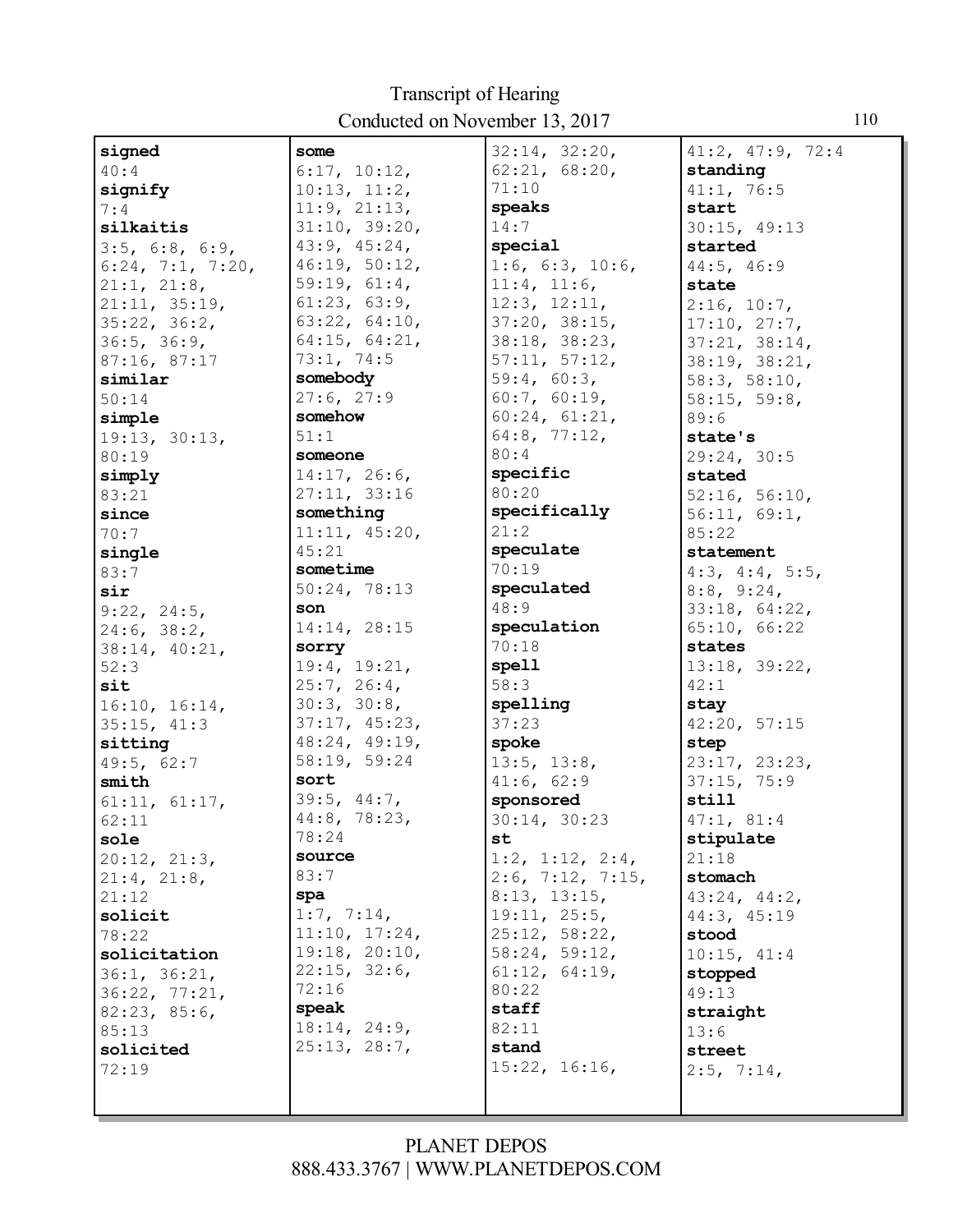**signed**
40:4
**signify**
7:4
**silkaitis**
3:5, 6:8, 6:9, 6:24, 7:1, 7:20, 21:1, 21:8, 21:11, 35:19, 35:22, 36:2, 36:5, 36:9, 87:16, 87:17
**similar**
50:14
**simple**
19:13, 30:13, 80:19
**simply**
83:21
**since**
70:7
**single**
83:7
**sir**
9:22, 24:5, 24:6, 38:2, 38:14, 40:21, 52:3
**sit**
16:10, 16:14, 35:15, 41:3
**sitting**
49:5, 62:7
**smith**
61:11, 61:17, 62:11
**sole**
20:12, 21:3, 21:4, 21:8, 21:12
**solicit**
78:22
**solicitation**
36:1, 36:21, 36:22, 77:21, 82:23, 85:6, 85:13
**solicited**
72:19
**some**
6:17, 10:12, 10:13, 11:2, 11:9, 21:13, 31:10, 39:20, 43:9, 45:24, 46:19, 50:12, 59:19, 61:4, 61:23, 63:9, 63:22, 64:10, 64:15, 64:21, 73:1, 74:5
**somebody**
27:6, 27:9
**somehow**
51:1
**someone**
14:17, 26:6, 27:11, 33:16
**something**
11:11, 45:20, 45:21
**sometime**
50:24, 78:13
**son**
14:14, 28:15
**sorry**
19:4, 19:21, 25:7, 26:4, 30:3, 30:8, 37:17, 45:23, 48:24, 49:19, 58:19, 59:24
**sort**
39:5, 44:7, 44:8, 78:23, 78:24
**source**
83:7
**spa**
1:7, 7:14, 11:10, 17:24, 19:18, 20:10, 22:15, 32:6, 72:16
**speak**
18:14, 24:9, 25:13, 28:7, 32:14, 32:20, 62:21, 68:20, 71:10
**speaks**
14:7
**special**
1:6, 6:3, 10:6, 11:4, 11:6, 12:3, 12:11, 37:20, 38:15, 38:18, 38:23, 57:11, 57:12, 59:4, 60:3, 60:7, 60:19, 60:24, 61:21, 64:8, 77:12, 80:4
**specific**
80:20
**specifically**
21:2
**speculate**
70:19
**speculated**
48:9
**speculation**
70:18
**spell**
58:3
**spelling**
37:23
**spoke**
13:5, 13:8, 41:6, 62:9
**sponsored**
30:14, 30:23
**st**
1:2, 1:12, 2:4, 2:6, 7:12, 7:15, 8:13, 13:15, 19:11, 25:5, 25:12, 58:22, 58:24, 59:12, 61:12, 64:19, 80:22
**staff**
82:11
**stand**
15:22, 16:16, 41:2, 47:9, 72:4
**standing**
41:1, 76:5
**start**
30:15, 49:13
**started**
44:5, 46:9
**state**
2:16, 10:7, 17:10, 27:7, 37:21, 38:14, 38:19, 38:21, 58:3, 58:10, 58:15, 59:8, 89:6
**state's**
29:24, 30:5
**stated**
52:16, 56:10, 56:11, 69:1, 85:22
**statement**
4:3, 4:4, 5:5, 8:8, 9:24, 33:18, 64:22, 65:10, 66:22
**states**
13:18, 39:22, 42:1
**stay**
42:20, 57:15
**step**
23:17, 23:23, 37:15, 75:9
**still**
47:1, 81:4
**stipulate**
21:18
**stomach**
43:24, 44:2, 44:3, 45:19
**stood**
10:15, 41:4
**stopped**
49:13
**straight**
13:6
**street**
2:5, 7:14,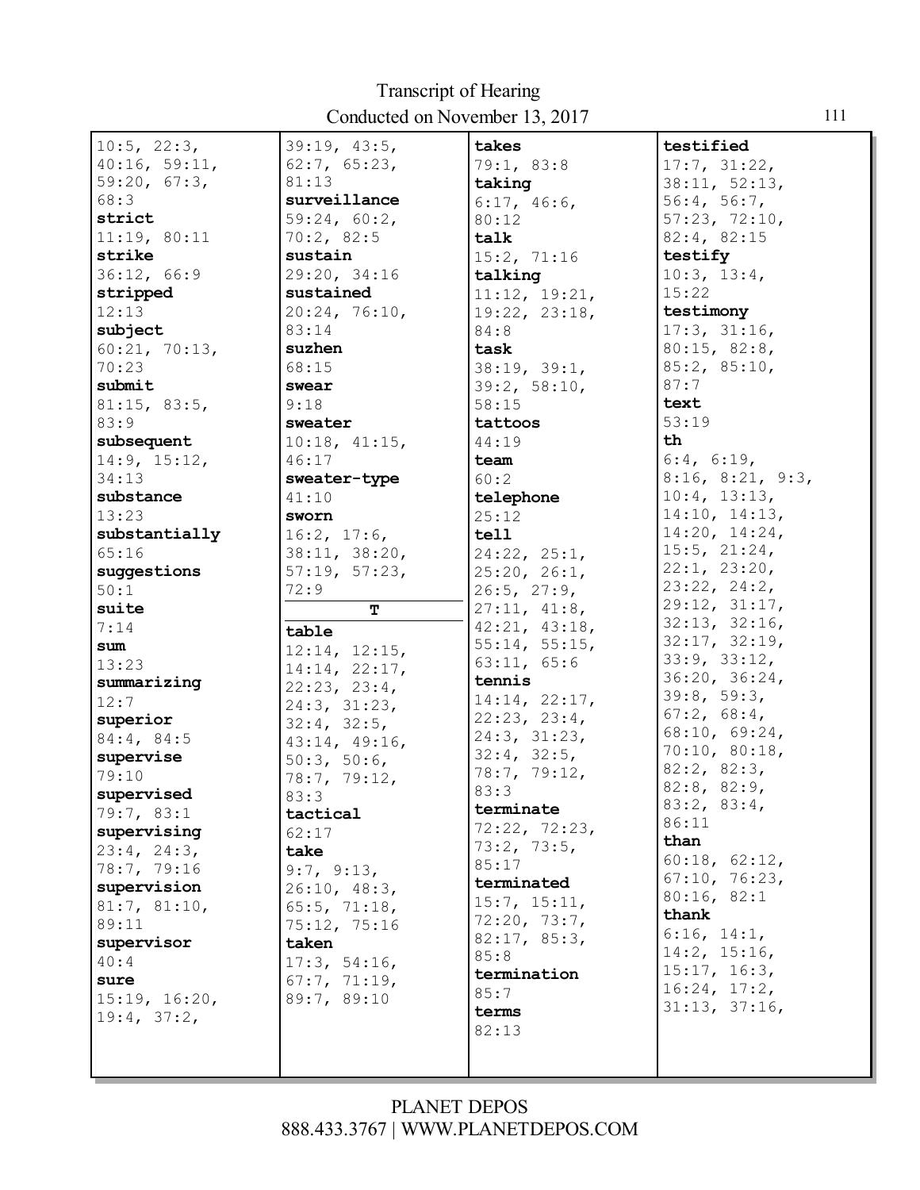10:5, 22:3, 40:16, 59:11, 59:20, 67:3, 68:3

**strict**
11:19, 80:11

**strike**
36:12, 66:9

**stripped**
12:13

**subject**
60:21, 70:13, 70:23

**submit**
81:15, 83:5, 83:9

**subsequent**
14:9, 15:12, 34:13

**substance**
13:23

**substantially**
65:16

**suggestions**
50:1

**suite**
7:14

**sum**
13:23

**summarizing**
12:7

**superior**
84:4, 84:5

**supervise**
79:10

**supervised**
79:7, 83:1

**supervising**
23:4, 24:3, 78:7, 79:16

**supervision**
81:7, 81:10, 89:11

**supervisor**
40:4

**sure**
15:19, 16:20, 19:4, 37:2, 39:19, 43:5, 62:7, 65:23, 81:13

**surveillance**
59:24, 60:2, 70:2, 82:5

**sustain**
29:20, 34:16

**sustained**
20:24, 76:10, 83:14

**suzhen**
68:15

**swear**
9:18

**sweater**
10:18, 41:15, 46:17

**sweater-type**
41:10

**sworn**
16:2, 17:6, 38:11, 38:20, 57:19, 57:23, 72:9

## T

**table**
12:14, 12:15, 14:14, 22:17, 22:23, 23:4, 24:3, 31:23, 32:4, 32:5, 43:14, 49:16, 50:3, 50:6, 78:7, 79:12, 83:3

**tactical**
62:17

**take**
9:7, 9:13, 26:10, 48:3, 65:5, 71:18, 75:12, 75:16

**taken**
17:3, 54:16, 67:7, 71:19, 89:7, 89:10

**takes**
79:1, 83:8

**taking**
6:17, 46:6, 80:12

**talk**
15:2, 71:16

**talking**
11:12, 19:21, 19:22, 23:18, 84:8

**task**
38:19, 39:1, 39:2, 58:10, 58:15

**tattoos**
44:19

**team**
60:2

**telephone**
25:12

**tell**
24:22, 25:1, 25:20, 26:1, 26:5, 27:9, 27:11, 41:8, 42:21, 43:18, 55:14, 55:15, 63:11, 65:6

**tennis**
14:14, 22:17, 22:23, 23:4, 24:3, 31:23, 32:4, 32:5, 78:7, 79:12, 83:3

**terminate**
72:22, 72:23, 73:2, 73:5, 85:17

**terminated**
15:7, 15:11, 72:20, 73:7, 82:17, 85:3, 85:8

**termination**
85:7

**terms**
82:13

**testified**
17:7, 31:22, 38:11, 52:13, 56:4, 56:7, 57:23, 72:10, 82:4, 82:15

**testify**
10:3, 13:4, 15:22

**testimony**
17:3, 31:16, 80:15, 82:8, 85:2, 85:10, 87:7

**text**
53:19

**th**
6:4, 6:19, 8:16, 8:21, 9:3, 10:4, 13:13, 14:10, 14:13, 14:20, 14:24, 15:5, 21:24, 22:1, 23:20, 23:22, 24:2, 29:12, 31:17, 32:13, 32:16, 32:17, 32:19, 33:9, 33:12, 36:20, 36:24, 39:8, 59:3, 67:2, 68:4, 68:10, 69:24, 70:10, 80:18, 82:2, 82:3, 82:8, 82:9, 83:2, 83:4, 86:11

**than**
60:18, 62:12, 67:10, 76:23, 80:16, 82:1

**thank**
6:16, 14:1, 14:2, 15:16, 15:17, 16:3, 16:24, 17:2, 31:13, 37:16,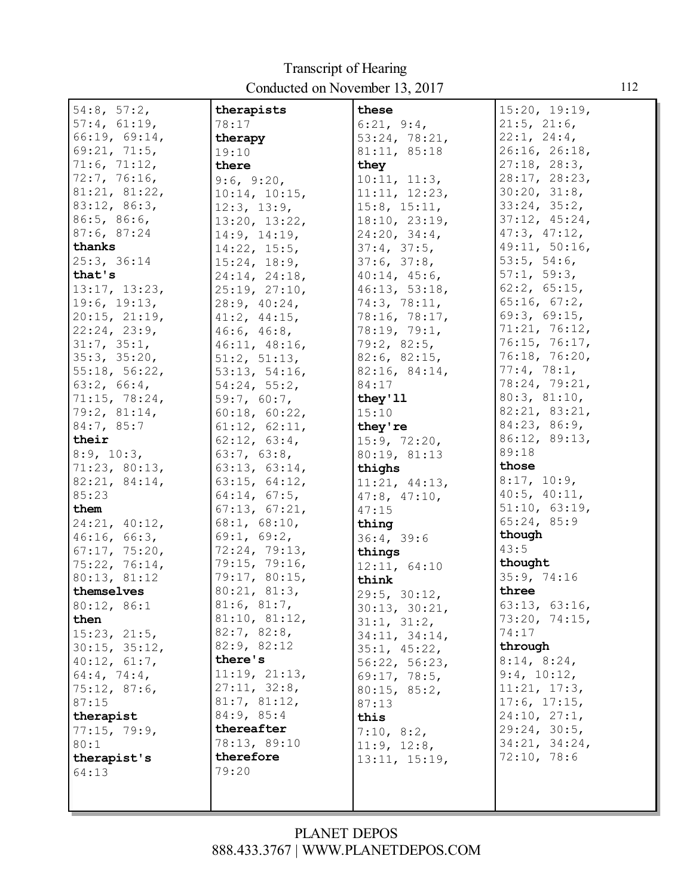54:8, 57:2, 57:4, 61:19, 66:19, 69:14, 69:21, 71:5, 71:6, 71:12, 72:7, 76:16, 81:21, 81:22, 83:12, 86:3, 86:5, 86:6, 87:6, 87:24

**thanks**
25:3, 36:14

**that's**
13:17, 13:23, 19:6, 19:13, 20:15, 21:19, 22:24, 23:9, 31:7, 35:1, 35:3, 35:20, 55:18, 56:22, 63:2, 66:4, 71:15, 78:24, 79:2, 81:14, 84:7, 85:7

**their**
8:9, 10:3, 71:23, 80:13, 82:21, 84:14, 85:23

**them**
24:21, 40:12, 46:16, 66:3, 67:17, 75:20, 75:22, 76:14, 80:13, 81:12

**themselves**
80:12, 86:1

**then**
15:23, 21:5, 30:15, 35:12, 40:12, 61:7, 64:4, 74:4, 75:12, 87:6, 87:15

**therapist**
77:15, 79:9, 80:1

**therapist's**
64:13

**therapists**
78:17

**therapy**
19:10

**there**
9:6, 9:20, 10:14, 10:15, 12:3, 13:9, 13:20, 13:22, 14:9, 14:19, 14:22, 15:5, 15:24, 18:9, 24:14, 24:18, 25:19, 27:10, 28:9, 40:24, 41:2, 44:15, 46:6, 46:8, 46:11, 48:16, 51:2, 51:13, 53:13, 54:16, 54:24, 55:2, 59:7, 60:7, 60:18, 60:22, 61:12, 62:11, 62:12, 63:4, 63:7, 63:8, 63:13, 63:14, 63:15, 64:12, 64:14, 67:5, 67:13, 67:21, 68:1, 68:10, 69:1, 69:2, 72:24, 79:13, 79:15, 79:16, 79:17, 80:15, 80:21, 81:3, 81:6, 81:7, 81:10, 81:12, 82:7, 82:8, 82:9, 82:12

**there's**
11:19, 21:13, 27:11, 32:8, 81:7, 81:12, 84:9, 85:4

**thereafter**
78:13, 89:10

**therefore**
79:20

**these**
6:21, 9:4, 53:24, 78:21, 81:11, 85:18

**they**
10:11, 11:3, 11:11, 12:23, 15:8, 15:11, 18:10, 23:19, 24:20, 34:4, 37:4, 37:5, 37:6, 37:8, 40:14, 45:6, 46:13, 53:18, 74:3, 78:11, 78:16, 78:17, 78:19, 79:1, 79:2, 82:5, 82:6, 82:15, 82:16, 84:14, 84:17

**they'll**
15:10

**they're**
15:9, 72:20, 80:19, 81:13

**thighs**
11:21, 44:13, 47:8, 47:10, 47:15

**thing**
36:4, 39:6

**things**
12:11, 64:10

**think**
29:5, 30:12, 30:13, 30:21, 31:1, 31:2, 34:11, 34:14, 35:1, 45:22, 56:22, 56:23, 69:17, 78:5, 80:15, 85:2, 87:13

**this**
7:10, 8:2, 11:9, 12:8, 13:11, 15:19, 15:20, 19:19, 21:5, 21:6, 22:1, 24:4, 26:16, 26:18, 27:18, 28:3, 28:17, 28:23, 30:20, 31:8, 33:24, 35:2, 37:12, 45:24, 47:3, 47:12, 49:11, 50:16, 53:5, 54:6, 57:1, 59:3, 62:2, 65:15, 65:16, 67:2, 69:3, 69:15, 71:21, 76:12, 76:15, 76:17, 76:18, 76:20, 77:4, 78:1, 78:24, 79:21, 80:3, 81:10, 82:21, 83:21, 84:23, 86:9, 86:12, 89:13, 89:18

**those**
8:17, 10:9, 40:5, 40:11, 51:10, 63:19, 65:24, 85:9

**though**
43:5

**thought**
35:9, 74:16

**three**
63:13, 63:16, 73:20, 74:15, 74:17

**through**
8:14, 8:24, 9:4, 10:12, 11:21, 17:3, 17:6, 17:15, 24:10, 27:1, 29:24, 30:5, 34:21, 34:24, 72:10, 78:6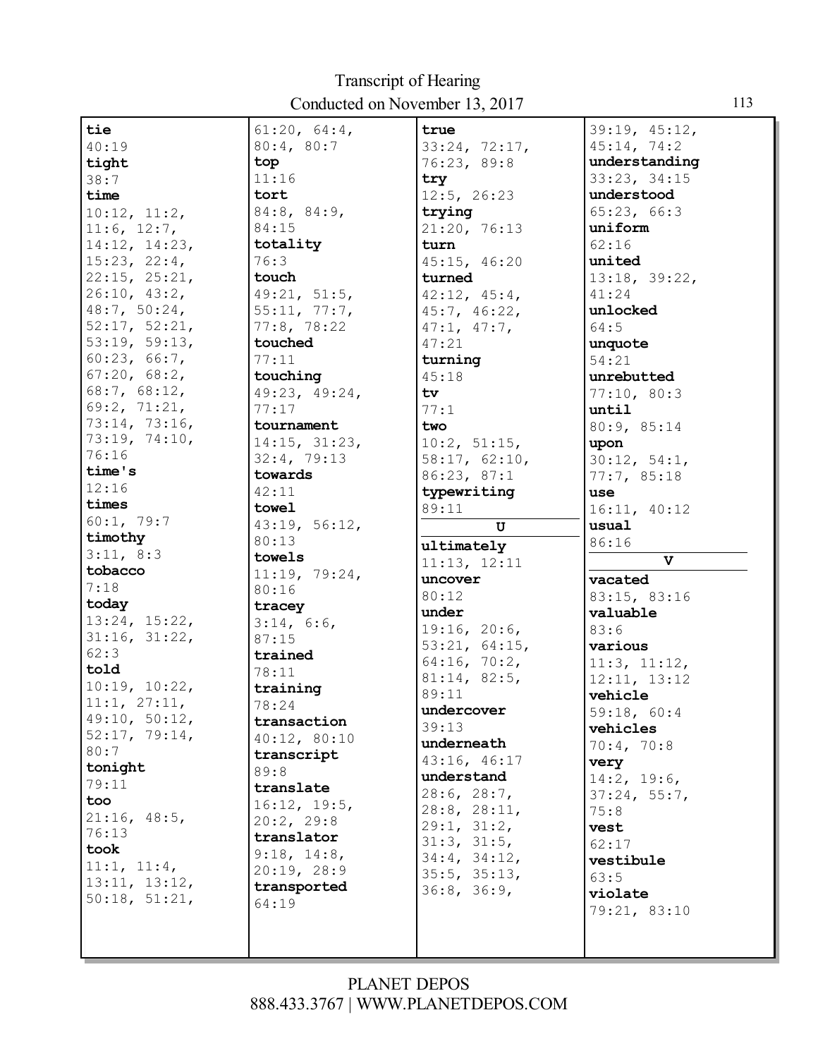**tie**
40:19
**tight**
38:7
**time**
10:12, 11:2, 11:6, 12:7, 14:12, 14:23, 15:23, 22:4, 22:15, 25:21, 26:10, 43:2, 48:7, 50:24, 52:17, 52:21, 53:19, 59:13, 60:23, 66:7, 67:20, 68:2, 68:7, 68:12, 69:2, 71:21, 73:14, 73:16, 73:19, 74:10, 76:16
**time's**
12:16
**times**
60:1, 79:7
**timothy**
3:11, 8:3
**tobacco**
7:18
**today**
13:24, 15:22, 31:16, 31:22, 62:3
**told**
10:19, 10:22, 11:1, 27:11, 49:10, 50:12, 52:17, 79:14, 80:7
**tonight**
79:11
**too**
21:16, 48:5, 76:13
**took**
11:1, 11:4, 13:11, 13:12, 50:18, 51:21, 61:20, 64:4, 80:4, 80:7
**top**
11:16
**tort**
84:8, 84:9, 84:15
**totality**
76:3
**touch**
49:21, 51:5, 55:11, 77:7, 77:8, 78:22
**touched**
77:11
**touching**
49:23, 49:24, 77:17
**tournament**
14:15, 31:23, 32:4, 79:13
**towards**
42:11
**towel**
43:19, 56:12, 80:13
**towels**
11:19, 79:24, 80:16
**tracey**
3:14, 6:6, 87:15
**trained**
78:11
**training**
78:24
**transaction**
40:12, 80:10
**transcript**
89:8
**translate**
16:12, 19:5, 20:2, 29:8
**translator**
9:18, 14:8, 20:19, 28:9
**transported**
64:19
**true**
33:24, 72:17, 76:23, 89:8
**try**
12:5, 26:23
**trying**
21:20, 76:13
**turn**
45:15, 46:20
**turned**
42:12, 45:4, 45:7, 46:22, 47:1, 47:7, 47:21
**turning**
45:18
**tv**
77:1
**two**
10:2, 51:15, 58:17, 62:10, 86:23, 87:1
**typewriting**
89:11

## U

**ultimately**
11:13, 12:11
**uncover**
80:12
**under**
19:16, 20:6, 53:21, 64:15, 64:16, 70:2, 81:14, 82:5, 89:11
**undercover**
39:13
**underneath**
43:16, 46:17
**understand**
28:6, 28:7, 28:8, 28:11, 29:1, 31:2, 31:3, 31:5, 34:4, 34:12, 35:5, 35:13, 36:8, 36:9, 39:19, 45:12, 45:14, 74:2
**understanding**
33:23, 34:15
**understood**
65:23, 66:3
**uniform**
62:16
**united**
13:18, 39:22, 41:24
**unlocked**
64:5
**unquote**
54:21
**unrebutted**
77:10, 80:3
**until**
80:9, 85:14
**upon**
30:12, 54:1, 77:7, 85:18
**use**
16:11, 40:12
**usual**
86:16

## V

**vacated**
83:15, 83:16
**valuable**
83:6
**various**
11:3, 11:12, 12:11, 13:12
**vehicle**
59:18, 60:4
**vehicles**
70:4, 70:8
**very**
14:2, 19:6, 37:24, 55:7, 75:8
**vest**
62:17
**vestibule**
63:5
**violate**
79:21, 83:10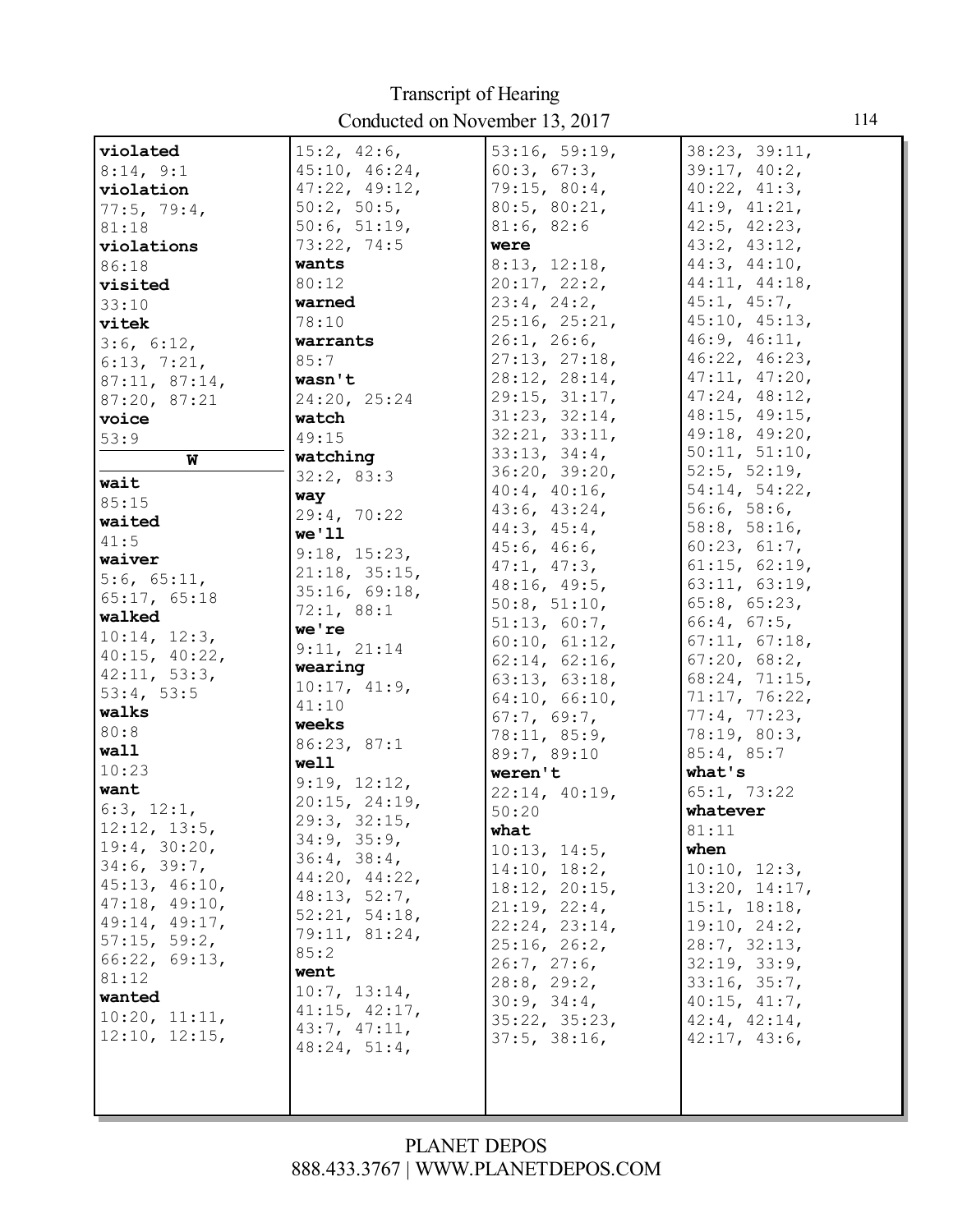**violated**
8:14, 9:1
**violation**
77:5, 79:4, 81:18
**violations**
86:18
**visited**
33:10
**vitek**
3:6, 6:12, 6:13, 7:21, 87:11, 87:14, 87:20, 87:21
**voice**
53:9

## W

**wait**
85:15
**waited**
41:5
**waiver**
5:6, 65:11, 65:17, 65:18
**walked**
10:14, 12:3, 40:15, 40:22, 42:11, 53:3, 53:4, 53:5
**walks**
80:8
**wall**
10:23
**want**
6:3, 12:1, 12:12, 13:5, 19:4, 30:20, 34:6, 39:7, 45:13, 46:10, 47:18, 49:10, 49:14, 49:17, 57:15, 59:2, 66:22, 69:13, 81:12
**wanted**
10:20, 11:11, 12:10, 12:15, 15:2, 42:6, 45:10, 46:24, 47:22, 49:12, 50:2, 50:5, 50:6, 51:19, 73:22, 74:5
**wants**
80:12
**warned**
78:10
**warrants**
85:7
**wasn't**
24:20, 25:24
**watch**
49:15
**watching**
32:2, 83:3
**way**
29:4, 70:22
**we'll**
9:18, 15:23, 21:18, 35:15, 35:16, 69:18, 72:1, 88:1
**we're**
9:11, 21:14
**wearing**
10:17, 41:9, 41:10
**weeks**
86:23, 87:1
**well**
9:19, 12:12, 20:15, 24:19, 29:3, 32:15, 34:9, 35:9, 36:4, 38:4, 44:20, 44:22, 48:13, 52:7, 52:21, 54:18, 79:11, 81:24, 85:2
**went**
10:7, 13:14, 41:15, 42:17, 43:7, 47:11, 48:24, 51:4, 53:16, 59:19, 60:3, 67:3, 79:15, 80:4, 80:5, 80:21, 81:6, 82:6
**were**
8:13, 12:18, 20:17, 22:2, 23:4, 24:2, 25:16, 25:21, 26:1, 26:6, 27:13, 27:18, 28:12, 28:14, 29:15, 31:17, 31:23, 32:14, 32:21, 33:11, 33:13, 34:4, 36:20, 39:20, 40:4, 40:16, 43:6, 43:24, 44:3, 45:4, 45:6, 46:6, 47:1, 47:3, 48:16, 49:5, 50:8, 51:10, 51:13, 60:7, 60:10, 61:12, 62:14, 62:16, 63:13, 63:18, 64:10, 66:10, 67:7, 69:7, 78:11, 85:9, 89:7, 89:10
**weren't**
22:14, 40:19, 50:20
**what**
10:13, 14:5, 14:10, 18:2, 18:12, 20:15, 21:19, 22:4, 22:24, 23:14, 25:16, 26:2, 26:7, 27:6, 28:8, 29:2, 30:9, 34:4, 35:22, 35:23, 37:5, 38:16, 38:23, 39:11, 39:17, 40:2, 40:22, 41:3, 41:9, 41:21, 42:5, 42:23, 43:2, 43:12, 44:3, 44:10, 44:11, 44:18, 45:1, 45:7, 45:10, 45:13, 46:9, 46:11, 46:22, 46:23, 47:11, 47:20, 47:24, 48:12, 48:15, 49:15, 49:18, 49:20, 50:11, 51:10, 52:5, 52:19, 54:14, 54:22, 56:6, 58:6, 58:8, 58:16, 60:23, 61:7, 61:15, 62:19, 63:11, 63:19, 65:8, 65:23, 66:4, 67:5, 67:11, 67:18, 67:20, 68:2, 68:24, 71:15, 71:17, 76:22, 77:4, 77:23, 78:19, 80:3, 85:4, 85:7
**what's**
65:1, 73:22
**whatever**
81:11
**when**
10:10, 12:3, 13:20, 14:17, 15:1, 18:18, 19:10, 24:2, 28:7, 32:13, 32:19, 33:9, 33:16, 35:7, 40:15, 41:7, 42:4, 42:14, 42:17, 43:6,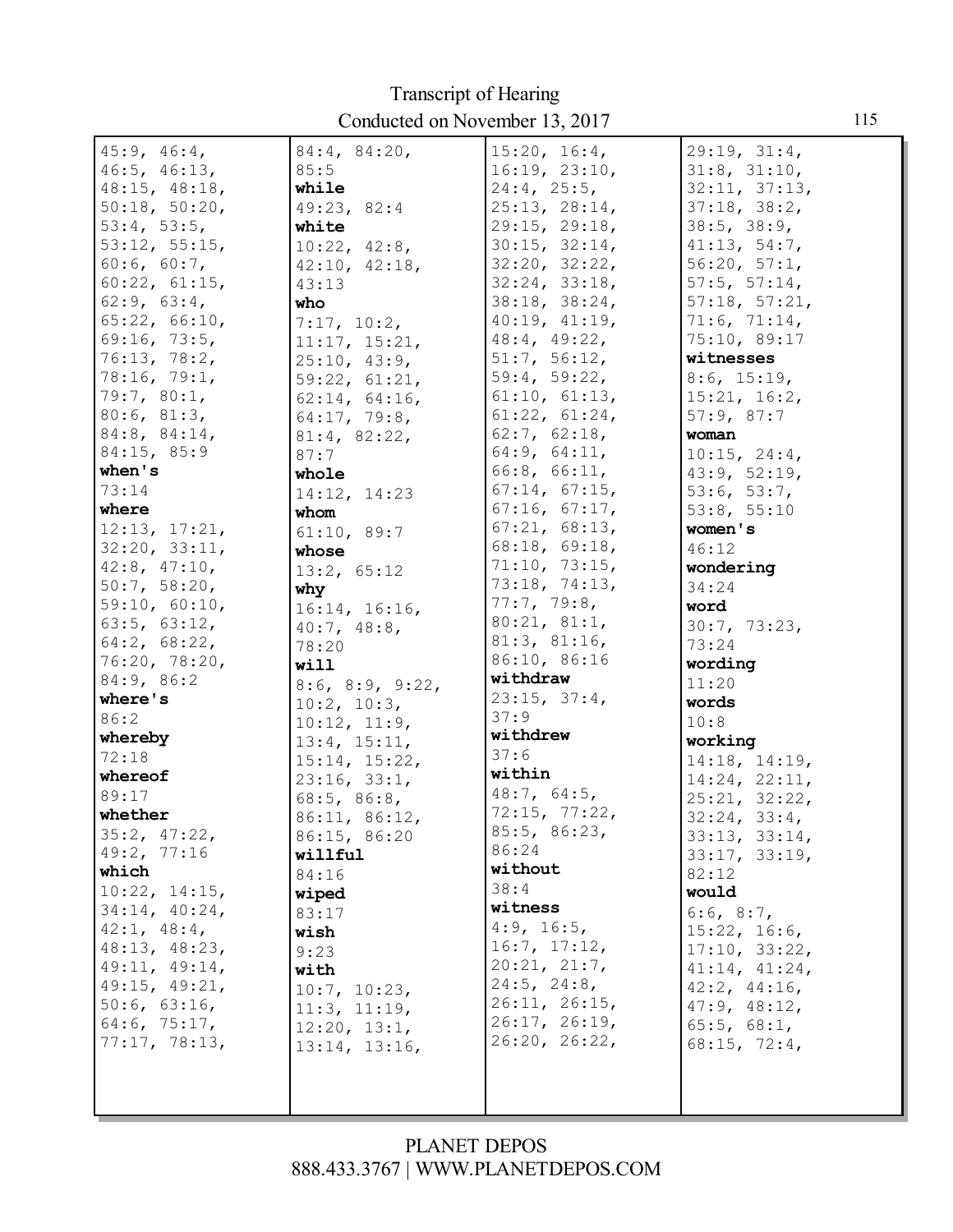45:9, 46:4,
46:5, 46:13,
48:15, 48:18,
50:18, 50:20,
53:4, 53:5,
53:12, 55:15,
60:6, 60:7,
60:22, 61:15,
62:9, 63:4,
65:22, 66:10,
69:16, 73:5,
76:13, 78:2,
78:16, 79:1,
79:7, 80:1,
80:6, 81:3,
84:8, 84:14,
84:15, 85:9

**when's**
73:14

**where**
12:13, 17:21,
32:20, 33:11,
42:8, 47:10,
50:7, 58:20,
59:10, 60:10,
63:5, 63:12,
64:2, 68:22,
76:20, 78:20,
84:9, 86:2

**where's**
86:2

**whereby**
72:18

**whereof**
89:17

**whether**
35:2, 47:22,
49:2, 77:16

**which**
10:22, 14:15,
34:14, 40:24,
42:1, 48:4,
48:13, 48:23,
49:11, 49:14,
49:15, 49:21,
50:6, 63:16,
64:6, 75:17,
77:17, 78:13,
84:4, 84:20,
85:5

**while**
49:23, 82:4

**white**
10:22, 42:8,
42:10, 42:18,
43:13

**who**
7:17, 10:2,
11:17, 15:21,
25:10, 43:9,
59:22, 61:21,
62:14, 64:16,
64:17, 79:8,
81:4, 82:22,
87:7

**whole**
14:12, 14:23

**whom**
61:10, 89:7

**whose**
13:2, 65:12

**why**
16:14, 16:16,
40:7, 48:8,
78:20

**will**
8:6, 8:9, 9:22,
10:2, 10:3,
10:12, 11:9,
13:4, 15:11,
15:14, 15:22,
23:16, 33:1,
68:5, 86:8,
86:11, 86:12,
86:15, 86:20

**willful**
84:16

**wiped**
83:17

**wish**
9:23

**with**
10:7, 10:23,
11:3, 11:19,
12:20, 13:1,
13:14, 13:16,
15:20, 16:4,
16:19, 23:10,
24:4, 25:5,
25:13, 28:14,
29:15, 29:18,
30:15, 32:14,
32:20, 32:22,
32:24, 33:18,
38:18, 38:24,
40:19, 41:19,
48:4, 49:22,
51:7, 56:12,
59:4, 59:22,
61:10, 61:13,
61:22, 61:24,
62:7, 62:18,
64:9, 64:11,
66:8, 66:11,
67:14, 67:15,
67:16, 67:17,
67:21, 68:13,
68:18, 69:18,
71:10, 73:15,
73:18, 74:13,
77:7, 79:8,
80:21, 81:1,
81:3, 81:16,
86:10, 86:16

**withdraw**
23:15, 37:4,
37:9

**withdrew**
37:6

**within**
48:7, 64:5,
72:15, 77:22,
85:5, 86:23,
86:24

**without**
38:4

**witness**
4:9, 16:5,
16:7, 17:12,
20:21, 21:7,
24:5, 24:8,
26:11, 26:15,
26:17, 26:19,
26:20, 26:22,
29:19, 31:4,
31:8, 31:10,
32:11, 37:13,
37:18, 38:2,
38:5, 38:9,
41:13, 54:7,
56:20, 57:1,
57:5, 57:14,
57:18, 57:21,
71:6, 71:14,
75:10, 89:17

**witnesses**
8:6, 15:19,
15:21, 16:2,
57:9, 87:7

**woman**
10:15, 24:4,
43:9, 52:19,
53:6, 53:7,
53:8, 55:10

**women's**
46:12

**wondering**
34:24

**word**
30:7, 73:23,
73:24

**wording**
11:20

**words**
10:8

**working**
14:18, 14:19,
14:24, 22:11,
25:21, 32:22,
32:24, 33:4,
33:13, 33:14,
33:17, 33:19,
82:12

**would**
6:6, 8:7,
15:22, 16:6,
17:10, 33:22,
41:14, 41:24,
42:2, 44:16,
47:9, 48:12,
65:5, 68:1,
68:15, 72:4,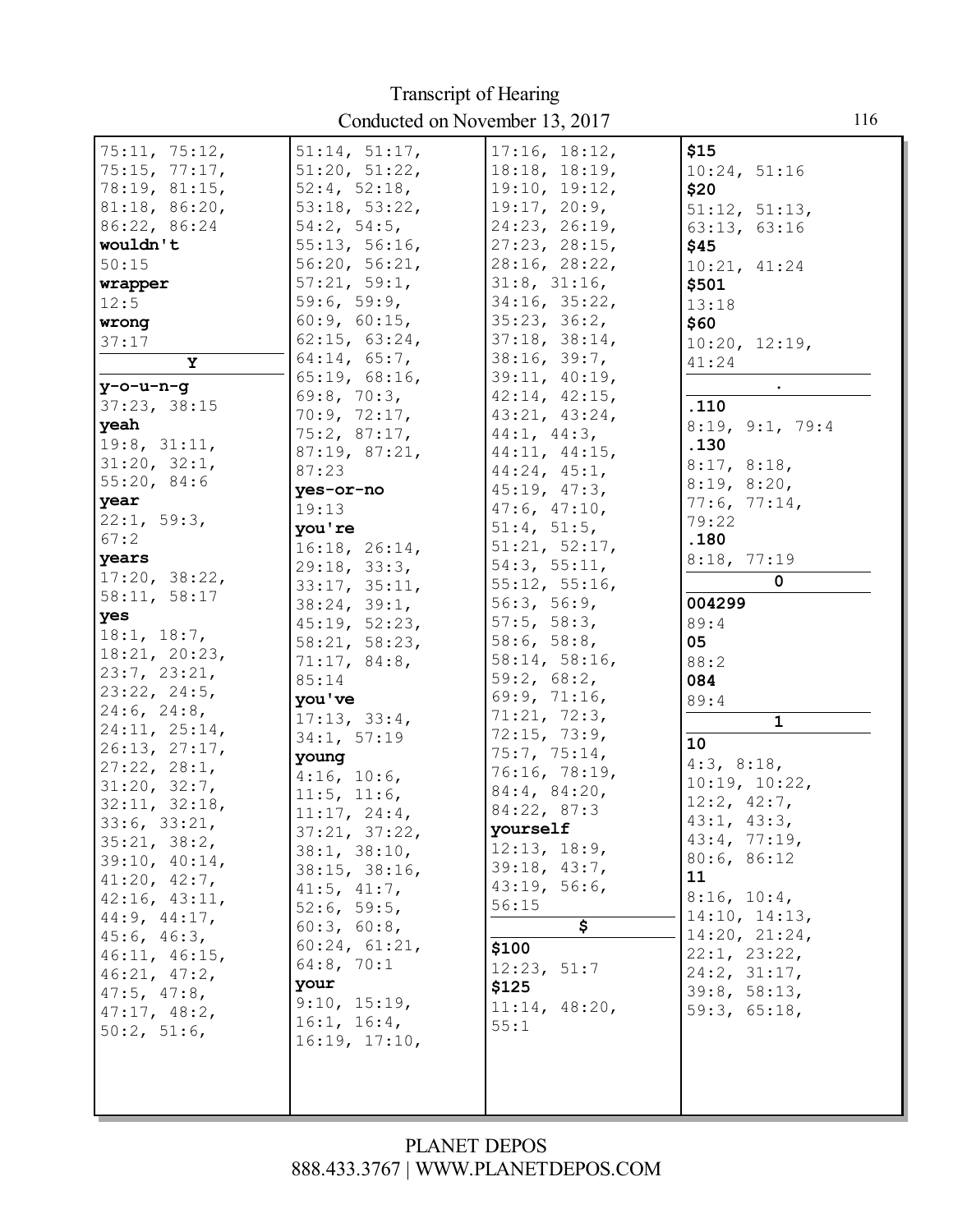75:11, 75:12, 75:15, 77:17, 78:19, 81:15, 81:18, 86:20, 86:22, 86:24

**wouldn't**
50:15

**wrapper**
12:5

**wrong**
37:17

**Y**

**y-o-u-n-g**
37:23, 38:15

**yeah**
19:8, 31:11, 31:20, 32:1, 55:20, 84:6

**year**
22:1, 59:3, 67:2

**years**
17:20, 38:22, 58:11, 58:17

**yes**
18:1, 18:7, 18:21, 20:23, 23:7, 23:21, 23:22, 24:5, 24:6, 24:8, 24:11, 25:14, 26:13, 27:17, 27:22, 28:1, 31:20, 32:7, 32:11, 32:18, 33:6, 33:21, 35:21, 38:2, 39:10, 40:14, 41:20, 42:7, 42:16, 43:11, 44:9, 44:17, 45:6, 46:3, 46:11, 46:15, 46:21, 47:2, 47:5, 47:8, 47:17, 48:2, 50:2, 51:6, 51:14, 51:17, 51:20, 51:22, 52:4, 52:18, 53:18, 53:22, 54:2, 54:5, 55:13, 56:16, 56:20, 56:21, 57:21, 59:1, 59:6, 59:9, 60:9, 60:15, 62:15, 63:24, 64:14, 65:7, 65:19, 68:16, 69:8, 70:3, 70:9, 72:17, 75:2, 87:17, 87:19, 87:21, 87:23

**yes-or-no**
19:13

**you're**
16:18, 26:14, 29:18, 33:3, 33:17, 35:11, 38:24, 39:1, 45:19, 52:23, 58:21, 58:23, 71:17, 84:8, 85:14

**you've**
17:13, 33:4, 34:1, 57:19

**young**
4:16, 10:6, 11:5, 11:6, 11:17, 24:4, 37:21, 37:22, 38:1, 38:10, 38:15, 38:16, 41:5, 41:7, 52:6, 59:5, 60:3, 60:8, 60:24, 61:21, 64:8, 70:1

**your**
9:10, 15:19, 16:1, 16:4, 16:19, 17:10, 17:16, 18:12, 18:18, 18:19, 19:10, 19:12, 19:17, 20:9, 24:23, 26:19, 27:23, 28:15, 28:16, 28:22, 31:8, 31:16, 34:16, 35:22, 35:23, 36:2, 37:18, 38:14, 38:16, 39:7, 39:11, 40:19, 42:14, 42:15, 43:21, 43:24, 44:1, 44:3, 44:11, 44:15, 44:24, 45:1, 45:19, 47:3, 47:6, 47:10, 51:4, 51:5, 51:21, 52:17, 54:3, 55:11, 55:12, 55:16, 56:3, 56:9, 57:5, 58:3, 58:6, 58:8, 58:14, 58:16, 59:2, 68:2, 69:9, 71:16, 71:21, 72:3, 72:15, 73:9, 75:7, 75:14, 76:16, 78:19, 84:4, 84:20, 84:22, 87:3

**yourself**
12:13, 18:9, 39:18, 43:7, 43:19, 56:6, 56:15

**$**

**$100**
12:23, 51:7

**$125**
11:14, 48:20, 55:1

**$15**
10:24, 51:16

**$20**
51:12, 51:13, 63:13, 63:16

**$45**
10:21, 41:24

**$501**
13:18

**$60**
10:20, 12:19, 41:24

**.**

**.110**
8:19, 9:1, 79:4

**.130**
8:17, 8:18, 8:19, 8:20, 77:6, 77:14, 79:22

**.180**
8:18, 77:19

**0**

**004299**
89:4

**05**
88:2

**084**
89:4

**1**

**10**
4:3, 8:18, 10:19, 10:22, 12:2, 42:7, 43:1, 43:3, 43:4, 77:19, 80:6, 86:12

**11**
8:16, 10:4, 14:10, 14:13, 14:20, 21:24, 22:1, 23:22, 24:2, 31:17, 39:8, 58:13, 59:3, 65:18,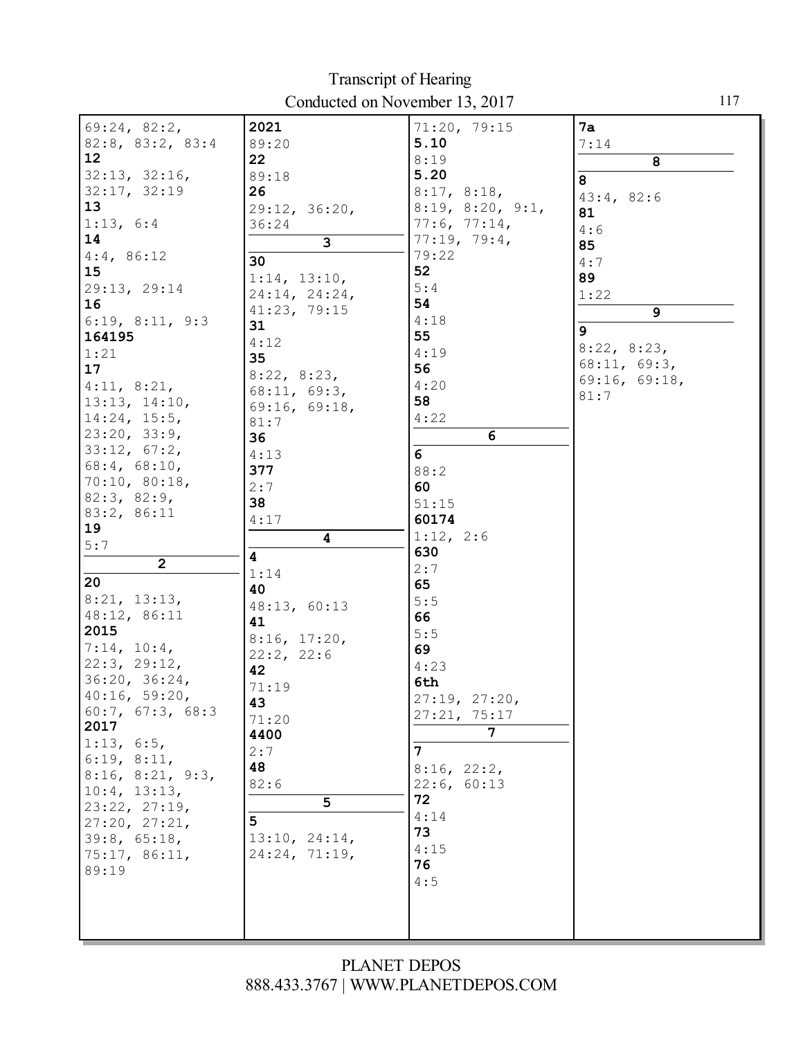69:24, 82:2,
82:8, 83:2, 83:4

**12**
32:13, 32:16,
32:17, 32:19

**13**
1:13, 6:4

**14**
4:4, 86:12

**15**
29:13, 29:14

**16**
6:19, 8:11, 9:3

**164195**
1:21

**17**
4:11, 8:21,
13:13, 14:10,
14:24, 15:5,
23:20, 33:9,
33:12, 67:2,
68:4, 68:10,
70:10, 80:18,
82:3, 82:9,
83:2, 86:11

**19**
5:7

### 2

**20**
8:21, 13:13,
48:12, 86:11

**2015**
7:14, 10:4,
22:3, 29:12,
36:20, 36:24,
40:16, 59:20,
60:7, 67:3, 68:3

**2017**
1:13, 6:5,
6:19, 8:11,
8:16, 8:21, 9:3,
10:4, 13:13,
23:22, 27:19,
27:20, 27:21,
39:8, 65:18,
75:17, 86:11,
89:19

**2021**
89:20

**22**
89:18

**26**
29:12, 36:20,
36:24

### 3

**30**
1:14, 13:10,
24:14, 24:24,
41:23, 79:15

**31**
4:12

**35**
8:22, 8:23,
68:11, 69:3,
69:16, 69:18,
81:7

**36**
4:13

**377**
2:7

**38**
4:17

### 4

**4**
1:14

**40**
48:13, 60:13

**41**
8:16, 17:20,
22:2, 22:6

**42**
71:19

**43**
71:20

**4400**
2:7

**48**
82:6

### 5

**5**
13:10, 24:14,
24:24, 71:19,
71:20, 79:15

**5.10**
8:19

**5.20**
8:17, 8:18,
8:19, 8:20, 9:1,
77:6, 77:14,
77:19, 79:4,
79:22

**52**
5:4

**54**
4:18

**55**
4:19

**56**
4:20

**58**
4:22

### 6

**6**
88:2

**60**
51:15

**60174**
1:12, 2:6

**630**
2:7

**65**
5:5

**66**
5:5

**69**
4:23

**6th**
27:19, 27:20,
27:21, 75:17

### 7

**7**
8:16, 22:2,
22:6, 60:13

**72**
4:14

**73**
4:15

**76**
4:5

**7a**
7:14

### 8

**8**
43:4, 82:6

**81**
4:6

**85**
4:7

**89**
1:22

### 9

**9**
8:22, 8:23,
68:11, 69:3,
69:16, 69:18,
81:7